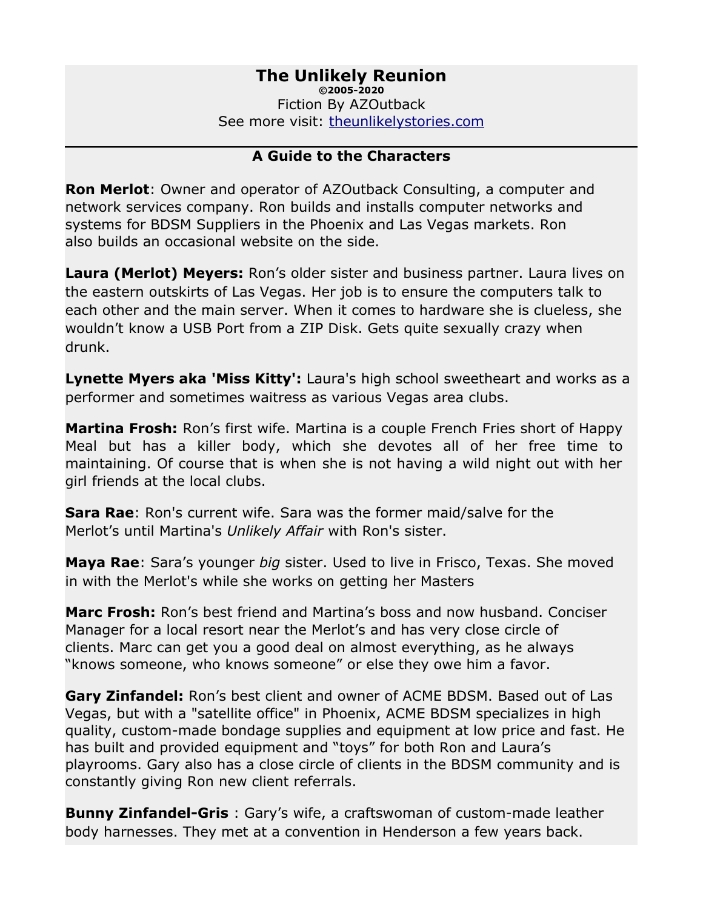# The Unlikely Reunion

**©2005-2020**

Fiction By AZOutback

See more visit: [theunlikelystories.com](theunlikelystories.com)

---

## A Guide to the Characters

**Ron Merlot**: Owner and operator of AZOutback Consulting, a computer and network services company. Ron builds and installs computer networks and systems for BDSM Suppliers in the Phoenix and Las Vegas markets. Ron also builds an occasional website on the side.

**Laura (Merlot) Meyers:** Ron's older sister and business partner. Laura lives on the eastern outskirts of Las Vegas. Her job is to ensure the computers talk to each other and the main server. When it comes to hardware she is clueless, she wouldn't know a USB Port from a ZIP Disk. Gets quite sexually crazy when drunk.

**Lynette Myers aka 'Miss Kitty':** Laura's high school sweetheart and works as a performer and sometimes waitress as various Vegas area clubs.

**Martina Frosh:** Ron's first wife. Martina is a couple French Fries short of Happy Meal but has a killer body, which she devotes all of her free time to maintaining. Of course that is when she is not having a wild night out with her girl friends at the local clubs.

**Sara Rae**: Ron's current wife. Sara was the former maid/salve for the Merlot's until Martina's *Unlikely Affair* with Ron's sister.

**Maya Rae**: Sara's younger *big* sister. Used to live in Frisco, Texas. She moved in with the Merlot's while she works on getting her Masters

**Marc Frosh:** Ron's best friend and Martina's boss and now husband. Conciser Manager for a local resort near the Merlot's and has very close circle of clients. Marc can get you a good deal on almost everything, as he always "knows someone, who knows someone" or else they owe him a favor.

**Gary Zinfandel:** Ron's best client and owner of ACME BDSM. Based out of Las Vegas, but with a "satellite office" in Phoenix, ACME BDSM specializes in high quality, custom-made bondage supplies and equipment at low price and fast. He has built and provided equipment and "toys" for both Ron and Laura's playrooms. Gary also has a close circle of clients in the BDSM community and is constantly giving Ron new client referrals.

**Bunny Zinfandel-Gris** : Gary's wife, a craftswoman of custom-made leather body harnesses. They met at a convention in Henderson a few years back.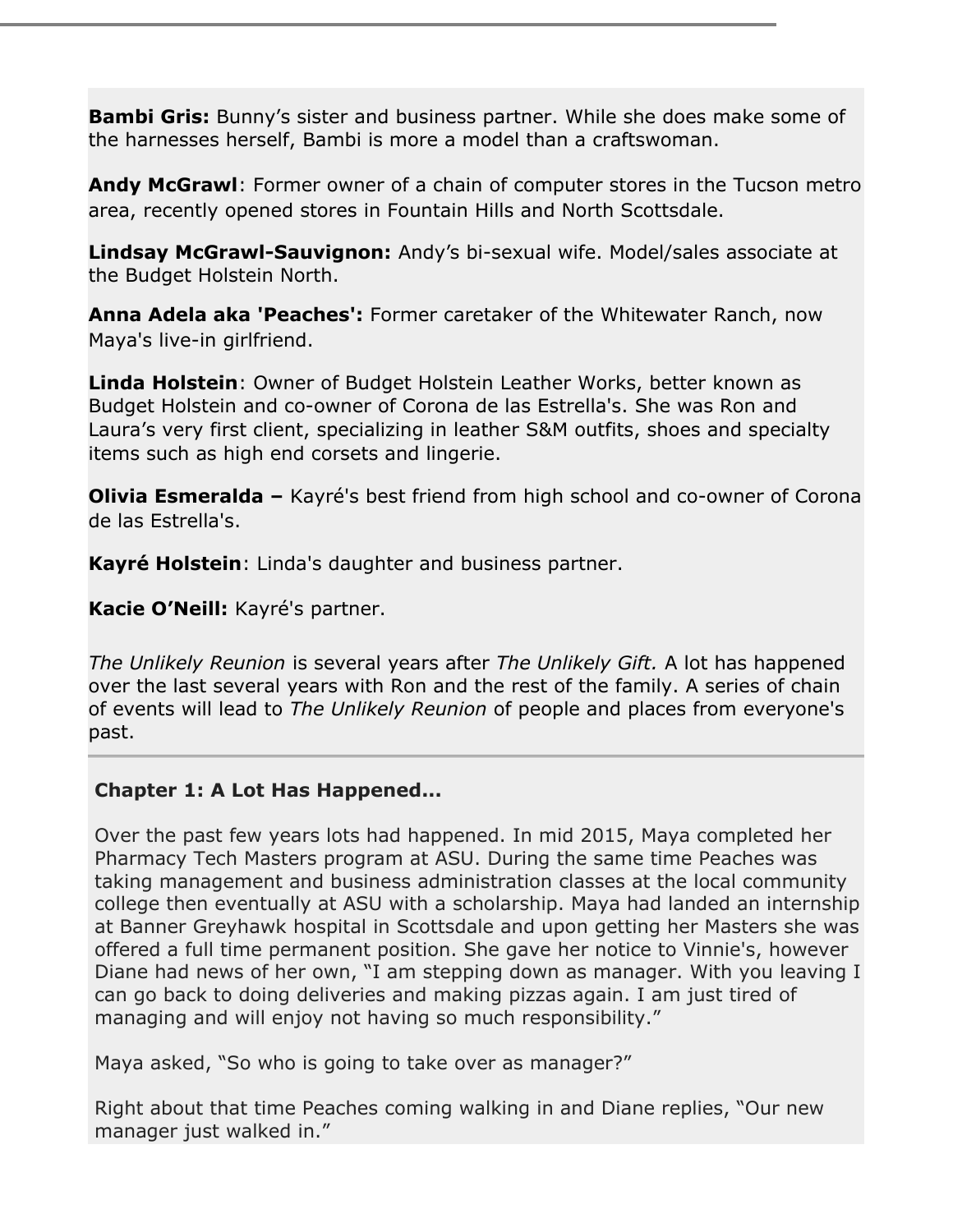**Bambi Gris:** Bunny's sister and business partner. While she does make some of the harnesses herself, Bambi is more a model than a craftswoman.

**Andy McGrawl**: Former owner of a chain of computer stores in the Tucson metro area, recently opened stores in Fountain Hills and North Scottsdale.

**Lindsay McGrawl-Sauvignon:** Andy's bi-sexual wife. Model/sales associate at the Budget Holstein North.

**Anna Adela aka 'Peaches':** Former caretaker of the Whitewater Ranch, now Maya's live-in girlfriend.

**Linda Holstein**: Owner of Budget Holstein Leather Works, better known as Budget Holstein and co-owner of Corona de las Estrella's. She was Ron and Laura's very first client, specializing in leather S&M outfits, shoes and specialty items such as high end corsets and lingerie.

**Olivia Esmeralda –** Kayré's best friend from high school and co-owner of Corona de las Estrella's.

**Kayré Holstein**: Linda's daughter and business partner.

**Kacie O'Neill:** Kayré's partner.

*The Unlikely Reunion* is several years after *The Unlikely Gift.* A lot has happened over the last several years with Ron and the rest of the family. A series of chain of events will lead to *The Unlikely Reunion* of people and places from everyone's past.

---

## Chapter 1: A Lot Has Happened...

Over the past few years lots had happened. In mid 2015, Maya completed her Pharmacy Tech Masters program at ASU. During the same time Peaches was taking management and business administration classes at the local community college then eventually at ASU with a scholarship. Maya had landed an internship at Banner Greyhawk hospital in Scottsdale and upon getting her Masters she was offered a full time permanent position. She gave her notice to Vinnie's, however Diane had news of her own, "I am stepping down as manager. With you leaving I can go back to doing deliveries and making pizzas again. I am just tired of managing and will enjoy not having so much responsibility."

Maya asked, "So who is going to take over as manager?"

Right about that time Peaches coming walking in and Diane replies, "Our new manager just walked in."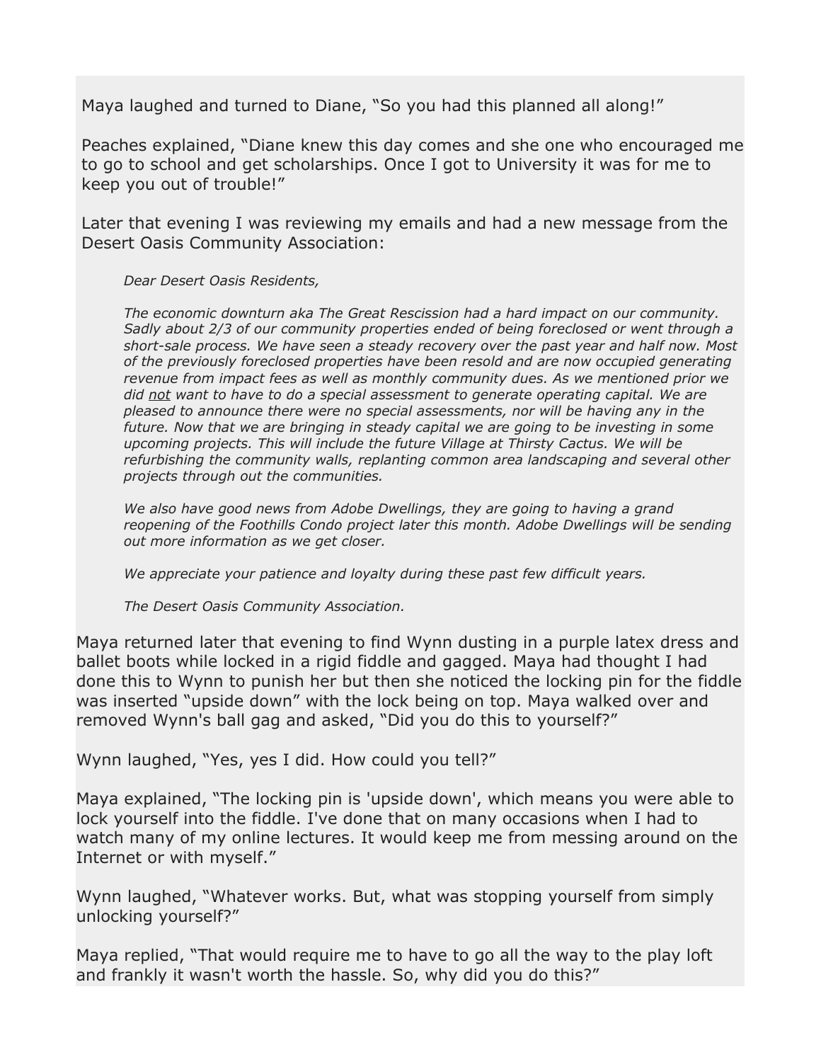Maya laughed and turned to Diane, “So you had this planned all along!”

Peaches explained, “Diane knew this day comes and she one who encouraged me to go to school and get scholarships. Once I got to University it was for me to keep you out of trouble!”

Later that evening I was reviewing my emails and had a new message from the Desert Oasis Community Association:

> *Dear Desert Oasis Residents,*
>
> *The economic downturn aka The Great Rescission had a hard impact on our community. Sadly about 2/3 of our community properties ended of being foreclosed or went through a short-sale process. We have seen a steady recovery over the past year and half now. Most of the previously foreclosed properties have been resold and are now occupied generating revenue from impact fees as well as monthly community dues. As we mentioned prior we did <u>not</u> want to have to do a special assessment to generate operating capital. We are pleased to announce there were no special assessments, nor will be having any in the future. Now that we are bringing in steady capital we are going to be investing in some upcoming projects. This will include the future Village at Thirsty Cactus. We will be refurbishing the community walls, replanting common area landscaping and several other projects through out the communities.*
>
> *We also have good news from Adobe Dwellings, they are going to having a grand reopening of the Foothills Condo project later this month. Adobe Dwellings will be sending out more information as we get closer.*
>
> *We appreciate your patience and loyalty during these past few difficult years.*
>
> *The Desert Oasis Community Association.*

Maya returned later that evening to find Wynn dusting in a purple latex dress and ballet boots while locked in a rigid fiddle and gagged. Maya had thought I had done this to Wynn to punish her but then she noticed the locking pin for the fiddle was inserted “upside down” with the lock being on top. Maya walked over and removed Wynn's ball gag and asked, “Did you do this to yourself?”

Wynn laughed, “Yes, yes I did. How could you tell?”

Maya explained, “The locking pin is 'upside down', which means you were able to lock yourself into the fiddle. I've done that on many occasions when I had to watch many of my online lectures. It would keep me from messing around on the Internet or with myself.”

Wynn laughed, “Whatever works. But, what was stopping yourself from simply unlocking yourself?”

Maya replied, “That would require me to have to go all the way to the play loft and frankly it wasn't worth the hassle. So, why did you do this?”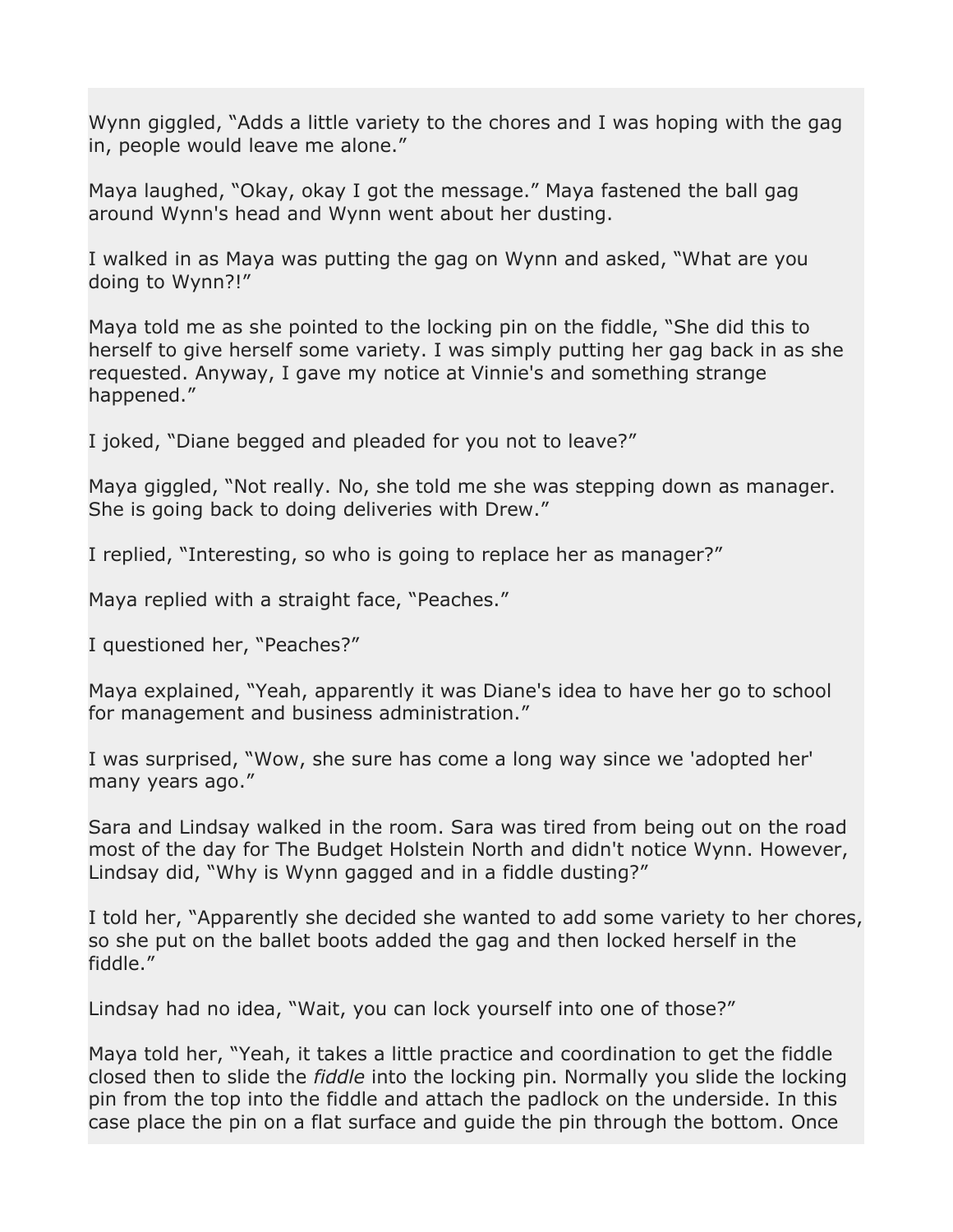Wynn giggled, “Adds a little variety to the chores and I was hoping with the gag in, people would leave me alone.”

Maya laughed, “Okay, okay I got the message.” Maya fastened the ball gag around Wynn's head and Wynn went about her dusting.

I walked in as Maya was putting the gag on Wynn and asked, “What are you doing to Wynn?!”

Maya told me as she pointed to the locking pin on the fiddle, “She did this to herself to give herself some variety. I was simply putting her gag back in as she requested. Anyway, I gave my notice at Vinnie's and something strange happened.”

I joked, “Diane begged and pleaded for you not to leave?”

Maya giggled, “Not really. No, she told me she was stepping down as manager. She is going back to doing deliveries with Drew.”

I replied, “Interesting, so who is going to replace her as manager?”

Maya replied with a straight face, “Peaches.”

I questioned her, “Peaches?”

Maya explained, “Yeah, apparently it was Diane's idea to have her go to school for management and business administration.”

I was surprised, “Wow, she sure has come a long way since we 'adopted her' many years ago.”

Sara and Lindsay walked in the room. Sara was tired from being out on the road most of the day for The Budget Holstein North and didn't notice Wynn. However, Lindsay did, “Why is Wynn gagged and in a fiddle dusting?”

I told her, “Apparently she decided she wanted to add some variety to her chores, so she put on the ballet boots added the gag and then locked herself in the fiddle.”

Lindsay had no idea, “Wait, you can lock yourself into one of those?”

Maya told her, “Yeah, it takes a little practice and coordination to get the fiddle closed then to slide the *fiddle* into the locking pin. Normally you slide the locking pin from the top into the fiddle and attach the padlock on the underside. In this case place the pin on a flat surface and guide the pin through the bottom. Once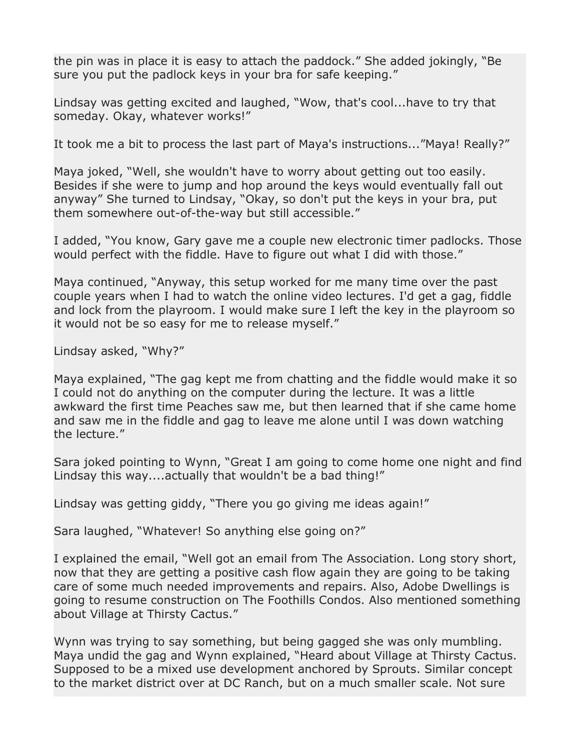the pin was in place it is easy to attach the paddock." She added jokingly, "Be sure you put the padlock keys in your bra for safe keeping."

Lindsay was getting excited and laughed, "Wow, that's cool...have to try that someday. Okay, whatever works!"

It took me a bit to process the last part of Maya's instructions..."Maya! Really?"

Maya joked, "Well, she wouldn't have to worry about getting out too easily. Besides if she were to jump and hop around the keys would eventually fall out anyway" She turned to Lindsay, "Okay, so don't put the keys in your bra, put them somewhere out-of-the-way but still accessible."

I added, "You know, Gary gave me a couple new electronic timer padlocks. Those would perfect with the fiddle. Have to figure out what I did with those."

Maya continued, "Anyway, this setup worked for me many time over the past couple years when I had to watch the online video lectures. I'd get a gag, fiddle and lock from the playroom. I would make sure I left the key in the playroom so it would not be so easy for me to release myself."

Lindsay asked, "Why?"

Maya explained, "The gag kept me from chatting and the fiddle would make it so I could not do anything on the computer during the lecture. It was a little awkward the first time Peaches saw me, but then learned that if she came home and saw me in the fiddle and gag to leave me alone until I was down watching the lecture."

Sara joked pointing to Wynn, "Great I am going to come home one night and find Lindsay this way....actually that wouldn't be a bad thing!"

Lindsay was getting giddy, "There you go giving me ideas again!"

Sara laughed, "Whatever! So anything else going on?"

I explained the email, "Well got an email from The Association. Long story short, now that they are getting a positive cash flow again they are going to be taking care of some much needed improvements and repairs. Also, Adobe Dwellings is going to resume construction on The Foothills Condos. Also mentioned something about Village at Thirsty Cactus."

Wynn was trying to say something, but being gagged she was only mumbling. Maya undid the gag and Wynn explained, "Heard about Village at Thirsty Cactus. Supposed to be a mixed use development anchored by Sprouts. Similar concept to the market district over at DC Ranch, but on a much smaller scale. Not sure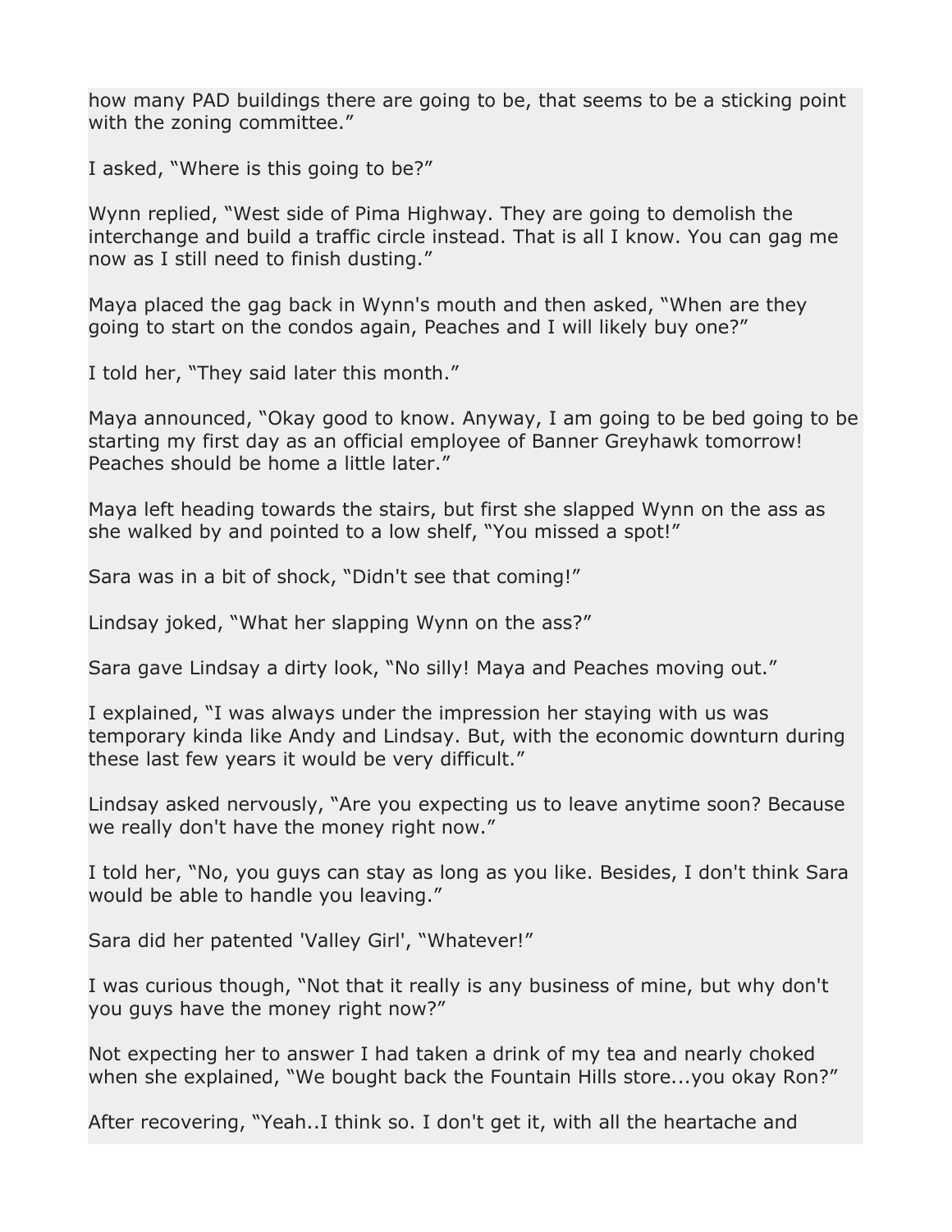how many PAD buildings there are going to be, that seems to be a sticking point with the zoning committee.”

I asked, “Where is this going to be?”

Wynn replied, “West side of Pima Highway. They are going to demolish the interchange and build a traffic circle instead. That is all I know. You can gag me now as I still need to finish dusting.”

Maya placed the gag back in Wynn's mouth and then asked, “When are they going to start on the condos again, Peaches and I will likely buy one?”

I told her, “They said later this month.”

Maya announced, “Okay good to know. Anyway, I am going to be bed going to be starting my first day as an official employee of Banner Greyhawk tomorrow! Peaches should be home a little later.”

Maya left heading towards the stairs, but first she slapped Wynn on the ass as she walked by and pointed to a low shelf, “You missed a spot!”

Sara was in a bit of shock, “Didn't see that coming!”

Lindsay joked, “What her slapping Wynn on the ass?”

Sara gave Lindsay a dirty look, “No silly! Maya and Peaches moving out.”

I explained, “I was always under the impression her staying with us was temporary kinda like Andy and Lindsay. But, with the economic downturn during these last few years it would be very difficult.”

Lindsay asked nervously, “Are you expecting us to leave anytime soon? Because we really don't have the money right now.”

I told her, “No, you guys can stay as long as you like. Besides, I don't think Sara would be able to handle you leaving.”

Sara did her patented 'Valley Girl', “Whatever!”

I was curious though, “Not that it really is any business of mine, but why don't you guys have the money right now?”

Not expecting her to answer I had taken a drink of my tea and nearly choked when she explained, “We bought back the Fountain Hills store...you okay Ron?”

After recovering, “Yeah..I think so. I don't get it, with all the heartache and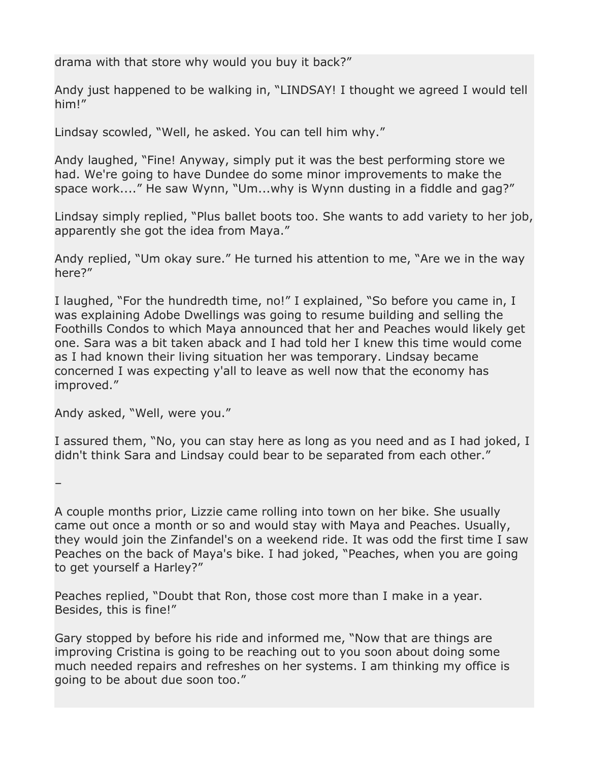drama with that store why would you buy it back?”

Andy just happened to be walking in, “LINDSAY! I thought we agreed I would tell him!”

Lindsay scowled, “Well, he asked. You can tell him why.”

Andy laughed, “Fine! Anyway, simply put it was the best performing store we had. We're going to have Dundee do some minor improvements to make the space work....” He saw Wynn, “Um...why is Wynn dusting in a fiddle and gag?”

Lindsay simply replied, “Plus ballet boots too. She wants to add variety to her job, apparently she got the idea from Maya.”

Andy replied, “Um okay sure.” He turned his attention to me, “Are we in the way here?”

I laughed, “For the hundredth time, no!” I explained, “So before you came in, I was explaining Adobe Dwellings was going to resume building and selling the Foothills Condos to which Maya announced that her and Peaches would likely get one. Sara was a bit taken aback and I had told her I knew this time would come as I had known their living situation her was temporary. Lindsay became concerned I was expecting y'all to leave as well now that the economy has improved.”

Andy asked, “Well, were you.”

I assured them, “No, you can stay here as long as you need and as I had joked, I didn't think Sara and Lindsay could bear to be separated from each other.”

–

A couple months prior, Lizzie came rolling into town on her bike. She usually came out once a month or so and would stay with Maya and Peaches. Usually, they would join the Zinfandel's on a weekend ride. It was odd the first time I saw Peaches on the back of Maya's bike. I had joked, “Peaches, when you are going to get yourself a Harley?”

Peaches replied, “Doubt that Ron, those cost more than I make in a year. Besides, this is fine!”

Gary stopped by before his ride and informed me, “Now that are things are improving Cristina is going to be reaching out to you soon about doing some much needed repairs and refreshes on her systems. I am thinking my office is going to be about due soon too.”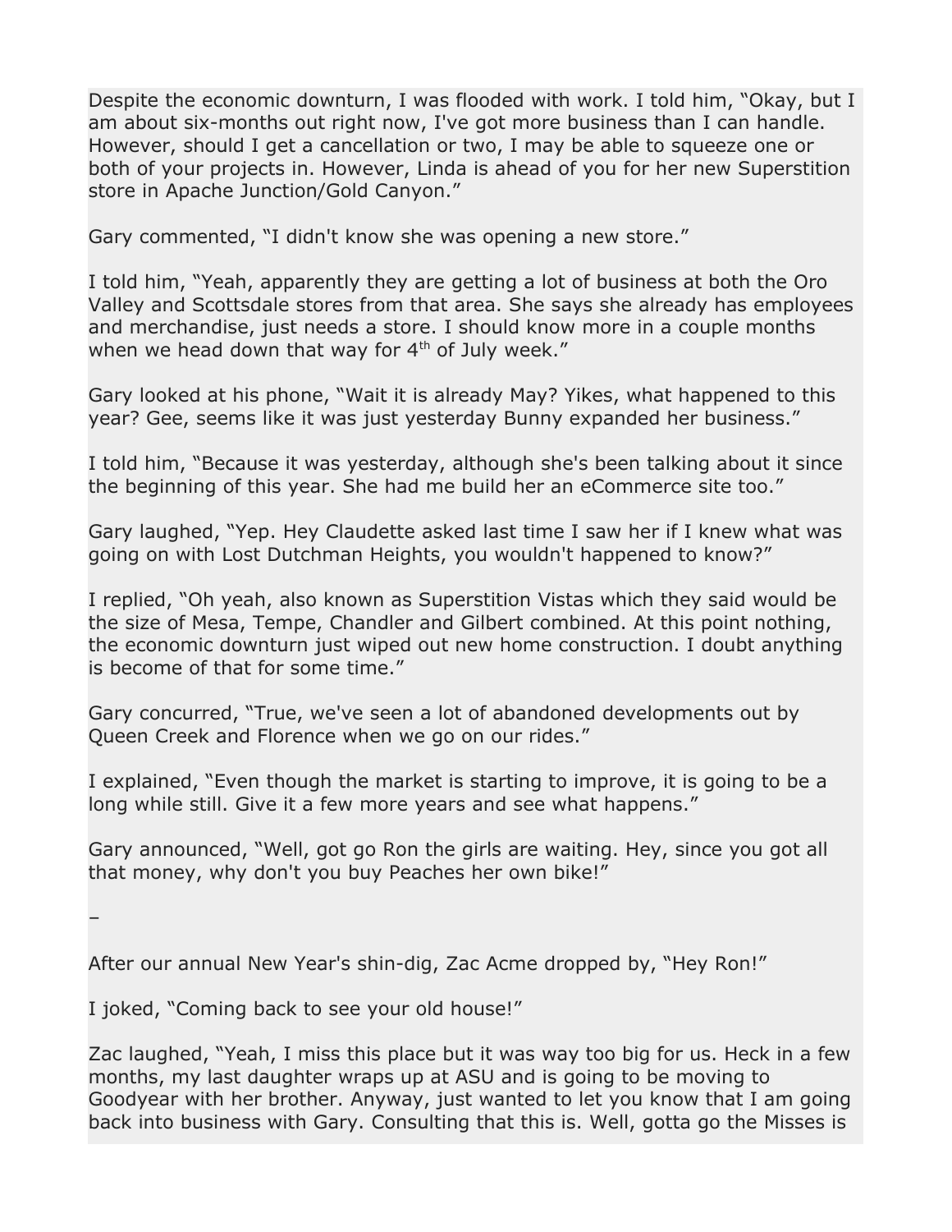Despite the economic downturn, I was flooded with work. I told him, “Okay, but I am about six-months out right now, I've got more business than I can handle. However, should I get a cancellation or two, I may be able to squeeze one or both of your projects in. However, Linda is ahead of you for her new Superstition store in Apache Junction/Gold Canyon.”

Gary commented, “I didn't know she was opening a new store.”

I told him, “Yeah, apparently they are getting a lot of business at both the Oro Valley and Scottsdale stores from that area. She says she already has employees and merchandise, just needs a store. I should know more in a couple months when we head down that way for 4th of July week.”

Gary looked at his phone, “Wait it is already May? Yikes, what happened to this year? Gee, seems like it was just yesterday Bunny expanded her business.”

I told him, “Because it was yesterday, although she's been talking about it since the beginning of this year. She had me build her an eCommerce site too.”

Gary laughed, “Yep. Hey Claudette asked last time I saw her if I knew what was going on with Lost Dutchman Heights, you wouldn't happened to know?”

I replied, “Oh yeah, also known as Superstition Vistas which they said would be the size of Mesa, Tempe, Chandler and Gilbert combined. At this point nothing, the economic downturn just wiped out new home construction. I doubt anything is become of that for some time.”

Gary concurred, “True, we've seen a lot of abandoned developments out by Queen Creek and Florence when we go on our rides.”

I explained, “Even though the market is starting to improve, it is going to be a long while still. Give it a few more years and see what happens.”

Gary announced, “Well, got go Ron the girls are waiting. Hey, since you got all that money, why don't you buy Peaches her own bike!”

–

After our annual New Year's shin-dig, Zac Acme dropped by, “Hey Ron!”

I joked, “Coming back to see your old house!”

Zac laughed, “Yeah, I miss this place but it was way too big for us. Heck in a few months, my last daughter wraps up at ASU and is going to be moving to Goodyear with her brother. Anyway, just wanted to let you know that I am going back into business with Gary. Consulting that this is. Well, gotta go the Misses is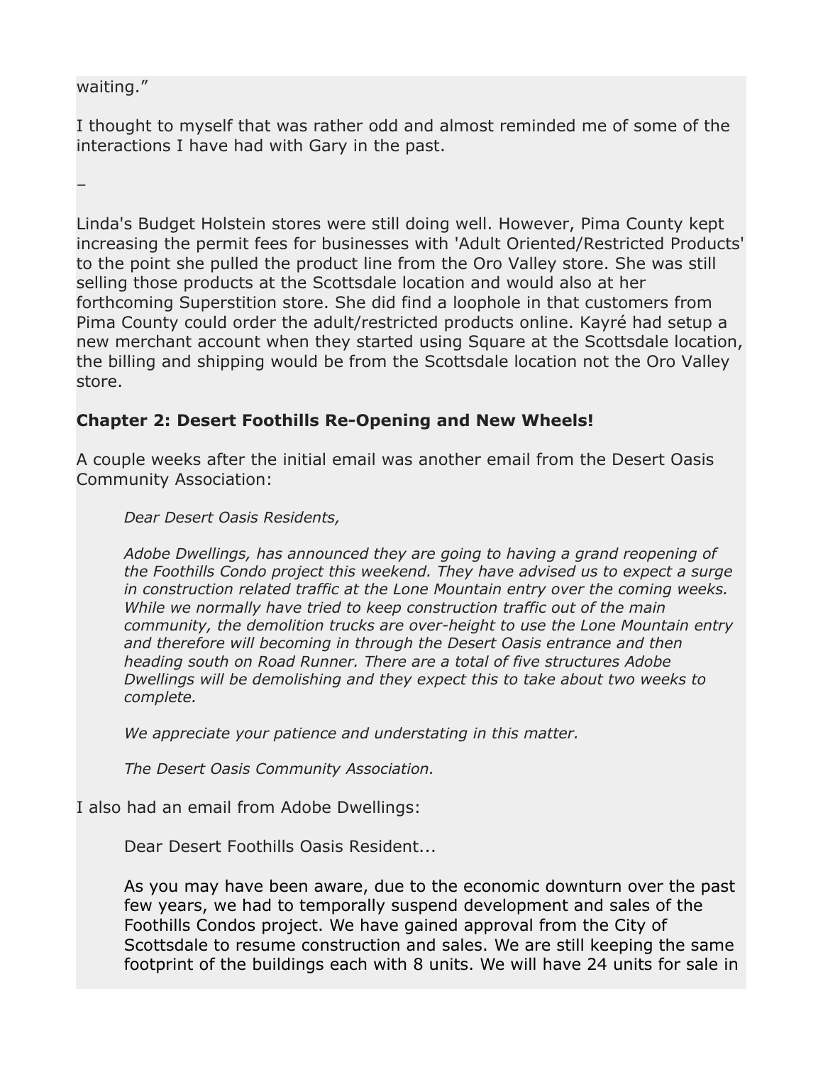waiting."

I thought to myself that was rather odd and almost reminded me of some of the interactions I have had with Gary in the past.

–

Linda's Budget Holstein stores were still doing well. However, Pima County kept increasing the permit fees for businesses with 'Adult Oriented/Restricted Products' to the point she pulled the product line from the Oro Valley store. She was still selling those products at the Scottsdale location and would also at her forthcoming Superstition store. She did find a loophole in that customers from Pima County could order the adult/restricted products online. Kayré had setup a new merchant account when they started using Square at the Scottsdale location, the billing and shipping would be from the Scottsdale location not the Oro Valley store.

**Chapter 2: Desert Foothills Re-Opening and New Wheels!**

A couple weeks after the initial email was another email from the Desert Oasis Community Association:

> *Dear Desert Oasis Residents,*
>
> *Adobe Dwellings, has announced they are going to having a grand reopening of the Foothills Condo project this weekend. They have advised us to expect a surge in construction related traffic at the Lone Mountain entry over the coming weeks. While we normally have tried to keep construction traffic out of the main community, the demolition trucks are over-height to use the Lone Mountain entry and therefore will becoming in through the Desert Oasis entrance and then heading south on Road Runner. There are a total of five structures Adobe Dwellings will be demolishing and they expect this to take about two weeks to complete.*
>
> *We appreciate your patience and understating in this matter.*
>
> *The Desert Oasis Community Association.*

I also had an email from Adobe Dwellings:

> Dear Desert Foothills Oasis Resident...
>
> As you may have been aware, due to the economic downturn over the past few years, we had to temporally suspend development and sales of the Foothills Condos project. We have gained approval from the City of Scottsdale to resume construction and sales. We are still keeping the same footprint of the buildings each with 8 units. We will have 24 units for sale in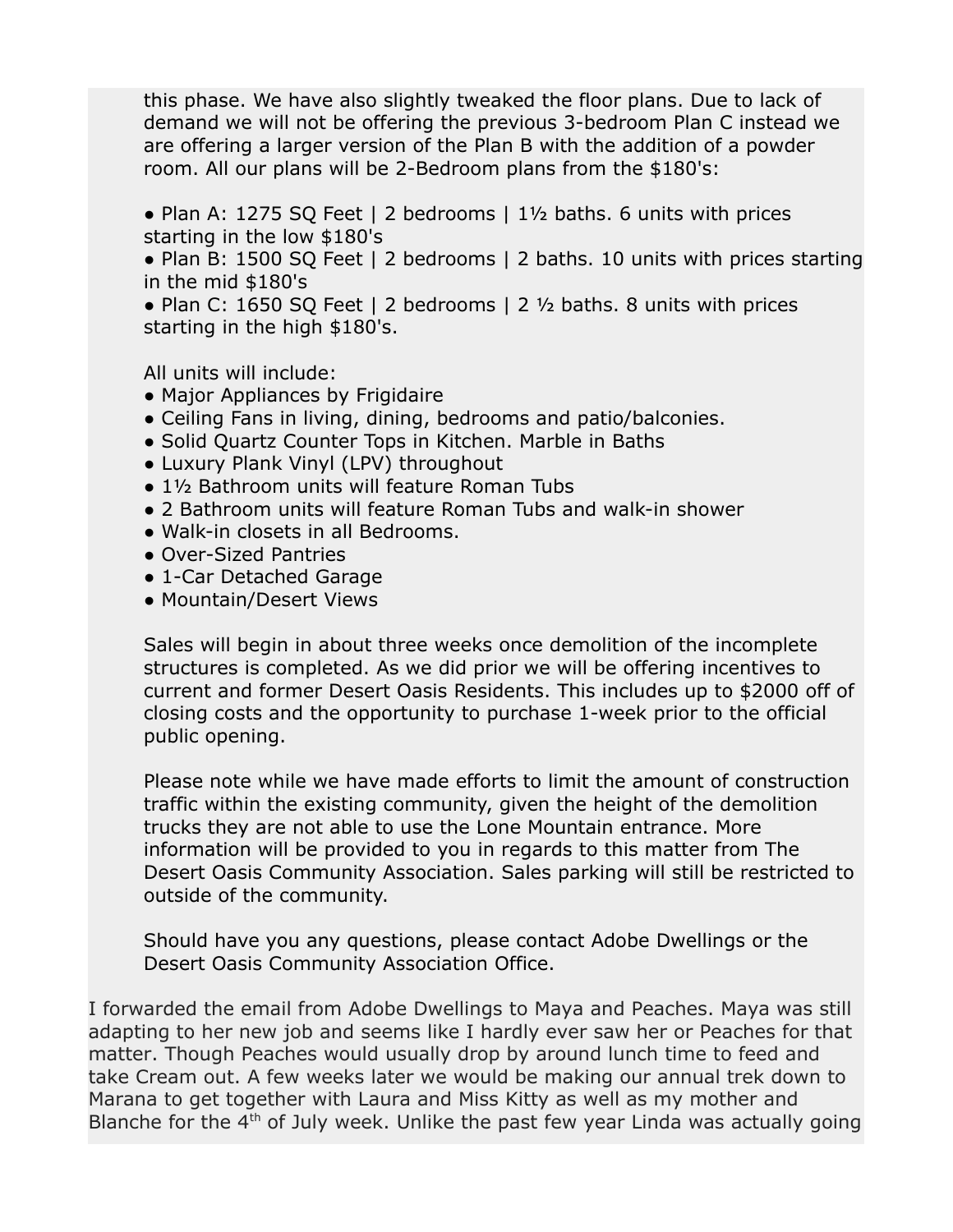this phase. We have also slightly tweaked the floor plans. Due to lack of demand we will not be offering the previous 3-bedroom Plan C instead we are offering a larger version of the Plan B with the addition of a powder room. All our plans will be 2-Bedroom plans from the $180's:

- Plan A: 1275 SQ Feet | 2 bedrooms | 1½ baths. 6 units with prices starting in the low $180's
- Plan B: 1500 SQ Feet | 2 bedrooms | 2 baths. 10 units with prices starting in the mid $180's
- Plan C: 1650 SQ Feet | 2 bedrooms | 2 ½ baths. 8 units with prices starting in the high $180's.

All units will include:

- Major Appliances by Frigidaire
- Ceiling Fans in living, dining, bedrooms and patio/balconies.
- Solid Quartz Counter Tops in Kitchen. Marble in Baths
- Luxury Plank Vinyl (LPV) throughout
- 1½ Bathroom units will feature Roman Tubs
- 2 Bathroom units will feature Roman Tubs and walk-in shower
- Walk-in closets in all Bedrooms.
- Over-Sized Pantries
- 1-Car Detached Garage
- Mountain/Desert Views

Sales will begin in about three weeks once demolition of the incomplete structures is completed. As we did prior we will be offering incentives to current and former Desert Oasis Residents. This includes up to $2000 off of closing costs and the opportunity to purchase 1-week prior to the official public opening.

Please note while we have made efforts to limit the amount of construction traffic within the existing community, given the height of the demolition trucks they are not able to use the Lone Mountain entrance. More information will be provided to you in regards to this matter from The Desert Oasis Community Association. Sales parking will still be restricted to outside of the community.

Should have you any questions, please contact Adobe Dwellings or the Desert Oasis Community Association Office.

I forwarded the email from Adobe Dwellings to Maya and Peaches. Maya was still adapting to her new job and seems like I hardly ever saw her or Peaches for that matter. Though Peaches would usually drop by around lunch time to feed and take Cream out. A few weeks later we would be making our annual trek down to Marana to get together with Laura and Miss Kitty as well as my mother and Blanche for the 4th of July week. Unlike the past few year Linda was actually going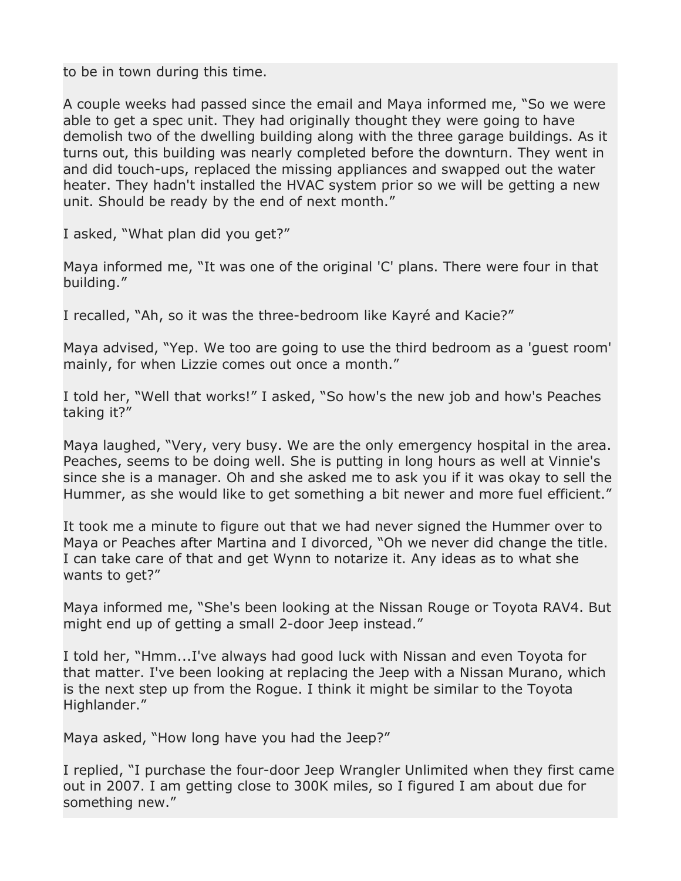to be in town during this time.

A couple weeks had passed since the email and Maya informed me, “So we were able to get a spec unit. They had originally thought they were going to have demolish two of the dwelling building along with the three garage buildings. As it turns out, this building was nearly completed before the downturn. They went in and did touch-ups, replaced the missing appliances and swapped out the water heater. They hadn't installed the HVAC system prior so we will be getting a new unit. Should be ready by the end of next month.”

I asked, “What plan did you get?”

Maya informed me, “It was one of the original 'C' plans. There were four in that building.”

I recalled, “Ah, so it was the three-bedroom like Kayré and Kacie?”

Maya advised, “Yep. We too are going to use the third bedroom as a 'guest room' mainly, for when Lizzie comes out once a month.”

I told her, “Well that works!” I asked, “So how's the new job and how's Peaches taking it?”

Maya laughed, “Very, very busy. We are the only emergency hospital in the area. Peaches, seems to be doing well. She is putting in long hours as well at Vinnie's since she is a manager. Oh and she asked me to ask you if it was okay to sell the Hummer, as she would like to get something a bit newer and more fuel efficient.”

It took me a minute to figure out that we had never signed the Hummer over to Maya or Peaches after Martina and I divorced, “Oh we never did change the title. I can take care of that and get Wynn to notarize it. Any ideas as to what she wants to get?”

Maya informed me, “She's been looking at the Nissan Rouge or Toyota RAV4. But might end up of getting a small 2-door Jeep instead.”

I told her, “Hmm...I've always had good luck with Nissan and even Toyota for that matter. I've been looking at replacing the Jeep with a Nissan Murano, which is the next step up from the Rogue. I think it might be similar to the Toyota Highlander.”

Maya asked, “How long have you had the Jeep?”

I replied, “I purchase the four-door Jeep Wrangler Unlimited when they first came out in 2007. I am getting close to 300K miles, so I figured I am about due for something new.”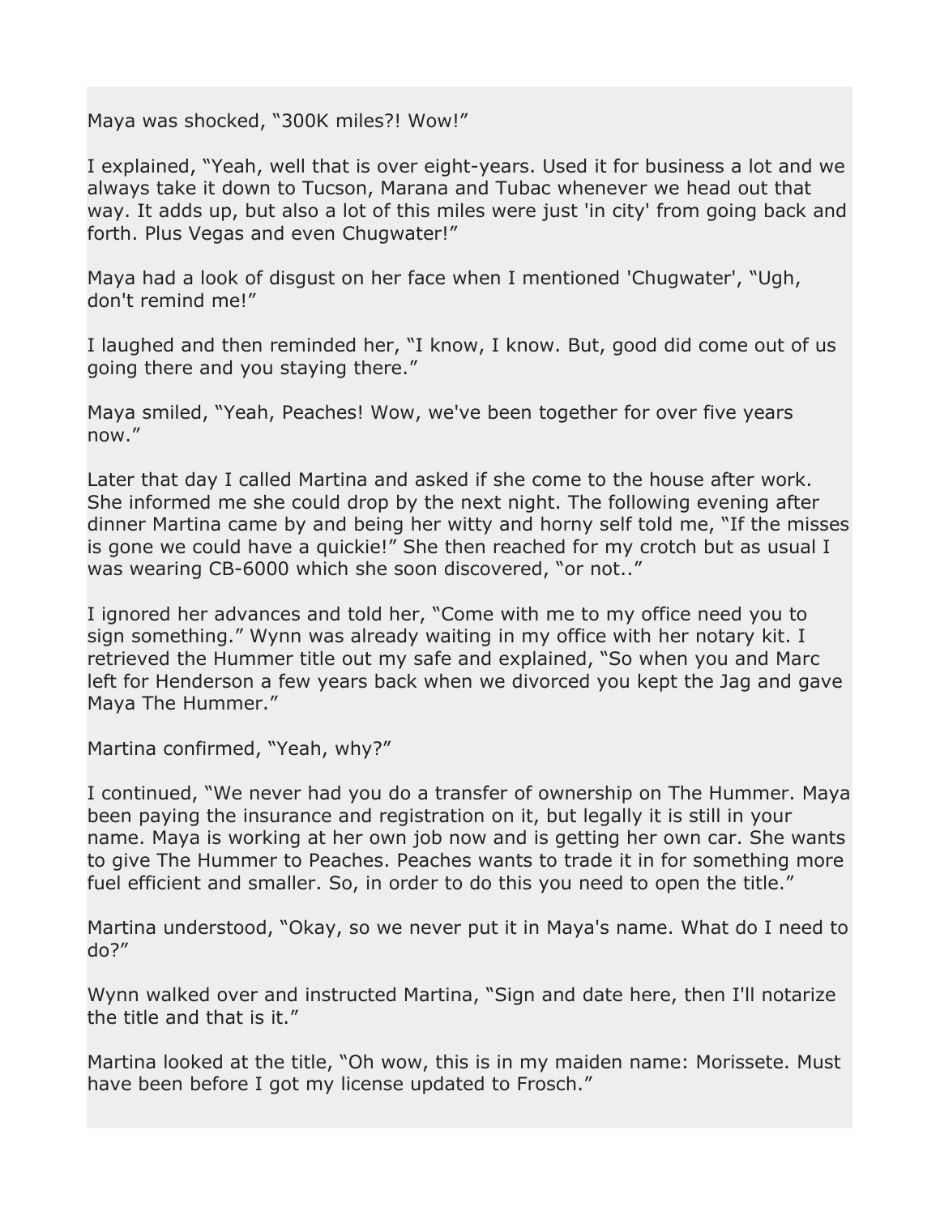Maya was shocked, “300K miles?! Wow!”

I explained, “Yeah, well that is over eight-years. Used it for business a lot and we always take it down to Tucson, Marana and Tubac whenever we head out that way. It adds up, but also a lot of this miles were just 'in city' from going back and forth. Plus Vegas and even Chugwater!”

Maya had a look of disgust on her face when I mentioned 'Chugwater', “Ugh, don't remind me!”

I laughed and then reminded her, “I know, I know. But, good did come out of us going there and you staying there.”

Maya smiled, “Yeah, Peaches! Wow, we've been together for over five years now.”

Later that day I called Martina and asked if she come to the house after work. She informed me she could drop by the next night. The following evening after dinner Martina came by and being her witty and horny self told me, “If the misses is gone we could have a quickie!” She then reached for my crotch but as usual I was wearing CB-6000 which she soon discovered, “or not..”

I ignored her advances and told her, “Come with me to my office need you to sign something.” Wynn was already waiting in my office with her notary kit. I retrieved the Hummer title out my safe and explained, “So when you and Marc left for Henderson a few years back when we divorced you kept the Jag and gave Maya The Hummer.”

Martina confirmed, “Yeah, why?”

I continued, “We never had you do a transfer of ownership on The Hummer. Maya been paying the insurance and registration on it, but legally it is still in your name. Maya is working at her own job now and is getting her own car. She wants to give The Hummer to Peaches. Peaches wants to trade it in for something more fuel efficient and smaller. So, in order to do this you need to open the title.”

Martina understood, “Okay, so we never put it in Maya's name. What do I need to do?”

Wynn walked over and instructed Martina, “Sign and date here, then I'll notarize the title and that is it.”

Martina looked at the title, “Oh wow, this is in my maiden name: Morissete. Must have been before I got my license updated to Frosch.”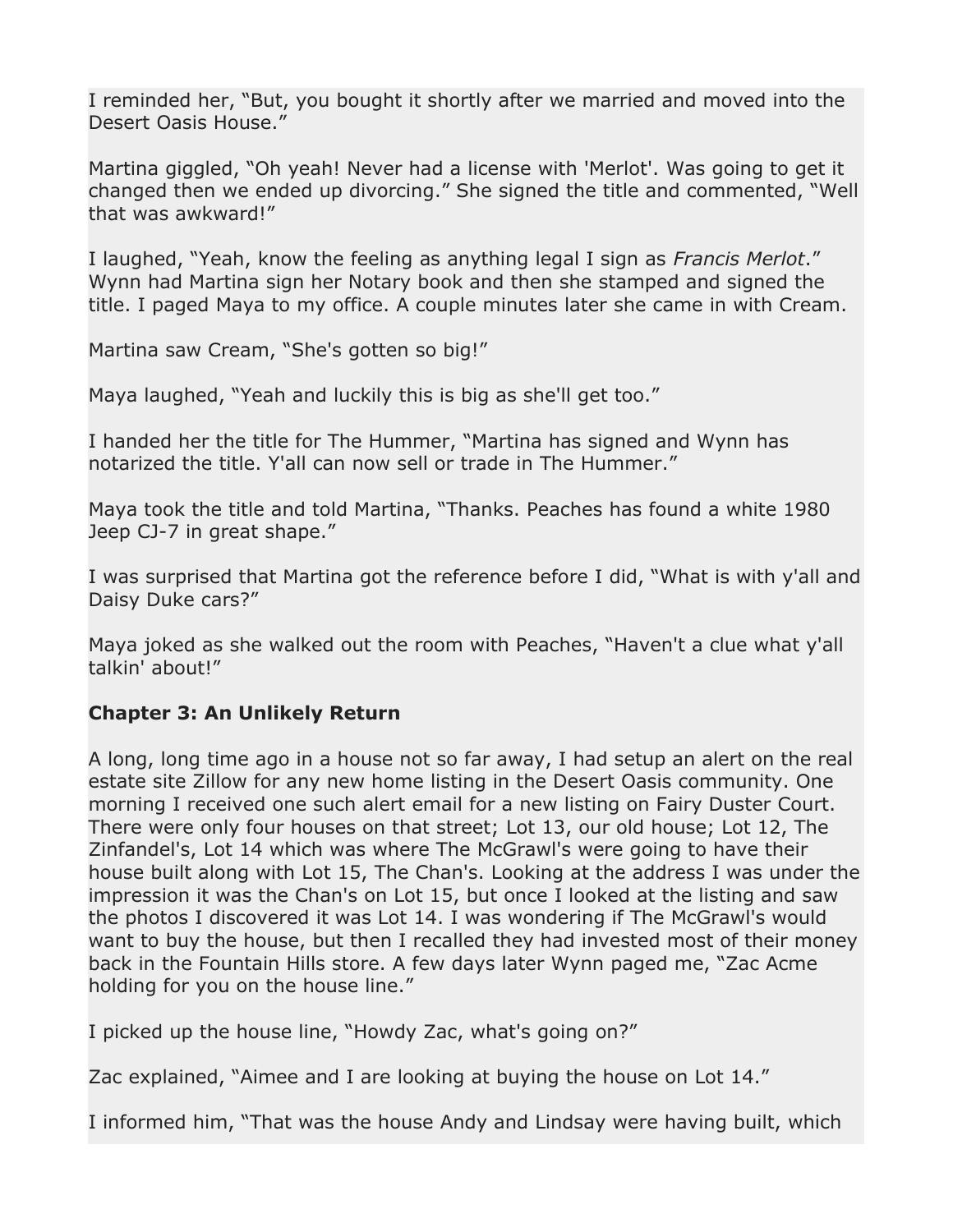I reminded her, “But, you bought it shortly after we married and moved into the Desert Oasis House.”

Martina giggled, “Oh yeah! Never had a license with 'Merlot'. Was going to get it changed then we ended up divorcing.” She signed the title and commented, “Well that was awkward!”

I laughed, “Yeah, know the feeling as anything legal I sign as *Francis Merlot*.” Wynn had Martina sign her Notary book and then she stamped and signed the title. I paged Maya to my office. A couple minutes later she came in with Cream.

Martina saw Cream, “She's gotten so big!”

Maya laughed, “Yeah and luckily this is big as she'll get too.”

I handed her the title for The Hummer, “Martina has signed and Wynn has notarized the title. Y'all can now sell or trade in The Hummer.”

Maya took the title and told Martina, “Thanks. Peaches has found a white 1980 Jeep CJ-7 in great shape.”

I was surprised that Martina got the reference before I did, “What is with y'all and Daisy Duke cars?”

Maya joked as she walked out the room with Peaches, “Haven't a clue what y'all talkin' about!”

### Chapter 3: An Unlikely Return

A long, long time ago in a house not so far away, I had setup an alert on the real estate site Zillow for any new home listing in the Desert Oasis community. One morning I received one such alert email for a new listing on Fairy Duster Court. There were only four houses on that street; Lot 13, our old house; Lot 12, The Zinfandel's, Lot 14 which was where The McGrawl's were going to have their house built along with Lot 15, The Chan's. Looking at the address I was under the impression it was the Chan's on Lot 15, but once I looked at the listing and saw the photos I discovered it was Lot 14. I was wondering if The McGrawl's would want to buy the house, but then I recalled they had invested most of their money back in the Fountain Hills store. A few days later Wynn paged me, “Zac Acme holding for you on the house line.”

I picked up the house line, “Howdy Zac, what's going on?”

Zac explained, “Aimee and I are looking at buying the house on Lot 14.”

I informed him, “That was the house Andy and Lindsay were having built, which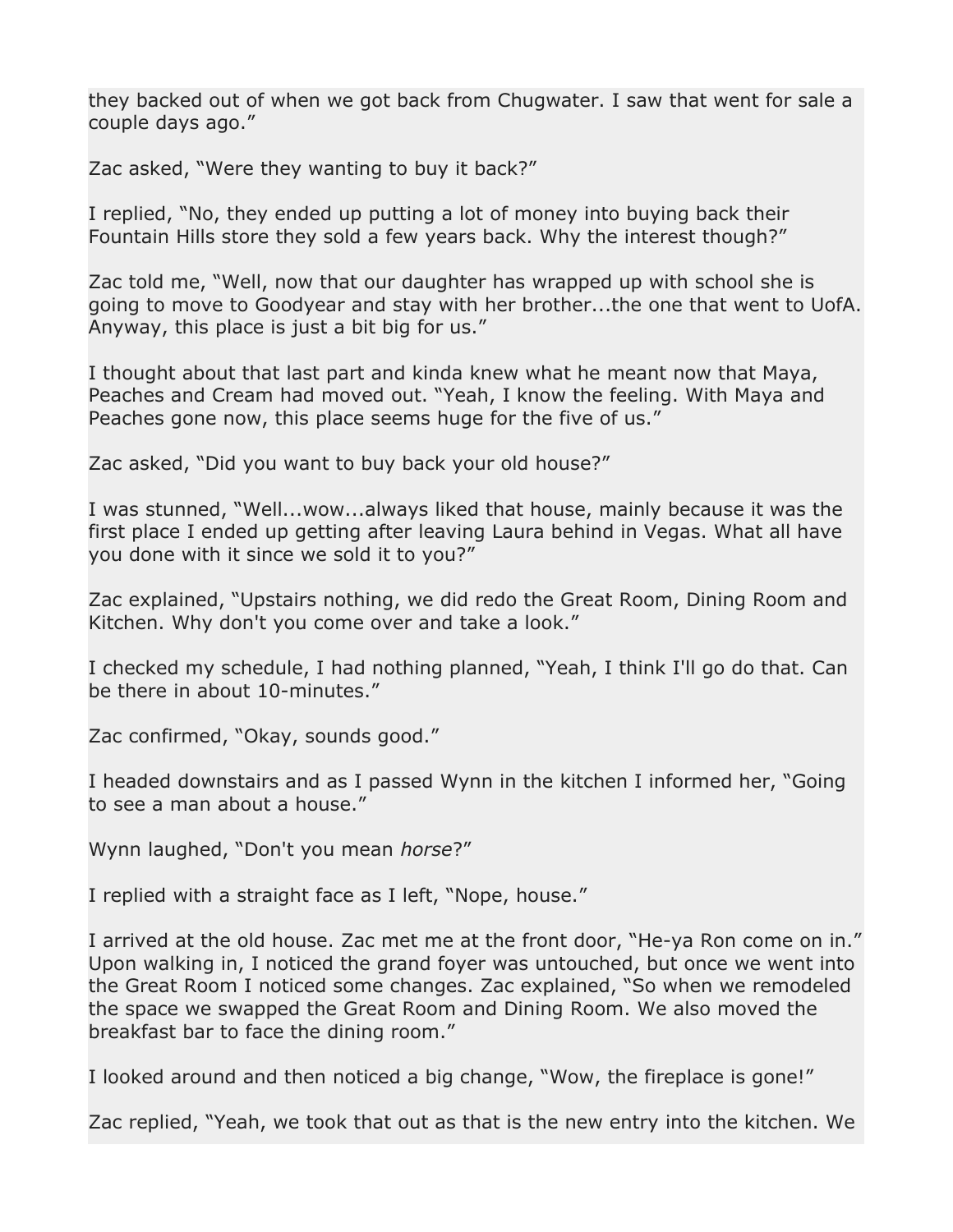they backed out of when we got back from Chugwater. I saw that went for sale a couple days ago."

Zac asked, "Were they wanting to buy it back?"

I replied, "No, they ended up putting a lot of money into buying back their Fountain Hills store they sold a few years back. Why the interest though?"

Zac told me, "Well, now that our daughter has wrapped up with school she is going to move to Goodyear and stay with her brother...the one that went to UofA. Anyway, this place is just a bit big for us."

I thought about that last part and kinda knew what he meant now that Maya, Peaches and Cream had moved out. "Yeah, I know the feeling. With Maya and Peaches gone now, this place seems huge for the five of us."

Zac asked, "Did you want to buy back your old house?"

I was stunned, "Well...wow...always liked that house, mainly because it was the first place I ended up getting after leaving Laura behind in Vegas. What all have you done with it since we sold it to you?"

Zac explained, "Upstairs nothing, we did redo the Great Room, Dining Room and Kitchen. Why don't you come over and take a look."

I checked my schedule, I had nothing planned, "Yeah, I think I'll go do that. Can be there in about 10-minutes."

Zac confirmed, "Okay, sounds good."

I headed downstairs and as I passed Wynn in the kitchen I informed her, "Going to see a man about a house."

Wynn laughed, "Don't you mean *horse*?"

I replied with a straight face as I left, "Nope, house."

I arrived at the old house. Zac met me at the front door, "He-ya Ron come on in." Upon walking in, I noticed the grand foyer was untouched, but once we went into the Great Room I noticed some changes. Zac explained, "So when we remodeled the space we swapped the Great Room and Dining Room. We also moved the breakfast bar to face the dining room."

I looked around and then noticed a big change, "Wow, the fireplace is gone!"

Zac replied, "Yeah, we took that out as that is the new entry into the kitchen. We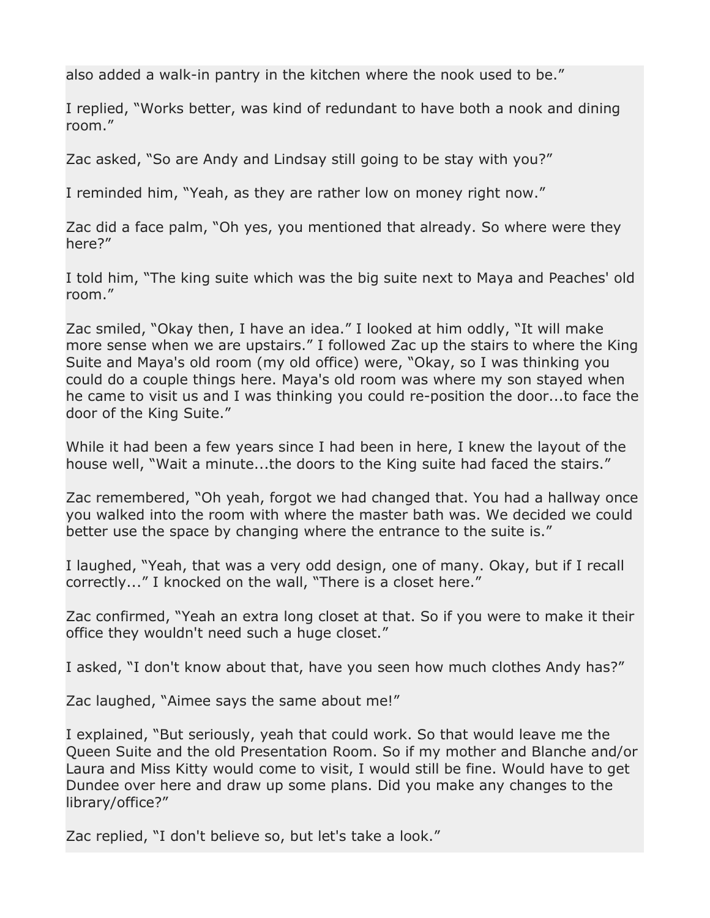also added a walk-in pantry in the kitchen where the nook used to be."

I replied, "Works better, was kind of redundant to have both a nook and dining room."

Zac asked, "So are Andy and Lindsay still going to be stay with you?"

I reminded him, "Yeah, as they are rather low on money right now."

Zac did a face palm, "Oh yes, you mentioned that already. So where were they here?"

I told him, "The king suite which was the big suite next to Maya and Peaches' old room."

Zac smiled, "Okay then, I have an idea." I looked at him oddly, "It will make more sense when we are upstairs." I followed Zac up the stairs to where the King Suite and Maya's old room (my old office) were, "Okay, so I was thinking you could do a couple things here. Maya's old room was where my son stayed when he came to visit us and I was thinking you could re-position the door...to face the door of the King Suite."

While it had been a few years since I had been in here, I knew the layout of the house well, "Wait a minute...the doors to the King suite had faced the stairs."

Zac remembered, "Oh yeah, forgot we had changed that. You had a hallway once you walked into the room with where the master bath was. We decided we could better use the space by changing where the entrance to the suite is."

I laughed, "Yeah, that was a very odd design, one of many. Okay, but if I recall correctly..." I knocked on the wall, "There is a closet here."

Zac confirmed, "Yeah an extra long closet at that. So if you were to make it their office they wouldn't need such a huge closet."

I asked, "I don't know about that, have you seen how much clothes Andy has?"

Zac laughed, "Aimee says the same about me!"

I explained, "But seriously, yeah that could work. So that would leave me the Queen Suite and the old Presentation Room. So if my mother and Blanche and/or Laura and Miss Kitty would come to visit, I would still be fine. Would have to get Dundee over here and draw up some plans. Did you make any changes to the library/office?"

Zac replied, "I don't believe so, but let's take a look."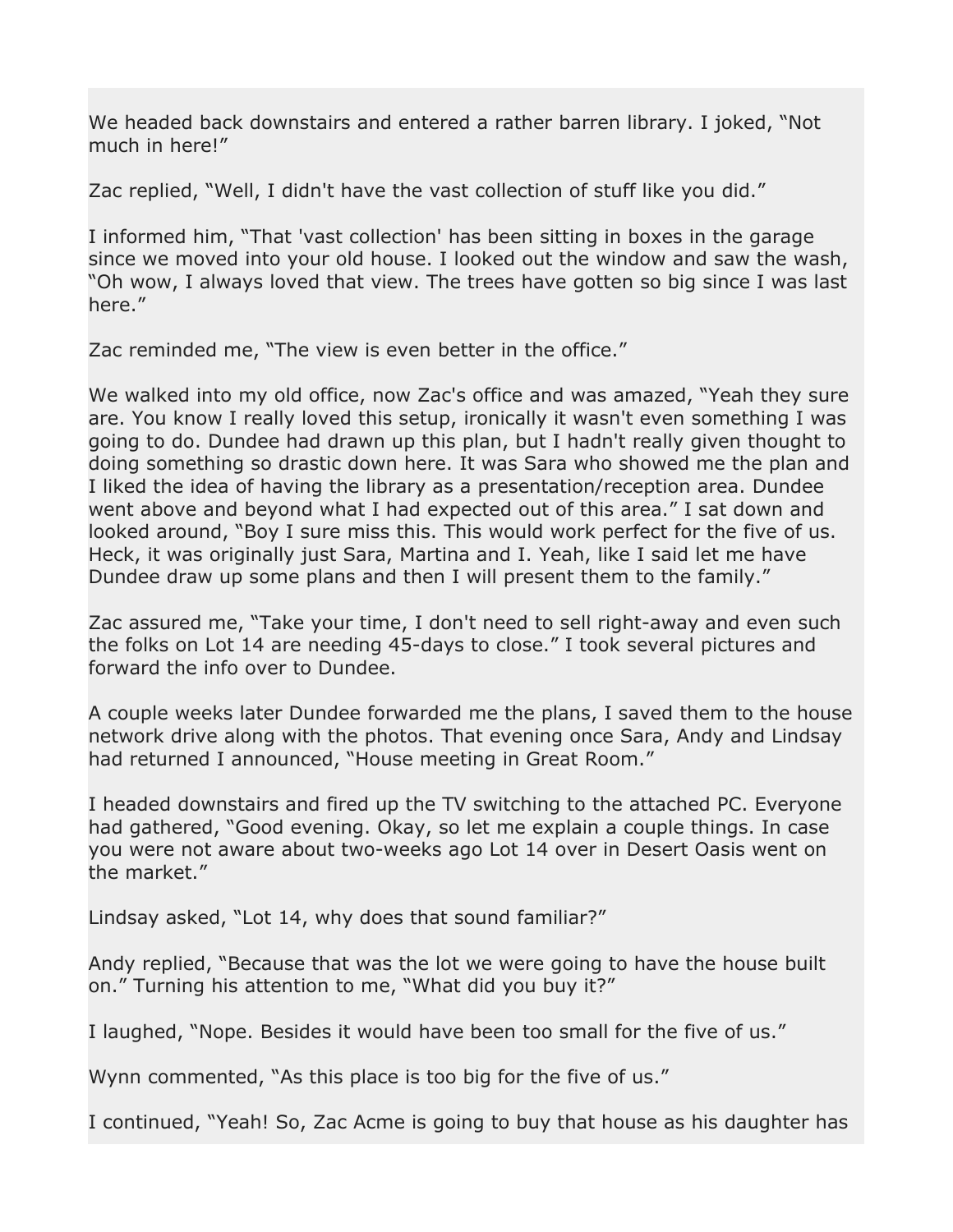We headed back downstairs and entered a rather barren library. I joked, “Not much in here!”

Zac replied, “Well, I didn't have the vast collection of stuff like you did.”

I informed him, “That 'vast collection' has been sitting in boxes in the garage since we moved into your old house. I looked out the window and saw the wash, “Oh wow, I always loved that view. The trees have gotten so big since I was last here.”

Zac reminded me, “The view is even better in the office.”

We walked into my old office, now Zac's office and was amazed, “Yeah they sure are. You know I really loved this setup, ironically it wasn't even something I was going to do. Dundee had drawn up this plan, but I hadn't really given thought to doing something so drastic down here. It was Sara who showed me the plan and I liked the idea of having the library as a presentation/reception area. Dundee went above and beyond what I had expected out of this area.” I sat down and looked around, “Boy I sure miss this. This would work perfect for the five of us. Heck, it was originally just Sara, Martina and I. Yeah, like I said let me have Dundee draw up some plans and then I will present them to the family.”

Zac assured me, “Take your time, I don't need to sell right-away and even such the folks on Lot 14 are needing 45-days to close.” I took several pictures and forward the info over to Dundee.

A couple weeks later Dundee forwarded me the plans, I saved them to the house network drive along with the photos. That evening once Sara, Andy and Lindsay had returned I announced, “House meeting in Great Room.”

I headed downstairs and fired up the TV switching to the attached PC. Everyone had gathered, “Good evening. Okay, so let me explain a couple things. In case you were not aware about two-weeks ago Lot 14 over in Desert Oasis went on the market.”

Lindsay asked, “Lot 14, why does that sound familiar?”

Andy replied, “Because that was the lot we were going to have the house built on.” Turning his attention to me, “What did you buy it?”

I laughed, “Nope. Besides it would have been too small for the five of us.”

Wynn commented, “As this place is too big for the five of us.”

I continued, “Yeah! So, Zac Acme is going to buy that house as his daughter has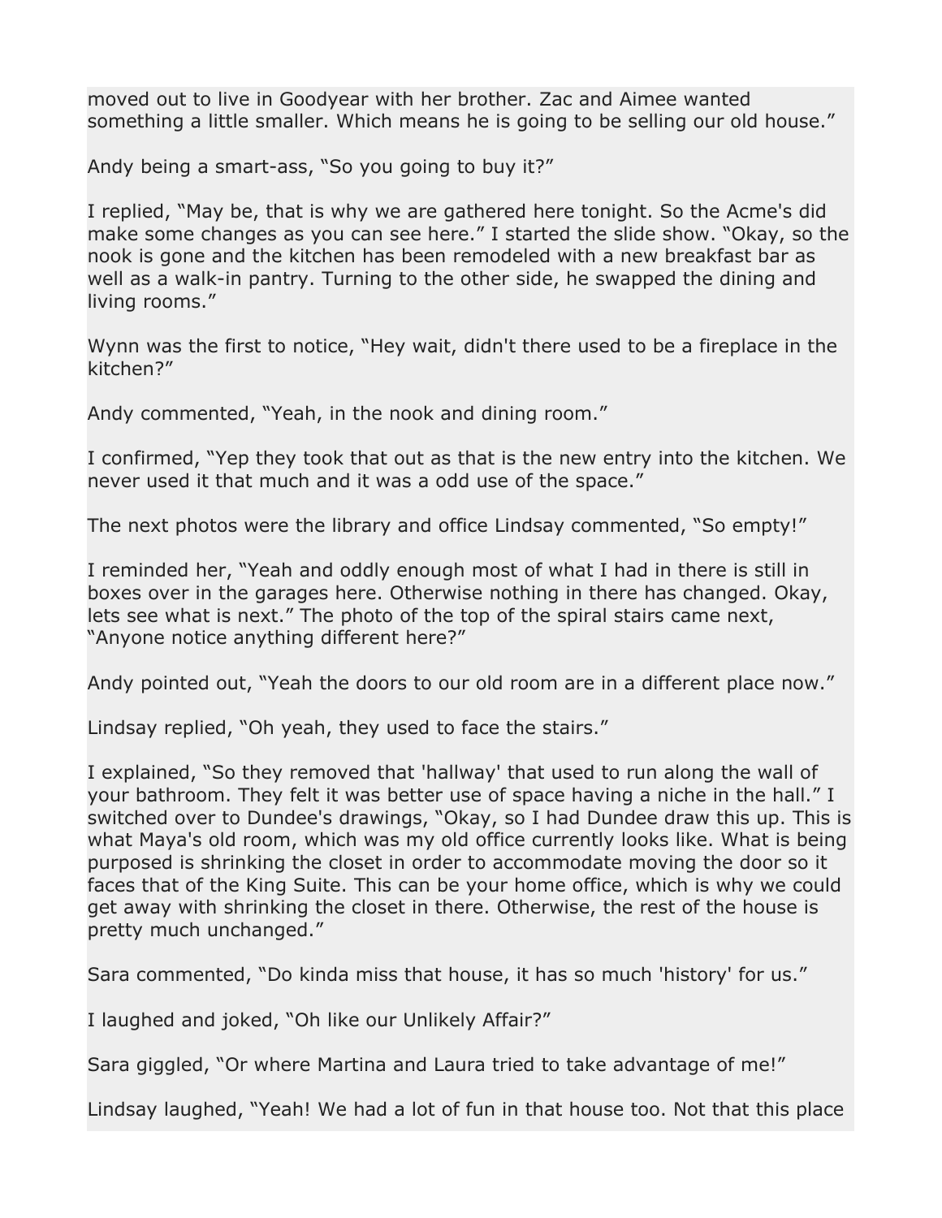moved out to live in Goodyear with her brother. Zac and Aimee wanted something a little smaller. Which means he is going to be selling our old house."

Andy being a smart-ass, "So you going to buy it?"

I replied, "May be, that is why we are gathered here tonight. So the Acme's did make some changes as you can see here." I started the slide show. "Okay, so the nook is gone and the kitchen has been remodeled with a new breakfast bar as well as a walk-in pantry. Turning to the other side, he swapped the dining and living rooms."

Wynn was the first to notice, "Hey wait, didn't there used to be a fireplace in the kitchen?"

Andy commented, "Yeah, in the nook and dining room."

I confirmed, "Yep they took that out as that is the new entry into the kitchen. We never used it that much and it was a odd use of the space."

The next photos were the library and office Lindsay commented, "So empty!"

I reminded her, "Yeah and oddly enough most of what I had in there is still in boxes over in the garages here. Otherwise nothing in there has changed. Okay, lets see what is next." The photo of the top of the spiral stairs came next, "Anyone notice anything different here?"

Andy pointed out, "Yeah the doors to our old room are in a different place now."

Lindsay replied, "Oh yeah, they used to face the stairs."

I explained, "So they removed that 'hallway' that used to run along the wall of your bathroom. They felt it was better use of space having a niche in the hall." I switched over to Dundee's drawings, "Okay, so I had Dundee draw this up. This is what Maya's old room, which was my old office currently looks like. What is being purposed is shrinking the closet in order to accommodate moving the door so it faces that of the King Suite. This can be your home office, which is why we could get away with shrinking the closet in there. Otherwise, the rest of the house is pretty much unchanged."

Sara commented, "Do kinda miss that house, it has so much 'history' for us."

I laughed and joked, "Oh like our Unlikely Affair?"

Sara giggled, "Or where Martina and Laura tried to take advantage of me!"

Lindsay laughed, "Yeah! We had a lot of fun in that house too. Not that this place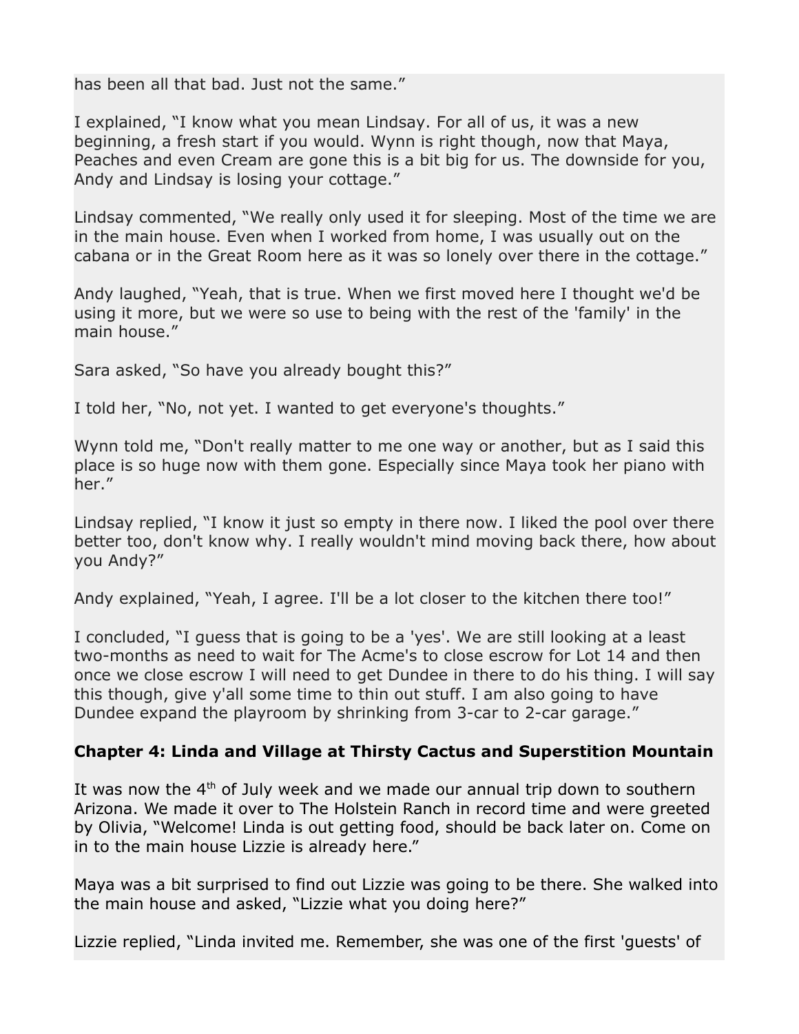has been all that bad. Just not the same."

I explained, "I know what you mean Lindsay. For all of us, it was a new beginning, a fresh start if you would. Wynn is right though, now that Maya, Peaches and even Cream are gone this is a bit big for us. The downside for you, Andy and Lindsay is losing your cottage."

Lindsay commented, "We really only used it for sleeping. Most of the time we are in the main house. Even when I worked from home, I was usually out on the cabana or in the Great Room here as it was so lonely over there in the cottage."

Andy laughed, "Yeah, that is true. When we first moved here I thought we'd be using it more, but we were so use to being with the rest of the 'family' in the main house."

Sara asked, "So have you already bought this?"

I told her, "No, not yet. I wanted to get everyone's thoughts."

Wynn told me, "Don't really matter to me one way or another, but as I said this place is so huge now with them gone. Especially since Maya took her piano with her."

Lindsay replied, "I know it just so empty in there now. I liked the pool over there better too, don't know why. I really wouldn't mind moving back there, how about you Andy?"

Andy explained, "Yeah, I agree. I'll be a lot closer to the kitchen there too!"

I concluded, "I guess that is going to be a 'yes'. We are still looking at a least two-months as need to wait for The Acme's to close escrow for Lot 14 and then once we close escrow I will need to get Dundee in there to do his thing. I will say this though, give y'all some time to thin out stuff. I am also going to have Dundee expand the playroom by shrinking from 3-car to 2-car garage."

**Chapter 4: Linda and Village at Thirsty Cactus and Superstition Mountain**

It was now the 4th of July week and we made our annual trip down to southern Arizona. We made it over to The Holstein Ranch in record time and were greeted by Olivia, "Welcome! Linda is out getting food, should be back later on. Come on in to the main house Lizzie is already here."

Maya was a bit surprised to find out Lizzie was going to be there. She walked into the main house and asked, "Lizzie what you doing here?"

Lizzie replied, "Linda invited me. Remember, she was one of the first 'guests' of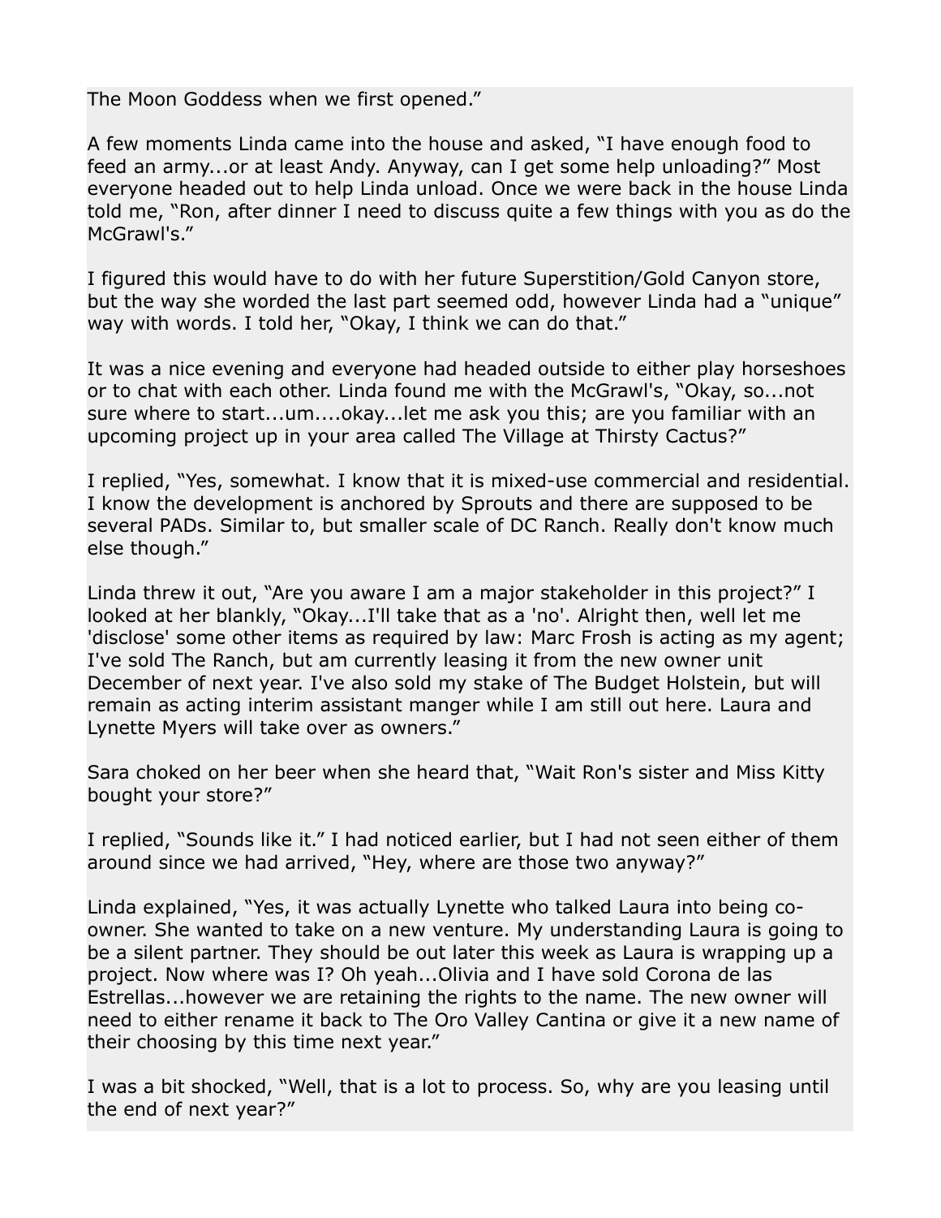The Moon Goddess when we first opened."

A few moments Linda came into the house and asked, "I have enough food to feed an army...or at least Andy. Anyway, can I get some help unloading?" Most everyone headed out to help Linda unload. Once we were back in the house Linda told me, "Ron, after dinner I need to discuss quite a few things with you as do the McGrawl's."

I figured this would have to do with her future Superstition/Gold Canyon store, but the way she worded the last part seemed odd, however Linda had a "unique" way with words. I told her, "Okay, I think we can do that."

It was a nice evening and everyone had headed outside to either play horseshoes or to chat with each other. Linda found me with the McGrawl's, "Okay, so...not sure where to start...um....okay...let me ask you this; are you familiar with an upcoming project up in your area called The Village at Thirsty Cactus?"

I replied, "Yes, somewhat. I know that it is mixed-use commercial and residential. I know the development is anchored by Sprouts and there are supposed to be several PADs. Similar to, but smaller scale of DC Ranch. Really don't know much else though."

Linda threw it out, "Are you aware I am a major stakeholder in this project?" I looked at her blankly, "Okay...I'll take that as a 'no'. Alright then, well let me 'disclose' some other items as required by law: Marc Frosh is acting as my agent; I've sold The Ranch, but am currently leasing it from the new owner unit December of next year. I've also sold my stake of The Budget Holstein, but will remain as acting interim assistant manger while I am still out here. Laura and Lynette Myers will take over as owners."

Sara choked on her beer when she heard that, "Wait Ron's sister and Miss Kitty bought your store?"

I replied, "Sounds like it." I had noticed earlier, but I had not seen either of them around since we had arrived, "Hey, where are those two anyway?"

Linda explained, "Yes, it was actually Lynette who talked Laura into being co-owner. She wanted to take on a new venture. My understanding Laura is going to be a silent partner. They should be out later this week as Laura is wrapping up a project. Now where was I? Oh yeah...Olivia and I have sold Corona de las Estrellas...however we are retaining the rights to the name. The new owner will need to either rename it back to The Oro Valley Cantina or give it a new name of their choosing by this time next year."

I was a bit shocked, "Well, that is a lot to process. So, why are you leasing until the end of next year?"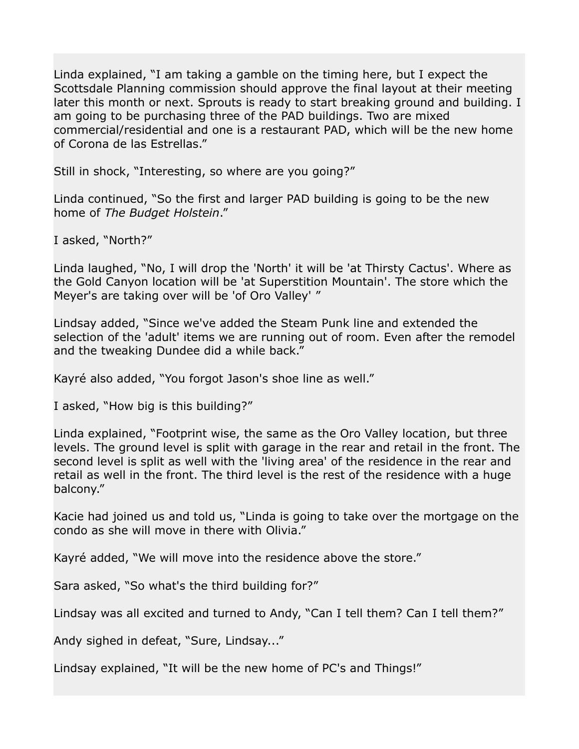Linda explained, “I am taking a gamble on the timing here, but I expect the Scottsdale Planning commission should approve the final layout at their meeting later this month or next. Sprouts is ready to start breaking ground and building. I am going to be purchasing three of the PAD buildings. Two are mixed commercial/residential and one is a restaurant PAD, which will be the new home of Corona de las Estrellas.”

Still in shock, “Interesting, so where are you going?”

Linda continued, “So the first and larger PAD building is going to be the new home of *The Budget Holstein*.”

I asked, “North?”

Linda laughed, “No, I will drop the 'North' it will be 'at Thirsty Cactus'. Where as the Gold Canyon location will be 'at Superstition Mountain'. The store which the Meyer's are taking over will be 'of Oro Valley' ”

Lindsay added, “Since we've added the Steam Punk line and extended the selection of the 'adult' items we are running out of room. Even after the remodel and the tweaking Dundee did a while back.”

Kayré also added, “You forgot Jason's shoe line as well.”

I asked, “How big is this building?”

Linda explained, “Footprint wise, the same as the Oro Valley location, but three levels. The ground level is split with garage in the rear and retail in the front. The second level is split as well with the 'living area' of the residence in the rear and retail as well in the front. The third level is the rest of the residence with a huge balcony.”

Kacie had joined us and told us, “Linda is going to take over the mortgage on the condo as she will move in there with Olivia.”

Kayré added, “We will move into the residence above the store.”

Sara asked, “So what's the third building for?”

Lindsay was all excited and turned to Andy, “Can I tell them? Can I tell them?”

Andy sighed in defeat, “Sure, Lindsay...”

Lindsay explained, “It will be the new home of PC's and Things!”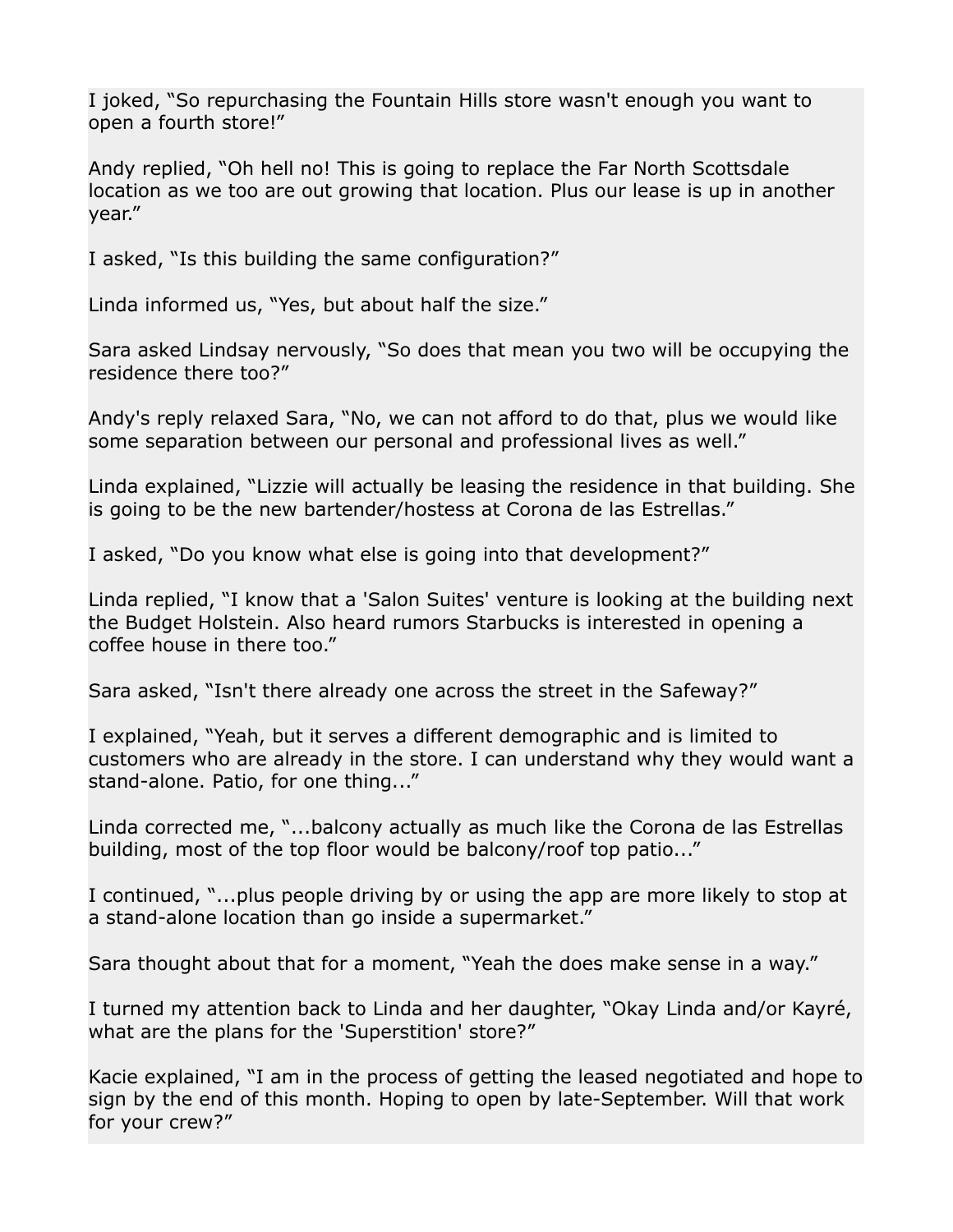I joked, “So repurchasing the Fountain Hills store wasn't enough you want to open a fourth store!”

Andy replied, “Oh hell no! This is going to replace the Far North Scottsdale location as we too are out growing that location. Plus our lease is up in another year.”

I asked, “Is this building the same configuration?”

Linda informed us, “Yes, but about half the size.”

Sara asked Lindsay nervously, “So does that mean you two will be occupying the residence there too?”

Andy's reply relaxed Sara, “No, we can not afford to do that, plus we would like some separation between our personal and professional lives as well.”

Linda explained, “Lizzie will actually be leasing the residence in that building. She is going to be the new bartender/hostess at Corona de las Estrellas.”

I asked, “Do you know what else is going into that development?”

Linda replied, “I know that a 'Salon Suites' venture is looking at the building next the Budget Holstein. Also heard rumors Starbucks is interested in opening a coffee house in there too.”

Sara asked, “Isn't there already one across the street in the Safeway?”

I explained, “Yeah, but it serves a different demographic and is limited to customers who are already in the store. I can understand why they would want a stand-alone. Patio, for one thing...”

Linda corrected me, “...balcony actually as much like the Corona de las Estrellas building, most of the top floor would be balcony/roof top patio...”

I continued, “...plus people driving by or using the app are more likely to stop at a stand-alone location than go inside a supermarket.”

Sara thought about that for a moment, “Yeah the does make sense in a way.”

I turned my attention back to Linda and her daughter, “Okay Linda and/or Kayré, what are the plans for the 'Superstition' store?”

Kacie explained, “I am in the process of getting the leased negotiated and hope to sign by the end of this month. Hoping to open by late-September. Will that work for your crew?”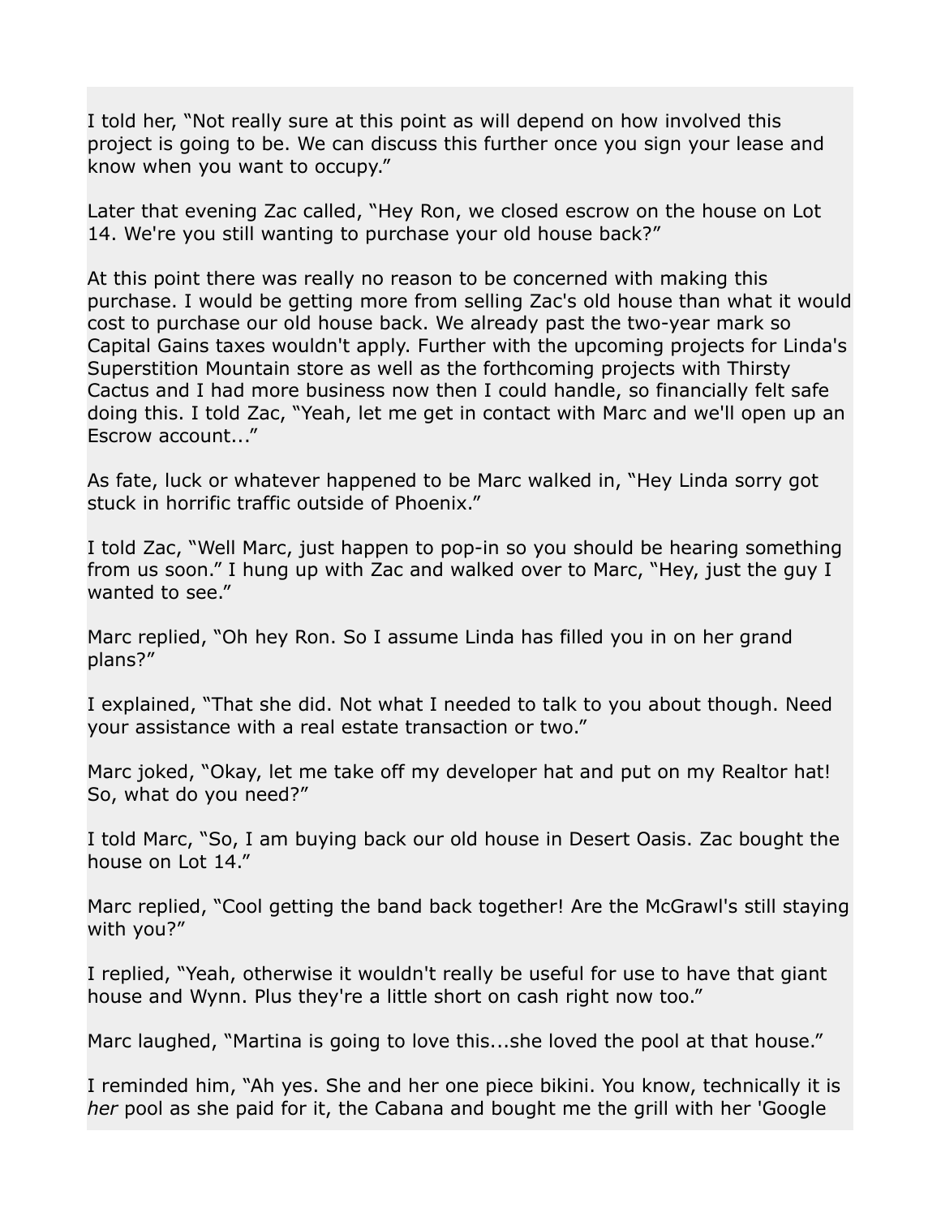I told her, “Not really sure at this point as will depend on how involved this project is going to be. We can discuss this further once you sign your lease and know when you want to occupy.”

Later that evening Zac called, “Hey Ron, we closed escrow on the house on Lot 14. We're you still wanting to purchase your old house back?”

At this point there was really no reason to be concerned with making this purchase. I would be getting more from selling Zac's old house than what it would cost to purchase our old house back. We already past the two-year mark so Capital Gains taxes wouldn't apply. Further with the upcoming projects for Linda's Superstition Mountain store as well as the forthcoming projects with Thirsty Cactus and I had more business now then I could handle, so financially felt safe doing this. I told Zac, “Yeah, let me get in contact with Marc and we'll open up an Escrow account...”

As fate, luck or whatever happened to be Marc walked in, “Hey Linda sorry got stuck in horrific traffic outside of Phoenix.”

I told Zac, “Well Marc, just happen to pop-in so you should be hearing something from us soon.” I hung up with Zac and walked over to Marc, “Hey, just the guy I wanted to see.”

Marc replied, “Oh hey Ron. So I assume Linda has filled you in on her grand plans?”

I explained, “That she did. Not what I needed to talk to you about though. Need your assistance with a real estate transaction or two.”

Marc joked, “Okay, let me take off my developer hat and put on my Realtor hat! So, what do you need?”

I told Marc, “So, I am buying back our old house in Desert Oasis. Zac bought the house on Lot 14.”

Marc replied, “Cool getting the band back together! Are the McGrawl's still staying with you?”

I replied, “Yeah, otherwise it wouldn't really be useful for use to have that giant house and Wynn. Plus they're a little short on cash right now too.”

Marc laughed, “Martina is going to love this...she loved the pool at that house.”

I reminded him, “Ah yes. She and her one piece bikini. You know, technically it is *her* pool as she paid for it, the Cabana and bought me the grill with her 'Google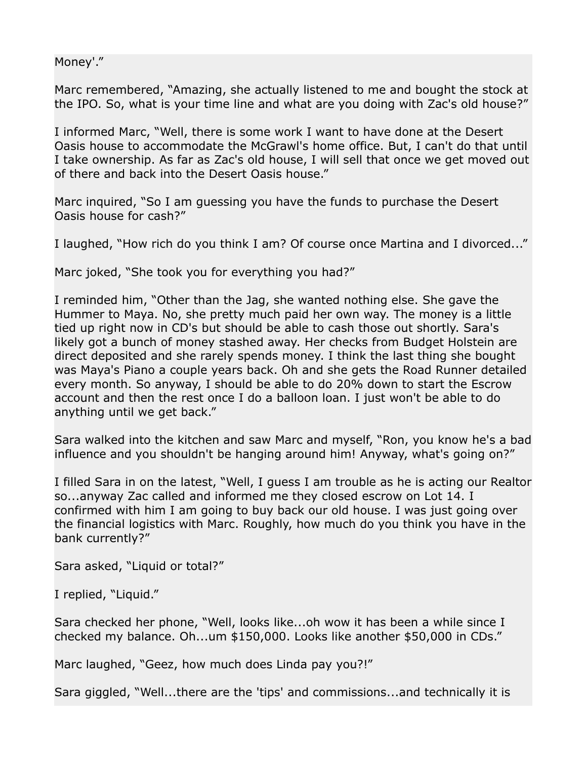Money'."

Marc remembered, "Amazing, she actually listened to me and bought the stock at the IPO. So, what is your time line and what are you doing with Zac's old house?"

I informed Marc, "Well, there is some work I want to have done at the Desert Oasis house to accommodate the McGrawl's home office. But, I can't do that until I take ownership. As far as Zac's old house, I will sell that once we get moved out of there and back into the Desert Oasis house."

Marc inquired, "So I am guessing you have the funds to purchase the Desert Oasis house for cash?"

I laughed, "How rich do you think I am? Of course once Martina and I divorced..."

Marc joked, "She took you for everything you had?"

I reminded him, "Other than the Jag, she wanted nothing else. She gave the Hummer to Maya. No, she pretty much paid her own way. The money is a little tied up right now in CD's but should be able to cash those out shortly. Sara's likely got a bunch of money stashed away. Her checks from Budget Holstein are direct deposited and she rarely spends money. I think the last thing she bought was Maya's Piano a couple years back. Oh and she gets the Road Runner detailed every month. So anyway, I should be able to do 20% down to start the Escrow account and then the rest once I do a balloon loan. I just won't be able to do anything until we get back."

Sara walked into the kitchen and saw Marc and myself, "Ron, you know he's a bad influence and you shouldn't be hanging around him! Anyway, what's going on?"

I filled Sara in on the latest, "Well, I guess I am trouble as he is acting our Realtor so...anyway Zac called and informed me they closed escrow on Lot 14. I confirmed with him I am going to buy back our old house. I was just going over the financial logistics with Marc. Roughly, how much do you think you have in the bank currently?"

Sara asked, "Liquid or total?"

I replied, "Liquid."

Sara checked her phone, "Well, looks like...oh wow it has been a while since I checked my balance. Oh...um $150,000. Looks like another $50,000 in CDs."

Marc laughed, "Geez, how much does Linda pay you?!"

Sara giggled, "Well...there are the 'tips' and commissions...and technically it is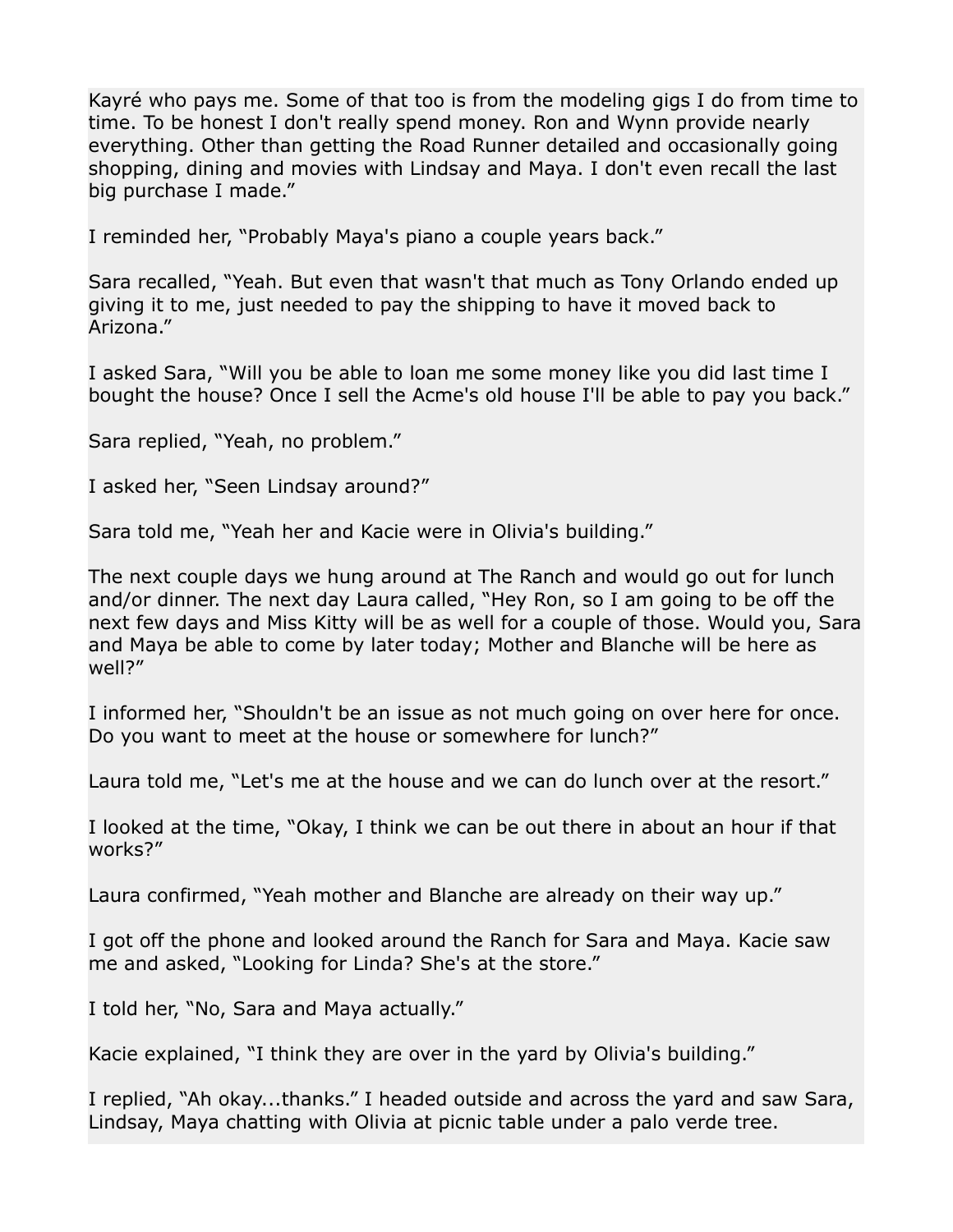Kayré who pays me. Some of that too is from the modeling gigs I do from time to time. To be honest I don't really spend money. Ron and Wynn provide nearly everything. Other than getting the Road Runner detailed and occasionally going shopping, dining and movies with Lindsay and Maya. I don't even recall the last big purchase I made."

I reminded her, "Probably Maya's piano a couple years back."

Sara recalled, "Yeah. But even that wasn't that much as Tony Orlando ended up giving it to me, just needed to pay the shipping to have it moved back to Arizona."

I asked Sara, "Will you be able to loan me some money like you did last time I bought the house? Once I sell the Acme's old house I'll be able to pay you back."

Sara replied, "Yeah, no problem."

I asked her, "Seen Lindsay around?"

Sara told me, "Yeah her and Kacie were in Olivia's building."

The next couple days we hung around at The Ranch and would go out for lunch and/or dinner. The next day Laura called, "Hey Ron, so I am going to be off the next few days and Miss Kitty will be as well for a couple of those. Would you, Sara and Maya be able to come by later today; Mother and Blanche will be here as well?"

I informed her, "Shouldn't be an issue as not much going on over here for once. Do you want to meet at the house or somewhere for lunch?"

Laura told me, "Let's me at the house and we can do lunch over at the resort."

I looked at the time, "Okay, I think we can be out there in about an hour if that works?"

Laura confirmed, "Yeah mother and Blanche are already on their way up."

I got off the phone and looked around the Ranch for Sara and Maya. Kacie saw me and asked, "Looking for Linda? She's at the store."

I told her, "No, Sara and Maya actually."

Kacie explained, "I think they are over in the yard by Olivia's building."

I replied, "Ah okay...thanks." I headed outside and across the yard and saw Sara, Lindsay, Maya chatting with Olivia at picnic table under a palo verde tree.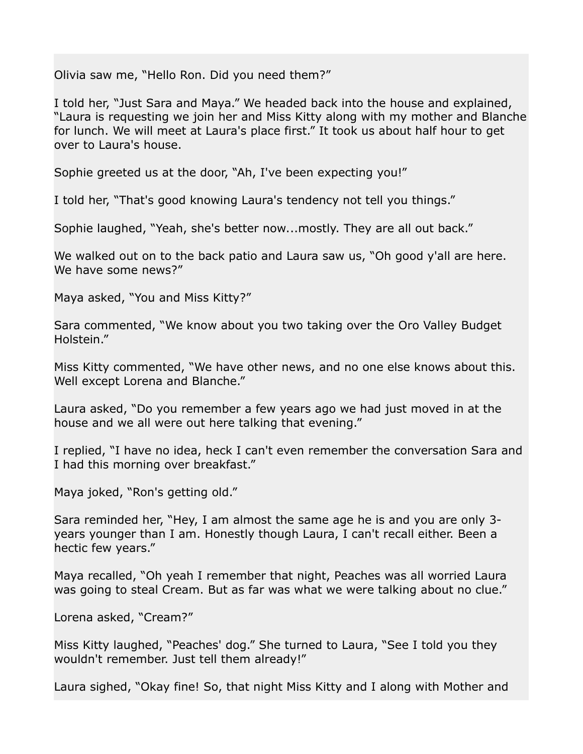Olivia saw me, “Hello Ron. Did you need them?”

I told her, “Just Sara and Maya.” We headed back into the house and explained, “Laura is requesting we join her and Miss Kitty along with my mother and Blanche for lunch. We will meet at Laura's place first.” It took us about half hour to get over to Laura's house.

Sophie greeted us at the door, “Ah, I've been expecting you!”

I told her, “That's good knowing Laura's tendency not tell you things.”

Sophie laughed, “Yeah, she's better now...mostly. They are all out back.”

We walked out on to the back patio and Laura saw us, “Oh good y'all are here. We have some news?”

Maya asked, “You and Miss Kitty?”

Sara commented, “We know about you two taking over the Oro Valley Budget Holstein.”

Miss Kitty commented, “We have other news, and no one else knows about this. Well except Lorena and Blanche.”

Laura asked, “Do you remember a few years ago we had just moved in at the house and we all were out here talking that evening.”

I replied, “I have no idea, heck I can't even remember the conversation Sara and I had this morning over breakfast.”

Maya joked, “Ron's getting old.”

Sara reminded her, “Hey, I am almost the same age he is and you are only 3-years younger than I am. Honestly though Laura, I can't recall either. Been a hectic few years.”

Maya recalled, “Oh yeah I remember that night, Peaches was all worried Laura was going to steal Cream. But as far was what we were talking about no clue.”

Lorena asked, “Cream?”

Miss Kitty laughed, “Peaches' dog.” She turned to Laura, “See I told you they wouldn't remember. Just tell them already!”

Laura sighed, “Okay fine! So, that night Miss Kitty and I along with Mother and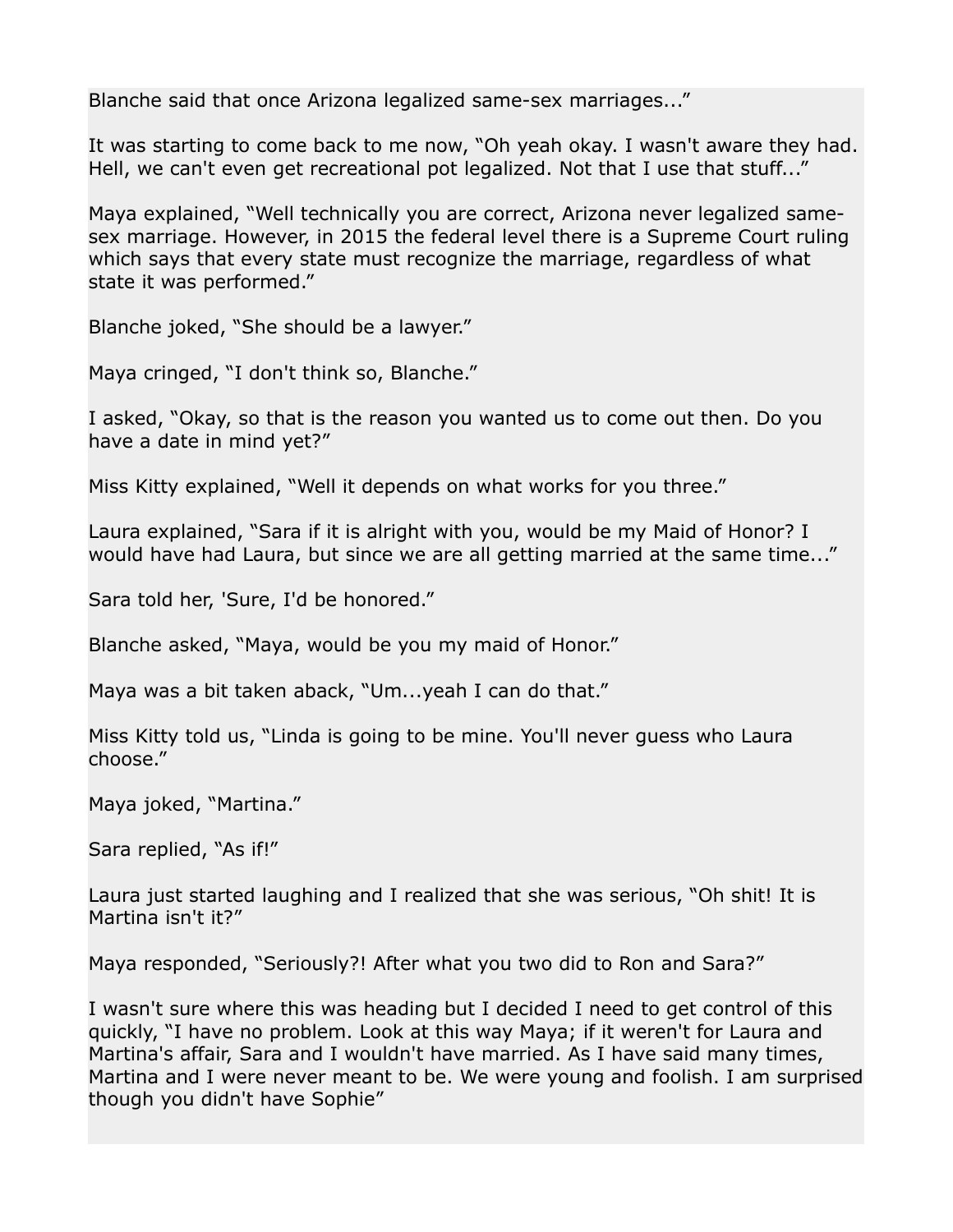Blanche said that once Arizona legalized same-sex marriages...”

It was starting to come back to me now, “Oh yeah okay. I wasn't aware they had. Hell, we can't even get recreational pot legalized. Not that I use that stuff...”

Maya explained, “Well technically you are correct, Arizona never legalized same-sex marriage. However, in 2015 the federal level there is a Supreme Court ruling which says that every state must recognize the marriage, regardless of what state it was performed.”

Blanche joked, “She should be a lawyer.”

Maya cringed, “I don't think so, Blanche.”

I asked, “Okay, so that is the reason you wanted us to come out then. Do you have a date in mind yet?”

Miss Kitty explained, “Well it depends on what works for you three.”

Laura explained, “Sara if it is alright with you, would be my Maid of Honor? I would have had Laura, but since we are all getting married at the same time...”

Sara told her, 'Sure, I'd be honored.”

Blanche asked, “Maya, would be you my maid of Honor.”

Maya was a bit taken aback, “Um...yeah I can do that.”

Miss Kitty told us, “Linda is going to be mine. You'll never guess who Laura choose.”

Maya joked, “Martina.”

Sara replied, “As if!”

Laura just started laughing and I realized that she was serious, “Oh shit! It is Martina isn't it?”

Maya responded, “Seriously?! After what you two did to Ron and Sara?”

I wasn't sure where this was heading but I decided I need to get control of this quickly, “I have no problem. Look at this way Maya; if it weren't for Laura and Martina's affair, Sara and I wouldn't have married. As I have said many times, Martina and I were never meant to be. We were young and foolish. I am surprised though you didn't have Sophie”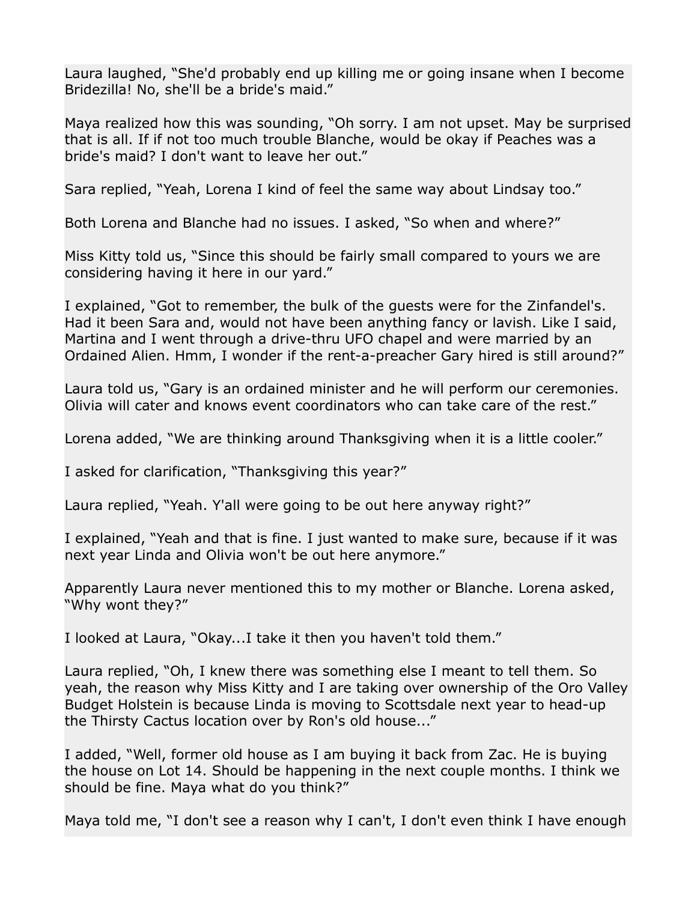Laura laughed, “She'd probably end up killing me or going insane when I become Bridezilla! No, she'll be a bride's maid.”

Maya realized how this was sounding, “Oh sorry. I am not upset. May be surprised that is all. If if not too much trouble Blanche, would be okay if Peaches was a bride's maid? I don't want to leave her out.”

Sara replied, “Yeah, Lorena I kind of feel the same way about Lindsay too.”

Both Lorena and Blanche had no issues. I asked, “So when and where?”

Miss Kitty told us, “Since this should be fairly small compared to yours we are considering having it here in our yard.”

I explained, “Got to remember, the bulk of the guests were for the Zinfandel's. Had it been Sara and, would not have been anything fancy or lavish. Like I said, Martina and I went through a drive-thru UFO chapel and were married by an Ordained Alien. Hmm, I wonder if the rent-a-preacher Gary hired is still around?”

Laura told us, “Gary is an ordained minister and he will perform our ceremonies. Olivia will cater and knows event coordinators who can take care of the rest.”

Lorena added, “We are thinking around Thanksgiving when it is a little cooler.”

I asked for clarification, “Thanksgiving this year?”

Laura replied, “Yeah. Y'all were going to be out here anyway right?”

I explained, “Yeah and that is fine. I just wanted to make sure, because if it was next year Linda and Olivia won't be out here anymore.”

Apparently Laura never mentioned this to my mother or Blanche. Lorena asked, “Why wont they?”

I looked at Laura, “Okay...I take it then you haven't told them.”

Laura replied, “Oh, I knew there was something else I meant to tell them. So yeah, the reason why Miss Kitty and I are taking over ownership of the Oro Valley Budget Holstein is because Linda is moving to Scottsdale next year to head-up the Thirsty Cactus location over by Ron's old house...”

I added, “Well, former old house as I am buying it back from Zac. He is buying the house on Lot 14. Should be happening in the next couple months. I think we should be fine. Maya what do you think?”

Maya told me, “I don't see a reason why I can't, I don't even think I have enough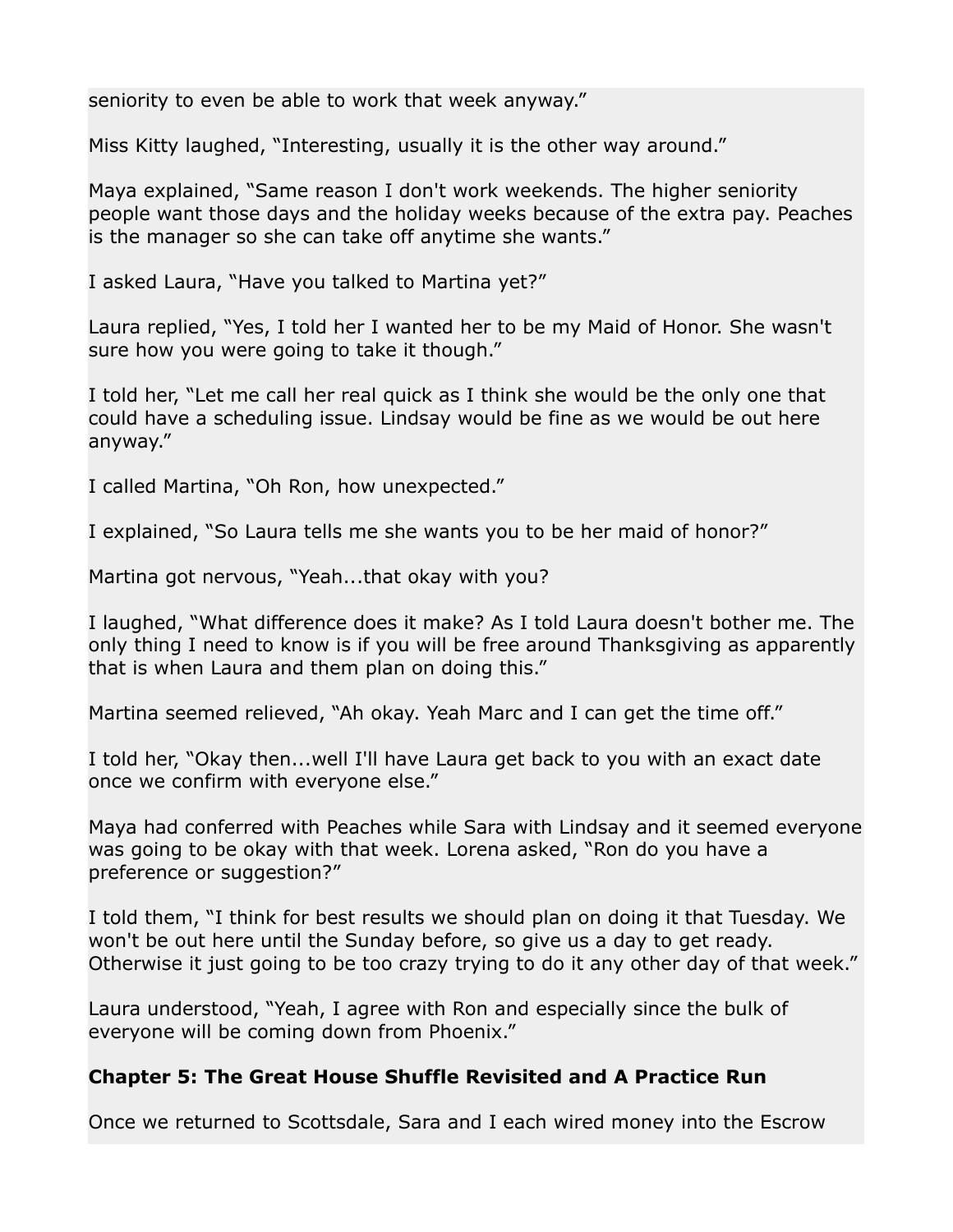seniority to even be able to work that week anyway."

Miss Kitty laughed, "Interesting, usually it is the other way around."

Maya explained, "Same reason I don't work weekends. The higher seniority people want those days and the holiday weeks because of the extra pay. Peaches is the manager so she can take off anytime she wants."

I asked Laura, "Have you talked to Martina yet?"

Laura replied, "Yes, I told her I wanted her to be my Maid of Honor. She wasn't sure how you were going to take it though."

I told her, "Let me call her real quick as I think she would be the only one that could have a scheduling issue. Lindsay would be fine as we would be out here anyway."

I called Martina, "Oh Ron, how unexpected."

I explained, "So Laura tells me she wants you to be her maid of honor?"

Martina got nervous, "Yeah...that okay with you?

I laughed, "What difference does it make? As I told Laura doesn't bother me. The only thing I need to know is if you will be free around Thanksgiving as apparently that is when Laura and them plan on doing this."

Martina seemed relieved, "Ah okay. Yeah Marc and I can get the time off."

I told her, "Okay then...well I'll have Laura get back to you with an exact date once we confirm with everyone else."

Maya had conferred with Peaches while Sara with Lindsay and it seemed everyone was going to be okay with that week. Lorena asked, "Ron do you have a preference or suggestion?"

I told them, "I think for best results we should plan on doing it that Tuesday. We won't be out here until the Sunday before, so give us a day to get ready. Otherwise it just going to be too crazy trying to do it any other day of that week."

Laura understood, "Yeah, I agree with Ron and especially since the bulk of everyone will be coming down from Phoenix."

**Chapter 5: The Great House Shuffle Revisited and A Practice Run**

Once we returned to Scottsdale, Sara and I each wired money into the Escrow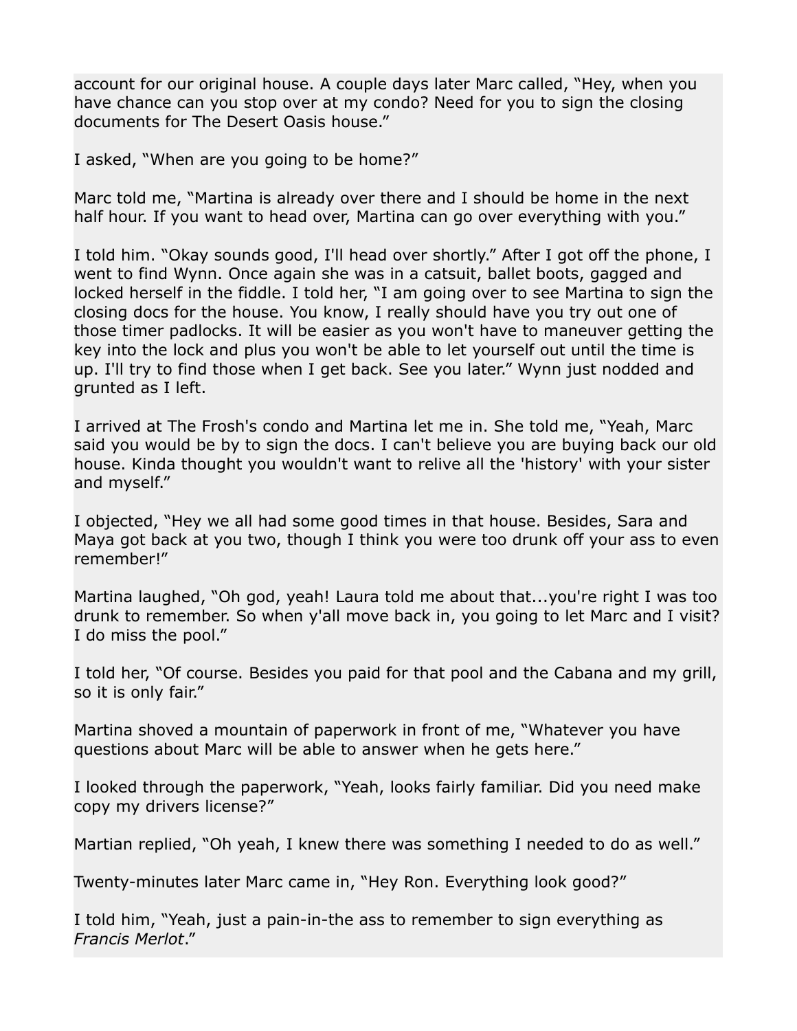account for our original house. A couple days later Marc called, “Hey, when you have chance can you stop over at my condo? Need for you to sign the closing documents for The Desert Oasis house.”

I asked, “When are you going to be home?”

Marc told me, “Martina is already over there and I should be home in the next half hour. If you want to head over, Martina can go over everything with you.”

I told him. “Okay sounds good, I'll head over shortly.” After I got off the phone, I went to find Wynn. Once again she was in a catsuit, ballet boots, gagged and locked herself in the fiddle. I told her, “I am going over to see Martina to sign the closing docs for the house. You know, I really should have you try out one of those timer padlocks. It will be easier as you won't have to maneuver getting the key into the lock and plus you won't be able to let yourself out until the time is up. I'll try to find those when I get back. See you later.” Wynn just nodded and grunted as I left.

I arrived at The Frosh's condo and Martina let me in. She told me, “Yeah, Marc said you would be by to sign the docs. I can't believe you are buying back our old house. Kinda thought you wouldn't want to relive all the 'history' with your sister and myself.”

I objected, “Hey we all had some good times in that house. Besides, Sara and Maya got back at you two, though I think you were too drunk off your ass to even remember!”

Martina laughed, “Oh god, yeah! Laura told me about that...you're right I was too drunk to remember. So when y'all move back in, you going to let Marc and I visit? I do miss the pool.”

I told her, “Of course. Besides you paid for that pool and the Cabana and my grill, so it is only fair.”

Martina shoved a mountain of paperwork in front of me, “Whatever you have questions about Marc will be able to answer when he gets here.”

I looked through the paperwork, “Yeah, looks fairly familiar. Did you need make copy my drivers license?”

Martian replied, “Oh yeah, I knew there was something I needed to do as well.”

Twenty-minutes later Marc came in, “Hey Ron. Everything look good?”

I told him, “Yeah, just a pain-in-the ass to remember to sign everything as *Francis Merlot*.”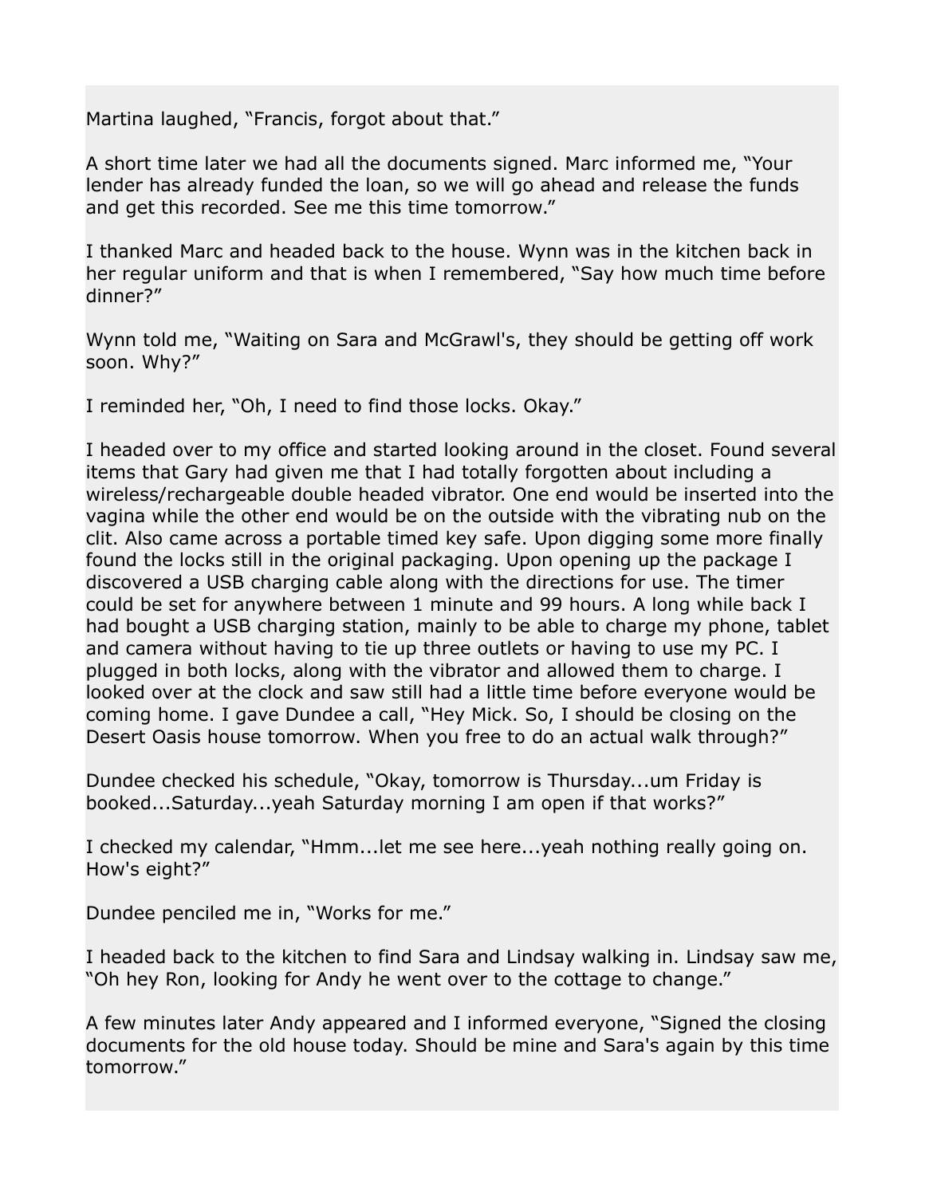Martina laughed, “Francis, forgot about that.”

A short time later we had all the documents signed. Marc informed me, “Your lender has already funded the loan, so we will go ahead and release the funds and get this recorded. See me this time tomorrow.”

I thanked Marc and headed back to the house. Wynn was in the kitchen back in her regular uniform and that is when I remembered, “Say how much time before dinner?”

Wynn told me, “Waiting on Sara and McGrawl's, they should be getting off work soon. Why?”

I reminded her, “Oh, I need to find those locks. Okay.”

I headed over to my office and started looking around in the closet. Found several items that Gary had given me that I had totally forgotten about including a wireless/rechargeable double headed vibrator. One end would be inserted into the vagina while the other end would be on the outside with the vibrating nub on the clit. Also came across a portable timed key safe. Upon digging some more finally found the locks still in the original packaging. Upon opening up the package I discovered a USB charging cable along with the directions for use. The timer could be set for anywhere between 1 minute and 99 hours. A long while back I had bought a USB charging station, mainly to be able to charge my phone, tablet and camera without having to tie up three outlets or having to use my PC. I plugged in both locks, along with the vibrator and allowed them to charge. I looked over at the clock and saw still had a little time before everyone would be coming home. I gave Dundee a call, “Hey Mick. So, I should be closing on the Desert Oasis house tomorrow. When you free to do an actual walk through?”

Dundee checked his schedule, “Okay, tomorrow is Thursday...um Friday is booked...Saturday...yeah Saturday morning I am open if that works?”

I checked my calendar, “Hmm...let me see here...yeah nothing really going on. How's eight?”

Dundee penciled me in, “Works for me.”

I headed back to the kitchen to find Sara and Lindsay walking in. Lindsay saw me, “Oh hey Ron, looking for Andy he went over to the cottage to change.”

A few minutes later Andy appeared and I informed everyone, “Signed the closing documents for the old house today. Should be mine and Sara's again by this time tomorrow.”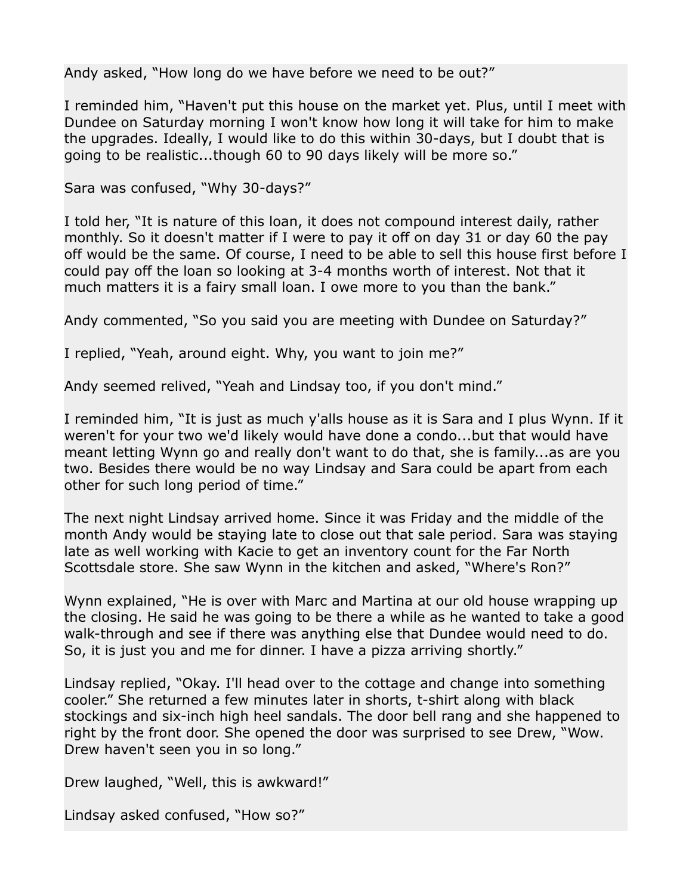Andy asked, “How long do we have before we need to be out?”

I reminded him, “Haven't put this house on the market yet. Plus, until I meet with Dundee on Saturday morning I won't know how long it will take for him to make the upgrades. Ideally, I would like to do this within 30-days, but I doubt that is going to be realistic...though 60 to 90 days likely will be more so.”

Sara was confused, “Why 30-days?”

I told her, “It is nature of this loan, it does not compound interest daily, rather monthly. So it doesn't matter if I were to pay it off on day 31 or day 60 the pay off would be the same. Of course, I need to be able to sell this house first before I could pay off the loan so looking at 3-4 months worth of interest. Not that it much matters it is a fairy small loan. I owe more to you than the bank.”

Andy commented, “So you said you are meeting with Dundee on Saturday?”

I replied, “Yeah, around eight. Why, you want to join me?”

Andy seemed relived, “Yeah and Lindsay too, if you don't mind.”

I reminded him, “It is just as much y'alls house as it is Sara and I plus Wynn. If it weren't for your two we'd likely would have done a condo...but that would have meant letting Wynn go and really don't want to do that, she is family...as are you two. Besides there would be no way Lindsay and Sara could be apart from each other for such long period of time.”

The next night Lindsay arrived home. Since it was Friday and the middle of the month Andy would be staying late to close out that sale period. Sara was staying late as well working with Kacie to get an inventory count for the Far North Scottsdale store. She saw Wynn in the kitchen and asked, “Where's Ron?”

Wynn explained, “He is over with Marc and Martina at our old house wrapping up the closing. He said he was going to be there a while as he wanted to take a good walk-through and see if there was anything else that Dundee would need to do. So, it is just you and me for dinner. I have a pizza arriving shortly.”

Lindsay replied, “Okay. I'll head over to the cottage and change into something cooler.” She returned a few minutes later in shorts, t-shirt along with black stockings and six-inch high heel sandals. The door bell rang and she happened to right by the front door. She opened the door was surprised to see Drew, “Wow. Drew haven't seen you in so long.”

Drew laughed, “Well, this is awkward!”

Lindsay asked confused, “How so?”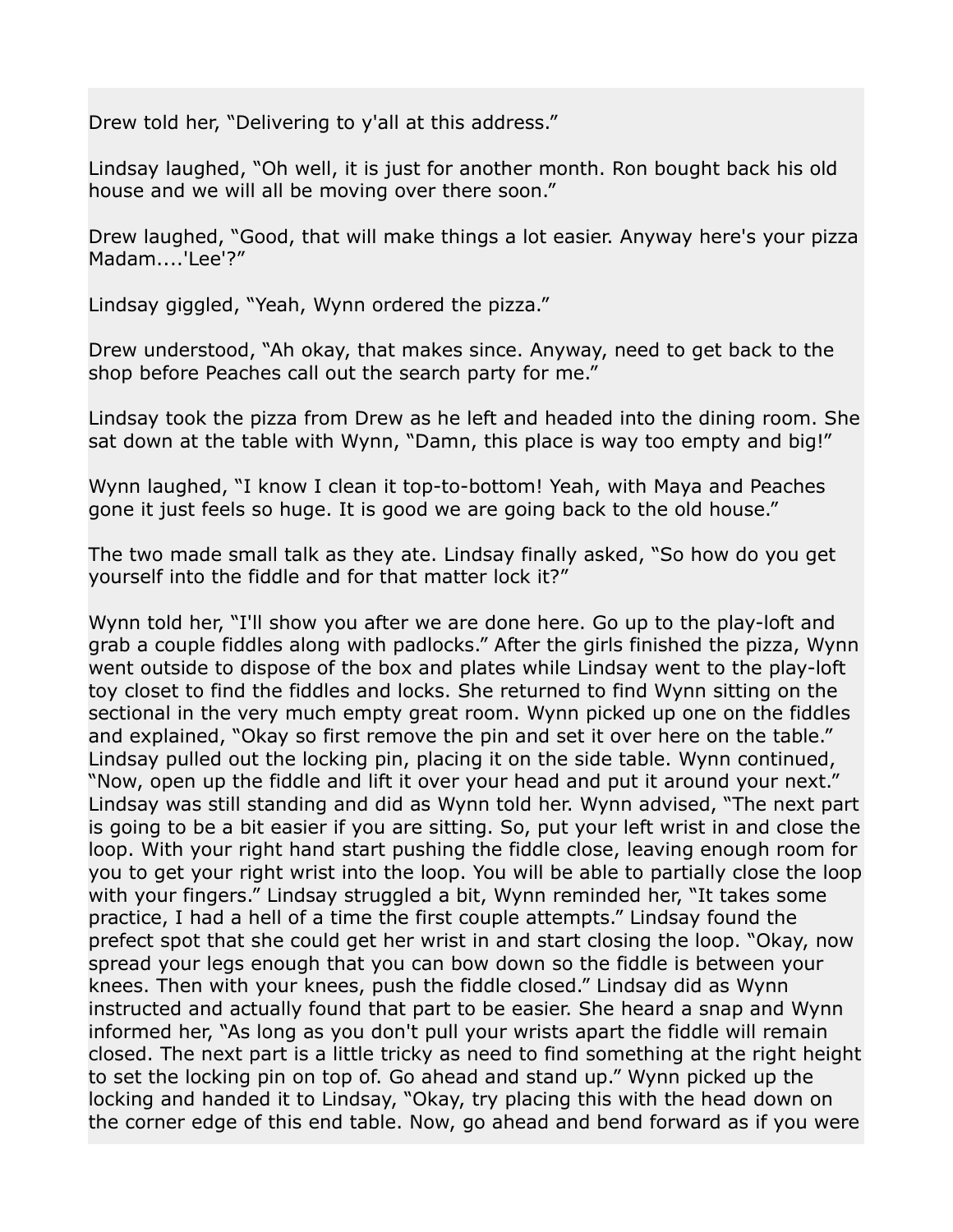Drew told her, “Delivering to y'all at this address.”

Lindsay laughed, “Oh well, it is just for another month. Ron bought back his old house and we will all be moving over there soon.”

Drew laughed, “Good, that will make things a lot easier. Anyway here's your pizza Madam....'Lee'?”

Lindsay giggled, “Yeah, Wynn ordered the pizza.”

Drew understood, “Ah okay, that makes since. Anyway, need to get back to the shop before Peaches call out the search party for me.”

Lindsay took the pizza from Drew as he left and headed into the dining room. She sat down at the table with Wynn, “Damn, this place is way too empty and big!”

Wynn laughed, “I know I clean it top-to-bottom! Yeah, with Maya and Peaches gone it just feels so huge. It is good we are going back to the old house.”

The two made small talk as they ate. Lindsay finally asked, “So how do you get yourself into the fiddle and for that matter lock it?”

Wynn told her, “I'll show you after we are done here. Go up to the play-loft and grab a couple fiddles along with padlocks.” After the girls finished the pizza, Wynn went outside to dispose of the box and plates while Lindsay went to the play-loft toy closet to find the fiddles and locks. She returned to find Wynn sitting on the sectional in the very much empty great room. Wynn picked up one on the fiddles and explained, “Okay so first remove the pin and set it over here on the table.” Lindsay pulled out the locking pin, placing it on the side table. Wynn continued, “Now, open up the fiddle and lift it over your head and put it around your next.” Lindsay was still standing and did as Wynn told her. Wynn advised, “The next part is going to be a bit easier if you are sitting. So, put your left wrist in and close the loop. With your right hand start pushing the fiddle close, leaving enough room for you to get your right wrist into the loop. You will be able to partially close the loop with your fingers.” Lindsay struggled a bit, Wynn reminded her, “It takes some practice, I had a hell of a time the first couple attempts.” Lindsay found the prefect spot that she could get her wrist in and start closing the loop. “Okay, now spread your legs enough that you can bow down so the fiddle is between your knees. Then with your knees, push the fiddle closed.” Lindsay did as Wynn instructed and actually found that part to be easier. She heard a snap and Wynn informed her, “As long as you don't pull your wrists apart the fiddle will remain closed. The next part is a little tricky as need to find something at the right height to set the locking pin on top of. Go ahead and stand up.” Wynn picked up the locking and handed it to Lindsay, “Okay, try placing this with the head down on the corner edge of this end table. Now, go ahead and bend forward as if you were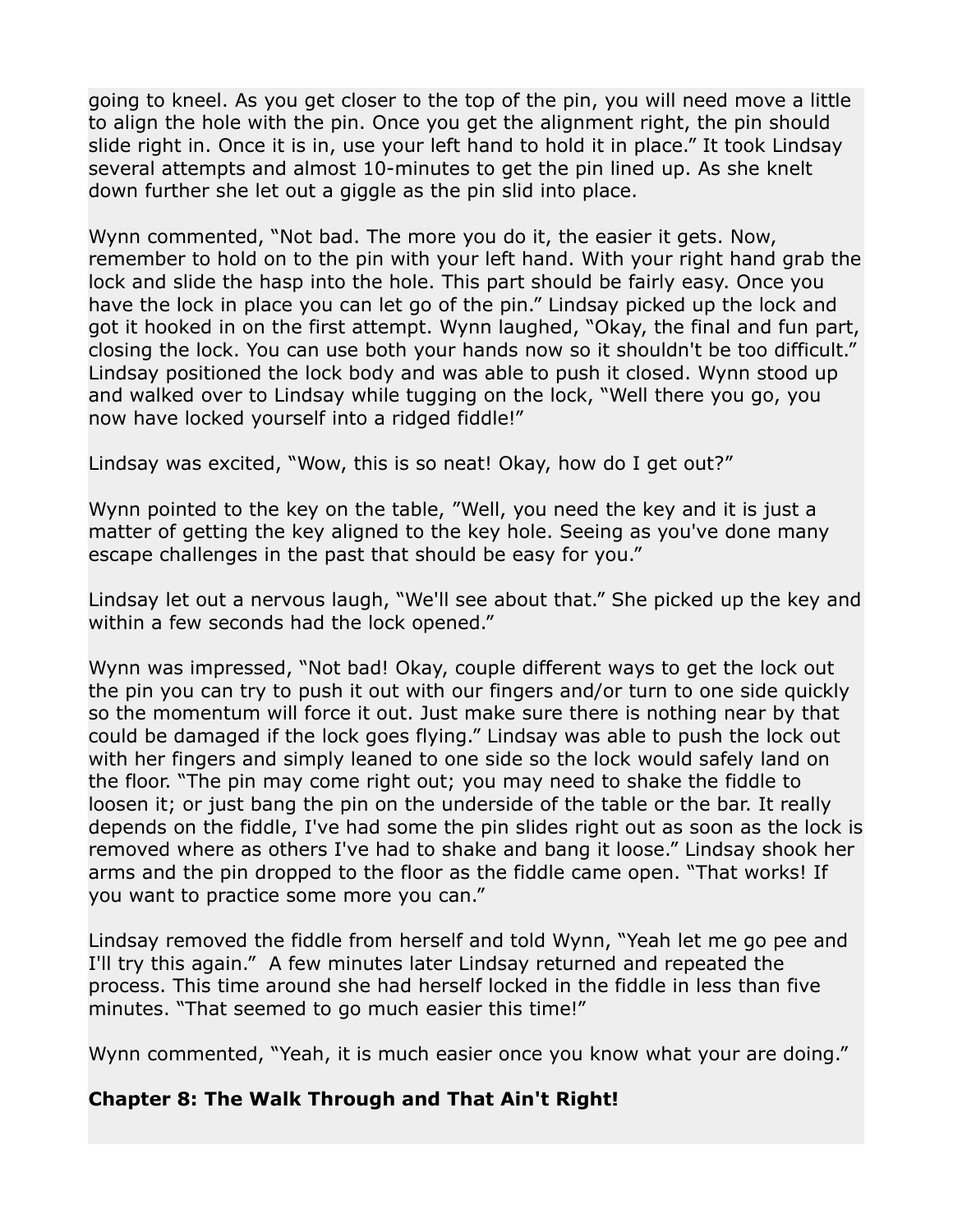going to kneel. As you get closer to the top of the pin, you will need move a little to align the hole with the pin. Once you get the alignment right, the pin should slide right in. Once it is in, use your left hand to hold it in place." It took Lindsay several attempts and almost 10-minutes to get the pin lined up. As she knelt down further she let out a giggle as the pin slid into place.

Wynn commented, "Not bad. The more you do it, the easier it gets. Now, remember to hold on to the pin with your left hand. With your right hand grab the lock and slide the hasp into the hole. This part should be fairly easy. Once you have the lock in place you can let go of the pin." Lindsay picked up the lock and got it hooked in on the first attempt. Wynn laughed, "Okay, the final and fun part, closing the lock. You can use both your hands now so it shouldn't be too difficult." Lindsay positioned the lock body and was able to push it closed. Wynn stood up and walked over to Lindsay while tugging on the lock, "Well there you go, you now have locked yourself into a ridged fiddle!"

Lindsay was excited, "Wow, this is so neat! Okay, how do I get out?"

Wynn pointed to the key on the table, "Well, you need the key and it is just a matter of getting the key aligned to the key hole. Seeing as you've done many escape challenges in the past that should be easy for you."

Lindsay let out a nervous laugh, "We'll see about that." She picked up the key and within a few seconds had the lock opened."

Wynn was impressed, "Not bad! Okay, couple different ways to get the lock out the pin you can try to push it out with our fingers and/or turn to one side quickly so the momentum will force it out. Just make sure there is nothing near by that could be damaged if the lock goes flying." Lindsay was able to push the lock out with her fingers and simply leaned to one side so the lock would safely land on the floor. "The pin may come right out; you may need to shake the fiddle to loosen it; or just bang the pin on the underside of the table or the bar. It really depends on the fiddle, I've had some the pin slides right out as soon as the lock is removed where as others I've had to shake and bang it loose." Lindsay shook her arms and the pin dropped to the floor as the fiddle came open. "That works! If you want to practice some more you can."

Lindsay removed the fiddle from herself and told Wynn, "Yeah let me go pee and I'll try this again." A few minutes later Lindsay returned and repeated the process. This time around she had herself locked in the fiddle in less than five minutes. "That seemed to go much easier this time!"

Wynn commented, "Yeah, it is much easier once you know what your are doing."

## Chapter 8: The Walk Through and That Ain't Right!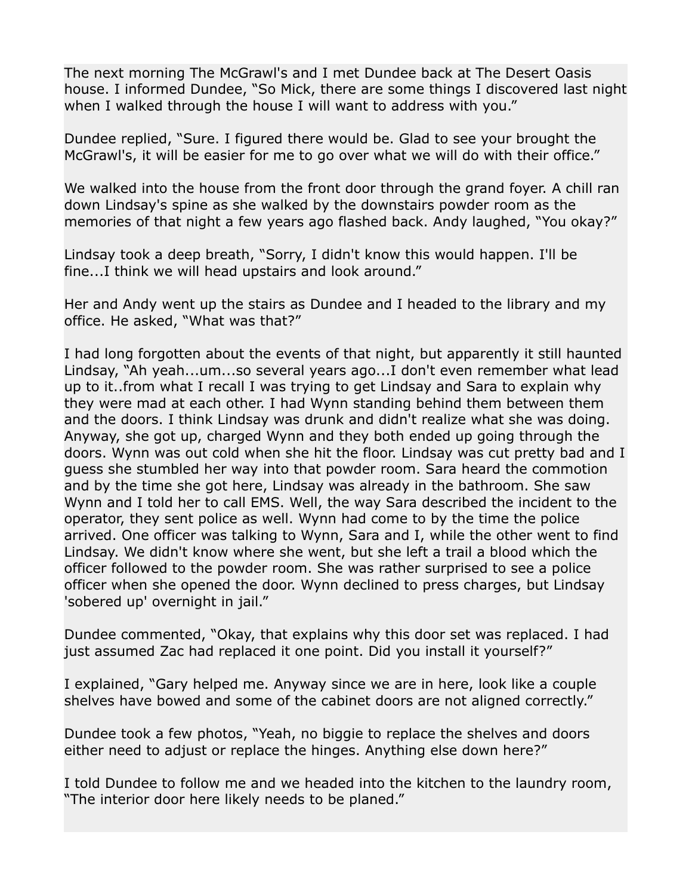The next morning The McGrawl's and I met Dundee back at The Desert Oasis house. I informed Dundee, "So Mick, there are some things I discovered last night when I walked through the house I will want to address with you."

Dundee replied, "Sure. I figured there would be. Glad to see your brought the McGrawl's, it will be easier for me to go over what we will do with their office."

We walked into the house from the front door through the grand foyer. A chill ran down Lindsay's spine as she walked by the downstairs powder room as the memories of that night a few years ago flashed back. Andy laughed, "You okay?"

Lindsay took a deep breath, "Sorry, I didn't know this would happen. I'll be fine...I think we will head upstairs and look around."

Her and Andy went up the stairs as Dundee and I headed to the library and my office. He asked, "What was that?"

I had long forgotten about the events of that night, but apparently it still haunted Lindsay, "Ah yeah...um...so several years ago...I don't even remember what lead up to it..from what I recall I was trying to get Lindsay and Sara to explain why they were mad at each other. I had Wynn standing behind them between them and the doors. I think Lindsay was drunk and didn't realize what she was doing. Anyway, she got up, charged Wynn and they both ended up going through the doors. Wynn was out cold when she hit the floor. Lindsay was cut pretty bad and I guess she stumbled her way into that powder room. Sara heard the commotion and by the time she got here, Lindsay was already in the bathroom. She saw Wynn and I told her to call EMS. Well, the way Sara described the incident to the operator, they sent police as well. Wynn had come to by the time the police arrived. One officer was talking to Wynn, Sara and I, while the other went to find Lindsay. We didn't know where she went, but she left a trail a blood which the officer followed to the powder room. She was rather surprised to see a police officer when she opened the door. Wynn declined to press charges, but Lindsay 'sobered up' overnight in jail."

Dundee commented, "Okay, that explains why this door set was replaced. I had just assumed Zac had replaced it one point. Did you install it yourself?"

I explained, "Gary helped me. Anyway since we are in here, look like a couple shelves have bowed and some of the cabinet doors are not aligned correctly."

Dundee took a few photos, "Yeah, no biggie to replace the shelves and doors either need to adjust or replace the hinges. Anything else down here?"

I told Dundee to follow me and we headed into the kitchen to the laundry room, "The interior door here likely needs to be planed."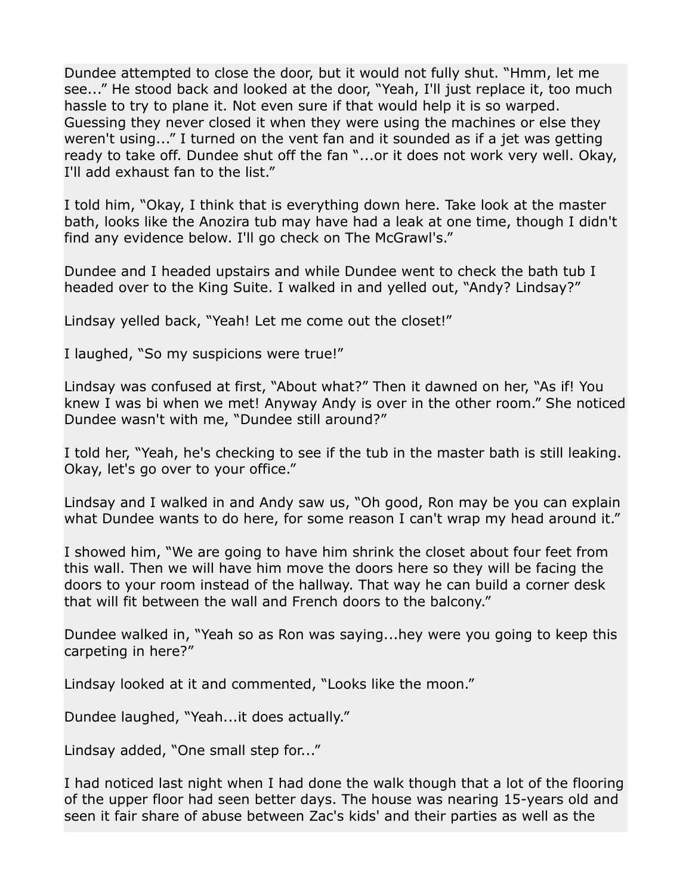Dundee attempted to close the door, but it would not fully shut. “Hmm, let me see...” He stood back and looked at the door, “Yeah, I'll just replace it, too much hassle to try to plane it. Not even sure if that would help it is so warped. Guessing they never closed it when they were using the machines or else they weren't using...” I turned on the vent fan and it sounded as if a jet was getting ready to take off. Dundee shut off the fan “...or it does not work very well. Okay, I'll add exhaust fan to the list.”

I told him, “Okay, I think that is everything down here. Take look at the master bath, looks like the Anozira tub may have had a leak at one time, though I didn't find any evidence below. I'll go check on The McGrawl's.”

Dundee and I headed upstairs and while Dundee went to check the bath tub I headed over to the King Suite. I walked in and yelled out, “Andy? Lindsay?”

Lindsay yelled back, “Yeah! Let me come out the closet!”

I laughed, “So my suspicions were true!”

Lindsay was confused at first, “About what?” Then it dawned on her, “As if! You knew I was bi when we met! Anyway Andy is over in the other room.” She noticed Dundee wasn't with me, “Dundee still around?”

I told her, “Yeah, he's checking to see if the tub in the master bath is still leaking. Okay, let's go over to your office.”

Lindsay and I walked in and Andy saw us, “Oh good, Ron may be you can explain what Dundee wants to do here, for some reason I can't wrap my head around it.”

I showed him, “We are going to have him shrink the closet about four feet from this wall. Then we will have him move the doors here so they will be facing the doors to your room instead of the hallway. That way he can build a corner desk that will fit between the wall and French doors to the balcony.”

Dundee walked in, “Yeah so as Ron was saying...hey were you going to keep this carpeting in here?”

Lindsay looked at it and commented, “Looks like the moon.”

Dundee laughed, “Yeah...it does actually.”

Lindsay added, “One small step for...”

I had noticed last night when I had done the walk though that a lot of the flooring of the upper floor had seen better days. The house was nearing 15-years old and seen it fair share of abuse between Zac's kids' and their parties as well as the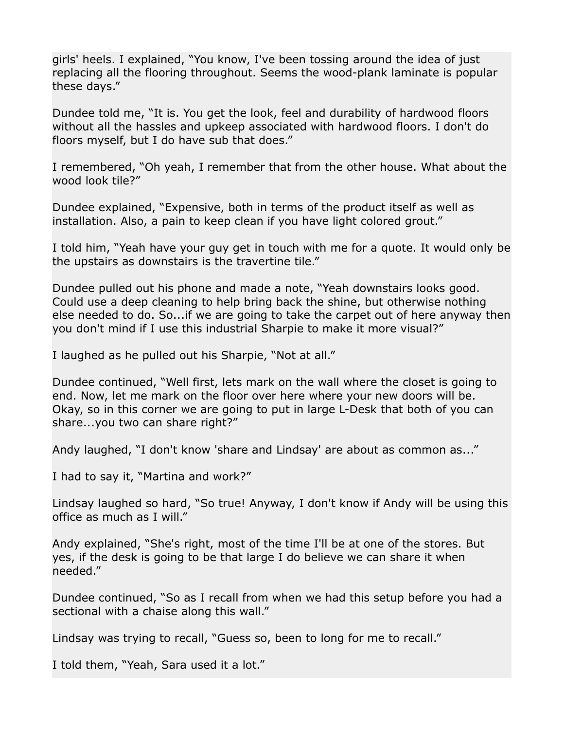girls' heels. I explained, “You know, I've been tossing around the idea of just replacing all the flooring throughout. Seems the wood-plank laminate is popular these days.”

Dundee told me, “It is. You get the look, feel and durability of hardwood floors without all the hassles and upkeep associated with hardwood floors. I don't do floors myself, but I do have sub that does.”

I remembered, “Oh yeah, I remember that from the other house. What about the wood look tile?”

Dundee explained, “Expensive, both in terms of the product itself as well as installation. Also, a pain to keep clean if you have light colored grout.”

I told him, “Yeah have your guy get in touch with me for a quote. It would only be the upstairs as downstairs is the travertine tile.”

Dundee pulled out his phone and made a note, “Yeah downstairs looks good. Could use a deep cleaning to help bring back the shine, but otherwise nothing else needed to do. So...if we are going to take the carpet out of here anyway then you don't mind if I use this industrial Sharpie to make it more visual?”

I laughed as he pulled out his Sharpie, “Not at all.”

Dundee continued, “Well first, lets mark on the wall where the closet is going to end. Now, let me mark on the floor over here where your new doors will be. Okay, so in this corner we are going to put in large L-Desk that both of you can share...you two can share right?”

Andy laughed, “I don't know 'share and Lindsay' are about as common as...”

I had to say it, “Martina and work?”

Lindsay laughed so hard, “So true! Anyway, I don't know if Andy will be using this office as much as I will.”

Andy explained, “She's right, most of the time I'll be at one of the stores. But yes, if the desk is going to be that large I do believe we can share it when needed.”

Dundee continued, “So as I recall from when we had this setup before you had a sectional with a chaise along this wall.”

Lindsay was trying to recall, “Guess so, been to long for me to recall.”

I told them, “Yeah, Sara used it a lot.”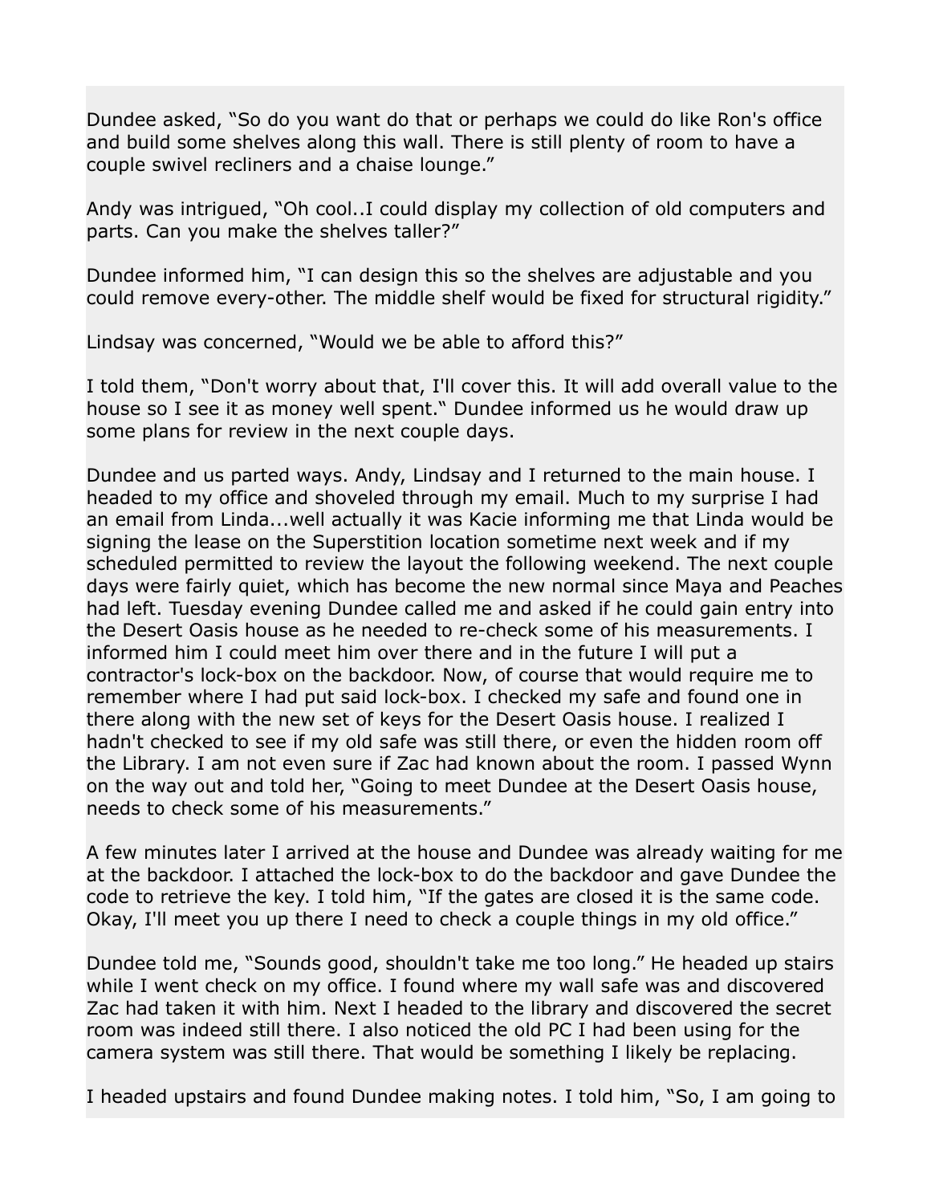Dundee asked, "So do you want do that or perhaps we could do like Ron's office and build some shelves along this wall. There is still plenty of room to have a couple swivel recliners and a chaise lounge."

Andy was intrigued, "Oh cool..I could display my collection of old computers and parts. Can you make the shelves taller?"

Dundee informed him, "I can design this so the shelves are adjustable and you could remove every-other. The middle shelf would be fixed for structural rigidity."

Lindsay was concerned, "Would we be able to afford this?"

I told them, "Don't worry about that, I'll cover this. It will add overall value to the house so I see it as money well spent." Dundee informed us he would draw up some plans for review in the next couple days.

Dundee and us parted ways. Andy, Lindsay and I returned to the main house. I headed to my office and shoveled through my email. Much to my surprise I had an email from Linda...well actually it was Kacie informing me that Linda would be signing the lease on the Superstition location sometime next week and if my scheduled permitted to review the layout the following weekend. The next couple days were fairly quiet, which has become the new normal since Maya and Peaches had left. Tuesday evening Dundee called me and asked if he could gain entry into the Desert Oasis house as he needed to re-check some of his measurements. I informed him I could meet him over there and in the future I will put a contractor's lock-box on the backdoor. Now, of course that would require me to remember where I had put said lock-box. I checked my safe and found one in there along with the new set of keys for the Desert Oasis house. I realized I hadn't checked to see if my old safe was still there, or even the hidden room off the Library. I am not even sure if Zac had known about the room. I passed Wynn on the way out and told her, "Going to meet Dundee at the Desert Oasis house, needs to check some of his measurements."

A few minutes later I arrived at the house and Dundee was already waiting for me at the backdoor. I attached the lock-box to do the backdoor and gave Dundee the code to retrieve the key. I told him, "If the gates are closed it is the same code. Okay, I'll meet you up there I need to check a couple things in my old office."

Dundee told me, "Sounds good, shouldn't take me too long." He headed up stairs while I went check on my office. I found where my wall safe was and discovered Zac had taken it with him. Next I headed to the library and discovered the secret room was indeed still there. I also noticed the old PC I had been using for the camera system was still there. That would be something I likely be replacing.

I headed upstairs and found Dundee making notes. I told him, "So, I am going to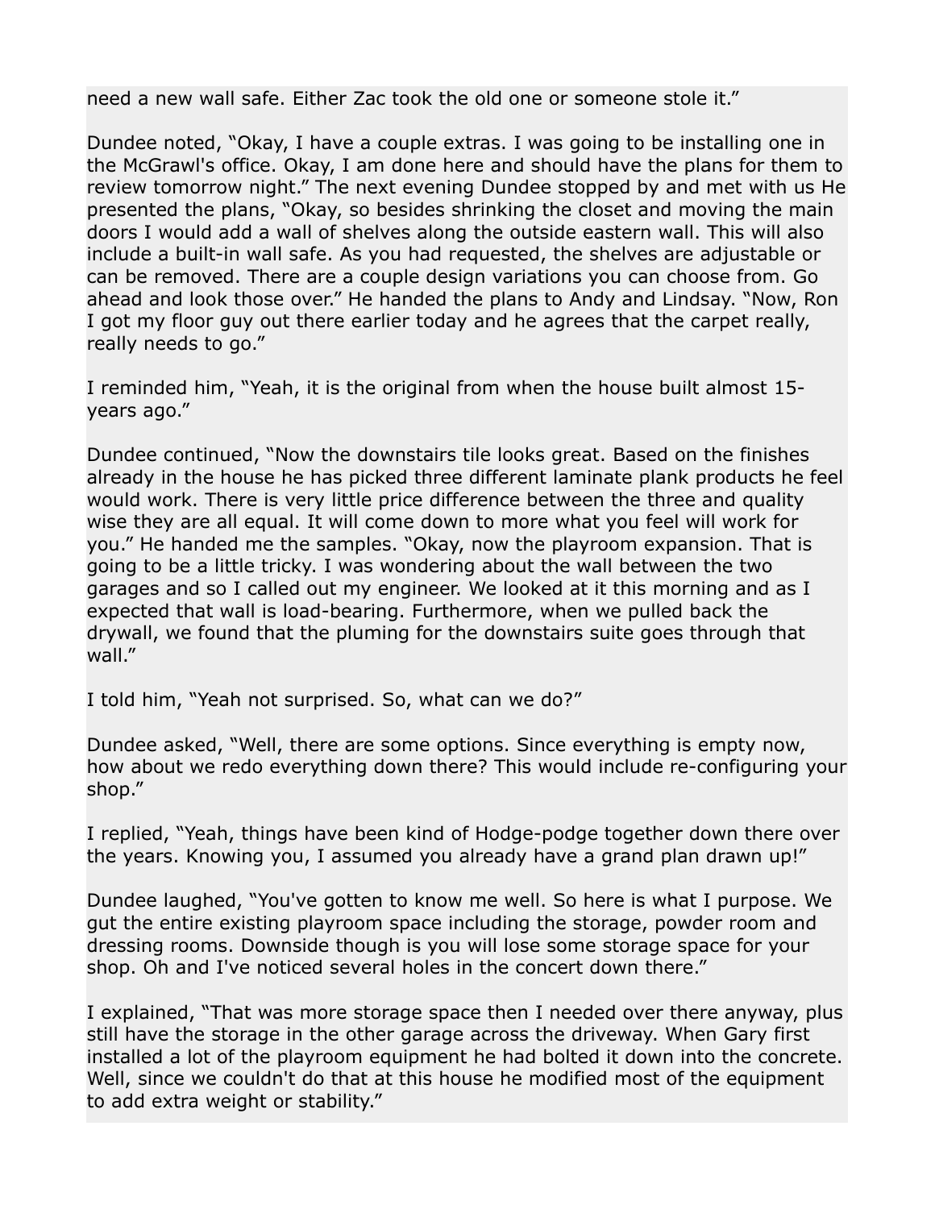need a new wall safe. Either Zac took the old one or someone stole it."

Dundee noted, "Okay, I have a couple extras. I was going to be installing one in the McGrawl's office. Okay, I am done here and should have the plans for them to review tomorrow night." The next evening Dundee stopped by and met with us He presented the plans, "Okay, so besides shrinking the closet and moving the main doors I would add a wall of shelves along the outside eastern wall. This will also include a built-in wall safe. As you had requested, the shelves are adjustable or can be removed. There are a couple design variations you can choose from. Go ahead and look those over." He handed the plans to Andy and Lindsay. "Now, Ron I got my floor guy out there earlier today and he agrees that the carpet really, really needs to go."

I reminded him, "Yeah, it is the original from when the house built almost 15-years ago."

Dundee continued, "Now the downstairs tile looks great. Based on the finishes already in the house he has picked three different laminate plank products he feel would work. There is very little price difference between the three and quality wise they are all equal. It will come down to more what you feel will work for you." He handed me the samples. "Okay, now the playroom expansion. That is going to be a little tricky. I was wondering about the wall between the two garages and so I called out my engineer. We looked at it this morning and as I expected that wall is load-bearing. Furthermore, when we pulled back the drywall, we found that the pluming for the downstairs suite goes through that wall."

I told him, "Yeah not surprised. So, what can we do?"

Dundee asked, "Well, there are some options. Since everything is empty now, how about we redo everything down there? This would include re-configuring your shop."

I replied, "Yeah, things have been kind of Hodge-podge together down there over the years. Knowing you, I assumed you already have a grand plan drawn up!"

Dundee laughed, "You've gotten to know me well. So here is what I purpose. We gut the entire existing playroom space including the storage, powder room and dressing rooms. Downside though is you will lose some storage space for your shop. Oh and I've noticed several holes in the concert down there."

I explained, "That was more storage space then I needed over there anyway, plus still have the storage in the other garage across the driveway. When Gary first installed a lot of the playroom equipment he had bolted it down into the concrete. Well, since we couldn't do that at this house he modified most of the equipment to add extra weight or stability."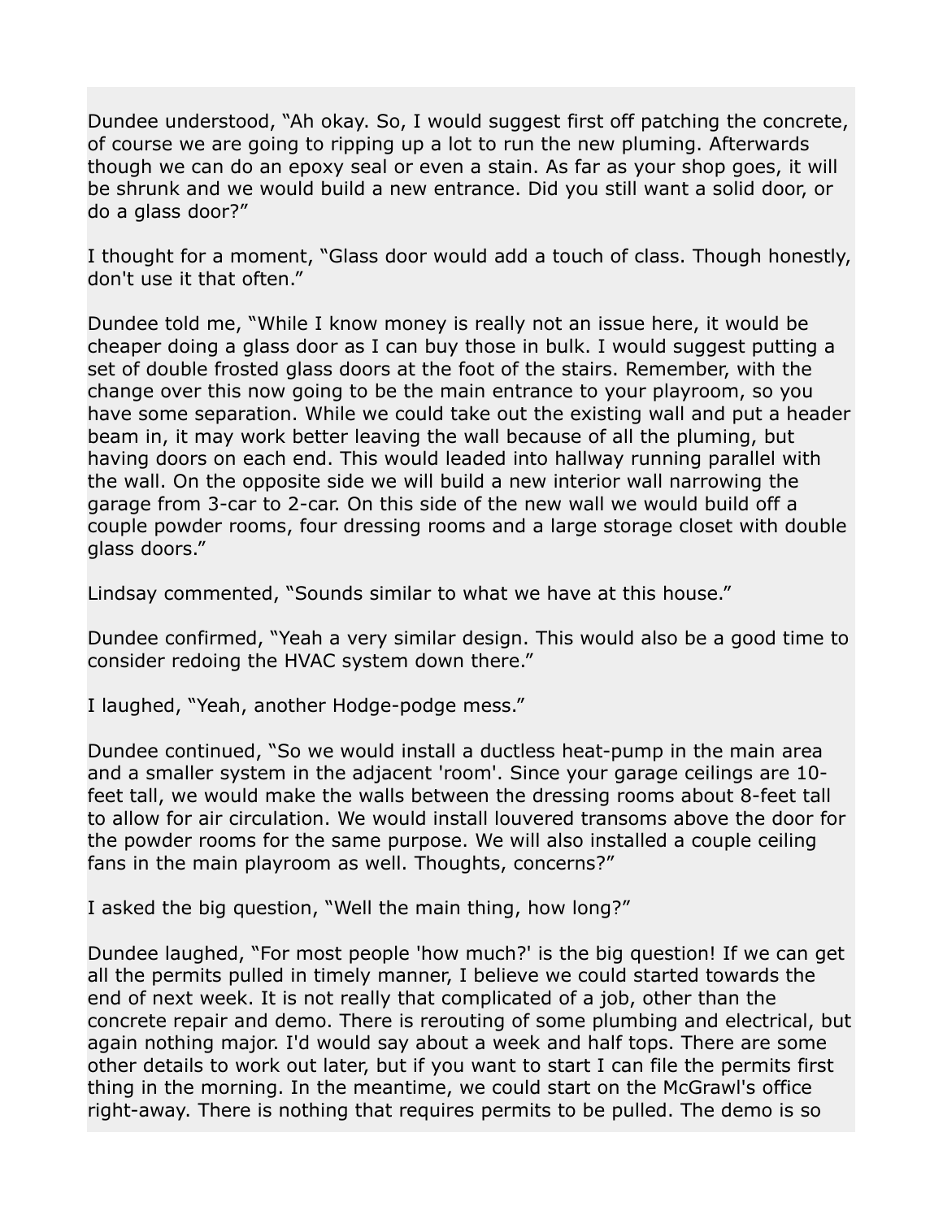Dundee understood, “Ah okay. So, I would suggest first off patching the concrete, of course we are going to ripping up a lot to run the new pluming. Afterwards though we can do an epoxy seal or even a stain. As far as your shop goes, it will be shrunk and we would build a new entrance. Did you still want a solid door, or do a glass door?”

I thought for a moment, “Glass door would add a touch of class. Though honestly, don't use it that often.”

Dundee told me, “While I know money is really not an issue here, it would be cheaper doing a glass door as I can buy those in bulk. I would suggest putting a set of double frosted glass doors at the foot of the stairs. Remember, with the change over this now going to be the main entrance to your playroom, so you have some separation. While we could take out the existing wall and put a header beam in, it may work better leaving the wall because of all the pluming, but having doors on each end. This would leaded into hallway running parallel with the wall. On the opposite side we will build a new interior wall narrowing the garage from 3-car to 2-car. On this side of the new wall we would build off a couple powder rooms, four dressing rooms and a large storage closet with double glass doors.”

Lindsay commented, “Sounds similar to what we have at this house.”

Dundee confirmed, “Yeah a very similar design. This would also be a good time to consider redoing the HVAC system down there.”

I laughed, “Yeah, another Hodge-podge mess.”

Dundee continued, “So we would install a ductless heat-pump in the main area and a smaller system in the adjacent 'room'. Since your garage ceilings are 10-feet tall, we would make the walls between the dressing rooms about 8-feet tall to allow for air circulation. We would install louvered transoms above the door for the powder rooms for the same purpose. We will also installed a couple ceiling fans in the main playroom as well. Thoughts, concerns?”

I asked the big question, “Well the main thing, how long?”

Dundee laughed, “For most people 'how much?' is the big question! If we can get all the permits pulled in timely manner, I believe we could started towards the end of next week. It is not really that complicated of a job, other than the concrete repair and demo. There is rerouting of some plumbing and electrical, but again nothing major. I'd would say about a week and half tops. There are some other details to work out later, but if you want to start I can file the permits first thing in the morning. In the meantime, we could start on the McGrawl's office right-away. There is nothing that requires permits to be pulled. The demo is so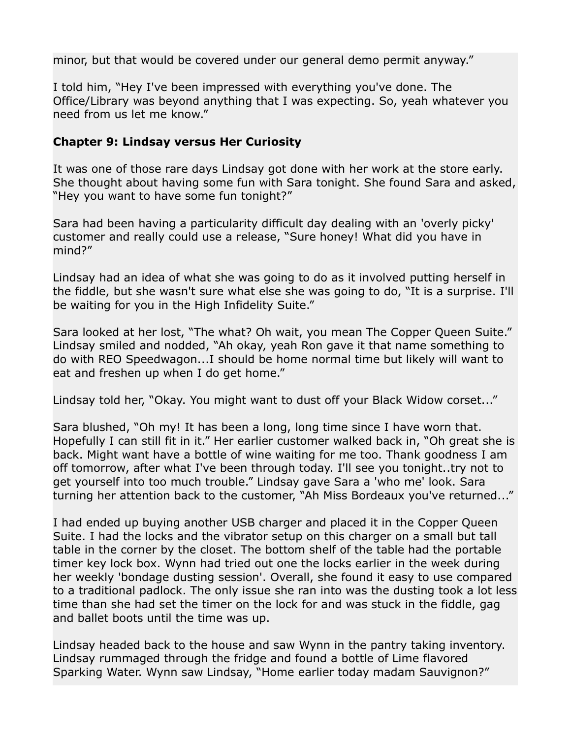minor, but that would be covered under our general demo permit anyway."

I told him, "Hey I've been impressed with everything you've done. The Office/Library was beyond anything that I was expecting. So, yeah whatever you need from us let me know."

**Chapter 9: Lindsay versus Her Curiosity**

It was one of those rare days Lindsay got done with her work at the store early. She thought about having some fun with Sara tonight. She found Sara and asked, "Hey you want to have some fun tonight?"

Sara had been having a particularity difficult day dealing with an 'overly picky' customer and really could use a release, "Sure honey! What did you have in mind?"

Lindsay had an idea of what she was going to do as it involved putting herself in the fiddle, but she wasn't sure what else she was going to do, "It is a surprise. I'll be waiting for you in the High Infidelity Suite."

Sara looked at her lost, "The what? Oh wait, you mean The Copper Queen Suite." Lindsay smiled and nodded, "Ah okay, yeah Ron gave it that name something to do with REO Speedwagon...I should be home normal time but likely will want to eat and freshen up when I do get home."

Lindsay told her, "Okay. You might want to dust off your Black Widow corset..."

Sara blushed, "Oh my! It has been a long, long time since I have worn that. Hopefully I can still fit in it." Her earlier customer walked back in, "Oh great she is back. Might want have a bottle of wine waiting for me too. Thank goodness I am off tomorrow, after what I've been through today. I'll see you tonight..try not to get yourself into too much trouble." Lindsay gave Sara a 'who me' look. Sara turning her attention back to the customer, "Ah Miss Bordeaux you've returned..."

I had ended up buying another USB charger and placed it in the Copper Queen Suite. I had the locks and the vibrator setup on this charger on a small but tall table in the corner by the closet. The bottom shelf of the table had the portable timer key lock box. Wynn had tried out one the locks earlier in the week during her weekly 'bondage dusting session'. Overall, she found it easy to use compared to a traditional padlock. The only issue she ran into was the dusting took a lot less time than she had set the timer on the lock for and was stuck in the fiddle, gag and ballet boots until the time was up.

Lindsay headed back to the house and saw Wynn in the pantry taking inventory. Lindsay rummaged through the fridge and found a bottle of Lime flavored Sparking Water. Wynn saw Lindsay, "Home earlier today madam Sauvignon?"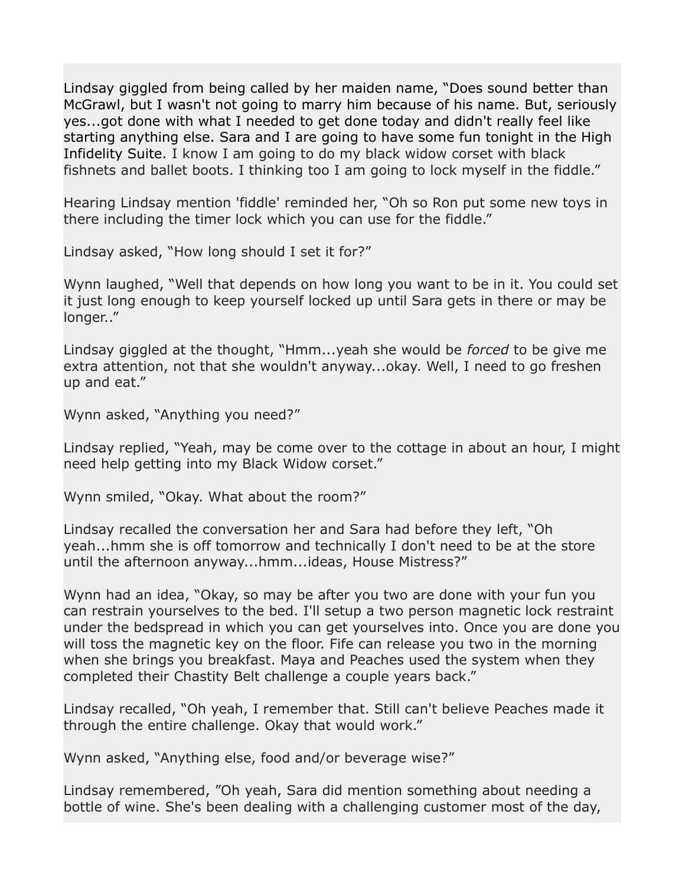Lindsay giggled from being called by her maiden name, “Does sound better than McGrawl, but I wasn't not going to marry him because of his name. But, seriously yes...got done with what I needed to get done today and didn't really feel like starting anything else. Sara and I are going to have some fun tonight in the High Infidelity Suite. I know I am going to do my black widow corset with black fishnets and ballet boots. I thinking too I am going to lock myself in the fiddle.”

Hearing Lindsay mention 'fiddle' reminded her, “Oh so Ron put some new toys in there including the timer lock which you can use for the fiddle.”

Lindsay asked, “How long should I set it for?”

Wynn laughed, “Well that depends on how long you want to be in it. You could set it just long enough to keep yourself locked up until Sara gets in there or may be longer..”

Lindsay giggled at the thought, “Hmm...yeah she would be *forced* to be give me extra attention, not that she wouldn't anyway...okay. Well, I need to go freshen up and eat.”

Wynn asked, “Anything you need?”

Lindsay replied, “Yeah, may be come over to the cottage in about an hour, I might need help getting into my Black Widow corset.”

Wynn smiled, “Okay. What about the room?”

Lindsay recalled the conversation her and Sara had before they left, “Oh yeah...hmm she is off tomorrow and technically I don't need to be at the store until the afternoon anyway...hmm...ideas, House Mistress?”

Wynn had an idea, “Okay, so may be after you two are done with your fun you can restrain yourselves to the bed. I'll setup a two person magnetic lock restraint under the bedspread in which you can get yourselves into. Once you are done you will toss the magnetic key on the floor. Fife can release you two in the morning when she brings you breakfast. Maya and Peaches used the system when they completed their Chastity Belt challenge a couple years back.”

Lindsay recalled, “Oh yeah, I remember that. Still can't believe Peaches made it through the entire challenge. Okay that would work.”

Wynn asked, “Anything else, food and/or beverage wise?”

Lindsay remembered, ”Oh yeah, Sara did mention something about needing a bottle of wine. She's been dealing with a challenging customer most of the day,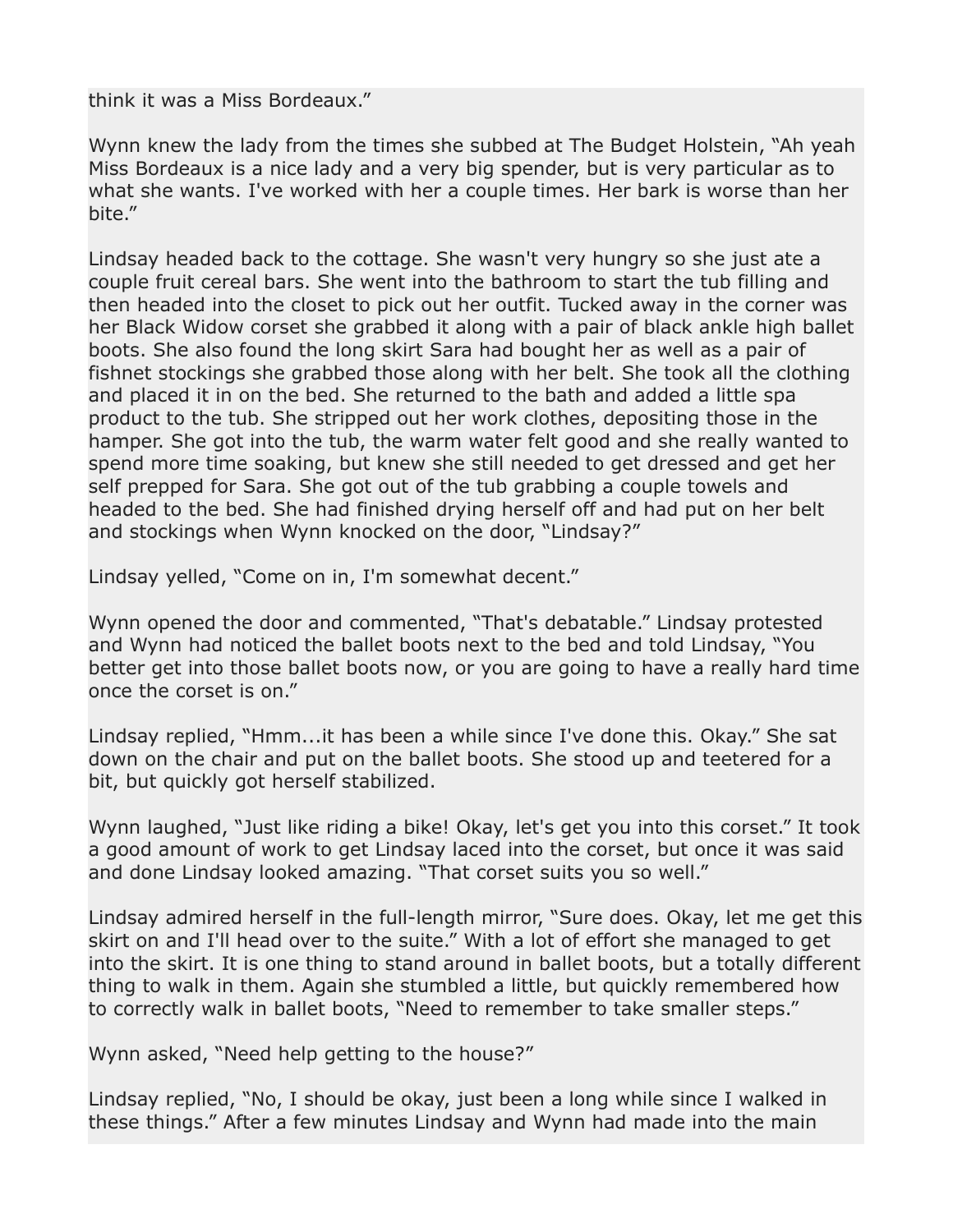think it was a Miss Bordeaux."

Wynn knew the lady from the times she subbed at The Budget Holstein, "Ah yeah Miss Bordeaux is a nice lady and a very big spender, but is very particular as to what she wants. I've worked with her a couple times. Her bark is worse than her bite."

Lindsay headed back to the cottage. She wasn't very hungry so she just ate a couple fruit cereal bars. She went into the bathroom to start the tub filling and then headed into the closet to pick out her outfit. Tucked away in the corner was her Black Widow corset she grabbed it along with a pair of black ankle high ballet boots. She also found the long skirt Sara had bought her as well as a pair of fishnet stockings she grabbed those along with her belt. She took all the clothing and placed it in on the bed. She returned to the bath and added a little spa product to the tub. She stripped out her work clothes, depositing those in the hamper. She got into the tub, the warm water felt good and she really wanted to spend more time soaking, but knew she still needed to get dressed and get her self prepped for Sara. She got out of the tub grabbing a couple towels and headed to the bed. She had finished drying herself off and had put on her belt and stockings when Wynn knocked on the door, "Lindsay?"

Lindsay yelled, "Come on in, I'm somewhat decent."

Wynn opened the door and commented, "That's debatable." Lindsay protested and Wynn had noticed the ballet boots next to the bed and told Lindsay, "You better get into those ballet boots now, or you are going to have a really hard time once the corset is on."

Lindsay replied, "Hmm...it has been a while since I've done this. Okay." She sat down on the chair and put on the ballet boots. She stood up and teetered for a bit, but quickly got herself stabilized.

Wynn laughed, "Just like riding a bike! Okay, let's get you into this corset." It took a good amount of work to get Lindsay laced into the corset, but once it was said and done Lindsay looked amazing. "That corset suits you so well."

Lindsay admired herself in the full-length mirror, "Sure does. Okay, let me get this skirt on and I'll head over to the suite." With a lot of effort she managed to get into the skirt. It is one thing to stand around in ballet boots, but a totally different thing to walk in them. Again she stumbled a little, but quickly remembered how to correctly walk in ballet boots, "Need to remember to take smaller steps."

Wynn asked, "Need help getting to the house?"

Lindsay replied, "No, I should be okay, just been a long while since I walked in these things." After a few minutes Lindsay and Wynn had made into the main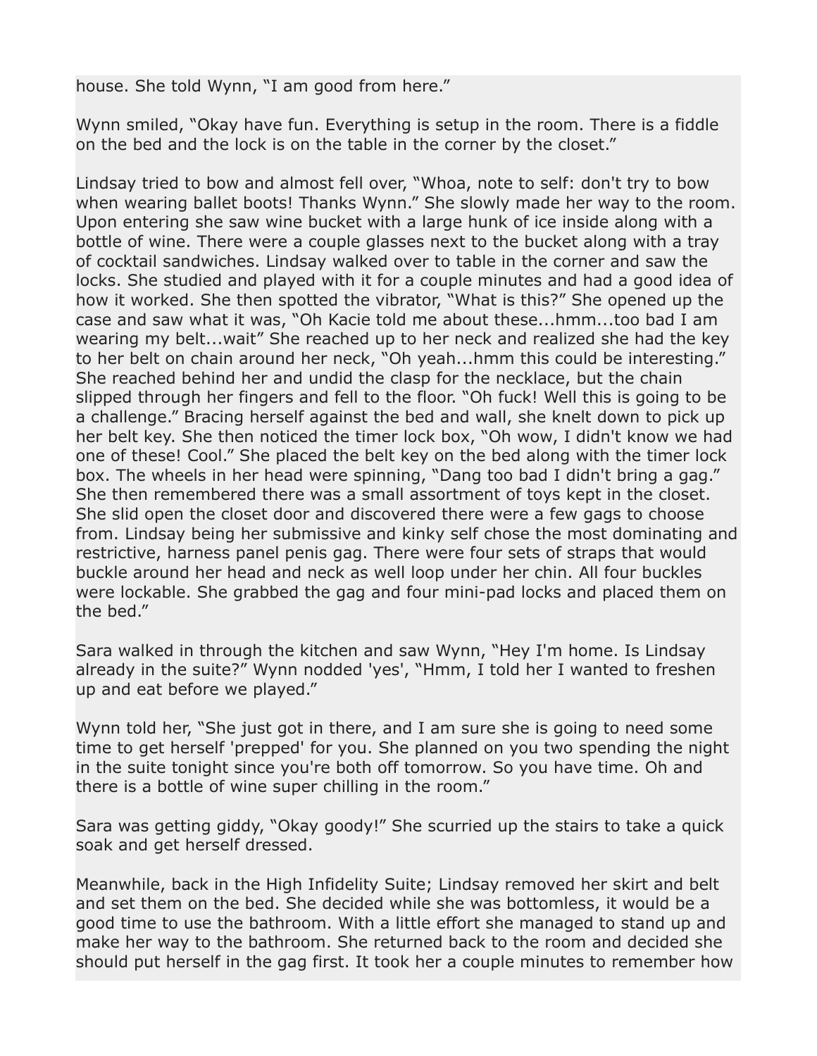house. She told Wynn, “I am good from here.”

Wynn smiled, “Okay have fun. Everything is setup in the room. There is a fiddle on the bed and the lock is on the table in the corner by the closet.”

Lindsay tried to bow and almost fell over, “Whoa, note to self: don't try to bow when wearing ballet boots! Thanks Wynn.” She slowly made her way to the room. Upon entering she saw wine bucket with a large hunk of ice inside along with a bottle of wine. There were a couple glasses next to the bucket along with a tray of cocktail sandwiches. Lindsay walked over to table in the corner and saw the locks. She studied and played with it for a couple minutes and had a good idea of how it worked. She then spotted the vibrator, “What is this?” She opened up the case and saw what it was, “Oh Kacie told me about these...hmm...too bad I am wearing my belt...wait” She reached up to her neck and realized she had the key to her belt on chain around her neck, “Oh yeah...hmm this could be interesting.” She reached behind her and undid the clasp for the necklace, but the chain slipped through her fingers and fell to the floor. “Oh fuck! Well this is going to be a challenge.” Bracing herself against the bed and wall, she knelt down to pick up her belt key. She then noticed the timer lock box, “Oh wow, I didn't know we had one of these! Cool.” She placed the belt key on the bed along with the timer lock box. The wheels in her head were spinning, “Dang too bad I didn't bring a gag.” She then remembered there was a small assortment of toys kept in the closet. She slid open the closet door and discovered there were a few gags to choose from. Lindsay being her submissive and kinky self chose the most dominating and restrictive, harness panel penis gag. There were four sets of straps that would buckle around her head and neck as well loop under her chin. All four buckles were lockable. She grabbed the gag and four mini-pad locks and placed them on the bed.”

Sara walked in through the kitchen and saw Wynn, “Hey I'm home. Is Lindsay already in the suite?” Wynn nodded 'yes', “Hmm, I told her I wanted to freshen up and eat before we played.”

Wynn told her, “She just got in there, and I am sure she is going to need some time to get herself 'prepped' for you. She planned on you two spending the night in the suite tonight since you're both off tomorrow. So you have time. Oh and there is a bottle of wine super chilling in the room.”

Sara was getting giddy, “Okay goody!” She scurried up the stairs to take a quick soak and get herself dressed.

Meanwhile, back in the High Infidelity Suite; Lindsay removed her skirt and belt and set them on the bed. She decided while she was bottomless, it would be a good time to use the bathroom. With a little effort she managed to stand up and make her way to the bathroom. She returned back to the room and decided she should put herself in the gag first. It took her a couple minutes to remember how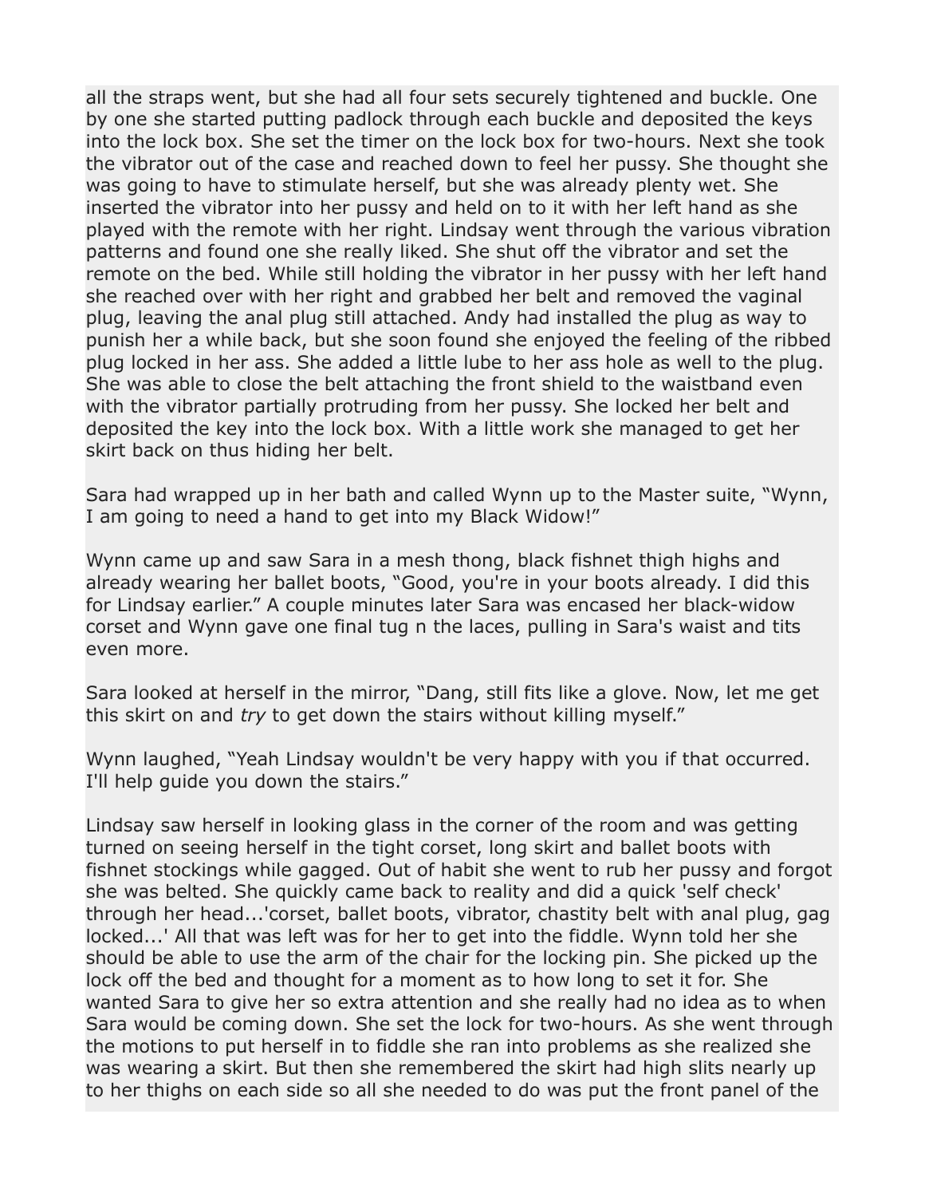all the straps went, but she had all four sets securely tightened and buckle. One by one she started putting padlock through each buckle and deposited the keys into the lock box. She set the timer on the lock box for two-hours. Next she took the vibrator out of the case and reached down to feel her pussy. She thought she was going to have to stimulate herself, but she was already plenty wet. She inserted the vibrator into her pussy and held on to it with her left hand as she played with the remote with her right. Lindsay went through the various vibration patterns and found one she really liked. She shut off the vibrator and set the remote on the bed. While still holding the vibrator in her pussy with her left hand she reached over with her right and grabbed her belt and removed the vaginal plug, leaving the anal plug still attached. Andy had installed the plug as way to punish her a while back, but she soon found she enjoyed the feeling of the ribbed plug locked in her ass. She added a little lube to her ass hole as well to the plug. She was able to close the belt attaching the front shield to the waistband even with the vibrator partially protruding from her pussy. She locked her belt and deposited the key into the lock box. With a little work she managed to get her skirt back on thus hiding her belt.

Sara had wrapped up in her bath and called Wynn up to the Master suite, “Wynn, I am going to need a hand to get into my Black Widow!”

Wynn came up and saw Sara in a mesh thong, black fishnet thigh highs and already wearing her ballet boots, “Good, you're in your boots already. I did this for Lindsay earlier.” A couple minutes later Sara was encased her black-widow corset and Wynn gave one final tug n the laces, pulling in Sara's waist and tits even more.

Sara looked at herself in the mirror, “Dang, still fits like a glove. Now, let me get this skirt on and *try* to get down the stairs without killing myself.”

Wynn laughed, “Yeah Lindsay wouldn't be very happy with you if that occurred. I'll help guide you down the stairs.”

Lindsay saw herself in looking glass in the corner of the room and was getting turned on seeing herself in the tight corset, long skirt and ballet boots with fishnet stockings while gagged. Out of habit she went to rub her pussy and forgot she was belted. She quickly came back to reality and did a quick 'self check' through her head...'corset, ballet boots, vibrator, chastity belt with anal plug, gag locked...' All that was left was for her to get into the fiddle. Wynn told her she should be able to use the arm of the chair for the locking pin. She picked up the lock off the bed and thought for a moment as to how long to set it for. She wanted Sara to give her so extra attention and she really had no idea as to when Sara would be coming down. She set the lock for two-hours. As she went through the motions to put herself in to fiddle she ran into problems as she realized she was wearing a skirt. But then she remembered the skirt had high slits nearly up to her thighs on each side so all she needed to do was put the front panel of the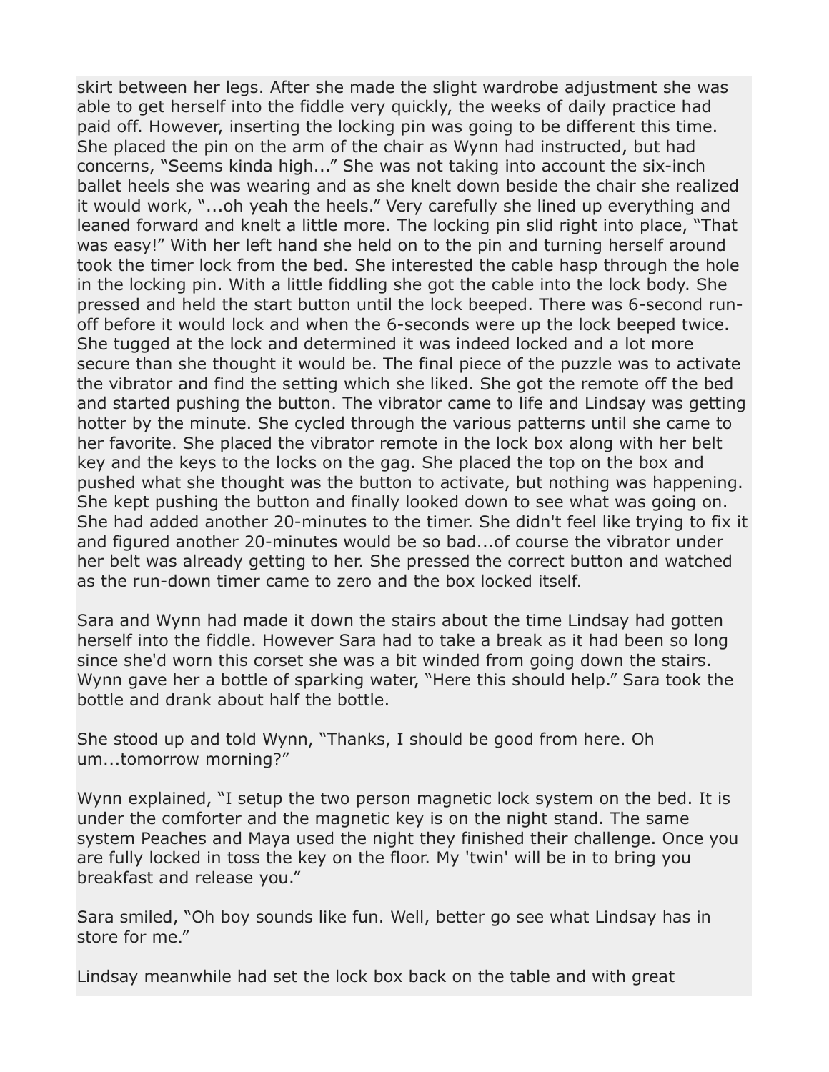skirt between her legs. After she made the slight wardrobe adjustment she was able to get herself into the fiddle very quickly, the weeks of daily practice had paid off. However, inserting the locking pin was going to be different this time. She placed the pin on the arm of the chair as Wynn had instructed, but had concerns, “Seems kinda high...” She was not taking into account the six-inch ballet heels she was wearing and as she knelt down beside the chair she realized it would work, “...oh yeah the heels.” Very carefully she lined up everything and leaned forward and knelt a little more. The locking pin slid right into place, “That was easy!” With her left hand she held on to the pin and turning herself around took the timer lock from the bed. She interested the cable hasp through the hole in the locking pin. With a little fiddling she got the cable into the lock body. She pressed and held the start button until the lock beeped. There was 6-second run-off before it would lock and when the 6-seconds were up the lock beeped twice. She tugged at the lock and determined it was indeed locked and a lot more secure than she thought it would be. The final piece of the puzzle was to activate the vibrator and find the setting which she liked. She got the remote off the bed and started pushing the button. The vibrator came to life and Lindsay was getting hotter by the minute. She cycled through the various patterns until she came to her favorite. She placed the vibrator remote in the lock box along with her belt key and the keys to the locks on the gag. She placed the top on the box and pushed what she thought was the button to activate, but nothing was happening. She kept pushing the button and finally looked down to see what was going on. She had added another 20-minutes to the timer. She didn't feel like trying to fix it and figured another 20-minutes would be so bad...of course the vibrator under her belt was already getting to her. She pressed the correct button and watched as the run-down timer came to zero and the box locked itself.

Sara and Wynn had made it down the stairs about the time Lindsay had gotten herself into the fiddle. However Sara had to take a break as it had been so long since she'd worn this corset she was a bit winded from going down the stairs. Wynn gave her a bottle of sparking water, “Here this should help.” Sara took the bottle and drank about half the bottle.

She stood up and told Wynn, “Thanks, I should be good from here. Oh um...tomorrow morning?”

Wynn explained, “I setup the two person magnetic lock system on the bed. It is under the comforter and the magnetic key is on the night stand. The same system Peaches and Maya used the night they finished their challenge. Once you are fully locked in toss the key on the floor. My 'twin' will be in to bring you breakfast and release you.”

Sara smiled, “Oh boy sounds like fun. Well, better go see what Lindsay has in store for me.”

Lindsay meanwhile had set the lock box back on the table and with great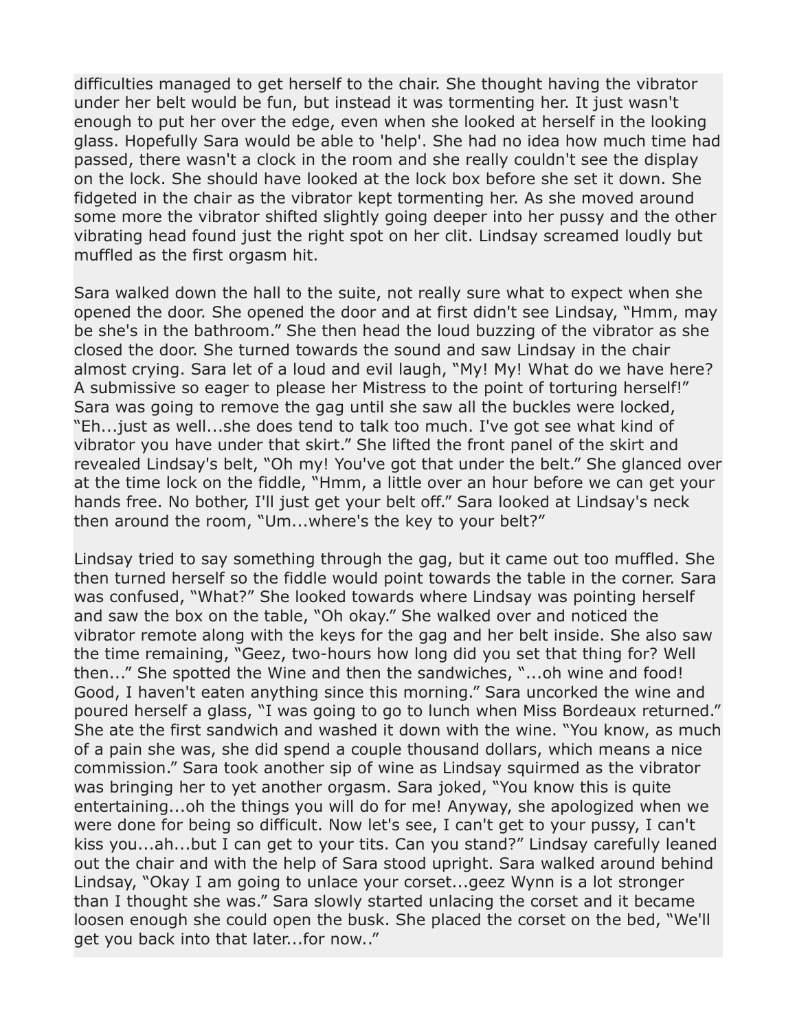difficulties managed to get herself to the chair. She thought having the vibrator under her belt would be fun, but instead it was tormenting her. It just wasn't enough to put her over the edge, even when she looked at herself in the looking glass. Hopefully Sara would be able to 'help'. She had no idea how much time had passed, there wasn't a clock in the room and she really couldn't see the display on the lock. She should have looked at the lock box before she set it down. She fidgeted in the chair as the vibrator kept tormenting her. As she moved around some more the vibrator shifted slightly going deeper into her pussy and the other vibrating head found just the right spot on her clit. Lindsay screamed loudly but muffled as the first orgasm hit.

Sara walked down the hall to the suite, not really sure what to expect when she opened the door. She opened the door and at first didn't see Lindsay, "Hmm, may be she's in the bathroom." She then head the loud buzzing of the vibrator as she closed the door. She turned towards the sound and saw Lindsay in the chair almost crying. Sara let of a loud and evil laugh, "My! My! What do we have here? A submissive so eager to please her Mistress to the point of torturing herself!" Sara was going to remove the gag until she saw all the buckles were locked, "Eh...just as well...she does tend to talk too much. I've got see what kind of vibrator you have under that skirt." She lifted the front panel of the skirt and revealed Lindsay's belt, "Oh my! You've got that under the belt." She glanced over at the time lock on the fiddle, "Hmm, a little over an hour before we can get your hands free. No bother, I'll just get your belt off." Sara looked at Lindsay's neck then around the room, "Um...where's the key to your belt?"

Lindsay tried to say something through the gag, but it came out too muffled. She then turned herself so the fiddle would point towards the table in the corner. Sara was confused, "What?" She looked towards where Lindsay was pointing herself and saw the box on the table, "Oh okay." She walked over and noticed the vibrator remote along with the keys for the gag and her belt inside. She also saw the time remaining, "Geez, two-hours how long did you set that thing for? Well then..." She spotted the Wine and then the sandwiches, "...oh wine and food! Good, I haven't eaten anything since this morning." Sara uncorked the wine and poured herself a glass, "I was going to go to lunch when Miss Bordeaux returned." She ate the first sandwich and washed it down with the wine. "You know, as much of a pain she was, she did spend a couple thousand dollars, which means a nice commission." Sara took another sip of wine as Lindsay squirmed as the vibrator was bringing her to yet another orgasm. Sara joked, "You know this is quite entertaining...oh the things you will do for me! Anyway, she apologized when we were done for being so difficult. Now let's see, I can't get to your pussy, I can't kiss you...ah...but I can get to your tits. Can you stand?" Lindsay carefully leaned out the chair and with the help of Sara stood upright. Sara walked around behind Lindsay, "Okay I am going to unlace your corset...geez Wynn is a lot stronger than I thought she was." Sara slowly started unlacing the corset and it became loosen enough she could open the busk. She placed the corset on the bed, "We'll get you back into that later...for now.."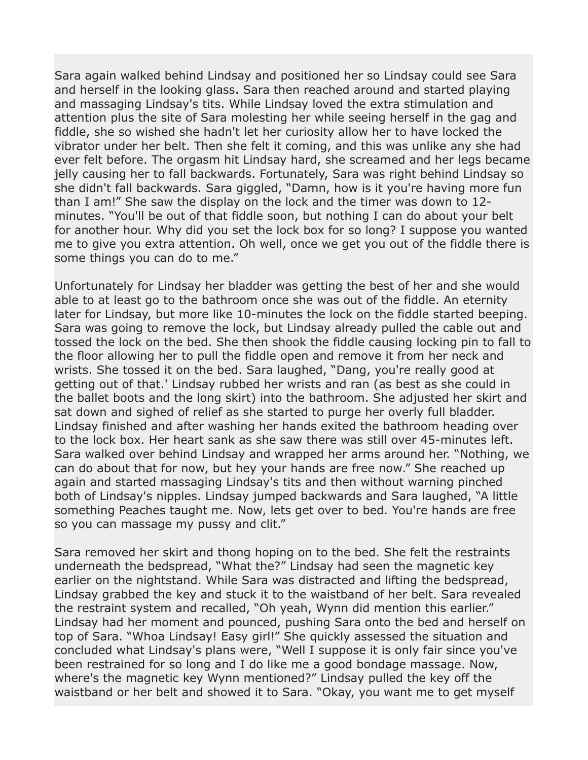Sara again walked behind Lindsay and positioned her so Lindsay could see Sara and herself in the looking glass. Sara then reached around and started playing and massaging Lindsay's tits. While Lindsay loved the extra stimulation and attention plus the site of Sara molesting her while seeing herself in the gag and fiddle, she so wished she hadn't let her curiosity allow her to have locked the vibrator under her belt. Then she felt it coming, and this was unlike any she had ever felt before. The orgasm hit Lindsay hard, she screamed and her legs became jelly causing her to fall backwards. Fortunately, Sara was right behind Lindsay so she didn't fall backwards. Sara giggled, "Damn, how is it you're having more fun than I am!" She saw the display on the lock and the timer was down to 12-minutes. "You'll be out of that fiddle soon, but nothing I can do about your belt for another hour. Why did you set the lock box for so long? I suppose you wanted me to give you extra attention. Oh well, once we get you out of the fiddle there is some things you can do to me."

Unfortunately for Lindsay her bladder was getting the best of her and she would able to at least go to the bathroom once she was out of the fiddle. An eternity later for Lindsay, but more like 10-minutes the lock on the fiddle started beeping. Sara was going to remove the lock, but Lindsay already pulled the cable out and tossed the lock on the bed. She then shook the fiddle causing locking pin to fall to the floor allowing her to pull the fiddle open and remove it from her neck and wrists. She tossed it on the bed. Sara laughed, "Dang, you're really good at getting out of that.' Lindsay rubbed her wrists and ran (as best as she could in the ballet boots and the long skirt) into the bathroom. She adjusted her skirt and sat down and sighed of relief as she started to purge her overly full bladder. Lindsay finished and after washing her hands exited the bathroom heading over to the lock box. Her heart sank as she saw there was still over 45-minutes left. Sara walked over behind Lindsay and wrapped her arms around her. "Nothing, we can do about that for now, but hey your hands are free now." She reached up again and started massaging Lindsay's tits and then without warning pinched both of Lindsay's nipples. Lindsay jumped backwards and Sara laughed, "A little something Peaches taught me. Now, lets get over to bed. You're hands are free so you can massage my pussy and clit."

Sara removed her skirt and thong hoping on to the bed. She felt the restraints underneath the bedspread, "What the?" Lindsay had seen the magnetic key earlier on the nightstand. While Sara was distracted and lifting the bedspread, Lindsay grabbed the key and stuck it to the waistband of her belt. Sara revealed the restraint system and recalled, "Oh yeah, Wynn did mention this earlier." Lindsay had her moment and pounced, pushing Sara onto the bed and herself on top of Sara. "Whoa Lindsay! Easy girl!" She quickly assessed the situation and concluded what Lindsay's plans were, "Well I suppose it is only fair since you've been restrained for so long and I do like me a good bondage massage. Now, where's the magnetic key Wynn mentioned?" Lindsay pulled the key off the waistband or her belt and showed it to Sara. "Okay, you want me to get myself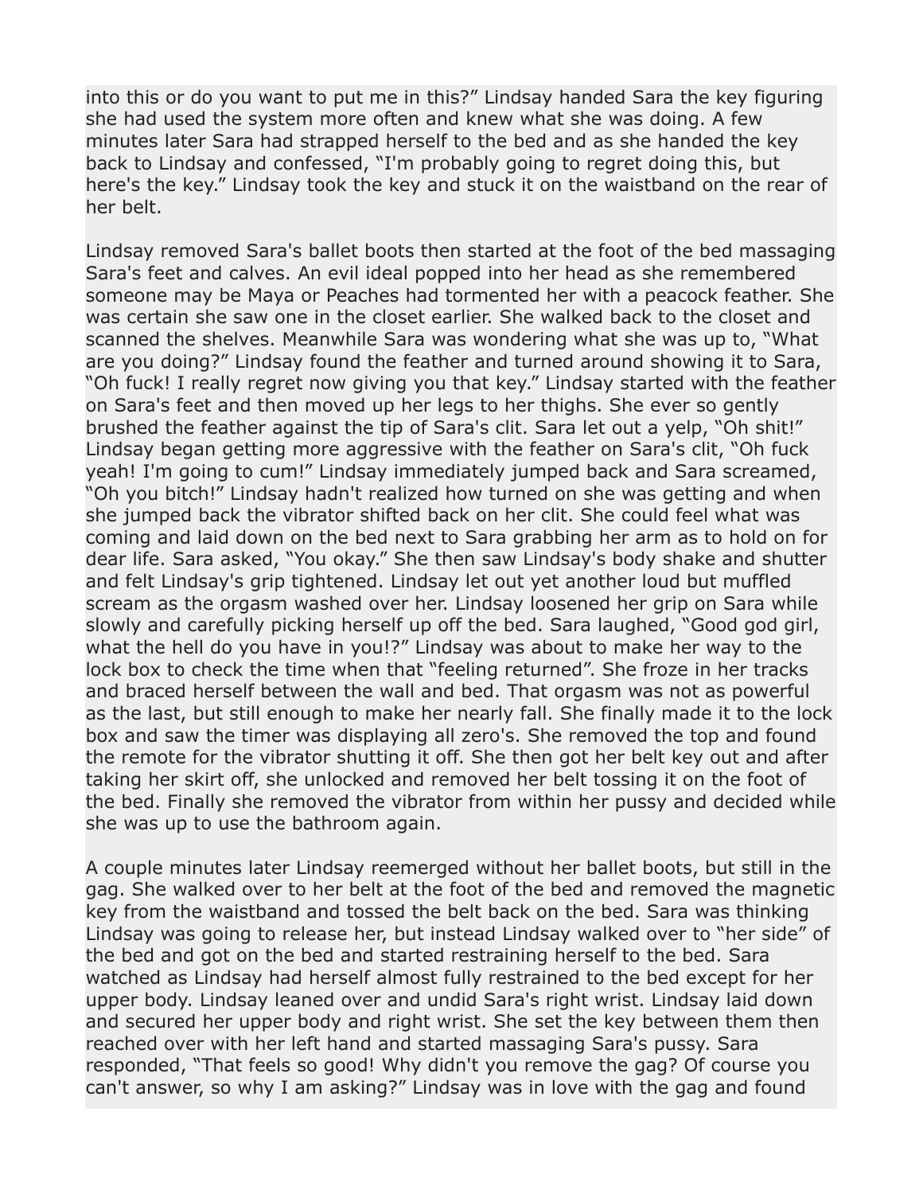into this or do you want to put me in this?" Lindsay handed Sara the key figuring she had used the system more often and knew what she was doing. A few minutes later Sara had strapped herself to the bed and as she handed the key back to Lindsay and confessed, "I'm probably going to regret doing this, but here's the key." Lindsay took the key and stuck it on the waistband on the rear of her belt.

Lindsay removed Sara's ballet boots then started at the foot of the bed massaging Sara's feet and calves. An evil ideal popped into her head as she remembered someone may be Maya or Peaches had tormented her with a peacock feather. She was certain she saw one in the closet earlier. She walked back to the closet and scanned the shelves. Meanwhile Sara was wondering what she was up to, "What are you doing?" Lindsay found the feather and turned around showing it to Sara, "Oh fuck! I really regret now giving you that key." Lindsay started with the feather on Sara's feet and then moved up her legs to her thighs. She ever so gently brushed the feather against the tip of Sara's clit. Sara let out a yelp, "Oh shit!" Lindsay began getting more aggressive with the feather on Sara's clit, "Oh fuck yeah! I'm going to cum!" Lindsay immediately jumped back and Sara screamed, "Oh you bitch!" Lindsay hadn't realized how turned on she was getting and when she jumped back the vibrator shifted back on her clit. She could feel what was coming and laid down on the bed next to Sara grabbing her arm as to hold on for dear life. Sara asked, "You okay." She then saw Lindsay's body shake and shutter and felt Lindsay's grip tightened. Lindsay let out yet another loud but muffled scream as the orgasm washed over her. Lindsay loosened her grip on Sara while slowly and carefully picking herself up off the bed. Sara laughed, "Good god girl, what the hell do you have in you!?" Lindsay was about to make her way to the lock box to check the time when that "feeling returned". She froze in her tracks and braced herself between the wall and bed. That orgasm was not as powerful as the last, but still enough to make her nearly fall. She finally made it to the lock box and saw the timer was displaying all zero's. She removed the top and found the remote for the vibrator shutting it off. She then got her belt key out and after taking her skirt off, she unlocked and removed her belt tossing it on the foot of the bed. Finally she removed the vibrator from within her pussy and decided while she was up to use the bathroom again.

A couple minutes later Lindsay reemerged without her ballet boots, but still in the gag. She walked over to her belt at the foot of the bed and removed the magnetic key from the waistband and tossed the belt back on the bed. Sara was thinking Lindsay was going to release her, but instead Lindsay walked over to "her side" of the bed and got on the bed and started restraining herself to the bed. Sara watched as Lindsay had herself almost fully restrained to the bed except for her upper body. Lindsay leaned over and undid Sara's right wrist. Lindsay laid down and secured her upper body and right wrist. She set the key between them then reached over with her left hand and started massaging Sara's pussy. Sara responded, "That feels so good! Why didn't you remove the gag? Of course you can't answer, so why I am asking?" Lindsay was in love with the gag and found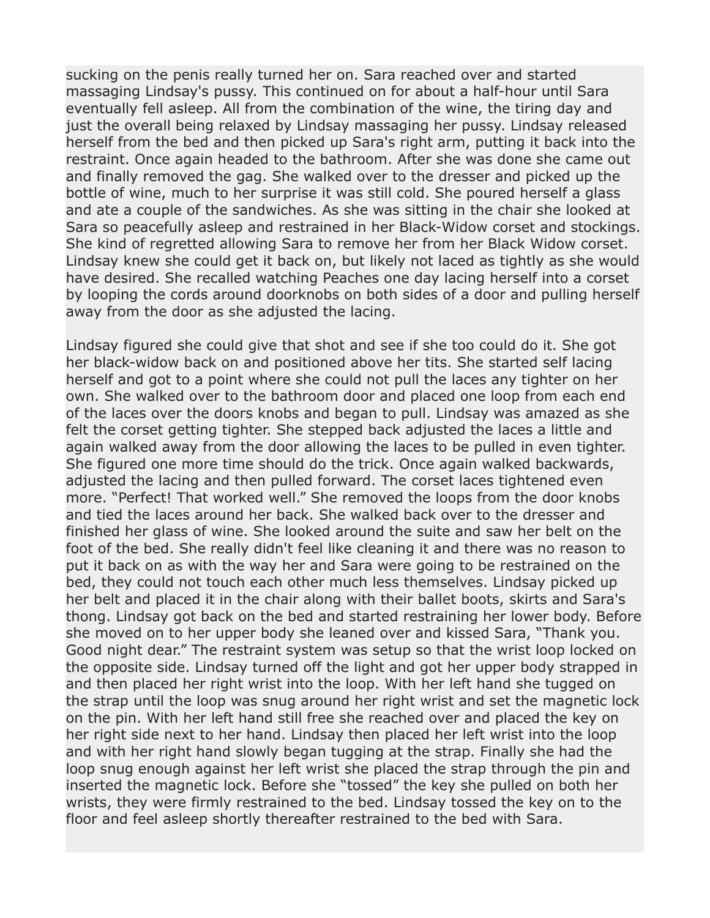sucking on the penis really turned her on. Sara reached over and started massaging Lindsay's pussy. This continued on for about a half-hour until Sara eventually fell asleep. All from the combination of the wine, the tiring day and just the overall being relaxed by Lindsay massaging her pussy. Lindsay released herself from the bed and then picked up Sara's right arm, putting it back into the restraint. Once again headed to the bathroom. After she was done she came out and finally removed the gag. She walked over to the dresser and picked up the bottle of wine, much to her surprise it was still cold. She poured herself a glass and ate a couple of the sandwiches. As she was sitting in the chair she looked at Sara so peacefully asleep and restrained in her Black-Widow corset and stockings. She kind of regretted allowing Sara to remove her from her Black Widow corset. Lindsay knew she could get it back on, but likely not laced as tightly as she would have desired. She recalled watching Peaches one day lacing herself into a corset by looping the cords around doorknobs on both sides of a door and pulling herself away from the door as she adjusted the lacing.

Lindsay figured she could give that shot and see if she too could do it. She got her black-widow back on and positioned above her tits. She started self lacing herself and got to a point where she could not pull the laces any tighter on her own. She walked over to the bathroom door and placed one loop from each end of the laces over the doors knobs and began to pull. Lindsay was amazed as she felt the corset getting tighter. She stepped back adjusted the laces a little and again walked away from the door allowing the laces to be pulled in even tighter. She figured one more time should do the trick. Once again walked backwards, adjusted the lacing and then pulled forward. The corset laces tightened even more. "Perfect! That worked well." She removed the loops from the door knobs and tied the laces around her back. She walked back over to the dresser and finished her glass of wine. She looked around the suite and saw her belt on the foot of the bed. She really didn't feel like cleaning it and there was no reason to put it back on as with the way her and Sara were going to be restrained on the bed, they could not touch each other much less themselves. Lindsay picked up her belt and placed it in the chair along with their ballet boots, skirts and Sara's thong. Lindsay got back on the bed and started restraining her lower body. Before she moved on to her upper body she leaned over and kissed Sara, "Thank you. Good night dear." The restraint system was setup so that the wrist loop locked on the opposite side. Lindsay turned off the light and got her upper body strapped in and then placed her right wrist into the loop. With her left hand she tugged on the strap until the loop was snug around her right wrist and set the magnetic lock on the pin. With her left hand still free she reached over and placed the key on her right side next to her hand. Lindsay then placed her left wrist into the loop and with her right hand slowly began tugging at the strap. Finally she had the loop snug enough against her left wrist she placed the strap through the pin and inserted the magnetic lock. Before she "tossed" the key she pulled on both her wrists, they were firmly restrained to the bed. Lindsay tossed the key on to the floor and feel asleep shortly thereafter restrained to the bed with Sara.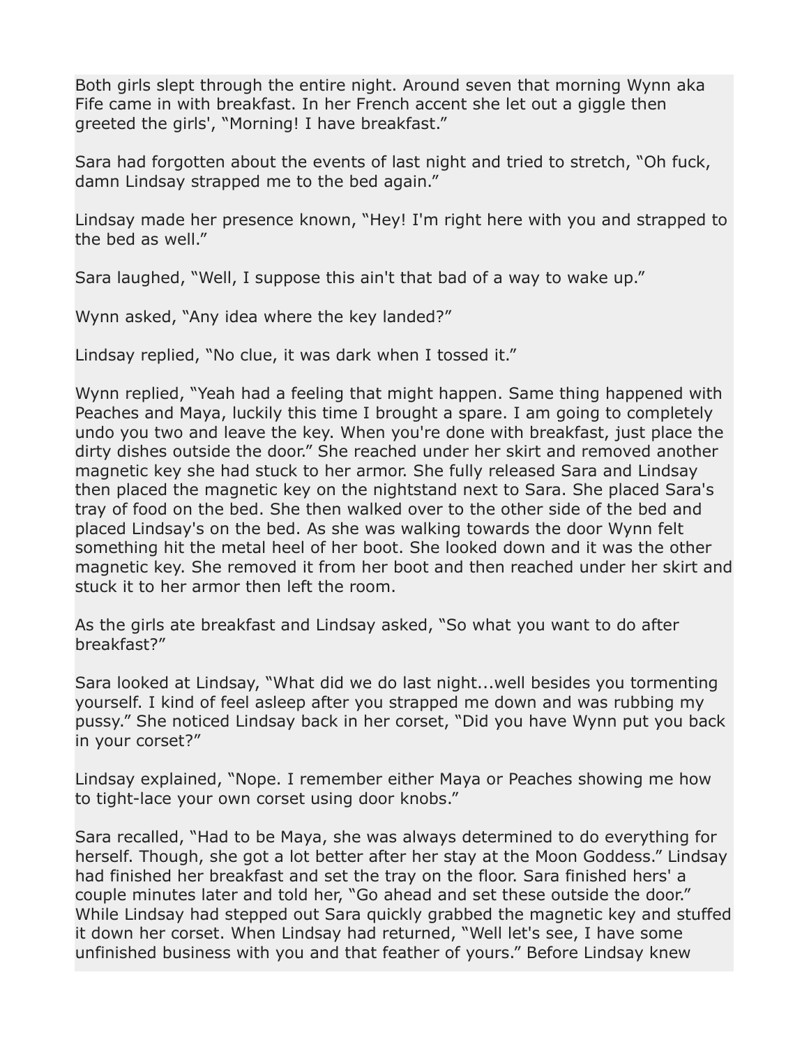Both girls slept through the entire night. Around seven that morning Wynn aka Fife came in with breakfast. In her French accent she let out a giggle then greeted the girls', "Morning! I have breakfast."

Sara had forgotten about the events of last night and tried to stretch, "Oh fuck, damn Lindsay strapped me to the bed again."

Lindsay made her presence known, "Hey! I'm right here with you and strapped to the bed as well."

Sara laughed, "Well, I suppose this ain't that bad of a way to wake up."

Wynn asked, "Any idea where the key landed?"

Lindsay replied, "No clue, it was dark when I tossed it."

Wynn replied, "Yeah had a feeling that might happen. Same thing happened with Peaches and Maya, luckily this time I brought a spare. I am going to completely undo you two and leave the key. When you're done with breakfast, just place the dirty dishes outside the door." She reached under her skirt and removed another magnetic key she had stuck to her armor. She fully released Sara and Lindsay then placed the magnetic key on the nightstand next to Sara. She placed Sara's tray of food on the bed. She then walked over to the other side of the bed and placed Lindsay's on the bed. As she was walking towards the door Wynn felt something hit the metal heel of her boot. She looked down and it was the other magnetic key. She removed it from her boot and then reached under her skirt and stuck it to her armor then left the room.

As the girls ate breakfast and Lindsay asked, "So what you want to do after breakfast?"

Sara looked at Lindsay, "What did we do last night...well besides you tormenting yourself. I kind of feel asleep after you strapped me down and was rubbing my pussy." She noticed Lindsay back in her corset, "Did you have Wynn put you back in your corset?"

Lindsay explained, "Nope. I remember either Maya or Peaches showing me how to tight-lace your own corset using door knobs."

Sara recalled, "Had to be Maya, she was always determined to do everything for herself. Though, she got a lot better after her stay at the Moon Goddess." Lindsay had finished her breakfast and set the tray on the floor. Sara finished hers' a couple minutes later and told her, "Go ahead and set these outside the door." While Lindsay had stepped out Sara quickly grabbed the magnetic key and stuffed it down her corset. When Lindsay had returned, "Well let's see, I have some unfinished business with you and that feather of yours." Before Lindsay knew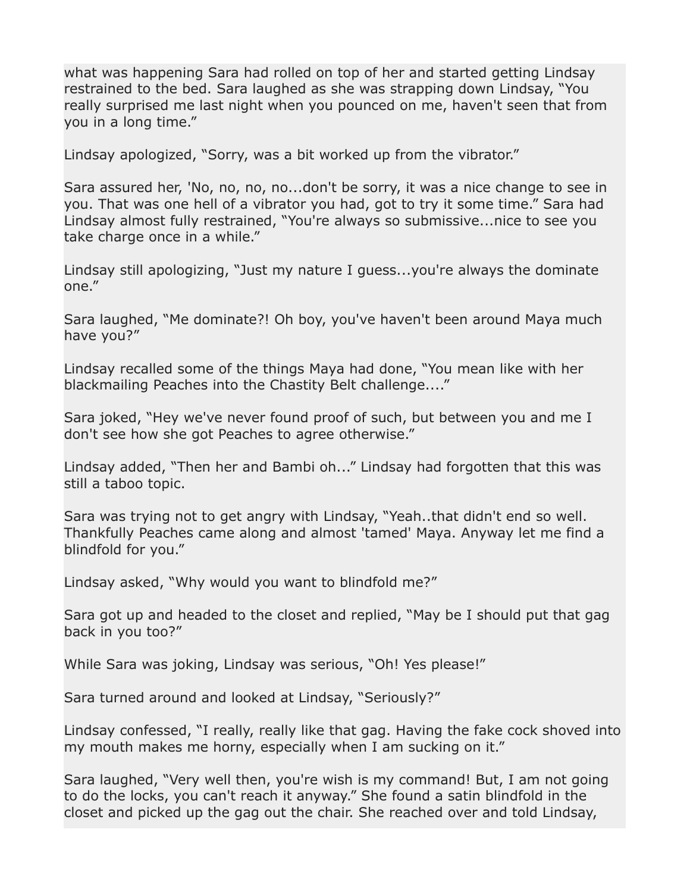what was happening Sara had rolled on top of her and started getting Lindsay restrained to the bed. Sara laughed as she was strapping down Lindsay, “You really surprised me last night when you pounced on me, haven't seen that from you in a long time.”

Lindsay apologized, “Sorry, was a bit worked up from the vibrator.”

Sara assured her, 'No, no, no, no...don't be sorry, it was a nice change to see in you. That was one hell of a vibrator you had, got to try it some time.” Sara had Lindsay almost fully restrained, “You're always so submissive...nice to see you take charge once in a while.”

Lindsay still apologizing, “Just my nature I guess...you're always the dominate one.”

Sara laughed, “Me dominate?! Oh boy, you've haven't been around Maya much have you?”

Lindsay recalled some of the things Maya had done, “You mean like with her blackmailing Peaches into the Chastity Belt challenge....”

Sara joked, “Hey we've never found proof of such, but between you and me I don't see how she got Peaches to agree otherwise.”

Lindsay added, “Then her and Bambi oh...” Lindsay had forgotten that this was still a taboo topic.

Sara was trying not to get angry with Lindsay, “Yeah..that didn't end so well. Thankfully Peaches came along and almost 'tamed' Maya. Anyway let me find a blindfold for you.”

Lindsay asked, “Why would you want to blindfold me?”

Sara got up and headed to the closet and replied, “May be I should put that gag back in you too?”

While Sara was joking, Lindsay was serious, “Oh! Yes please!”

Sara turned around and looked at Lindsay, “Seriously?”

Lindsay confessed, “I really, really like that gag. Having the fake cock shoved into my mouth makes me horny, especially when I am sucking on it.”

Sara laughed, “Very well then, you're wish is my command! But, I am not going to do the locks, you can't reach it anyway.” She found a satin blindfold in the closet and picked up the gag out the chair. She reached over and told Lindsay,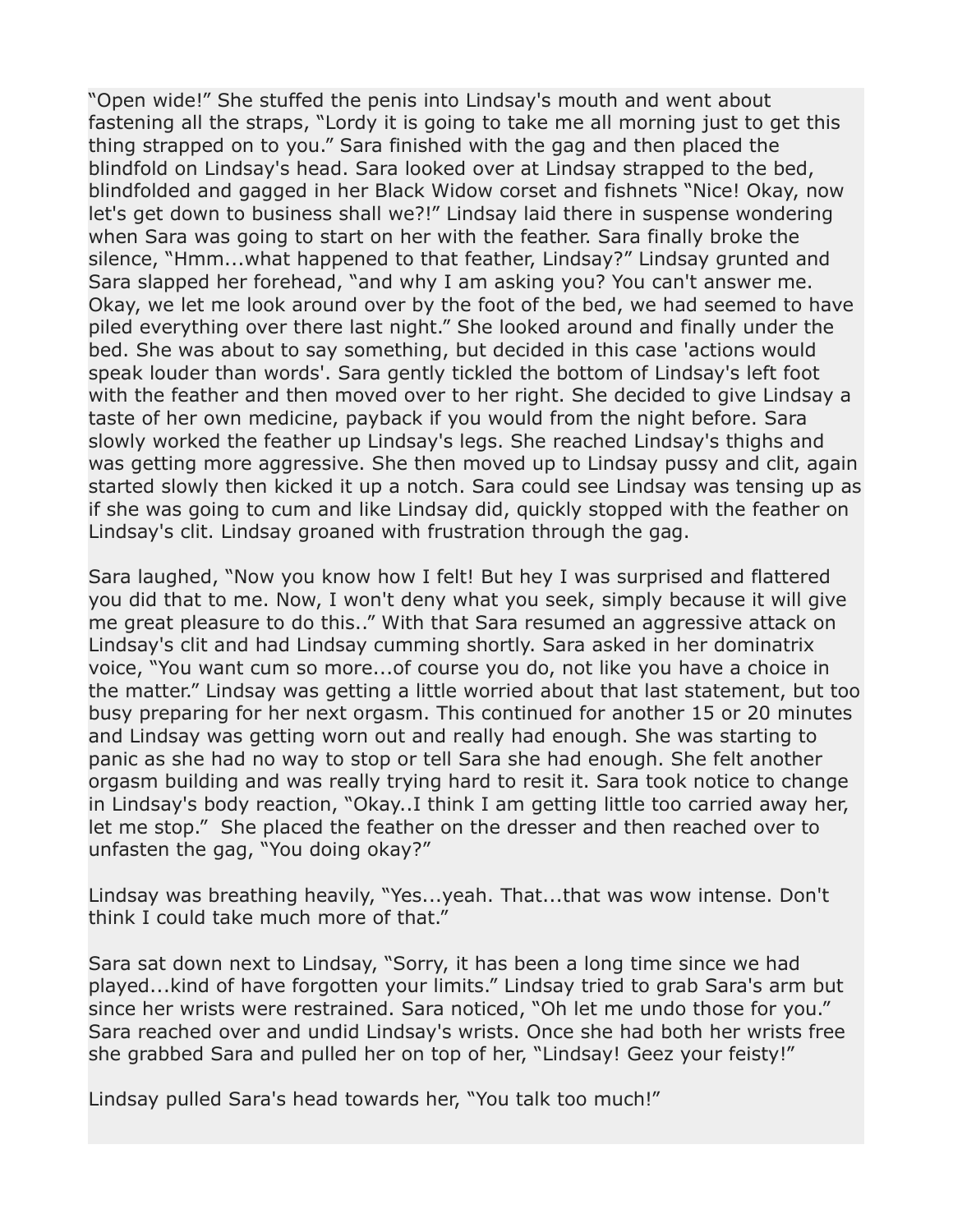"Open wide!" She stuffed the penis into Lindsay's mouth and went about fastening all the straps, "Lordy it is going to take me all morning just to get this thing strapped on to you." Sara finished with the gag and then placed the blindfold on Lindsay's head. Sara looked over at Lindsay strapped to the bed, blindfolded and gagged in her Black Widow corset and fishnets "Nice! Okay, now let's get down to business shall we?!" Lindsay laid there in suspense wondering when Sara was going to start on her with the feather. Sara finally broke the silence, "Hmm...what happened to that feather, Lindsay?" Lindsay grunted and Sara slapped her forehead, "and why I am asking you? You can't answer me. Okay, we let me look around over by the foot of the bed, we had seemed to have piled everything over there last night." She looked around and finally under the bed. She was about to say something, but decided in this case 'actions would speak louder than words'. Sara gently tickled the bottom of Lindsay's left foot with the feather and then moved over to her right. She decided to give Lindsay a taste of her own medicine, payback if you would from the night before. Sara slowly worked the feather up Lindsay's legs. She reached Lindsay's thighs and was getting more aggressive. She then moved up to Lindsay pussy and clit, again started slowly then kicked it up a notch. Sara could see Lindsay was tensing up as if she was going to cum and like Lindsay did, quickly stopped with the feather on Lindsay's clit. Lindsay groaned with frustration through the gag.

Sara laughed, "Now you know how I felt! But hey I was surprised and flattered you did that to me. Now, I won't deny what you seek, simply because it will give me great pleasure to do this.." With that Sara resumed an aggressive attack on Lindsay's clit and had Lindsay cumming shortly. Sara asked in her dominatrix voice, "You want cum so more...of course you do, not like you have a choice in the matter." Lindsay was getting a little worried about that last statement, but too busy preparing for her next orgasm. This continued for another 15 or 20 minutes and Lindsay was getting worn out and really had enough. She was starting to panic as she had no way to stop or tell Sara she had enough. She felt another orgasm building and was really trying hard to resit it. Sara took notice to change in Lindsay's body reaction, "Okay..I think I am getting little too carried away her, let me stop." She placed the feather on the dresser and then reached over to unfasten the gag, "You doing okay?"

Lindsay was breathing heavily, "Yes...yeah. That...that was wow intense. Don't think I could take much more of that."

Sara sat down next to Lindsay, "Sorry, it has been a long time since we had played...kind of have forgotten your limits." Lindsay tried to grab Sara's arm but since her wrists were restrained. Sara noticed, "Oh let me undo those for you." Sara reached over and undid Lindsay's wrists. Once she had both her wrists free she grabbed Sara and pulled her on top of her, "Lindsay! Geez your feisty!"

Lindsay pulled Sara's head towards her, "You talk too much!"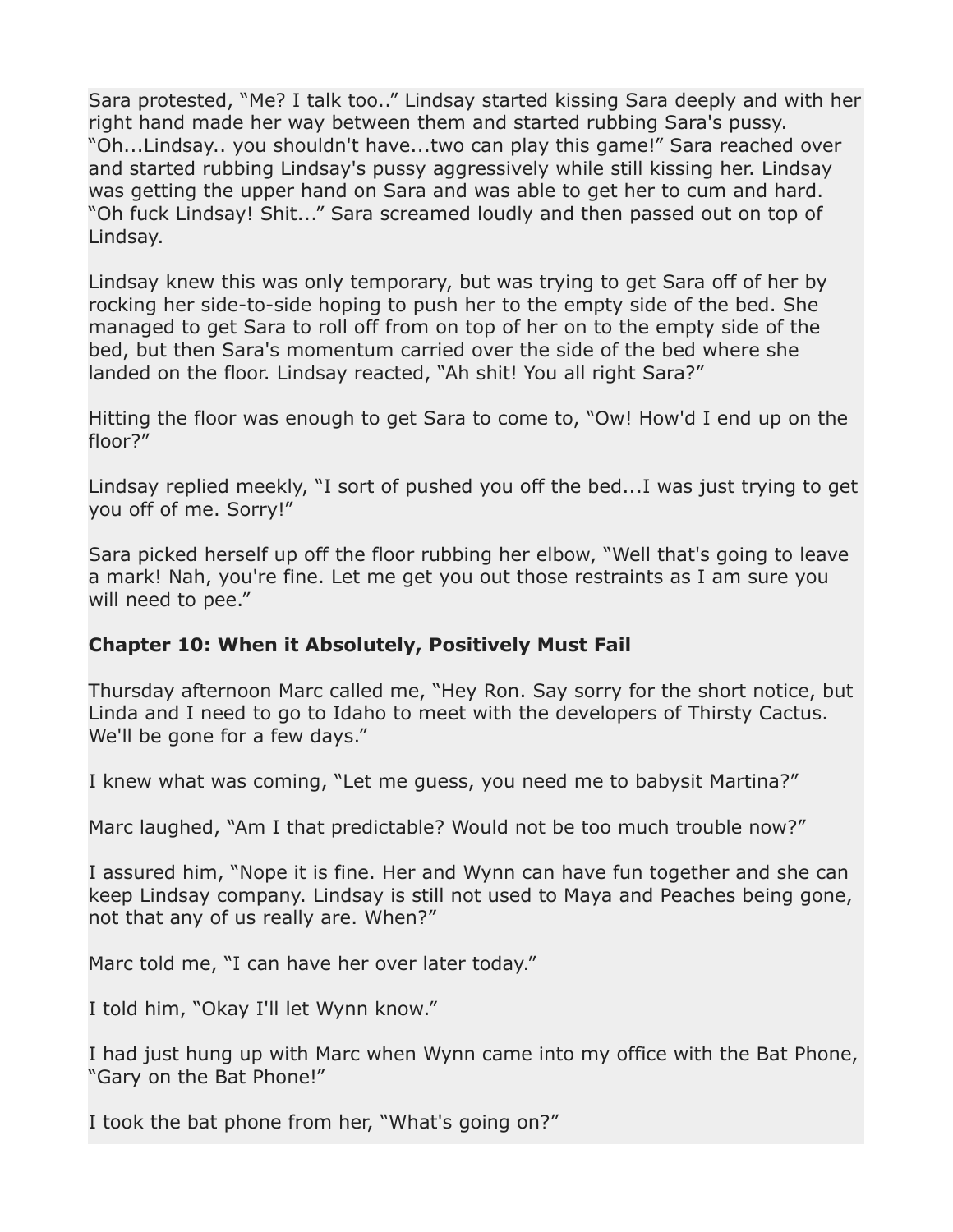Sara protested, “Me? I talk too..” Lindsay started kissing Sara deeply and with her right hand made her way between them and started rubbing Sara's pussy. “Oh...Lindsay.. you shouldn't have...two can play this game!” Sara reached over and started rubbing Lindsay's pussy aggressively while still kissing her. Lindsay was getting the upper hand on Sara and was able to get her to cum and hard. “Oh fuck Lindsay! Shit...” Sara screamed loudly and then passed out on top of Lindsay.

Lindsay knew this was only temporary, but was trying to get Sara off of her by rocking her side-to-side hoping to push her to the empty side of the bed. She managed to get Sara to roll off from on top of her on to the empty side of the bed, but then Sara's momentum carried over the side of the bed where she landed on the floor. Lindsay reacted, “Ah shit! You all right Sara?”

Hitting the floor was enough to get Sara to come to, “Ow! How'd I end up on the floor?”

Lindsay replied meekly, “I sort of pushed you off the bed...I was just trying to get you off of me. Sorry!”

Sara picked herself up off the floor rubbing her elbow, “Well that's going to leave a mark! Nah, you're fine. Let me get you out those restraints as I am sure you will need to pee.”

**Chapter 10: When it Absolutely, Positively Must Fail**

Thursday afternoon Marc called me, “Hey Ron. Say sorry for the short notice, but Linda and I need to go to Idaho to meet with the developers of Thirsty Cactus. We'll be gone for a few days.”

I knew what was coming, “Let me guess, you need me to babysit Martina?”

Marc laughed, “Am I that predictable? Would not be too much trouble now?”

I assured him, “Nope it is fine. Her and Wynn can have fun together and she can keep Lindsay company. Lindsay is still not used to Maya and Peaches being gone, not that any of us really are. When?”

Marc told me, “I can have her over later today.”

I told him, “Okay I'll let Wynn know.”

I had just hung up with Marc when Wynn came into my office with the Bat Phone, “Gary on the Bat Phone!”

I took the bat phone from her, “What's going on?”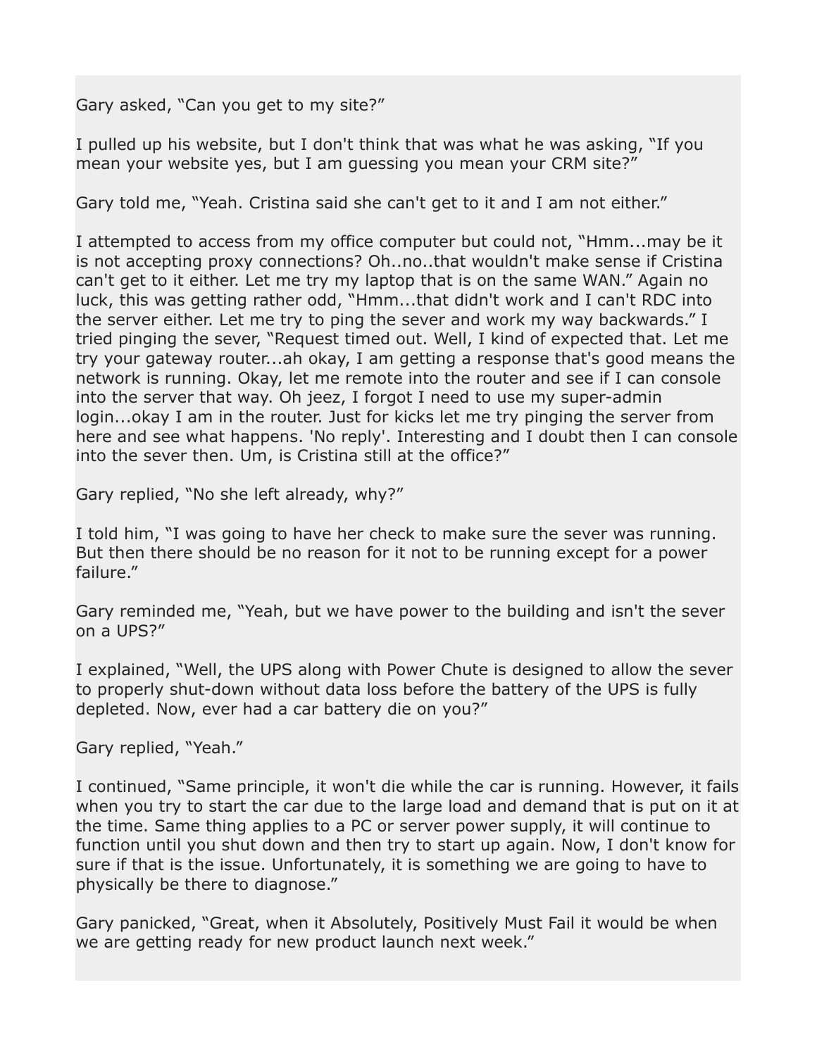Gary asked, “Can you get to my site?”

I pulled up his website, but I don't think that was what he was asking, “If you mean your website yes, but I am guessing you mean your CRM site?”

Gary told me, “Yeah. Cristina said she can't get to it and I am not either.”

I attempted to access from my office computer but could not, “Hmm...may be it is not accepting proxy connections? Oh..no..that wouldn't make sense if Cristina can't get to it either. Let me try my laptop that is on the same WAN.” Again no luck, this was getting rather odd, “Hmm...that didn't work and I can't RDC into the server either. Let me try to ping the sever and work my way backwards.” I tried pinging the sever, “Request timed out. Well, I kind of expected that. Let me try your gateway router...ah okay, I am getting a response that's good means the network is running. Okay, let me remote into the router and see if I can console into the server that way. Oh jeez, I forgot I need to use my super-admin login...okay I am in the router. Just for kicks let me try pinging the server from here and see what happens. 'No reply'. Interesting and I doubt then I can console into the sever then. Um, is Cristina still at the office?”

Gary replied, “No she left already, why?”

I told him, “I was going to have her check to make sure the sever was running. But then there should be no reason for it not to be running except for a power failure.”

Gary reminded me, “Yeah, but we have power to the building and isn't the sever on a UPS?”

I explained, “Well, the UPS along with Power Chute is designed to allow the sever to properly shut-down without data loss before the battery of the UPS is fully depleted. Now, ever had a car battery die on you?”

Gary replied, “Yeah.”

I continued, “Same principle, it won't die while the car is running. However, it fails when you try to start the car due to the large load and demand that is put on it at the time. Same thing applies to a PC or server power supply, it will continue to function until you shut down and then try to start up again. Now, I don't know for sure if that is the issue. Unfortunately, it is something we are going to have to physically be there to diagnose.”

Gary panicked, “Great, when it Absolutely, Positively Must Fail it would be when we are getting ready for new product launch next week.”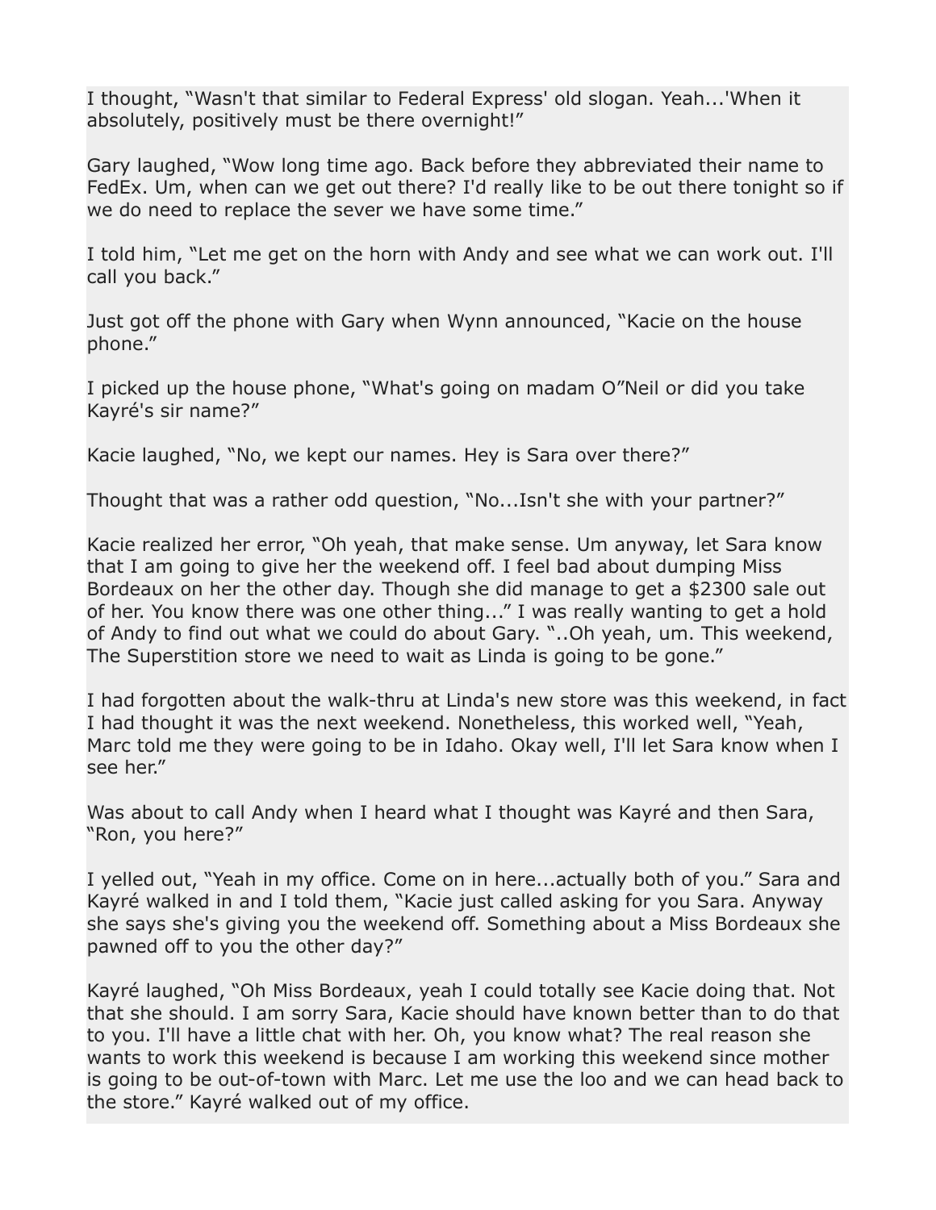I thought, “Wasn't that similar to Federal Express' old slogan. Yeah...'When it absolutely, positively must be there overnight!”

Gary laughed, “Wow long time ago. Back before they abbreviated their name to FedEx. Um, when can we get out there? I'd really like to be out there tonight so if we do need to replace the sever we have some time.”

I told him, “Let me get on the horn with Andy and see what we can work out. I'll call you back.”

Just got off the phone with Gary when Wynn announced, “Kacie on the house phone.”

I picked up the house phone, “What's going on madam O”Neil or did you take Kayré's sir name?”

Kacie laughed, “No, we kept our names. Hey is Sara over there?”

Thought that was a rather odd question, “No...Isn't she with your partner?”

Kacie realized her error, “Oh yeah, that make sense. Um anyway, let Sara know that I am going to give her the weekend off. I feel bad about dumping Miss Bordeaux on her the other day. Though she did manage to get a $2300 sale out of her. You know there was one other thing...” I was really wanting to get a hold of Andy to find out what we could do about Gary. “..Oh yeah, um. This weekend, The Superstition store we need to wait as Linda is going to be gone.”

I had forgotten about the walk-thru at Linda's new store was this weekend, in fact I had thought it was the next weekend. Nonetheless, this worked well, “Yeah, Marc told me they were going to be in Idaho. Okay well, I'll let Sara know when I see her.”

Was about to call Andy when I heard what I thought was Kayré and then Sara, “Ron, you here?”

I yelled out, “Yeah in my office. Come on in here...actually both of you.” Sara and Kayré walked in and I told them, “Kacie just called asking for you Sara. Anyway she says she's giving you the weekend off. Something about a Miss Bordeaux she pawned off to you the other day?”

Kayré laughed, “Oh Miss Bordeaux, yeah I could totally see Kacie doing that. Not that she should. I am sorry Sara, Kacie should have known better than to do that to you. I'll have a little chat with her. Oh, you know what? The real reason she wants to work this weekend is because I am working this weekend since mother is going to be out-of-town with Marc. Let me use the loo and we can head back to the store.” Kayré walked out of my office.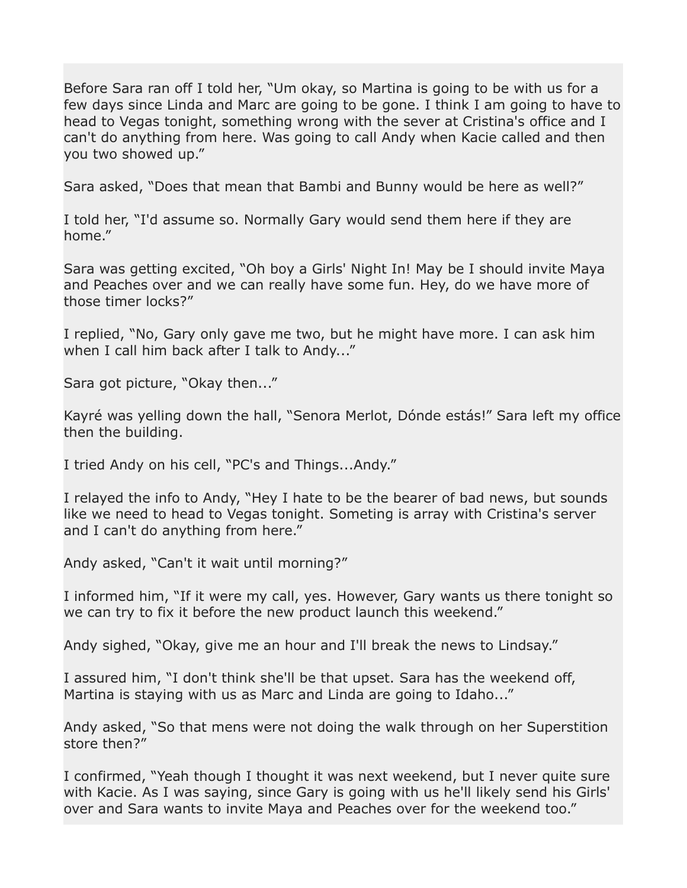Before Sara ran off I told her, “Um okay, so Martina is going to be with us for a few days since Linda and Marc are going to be gone. I think I am going to have to head to Vegas tonight, something wrong with the sever at Cristina's office and I can't do anything from here. Was going to call Andy when Kacie called and then you two showed up.”

Sara asked, “Does that mean that Bambi and Bunny would be here as well?”

I told her, “I'd assume so. Normally Gary would send them here if they are home.”

Sara was getting excited, “Oh boy a Girls' Night In! May be I should invite Maya and Peaches over and we can really have some fun. Hey, do we have more of those timer locks?”

I replied, “No, Gary only gave me two, but he might have more. I can ask him when I call him back after I talk to Andy...”

Sara got picture, “Okay then...”

Kayré was yelling down the hall, “Senora Merlot, Dónde estás!” Sara left my office then the building.

I tried Andy on his cell, “PC's and Things...Andy.”

I relayed the info to Andy, “Hey I hate to be the bearer of bad news, but sounds like we need to head to Vegas tonight. Someting is array with Cristina's server and I can't do anything from here.”

Andy asked, “Can't it wait until morning?”

I informed him, “If it were my call, yes. However, Gary wants us there tonight so we can try to fix it before the new product launch this weekend.”

Andy sighed, “Okay, give me an hour and I'll break the news to Lindsay.”

I assured him, “I don't think she'll be that upset. Sara has the weekend off, Martina is staying with us as Marc and Linda are going to Idaho...”

Andy asked, “So that mens were not doing the walk through on her Superstition store then?”

I confirmed, “Yeah though I thought it was next weekend, but I never quite sure with Kacie. As I was saying, since Gary is going with us he'll likely send his Girls' over and Sara wants to invite Maya and Peaches over for the weekend too.”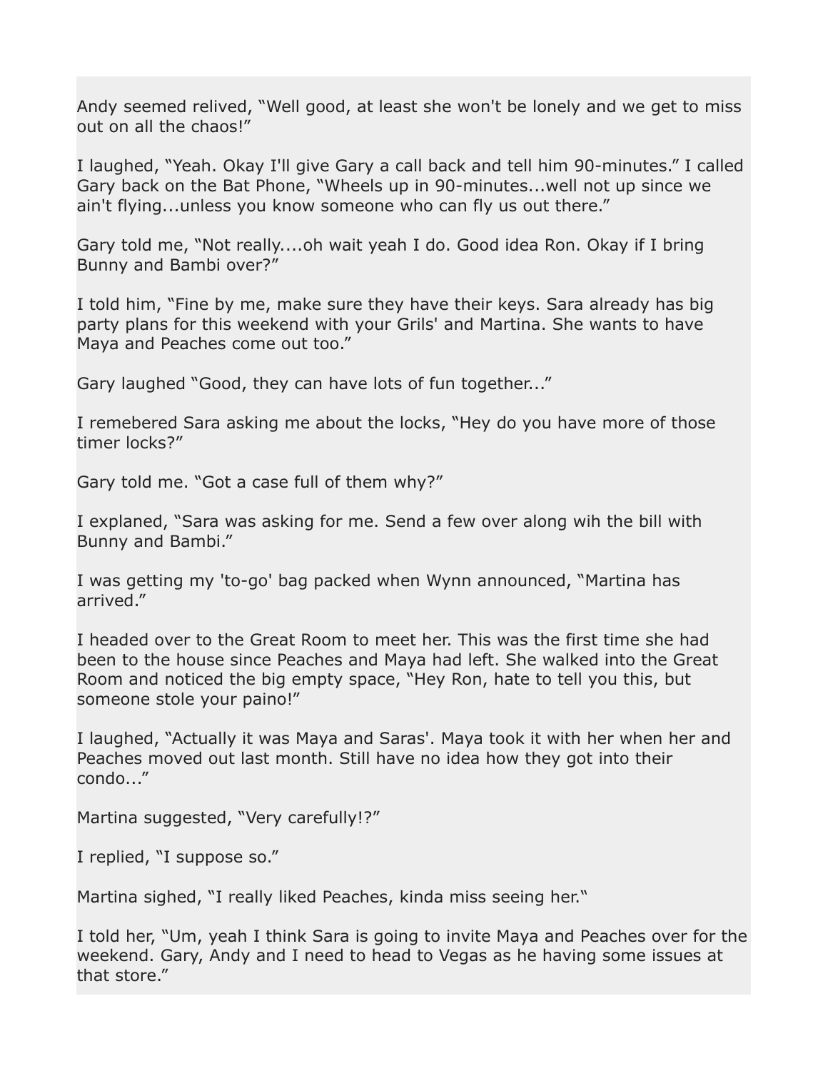Andy seemed relived, “Well good, at least she won't be lonely and we get to miss out on all the chaos!”

I laughed, “Yeah. Okay I'll give Gary a call back and tell him 90-minutes.” I called Gary back on the Bat Phone, “Wheels up in 90-minutes...well not up since we ain't flying...unless you know someone who can fly us out there.”

Gary told me, “Not really....oh wait yeah I do. Good idea Ron. Okay if I bring Bunny and Bambi over?”

I told him, “Fine by me, make sure they have their keys. Sara already has big party plans for this weekend with your Grils' and Martina. She wants to have Maya and Peaches come out too.”

Gary laughed “Good, they can have lots of fun together...”

I remebered Sara asking me about the locks, “Hey do you have more of those timer locks?”

Gary told me. “Got a case full of them why?”

I explaned, “Sara was asking for me. Send a few over along wih the bill with Bunny and Bambi.”

I was getting my 'to-go' bag packed when Wynn announced, “Martina has arrived.”

I headed over to the Great Room to meet her. This was the first time she had been to the house since Peaches and Maya had left. She walked into the Great Room and noticed the big empty space, “Hey Ron, hate to tell you this, but someone stole your paino!”

I laughed, “Actually it was Maya and Saras'. Maya took it with her when her and Peaches moved out last month. Still have no idea how they got into their condo...”

Martina suggested, “Very carefully!?”

I replied, “I suppose so.”

Martina sighed, “I really liked Peaches, kinda miss seeing her.“

I told her, “Um, yeah I think Sara is going to invite Maya and Peaches over for the weekend. Gary, Andy and I need to head to Vegas as he having some issues at that store.”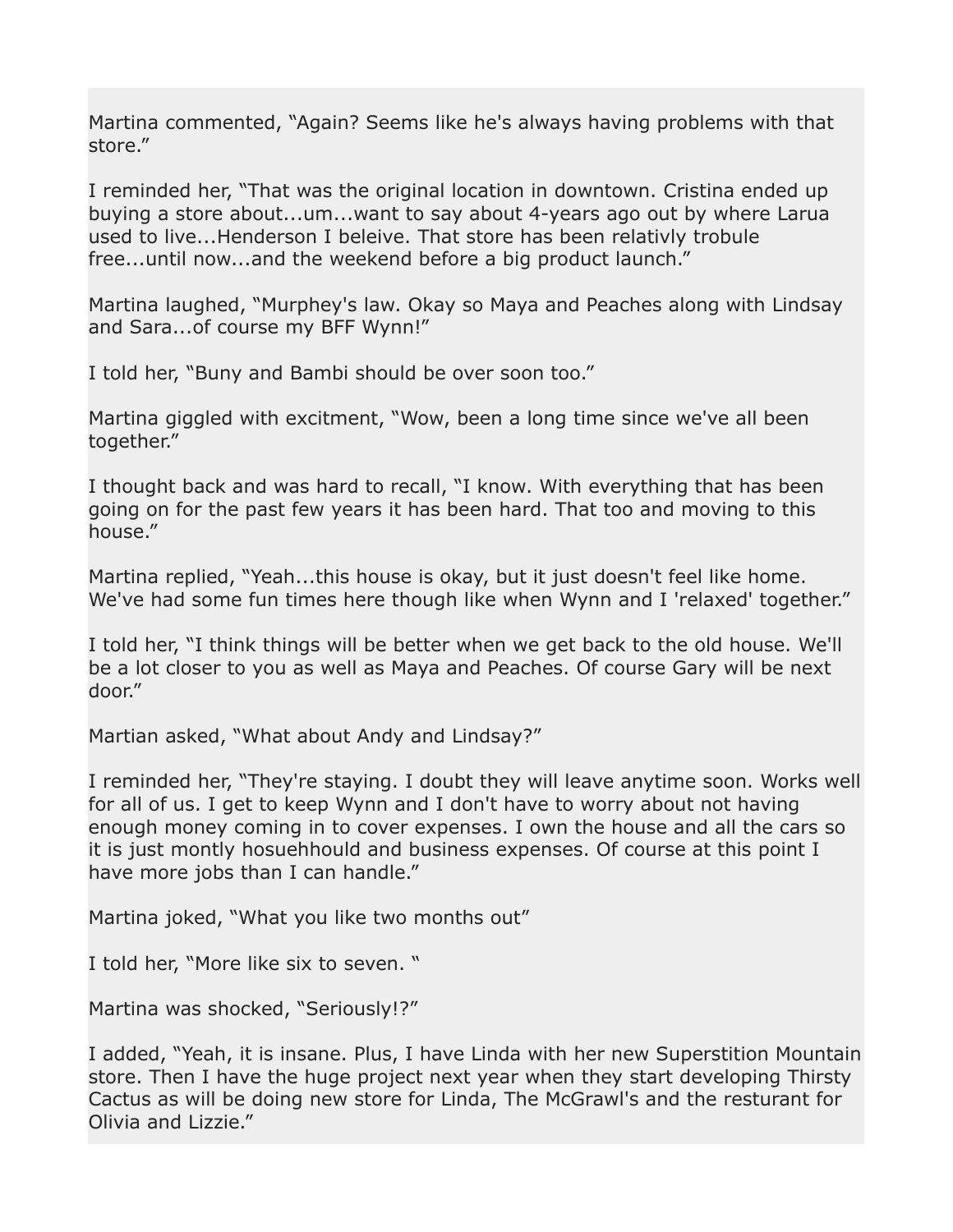Martina commented, “Again? Seems like he's always having problems with that store.”

I reminded her, “That was the original location in downtown. Cristina ended up buying a store about...um...want to say about 4-years ago out by where Larua used to live...Henderson I beleive. That store has been relativly trobule free...until now...and the weekend before a big product launch.”

Martina laughed, “Murphey's law. Okay so Maya and Peaches along with Lindsay and Sara...of course my BFF Wynn!”

I told her, “Buny and Bambi should be over soon too.”

Martina giggled with excitment, “Wow, been a long time since we've all been together.”

I thought back and was hard to recall, “I know. With everything that has been going on for the past few years it has been hard. That too and moving to this house.”

Martina replied, “Yeah...this house is okay, but it just doesn't feel like home. We've had some fun times here though like when Wynn and I 'relaxed' together.”

I told her, “I think things will be better when we get back to the old house. We'll be a lot closer to you as well as Maya and Peaches. Of course Gary will be next door.”

Martian asked, “What about Andy and Lindsay?”

I reminded her, “They're staying. I doubt they will leave anytime soon. Works well for all of us. I get to keep Wynn and I don't have to worry about not having enough money coming in to cover expenses. I own the house and all the cars so it is just montly hosuehhould and business expenses. Of course at this point I have more jobs than I can handle.”

Martina joked, “What you like two months out”

I told her, “More like six to seven. “

Martina was shocked, “Seriously!?”

I added, “Yeah, it is insane. Plus, I have Linda with her new Superstition Mountain store. Then I have the huge project next year when they start developing Thirsty Cactus as will be doing new store for Linda, The McGrawl's and the resturant for Olivia and Lizzie.”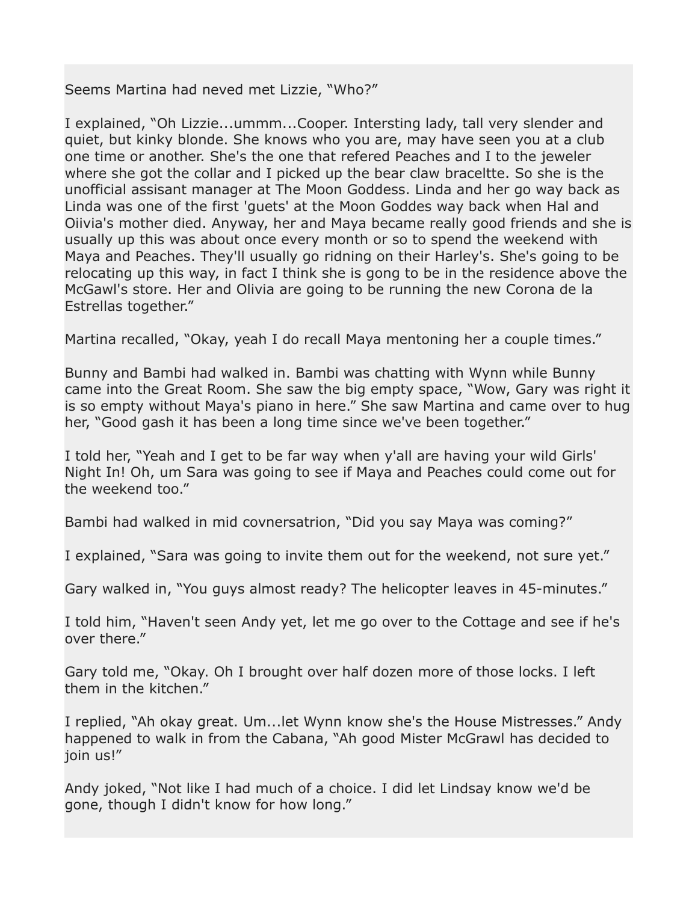Seems Martina had neved met Lizzie, “Who?”

I explained, “Oh Lizzie...ummm...Cooper. Intersting lady, tall very slender and quiet, but kinky blonde. She knows who you are, may have seen you at a club one time or another. She's the one that refered Peaches and I to the jeweler where she got the collar and I picked up the bear claw braceltte. So she is the unofficial assisant manager at The Moon Goddess. Linda and her go way back as Linda was one of the first 'guets' at the Moon Goddes way back when Hal and Oiivia's mother died. Anyway, her and Maya became really good friends and she is usually up this was about once every month or so to spend the weekend with Maya and Peaches. They'll usually go ridning on their Harley's. She's going to be relocating up this way, in fact I think she is gong to be in the residence above the McGawl's store. Her and Olivia are going to be running the new Corona de la Estrellas together.”

Martina recalled, “Okay, yeah I do recall Maya mentoning her a couple times.”

Bunny and Bambi had walked in. Bambi was chatting with Wynn while Bunny came into the Great Room. She saw the big empty space, “Wow, Gary was right it is so empty without Maya's piano in here.” She saw Martina and came over to hug her, “Good gash it has been a long time since we've been together.”

I told her, “Yeah and I get to be far way when y'all are having your wild Girls' Night In! Oh, um Sara was going to see if Maya and Peaches could come out for the weekend too.”

Bambi had walked in mid covnersatrion, “Did you say Maya was coming?”

I explained, “Sara was going to invite them out for the weekend, not sure yet.”

Gary walked in, “You guys almost ready? The helicopter leaves in 45-minutes.”

I told him, “Haven't seen Andy yet, let me go over to the Cottage and see if he's over there.”

Gary told me, “Okay. Oh I brought over half dozen more of those locks. I left them in the kitchen.”

I replied, “Ah okay great. Um...let Wynn know she's the House Mistresses.” Andy happened to walk in from the Cabana, “Ah good Mister McGrawl has decided to join us!”

Andy joked, “Not like I had much of a choice. I did let Lindsay know we'd be gone, though I didn't know for how long.”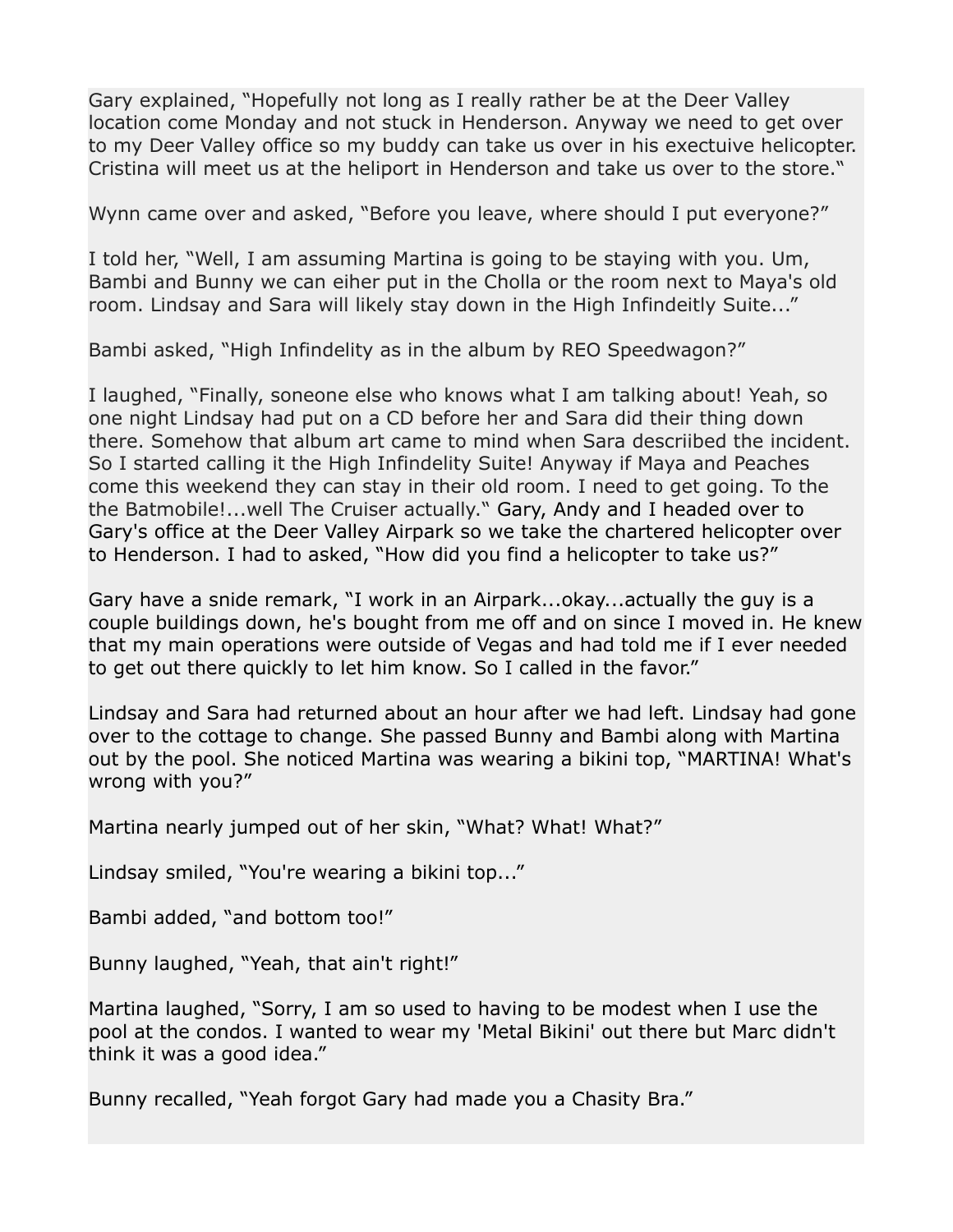Gary explained, “Hopefully not long as I really rather be at the Deer Valley location come Monday and not stuck in Henderson. Anyway we need to get over to my Deer Valley office so my buddy can take us over in his exectuive helicopter. Cristina will meet us at the heliport in Henderson and take us over to the store.“

Wynn came over and asked, “Before you leave, where should I put everyone?”

I told her, “Well, I am assuming Martina is going to be staying with you. Um, Bambi and Bunny we can eiher put in the Cholla or the room next to Maya's old room. Lindsay and Sara will likely stay down in the High Infindeitly Suite...”

Bambi asked, “High Infindelity as in the album by REO Speedwagon?”

I laughed, “Finally, soneone else who knows what I am talking about! Yeah, so one night Lindsay had put on a CD before her and Sara did their thing down there. Somehow that album art came to mind when Sara descriibed the incident. So I started calling it the High Infindelity Suite! Anyway if Maya and Peaches come this weekend they can stay in their old room. I need to get going. To the the Batmobile!...well The Cruiser actually.“ Gary, Andy and I headed over to Gary's office at the Deer Valley Airpark so we take the chartered helicopter over to Henderson. I had to asked, “How did you find a helicopter to take us?”

Gary have a snide remark, “I work in an Airpark...okay...actually the guy is a couple buildings down, he's bought from me off and on since I moved in. He knew that my main operations were outside of Vegas and had told me if I ever needed to get out there quickly to let him know. So I called in the favor.”

Lindsay and Sara had returned about an hour after we had left. Lindsay had gone over to the cottage to change. She passed Bunny and Bambi along with Martina out by the pool. She noticed Martina was wearing a bikini top, “MARTINA! What's wrong with you?”

Martina nearly jumped out of her skin, “What? What! What?”

Lindsay smiled, “You're wearing a bikini top...”

Bambi added, “and bottom too!”

Bunny laughed, “Yeah, that ain't right!”

Martina laughed, “Sorry, I am so used to having to be modest when I use the pool at the condos. I wanted to wear my 'Metal Bikini' out there but Marc didn't think it was a good idea.”

Bunny recalled, “Yeah forgot Gary had made you a Chasity Bra.”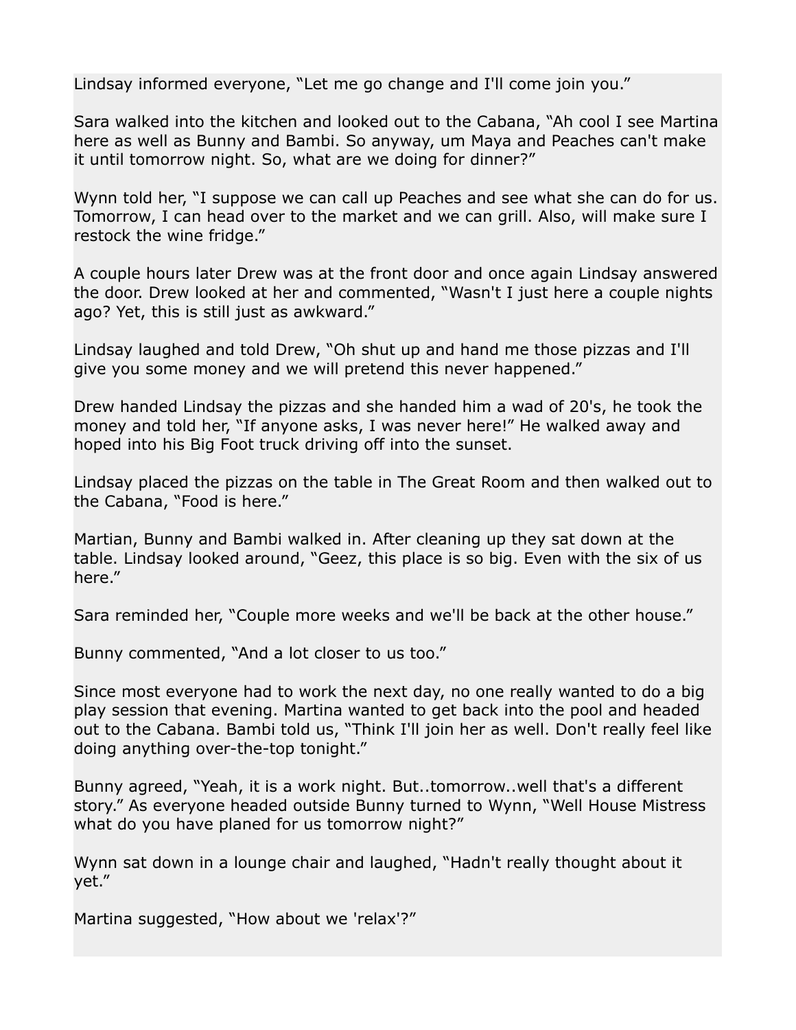Lindsay informed everyone, “Let me go change and I'll come join you.”

Sara walked into the kitchen and looked out to the Cabana, “Ah cool I see Martina here as well as Bunny and Bambi. So anyway, um Maya and Peaches can't make it until tomorrow night. So, what are we doing for dinner?”

Wynn told her, “I suppose we can call up Peaches and see what she can do for us. Tomorrow, I can head over to the market and we can grill. Also, will make sure I restock the wine fridge.”

A couple hours later Drew was at the front door and once again Lindsay answered the door. Drew looked at her and commented, “Wasn't I just here a couple nights ago? Yet, this is still just as awkward.”

Lindsay laughed and told Drew, “Oh shut up and hand me those pizzas and I'll give you some money and we will pretend this never happened.”

Drew handed Lindsay the pizzas and she handed him a wad of 20's, he took the money and told her, “If anyone asks, I was never here!” He walked away and hoped into his Big Foot truck driving off into the sunset.

Lindsay placed the pizzas on the table in The Great Room and then walked out to the Cabana, “Food is here.”

Martian, Bunny and Bambi walked in. After cleaning up they sat down at the table. Lindsay looked around, “Geez, this place is so big. Even with the six of us here.”

Sara reminded her, “Couple more weeks and we'll be back at the other house.”

Bunny commented, “And a lot closer to us too.”

Since most everyone had to work the next day, no one really wanted to do a big play session that evening. Martina wanted to get back into the pool and headed out to the Cabana. Bambi told us, “Think I'll join her as well. Don't really feel like doing anything over-the-top tonight.”

Bunny agreed, “Yeah, it is a work night. But..tomorrow..well that's a different story.” As everyone headed outside Bunny turned to Wynn, “Well House Mistress what do you have planed for us tomorrow night?”

Wynn sat down in a lounge chair and laughed, “Hadn't really thought about it yet.”

Martina suggested, “How about we 'relax'?”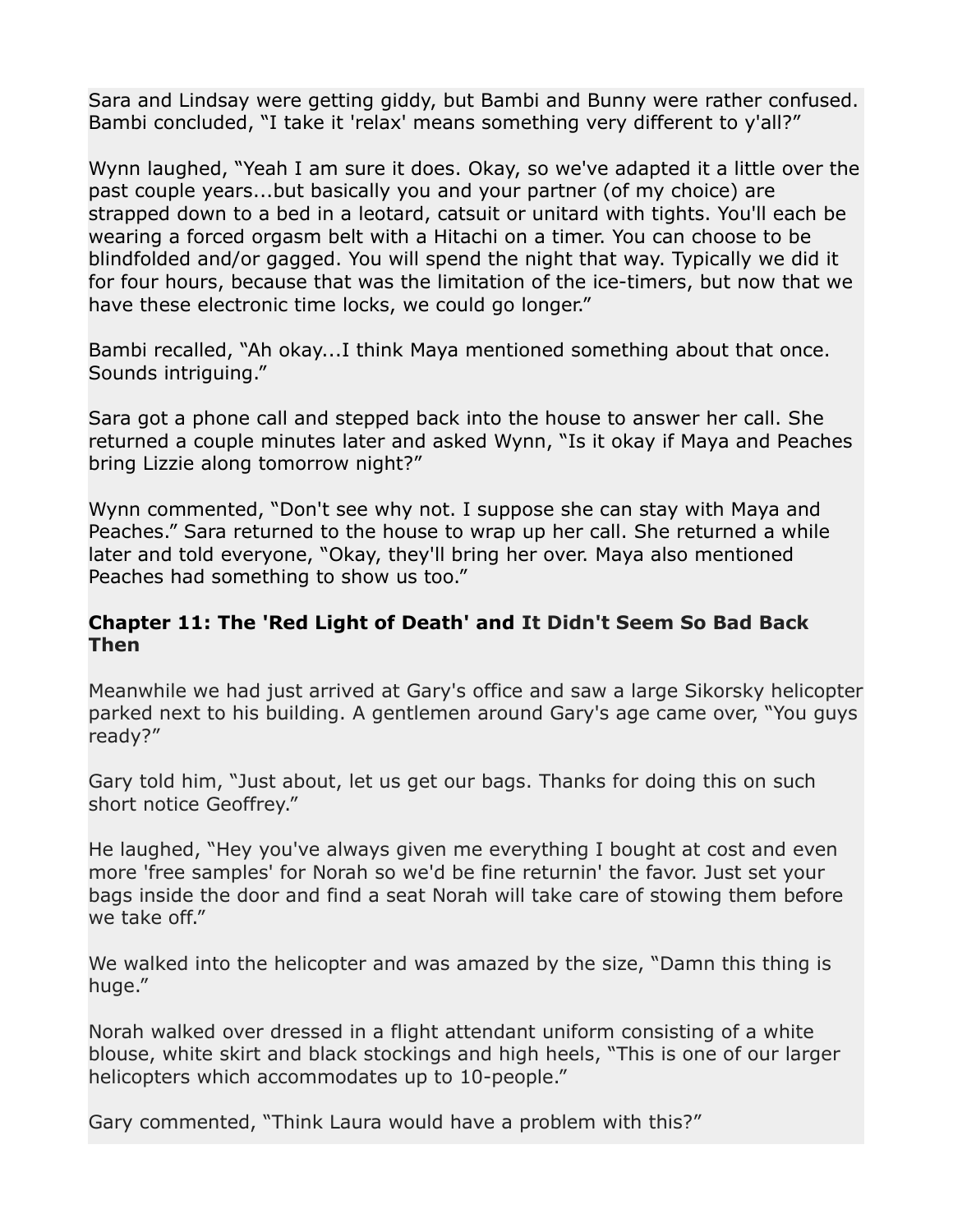Sara and Lindsay were getting giddy, but Bambi and Bunny were rather confused. Bambi concluded, "I take it 'relax' means something very different to y'all?"

Wynn laughed, "Yeah I am sure it does. Okay, so we've adapted it a little over the past couple years...but basically you and your partner (of my choice) are strapped down to a bed in a leotard, catsuit or unitard with tights. You'll each be wearing a forced orgasm belt with a Hitachi on a timer. You can choose to be blindfolded and/or gagged. You will spend the night that way. Typically we did it for four hours, because that was the limitation of the ice-timers, but now that we have these electronic time locks, we could go longer."

Bambi recalled, "Ah okay...I think Maya mentioned something about that once. Sounds intriguing."

Sara got a phone call and stepped back into the house to answer her call. She returned a couple minutes later and asked Wynn, "Is it okay if Maya and Peaches bring Lizzie along tomorrow night?"

Wynn commented, "Don't see why not. I suppose she can stay with Maya and Peaches." Sara returned to the house to wrap up her call. She returned a while later and told everyone, "Okay, they'll bring her over. Maya also mentioned Peaches had something to show us too."

### Chapter 11: The 'Red Light of Death' and It Didn't Seem So Bad Back Then

Meanwhile we had just arrived at Gary's office and saw a large Sikorsky helicopter parked next to his building. A gentlemen around Gary's age came over, "You guys ready?"

Gary told him, "Just about, let us get our bags. Thanks for doing this on such short notice Geoffrey."

He laughed, "Hey you've always given me everything I bought at cost and even more 'free samples' for Norah so we'd be fine returnin' the favor. Just set your bags inside the door and find a seat Norah will take care of stowing them before we take off."

We walked into the helicopter and was amazed by the size, "Damn this thing is huge."

Norah walked over dressed in a flight attendant uniform consisting of a white blouse, white skirt and black stockings and high heels, "This is one of our larger helicopters which accommodates up to 10-people."

Gary commented, "Think Laura would have a problem with this?"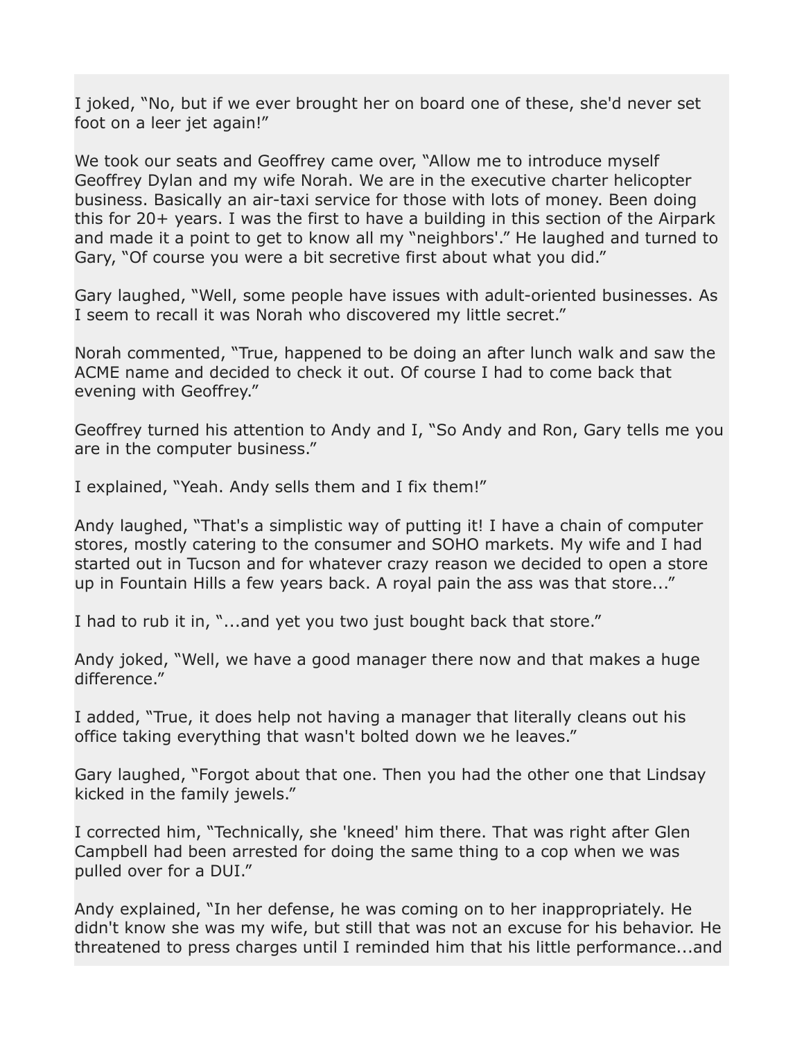I joked, "No, but if we ever brought her on board one of these, she'd never set foot on a leer jet again!"

We took our seats and Geoffrey came over, "Allow me to introduce myself Geoffrey Dylan and my wife Norah. We are in the executive charter helicopter business. Basically an air-taxi service for those with lots of money. Been doing this for 20+ years. I was the first to have a building in this section of the Airpark and made it a point to get to know all my "neighbors'." He laughed and turned to Gary, "Of course you were a bit secretive first about what you did."

Gary laughed, "Well, some people have issues with adult-oriented businesses. As I seem to recall it was Norah who discovered my little secret."

Norah commented, "True, happened to be doing an after lunch walk and saw the ACME name and decided to check it out. Of course I had to come back that evening with Geoffrey."

Geoffrey turned his attention to Andy and I, "So Andy and Ron, Gary tells me you are in the computer business."

I explained, "Yeah. Andy sells them and I fix them!"

Andy laughed, "That's a simplistic way of putting it! I have a chain of computer stores, mostly catering to the consumer and SOHO markets. My wife and I had started out in Tucson and for whatever crazy reason we decided to open a store up in Fountain Hills a few years back. A royal pain the ass was that store..."

I had to rub it in, "...and yet you two just bought back that store."

Andy joked, "Well, we have a good manager there now and that makes a huge difference."

I added, "True, it does help not having a manager that literally cleans out his office taking everything that wasn't bolted down we he leaves."

Gary laughed, "Forgot about that one. Then you had the other one that Lindsay kicked in the family jewels."

I corrected him, "Technically, she 'kneed' him there. That was right after Glen Campbell had been arrested for doing the same thing to a cop when we was pulled over for a DUI."

Andy explained, "In her defense, he was coming on to her inappropriately. He didn't know she was my wife, but still that was not an excuse for his behavior. He threatened to press charges until I reminded him that his little performance...and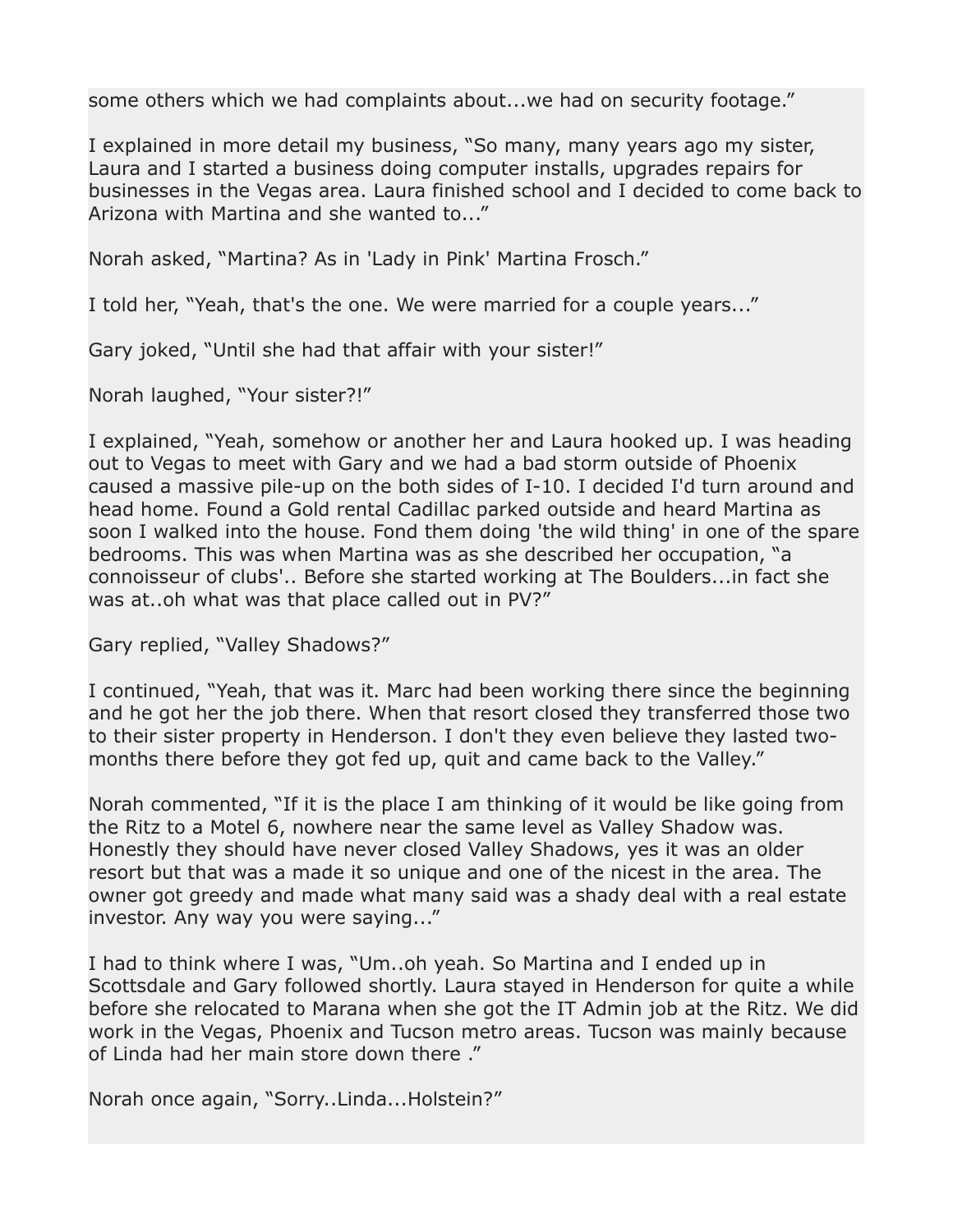some others which we had complaints about...we had on security footage."

I explained in more detail my business, "So many, many years ago my sister, Laura and I started a business doing computer installs, upgrades repairs for businesses in the Vegas area. Laura finished school and I decided to come back to Arizona with Martina and she wanted to..."

Norah asked, "Martina? As in 'Lady in Pink' Martina Frosch."

I told her, "Yeah, that's the one. We were married for a couple years..."

Gary joked, "Until she had that affair with your sister!"

Norah laughed, "Your sister?!"

I explained, "Yeah, somehow or another her and Laura hooked up. I was heading out to Vegas to meet with Gary and we had a bad storm outside of Phoenix caused a massive pile-up on the both sides of I-10. I decided I'd turn around and head home. Found a Gold rental Cadillac parked outside and heard Martina as soon I walked into the house. Fond them doing 'the wild thing' in one of the spare bedrooms. This was when Martina was as she described her occupation, "a connoisseur of clubs'.. Before she started working at The Boulders...in fact she was at..oh what was that place called out in PV?"

Gary replied, "Valley Shadows?"

I continued, "Yeah, that was it. Marc had been working there since the beginning and he got her the job there. When that resort closed they transferred those two to their sister property in Henderson. I don't they even believe they lasted two-months there before they got fed up, quit and came back to the Valley."

Norah commented, "If it is the place I am thinking of it would be like going from the Ritz to a Motel 6, nowhere near the same level as Valley Shadow was. Honestly they should have never closed Valley Shadows, yes it was an older resort but that was a made it so unique and one of the nicest in the area. The owner got greedy and made what many said was a shady deal with a real estate investor. Any way you were saying..."

I had to think where I was, "Um..oh yeah. So Martina and I ended up in Scottsdale and Gary followed shortly. Laura stayed in Henderson for quite a while before she relocated to Marana when she got the IT Admin job at the Ritz. We did work in the Vegas, Phoenix and Tucson metro areas. Tucson was mainly because of Linda had her main store down there ."

Norah once again, "Sorry..Linda...Holstein?"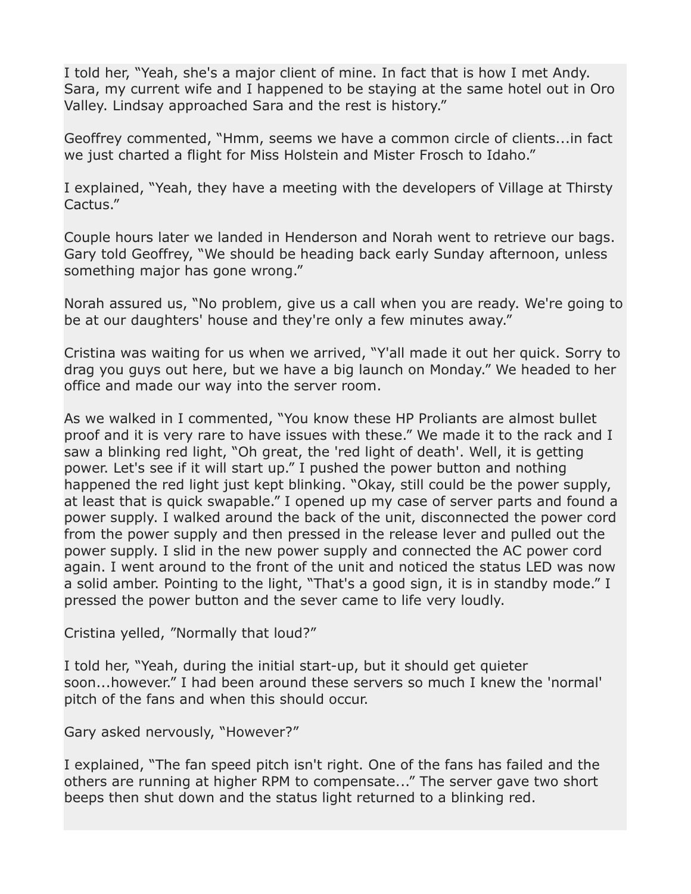I told her, “Yeah, she's a major client of mine. In fact that is how I met Andy. Sara, my current wife and I happened to be staying at the same hotel out in Oro Valley. Lindsay approached Sara and the rest is history.”

Geoffrey commented, “Hmm, seems we have a common circle of clients...in fact we just charted a flight for Miss Holstein and Mister Frosch to Idaho.”

I explained, “Yeah, they have a meeting with the developers of Village at Thirsty Cactus.”

Couple hours later we landed in Henderson and Norah went to retrieve our bags. Gary told Geoffrey, “We should be heading back early Sunday afternoon, unless something major has gone wrong.”

Norah assured us, “No problem, give us a call when you are ready. We're going to be at our daughters' house and they're only a few minutes away.”

Cristina was waiting for us when we arrived, “Y'all made it out her quick. Sorry to drag you guys out here, but we have a big launch on Monday.” We headed to her office and made our way into the server room.

As we walked in I commented, “You know these HP Proliants are almost bullet proof and it is very rare to have issues with these.” We made it to the rack and I saw a blinking red light, “Oh great, the 'red light of death'. Well, it is getting power. Let's see if it will start up.” I pushed the power button and nothing happened the red light just kept blinking. “Okay, still could be the power supply, at least that is quick swapable.” I opened up my case of server parts and found a power supply. I walked around the back of the unit, disconnected the power cord from the power supply and then pressed in the release lever and pulled out the power supply. I slid in the new power supply and connected the AC power cord again. I went around to the front of the unit and noticed the status LED was now a solid amber. Pointing to the light, “That's a good sign, it is in standby mode.” I pressed the power button and the sever came to life very loudly.

Cristina yelled, ”Normally that loud?”

I told her, “Yeah, during the initial start-up, but it should get quieter soon...however.” I had been around these servers so much I knew the 'normal' pitch of the fans and when this should occur.

Gary asked nervously, “However?”

I explained, “The fan speed pitch isn't right. One of the fans has failed and the others are running at higher RPM to compensate...” The server gave two short beeps then shut down and the status light returned to a blinking red.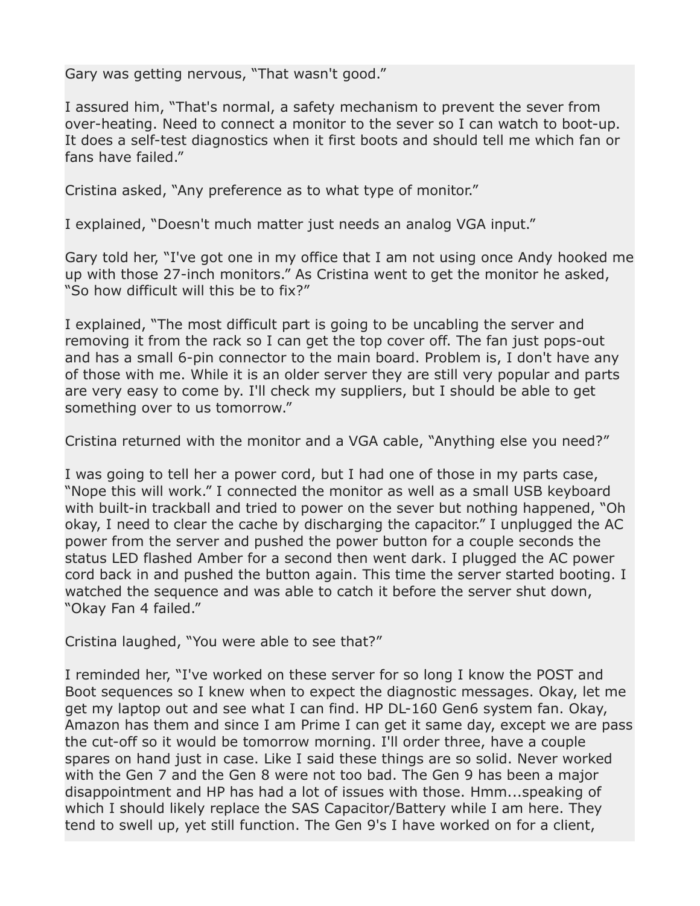Gary was getting nervous, “That wasn't good.”

I assured him, “That's normal, a safety mechanism to prevent the sever from over-heating. Need to connect a monitor to the sever so I can watch to boot-up. It does a self-test diagnostics when it first boots and should tell me which fan or fans have failed.”

Cristina asked, “Any preference as to what type of monitor.”

I explained, “Doesn't much matter just needs an analog VGA input.”

Gary told her, “I've got one in my office that I am not using once Andy hooked me up with those 27-inch monitors.” As Cristina went to get the monitor he asked, “So how difficult will this be to fix?”

I explained, “The most difficult part is going to be uncabling the server and removing it from the rack so I can get the top cover off. The fan just pops-out and has a small 6-pin connector to the main board. Problem is, I don't have any of those with me. While it is an older server they are still very popular and parts are very easy to come by. I'll check my suppliers, but I should be able to get something over to us tomorrow.”

Cristina returned with the monitor and a VGA cable, “Anything else you need?”

I was going to tell her a power cord, but I had one of those in my parts case, “Nope this will work.” I connected the monitor as well as a small USB keyboard with built-in trackball and tried to power on the sever but nothing happened, “Oh okay, I need to clear the cache by discharging the capacitor.” I unplugged the AC power from the server and pushed the power button for a couple seconds the status LED flashed Amber for a second then went dark. I plugged the AC power cord back in and pushed the button again. This time the server started booting. I watched the sequence and was able to catch it before the server shut down, “Okay Fan 4 failed.”

Cristina laughed, “You were able to see that?”

I reminded her, “I've worked on these server for so long I know the POST and Boot sequences so I knew when to expect the diagnostic messages. Okay, let me get my laptop out and see what I can find. HP DL-160 Gen6 system fan. Okay, Amazon has them and since I am Prime I can get it same day, except we are pass the cut-off so it would be tomorrow morning. I'll order three, have a couple spares on hand just in case. Like I said these things are so solid. Never worked with the Gen 7 and the Gen 8 were not too bad. The Gen 9 has been a major disappointment and HP has had a lot of issues with those. Hmm...speaking of which I should likely replace the SAS Capacitor/Battery while I am here. They tend to swell up, yet still function. The Gen 9's I have worked on for a client,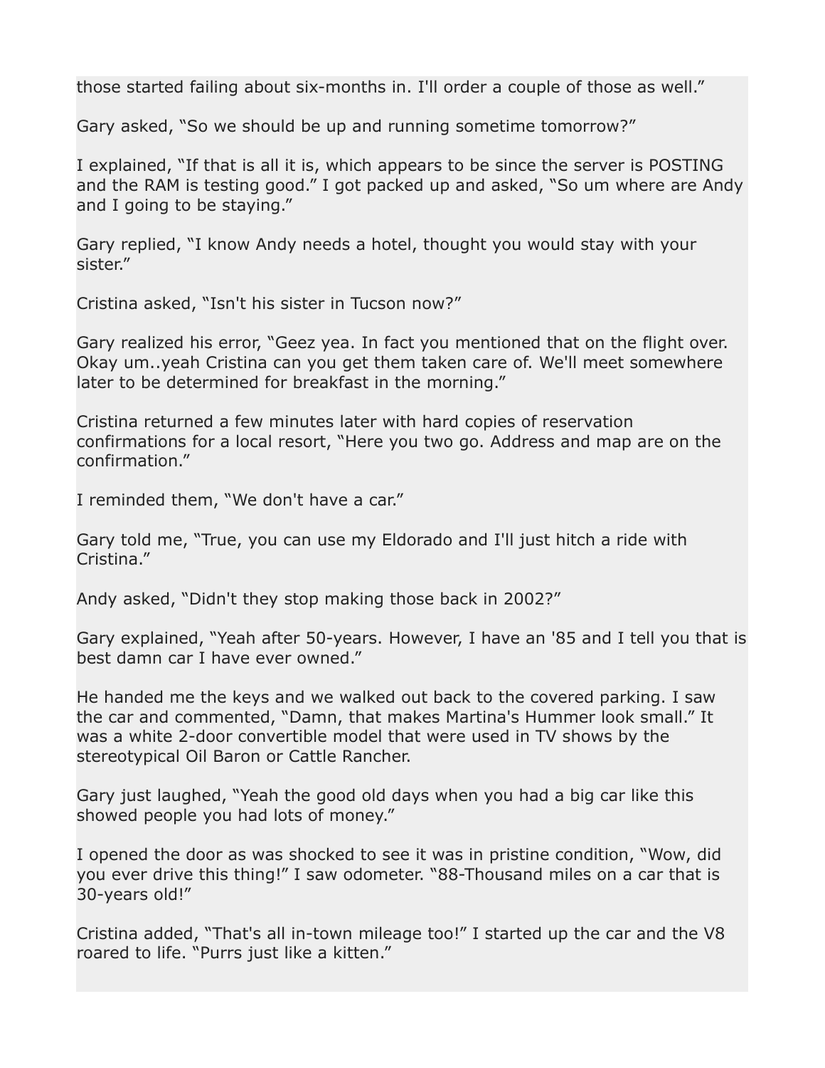those started failing about six-months in. I'll order a couple of those as well."

Gary asked, "So we should be up and running sometime tomorrow?"

I explained, "If that is all it is, which appears to be since the server is POSTING and the RAM is testing good." I got packed up and asked, "So um where are Andy and I going to be staying."

Gary replied, "I know Andy needs a hotel, thought you would stay with your sister."

Cristina asked, "Isn't his sister in Tucson now?"

Gary realized his error, "Geez yea. In fact you mentioned that on the flight over. Okay um..yeah Cristina can you get them taken care of. We'll meet somewhere later to be determined for breakfast in the morning."

Cristina returned a few minutes later with hard copies of reservation confirmations for a local resort, "Here you two go. Address and map are on the confirmation."

I reminded them, "We don't have a car."

Gary told me, "True, you can use my Eldorado and I'll just hitch a ride with Cristina."

Andy asked, "Didn't they stop making those back in 2002?"

Gary explained, "Yeah after 50-years. However, I have an '85 and I tell you that is best damn car I have ever owned."

He handed me the keys and we walked out back to the covered parking. I saw the car and commented, "Damn, that makes Martina's Hummer look small." It was a white 2-door convertible model that were used in TV shows by the stereotypical Oil Baron or Cattle Rancher.

Gary just laughed, "Yeah the good old days when you had a big car like this showed people you had lots of money."

I opened the door as was shocked to see it was in pristine condition, "Wow, did you ever drive this thing!" I saw odometer. "88-Thousand miles on a car that is 30-years old!"

Cristina added, "That's all in-town mileage too!" I started up the car and the V8 roared to life. "Purrs just like a kitten."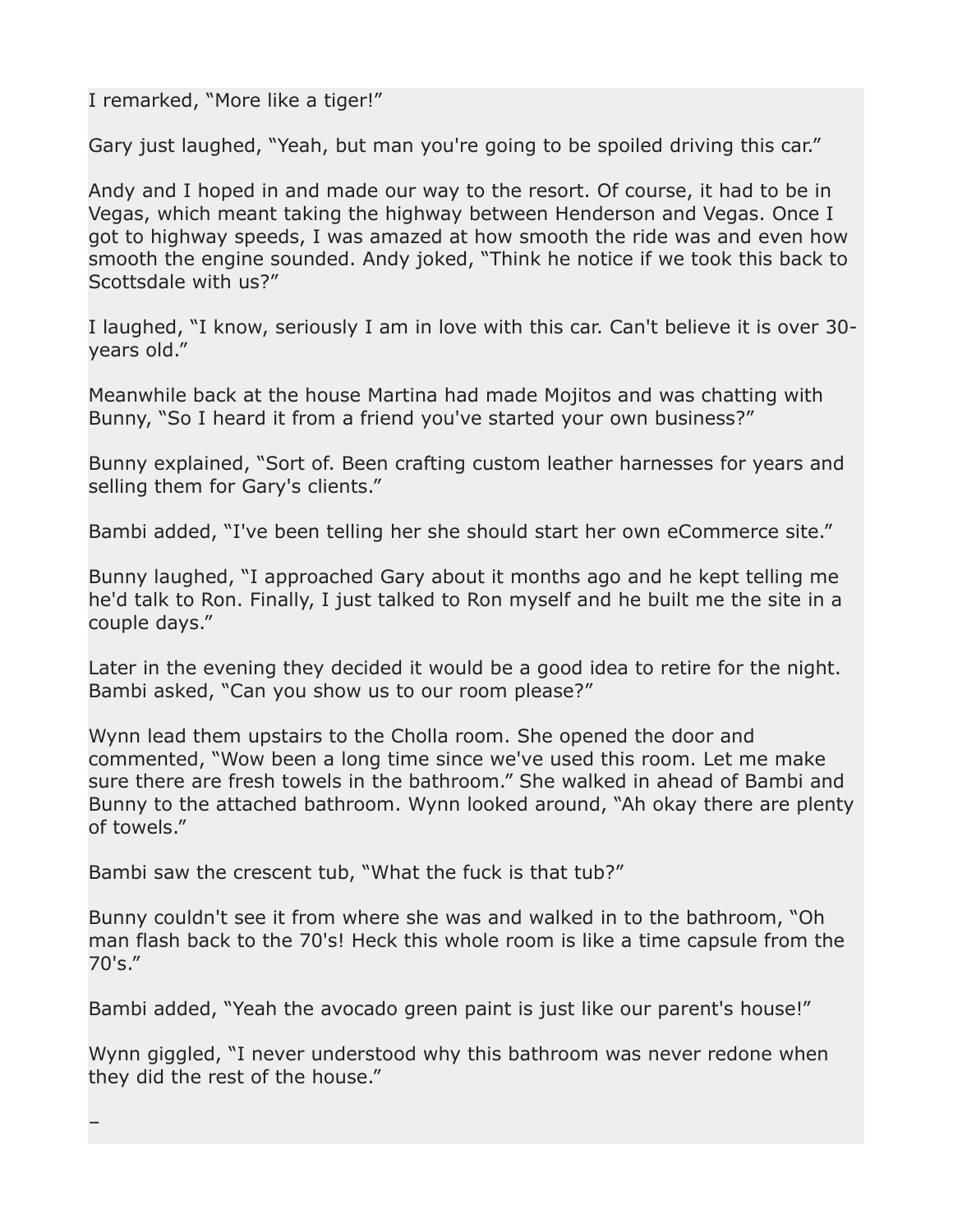I remarked, “More like a tiger!”

Gary just laughed, “Yeah, but man you're going to be spoiled driving this car.”

Andy and I hoped in and made our way to the resort. Of course, it had to be in Vegas, which meant taking the highway between Henderson and Vegas. Once I got to highway speeds, I was amazed at how smooth the ride was and even how smooth the engine sounded. Andy joked, “Think he notice if we took this back to Scottsdale with us?”

I laughed, “I know, seriously I am in love with this car. Can't believe it is over 30-years old.”

Meanwhile back at the house Martina had made Mojitos and was chatting with Bunny, “So I heard it from a friend you've started your own business?”

Bunny explained, “Sort of. Been crafting custom leather harnesses for years and selling them for Gary's clients.”

Bambi added, “I've been telling her she should start her own eCommerce site.”

Bunny laughed, “I approached Gary about it months ago and he kept telling me he'd talk to Ron. Finally, I just talked to Ron myself and he built me the site in a couple days.”

Later in the evening they decided it would be a good idea to retire for the night. Bambi asked, “Can you show us to our room please?”

Wynn lead them upstairs to the Cholla room. She opened the door and commented, “Wow been a long time since we've used this room. Let me make sure there are fresh towels in the bathroom.” She walked in ahead of Bambi and Bunny to the attached bathroom. Wynn looked around, “Ah okay there are plenty of towels.”

Bambi saw the crescent tub, “What the fuck is that tub?”

Bunny couldn't see it from where she was and walked in to the bathroom, “Oh man flash back to the 70's! Heck this whole room is like a time capsule from the 70's.”

Bambi added, “Yeah the avocado green paint is just like our parent's house!”

Wynn giggled, “I never understood why this bathroom was never redone when they did the rest of the house.”

–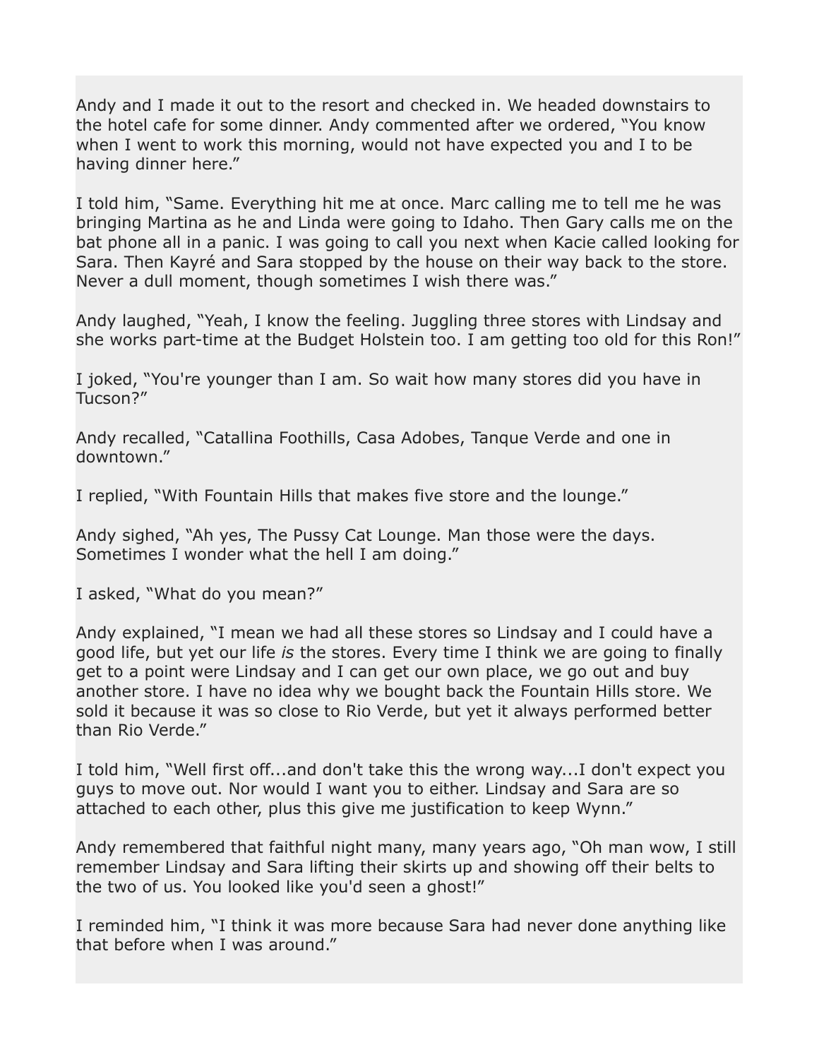Andy and I made it out to the resort and checked in. We headed downstairs to the hotel cafe for some dinner. Andy commented after we ordered, "You know when I went to work this morning, would not have expected you and I to be having dinner here."

I told him, "Same. Everything hit me at once. Marc calling me to tell me he was bringing Martina as he and Linda were going to Idaho. Then Gary calls me on the bat phone all in a panic. I was going to call you next when Kacie called looking for Sara. Then Kayré and Sara stopped by the house on their way back to the store. Never a dull moment, though sometimes I wish there was."

Andy laughed, "Yeah, I know the feeling. Juggling three stores with Lindsay and she works part-time at the Budget Holstein too. I am getting too old for this Ron!"

I joked, "You're younger than I am. So wait how many stores did you have in Tucson?"

Andy recalled, "Catallina Foothills, Casa Adobes, Tanque Verde and one in downtown."

I replied, "With Fountain Hills that makes five store and the lounge."

Andy sighed, "Ah yes, The Pussy Cat Lounge. Man those were the days. Sometimes I wonder what the hell I am doing."

I asked, "What do you mean?"

Andy explained, "I mean we had all these stores so Lindsay and I could have a good life, but yet our life *is* the stores. Every time I think we are going to finally get to a point were Lindsay and I can get our own place, we go out and buy another store. I have no idea why we bought back the Fountain Hills store. We sold it because it was so close to Rio Verde, but yet it always performed better than Rio Verde."

I told him, "Well first off...and don't take this the wrong way...I don't expect you guys to move out. Nor would I want you to either. Lindsay and Sara are so attached to each other, plus this give me justification to keep Wynn."

Andy remembered that faithful night many, many years ago, "Oh man wow, I still remember Lindsay and Sara lifting their skirts up and showing off their belts to the two of us. You looked like you'd seen a ghost!"

I reminded him, "I think it was more because Sara had never done anything like that before when I was around."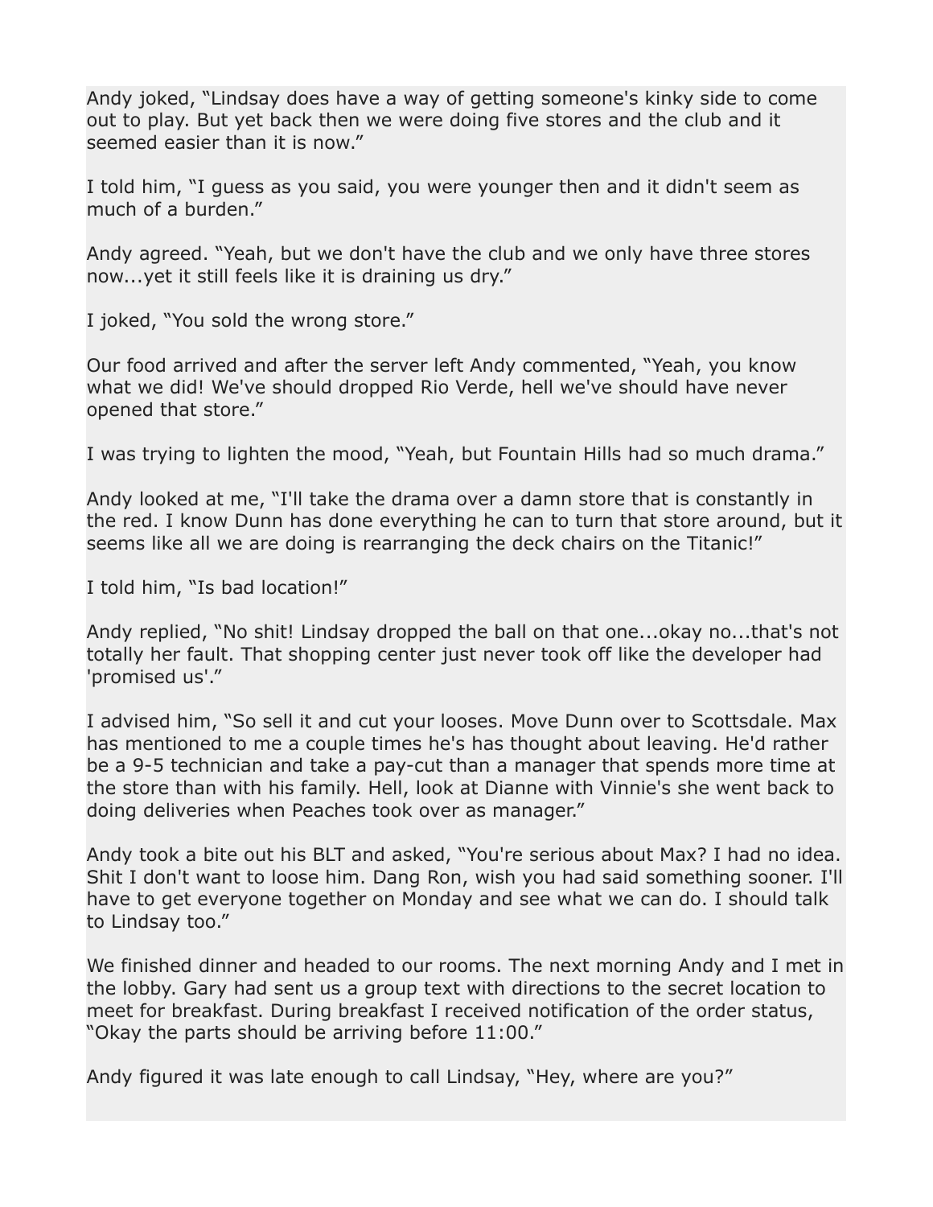Andy joked, “Lindsay does have a way of getting someone's kinky side to come out to play. But yet back then we were doing five stores and the club and it seemed easier than it is now.”

I told him, “I guess as you said, you were younger then and it didn't seem as much of a burden.”

Andy agreed. “Yeah, but we don't have the club and we only have three stores now...yet it still feels like it is draining us dry.”

I joked, “You sold the wrong store.”

Our food arrived and after the server left Andy commented, “Yeah, you know what we did! We've should dropped Rio Verde, hell we've should have never opened that store.”

I was trying to lighten the mood, “Yeah, but Fountain Hills had so much drama.”

Andy looked at me, “I'll take the drama over a damn store that is constantly in the red. I know Dunn has done everything he can to turn that store around, but it seems like all we are doing is rearranging the deck chairs on the Titanic!”

I told him, “Is bad location!”

Andy replied, “No shit! Lindsay dropped the ball on that one...okay no...that's not totally her fault. That shopping center just never took off like the developer had 'promised us'.”

I advised him, “So sell it and cut your looses. Move Dunn over to Scottsdale. Max has mentioned to me a couple times he's has thought about leaving. He'd rather be a 9-5 technician and take a pay-cut than a manager that spends more time at the store than with his family. Hell, look at Dianne with Vinnie's she went back to doing deliveries when Peaches took over as manager.”

Andy took a bite out his BLT and asked, “You're serious about Max? I had no idea. Shit I don't want to loose him. Dang Ron, wish you had said something sooner. I'll have to get everyone together on Monday and see what we can do. I should talk to Lindsay too.”

We finished dinner and headed to our rooms. The next morning Andy and I met in the lobby. Gary had sent us a group text with directions to the secret location to meet for breakfast. During breakfast I received notification of the order status, “Okay the parts should be arriving before 11:00.”

Andy figured it was late enough to call Lindsay, “Hey, where are you?”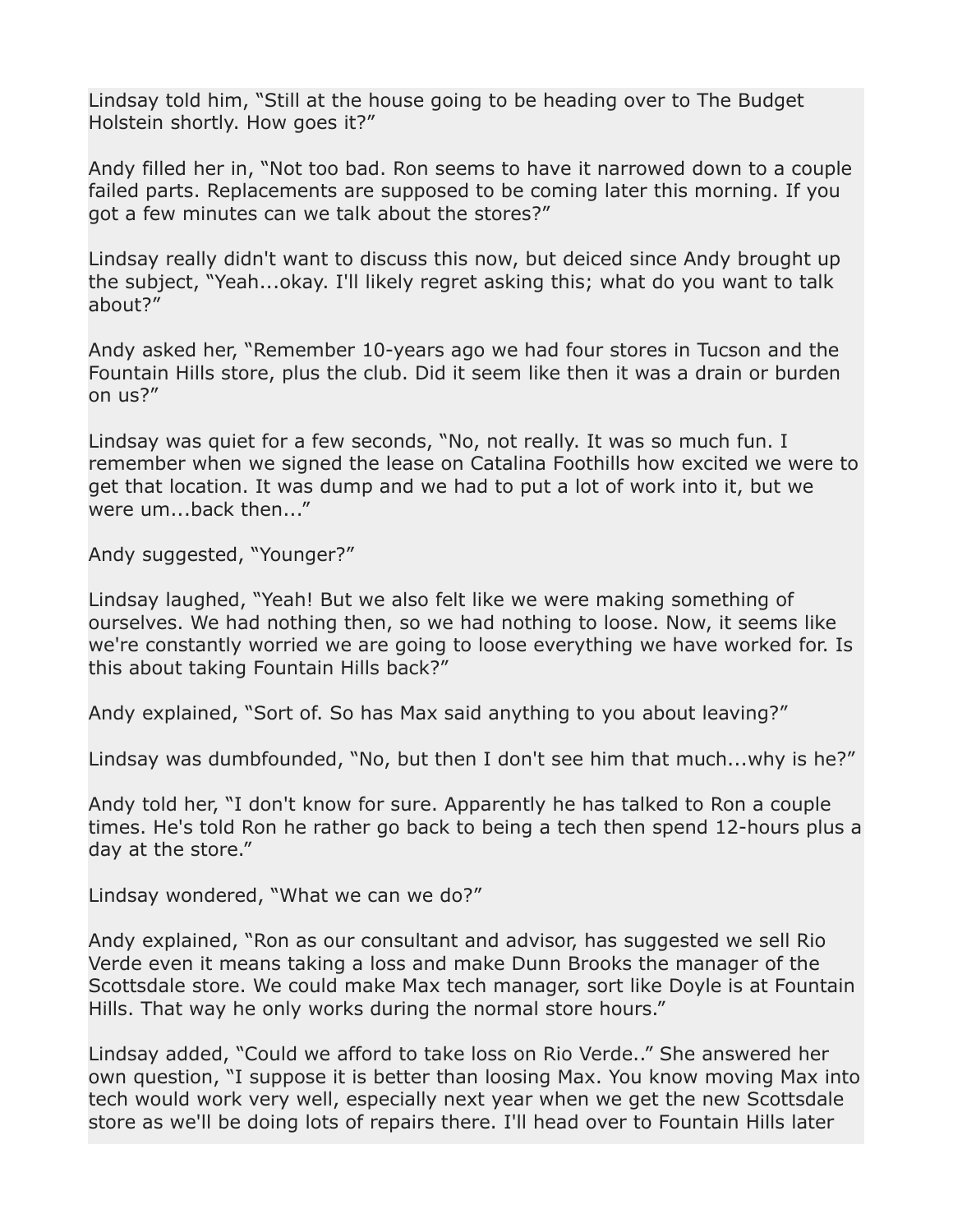Lindsay told him, “Still at the house going to be heading over to The Budget Holstein shortly. How goes it?”

Andy filled her in, “Not too bad. Ron seems to have it narrowed down to a couple failed parts. Replacements are supposed to be coming later this morning. If you got a few minutes can we talk about the stores?”

Lindsay really didn't want to discuss this now, but deiced since Andy brought up the subject, “Yeah...okay. I'll likely regret asking this; what do you want to talk about?”

Andy asked her, “Remember 10-years ago we had four stores in Tucson and the Fountain Hills store, plus the club. Did it seem like then it was a drain or burden on us?”

Lindsay was quiet for a few seconds, “No, not really. It was so much fun. I remember when we signed the lease on Catalina Foothills how excited we were to get that location. It was dump and we had to put a lot of work into it, but we were um...back then...”

Andy suggested, “Younger?”

Lindsay laughed, “Yeah! But we also felt like we were making something of ourselves. We had nothing then, so we had nothing to loose. Now, it seems like we're constantly worried we are going to loose everything we have worked for. Is this about taking Fountain Hills back?”

Andy explained, “Sort of. So has Max said anything to you about leaving?”

Lindsay was dumbfounded, “No, but then I don't see him that much...why is he?”

Andy told her, “I don't know for sure. Apparently he has talked to Ron a couple times. He's told Ron he rather go back to being a tech then spend 12-hours plus a day at the store.”

Lindsay wondered, “What we can we do?”

Andy explained, “Ron as our consultant and advisor, has suggested we sell Rio Verde even it means taking a loss and make Dunn Brooks the manager of the Scottsdale store. We could make Max tech manager, sort like Doyle is at Fountain Hills. That way he only works during the normal store hours.”

Lindsay added, “Could we afford to take loss on Rio Verde..” She answered her own question, “I suppose it is better than loosing Max. You know moving Max into tech would work very well, especially next year when we get the new Scottsdale store as we'll be doing lots of repairs there. I'll head over to Fountain Hills later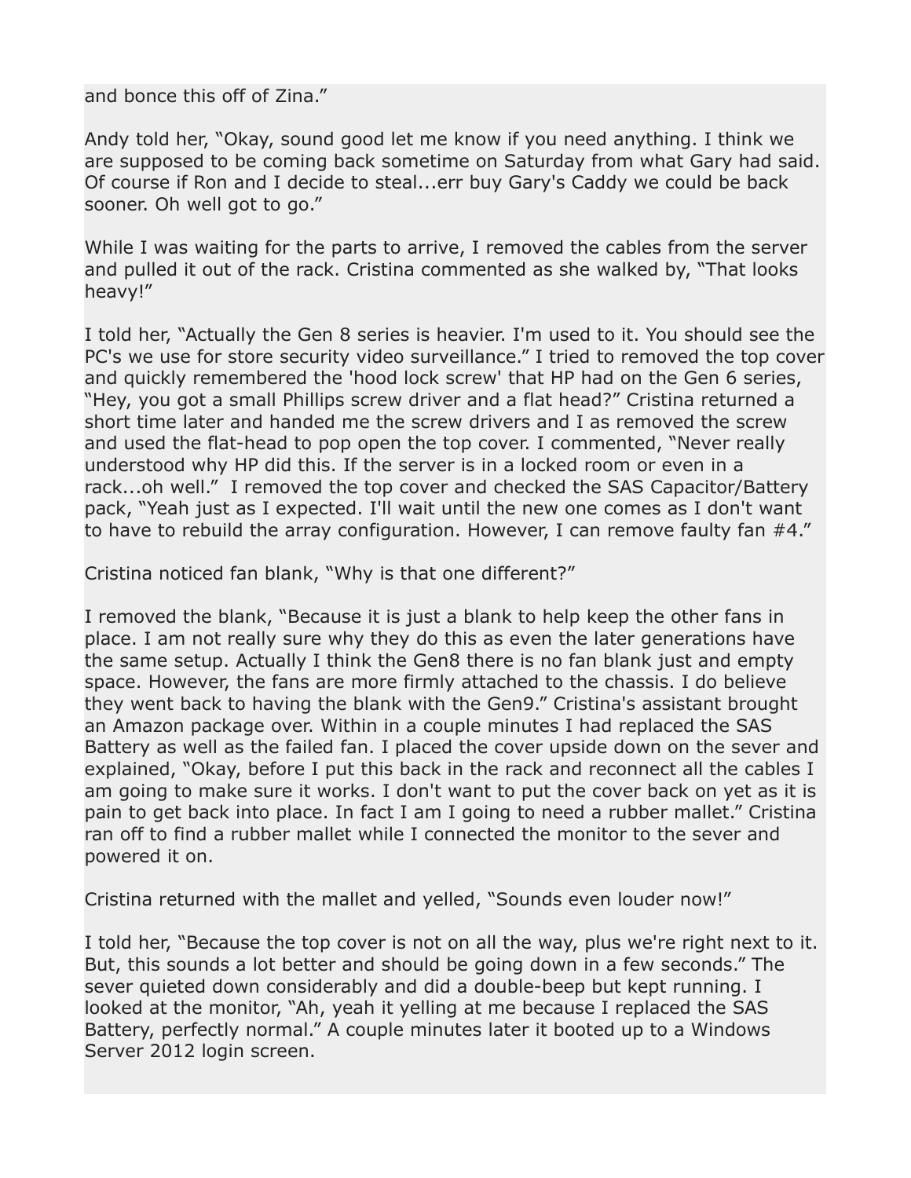and bonce this off of Zina."

Andy told her, "Okay, sound good let me know if you need anything. I think we are supposed to be coming back sometime on Saturday from what Gary had said. Of course if Ron and I decide to steal...err buy Gary's Caddy we could be back sooner. Oh well got to go."

While I was waiting for the parts to arrive, I removed the cables from the server and pulled it out of the rack. Cristina commented as she walked by, "That looks heavy!"

I told her, "Actually the Gen 8 series is heavier. I'm used to it. You should see the PC's we use for store security video surveillance." I tried to removed the top cover and quickly remembered the 'hood lock screw' that HP had on the Gen 6 series, "Hey, you got a small Phillips screw driver and a flat head?" Cristina returned a short time later and handed me the screw drivers and I as removed the screw and used the flat-head to pop open the top cover. I commented, "Never really understood why HP did this. If the server is in a locked room or even in a rack...oh well." I removed the top cover and checked the SAS Capacitor/Battery pack, "Yeah just as I expected. I'll wait until the new one comes as I don't want to have to rebuild the array configuration. However, I can remove faulty fan #4."

Cristina noticed fan blank, "Why is that one different?"

I removed the blank, "Because it is just a blank to help keep the other fans in place. I am not really sure why they do this as even the later generations have the same setup. Actually I think the Gen8 there is no fan blank just and empty space. However, the fans are more firmly attached to the chassis. I do believe they went back to having the blank with the Gen9." Cristina's assistant brought an Amazon package over. Within in a couple minutes I had replaced the SAS Battery as well as the failed fan. I placed the cover upside down on the sever and explained, "Okay, before I put this back in the rack and reconnect all the cables I am going to make sure it works. I don't want to put the cover back on yet as it is pain to get back into place. In fact I am I going to need a rubber mallet." Cristina ran off to find a rubber mallet while I connected the monitor to the sever and powered it on.

Cristina returned with the mallet and yelled, "Sounds even louder now!"

I told her, "Because the top cover is not on all the way, plus we're right next to it. But, this sounds a lot better and should be going down in a few seconds." The sever quieted down considerably and did a double-beep but kept running. I looked at the monitor, "Ah, yeah it yelling at me because I replaced the SAS Battery, perfectly normal." A couple minutes later it booted up to a Windows Server 2012 login screen.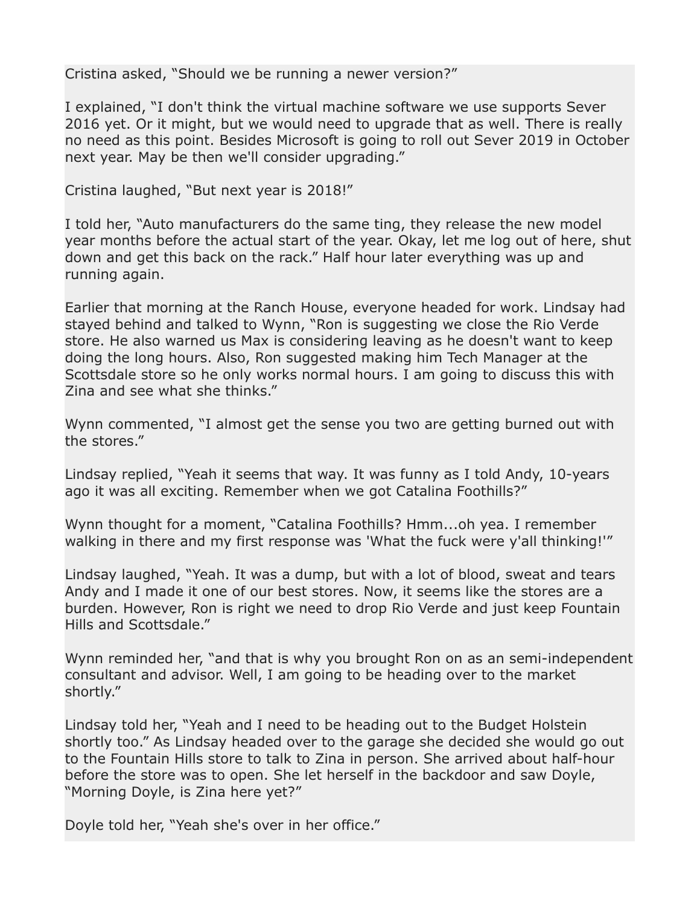Cristina asked, “Should we be running a newer version?”

I explained, “I don't think the virtual machine software we use supports Sever 2016 yet. Or it might, but we would need to upgrade that as well. There is really no need as this point. Besides Microsoft is going to roll out Sever 2019 in October next year. May be then we'll consider upgrading.”

Cristina laughed, “But next year is 2018!”

I told her, “Auto manufacturers do the same ting, they release the new model year months before the actual start of the year. Okay, let me log out of here, shut down and get this back on the rack.” Half hour later everything was up and running again.

Earlier that morning at the Ranch House, everyone headed for work. Lindsay had stayed behind and talked to Wynn, “Ron is suggesting we close the Rio Verde store. He also warned us Max is considering leaving as he doesn't want to keep doing the long hours. Also, Ron suggested making him Tech Manager at the Scottsdale store so he only works normal hours. I am going to discuss this with Zina and see what she thinks.”

Wynn commented, “I almost get the sense you two are getting burned out with the stores.”

Lindsay replied, “Yeah it seems that way. It was funny as I told Andy, 10-years ago it was all exciting. Remember when we got Catalina Foothills?”

Wynn thought for a moment, “Catalina Foothills? Hmm...oh yea. I remember walking in there and my first response was 'What the fuck were y'all thinking!'”

Lindsay laughed, “Yeah. It was a dump, but with a lot of blood, sweat and tears Andy and I made it one of our best stores. Now, it seems like the stores are a burden. However, Ron is right we need to drop Rio Verde and just keep Fountain Hills and Scottsdale.”

Wynn reminded her, “and that is why you brought Ron on as an semi-independent consultant and advisor. Well, I am going to be heading over to the market shortly.”

Lindsay told her, “Yeah and I need to be heading out to the Budget Holstein shortly too.” As Lindsay headed over to the garage she decided she would go out to the Fountain Hills store to talk to Zina in person. She arrived about half-hour before the store was to open. She let herself in the backdoor and saw Doyle, “Morning Doyle, is Zina here yet?”

Doyle told her, “Yeah she's over in her office.”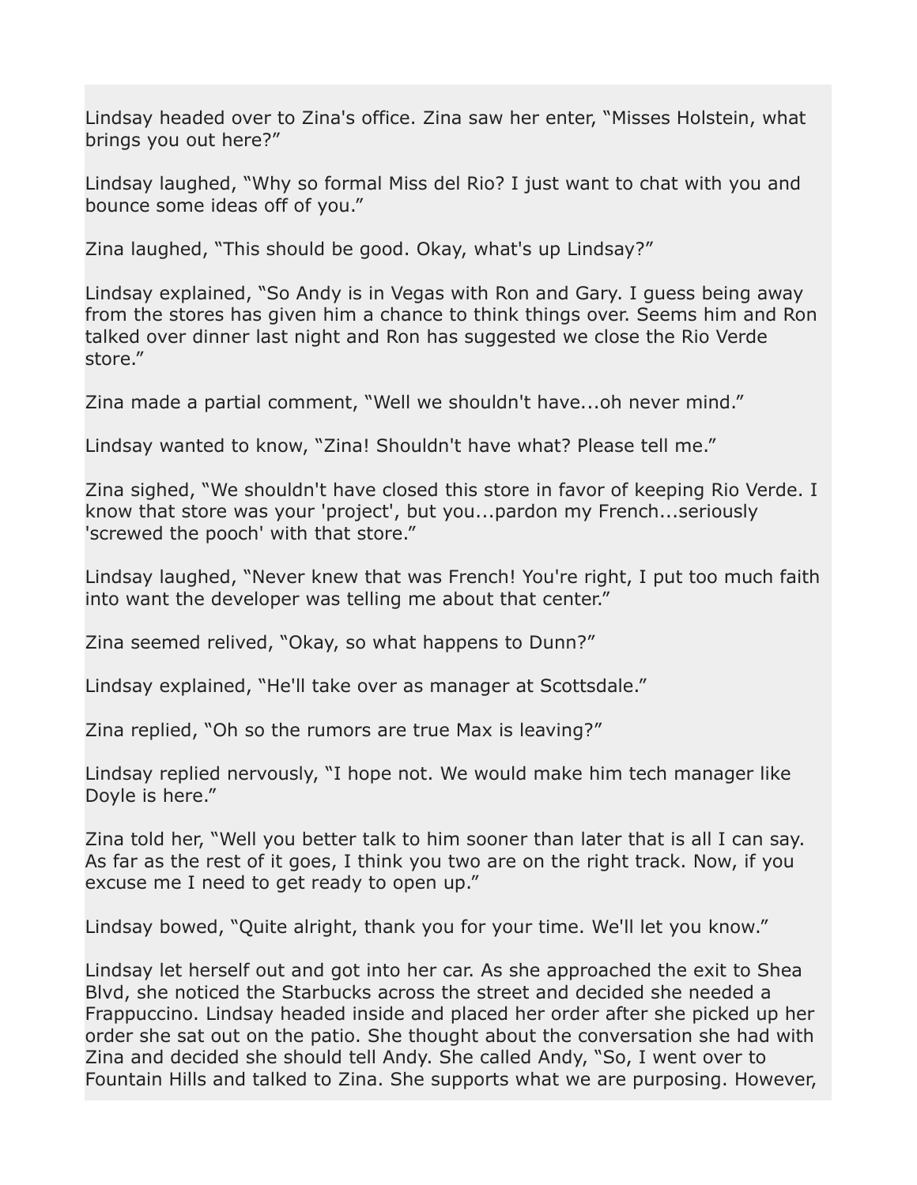Lindsay headed over to Zina's office. Zina saw her enter, “Misses Holstein, what brings you out here?”

Lindsay laughed, “Why so formal Miss del Rio? I just want to chat with you and bounce some ideas off of you.”

Zina laughed, “This should be good. Okay, what's up Lindsay?”

Lindsay explained, “So Andy is in Vegas with Ron and Gary. I guess being away from the stores has given him a chance to think things over. Seems him and Ron talked over dinner last night and Ron has suggested we close the Rio Verde store.”

Zina made a partial comment, “Well we shouldn't have...oh never mind.”

Lindsay wanted to know, “Zina! Shouldn't have what? Please tell me.”

Zina sighed, “We shouldn't have closed this store in favor of keeping Rio Verde. I know that store was your 'project', but you...pardon my French...seriously 'screwed the pooch' with that store.”

Lindsay laughed, “Never knew that was French! You're right, I put too much faith into want the developer was telling me about that center.”

Zina seemed relived, “Okay, so what happens to Dunn?”

Lindsay explained, “He'll take over as manager at Scottsdale.”

Zina replied, “Oh so the rumors are true Max is leaving?”

Lindsay replied nervously, “I hope not. We would make him tech manager like Doyle is here.”

Zina told her, “Well you better talk to him sooner than later that is all I can say. As far as the rest of it goes, I think you two are on the right track. Now, if you excuse me I need to get ready to open up.”

Lindsay bowed, “Quite alright, thank you for your time. We'll let you know.”

Lindsay let herself out and got into her car. As she approached the exit to Shea Blvd, she noticed the Starbucks across the street and decided she needed a Frappuccino. Lindsay headed inside and placed her order after she picked up her order she sat out on the patio. She thought about the conversation she had with Zina and decided she should tell Andy. She called Andy, “So, I went over to Fountain Hills and talked to Zina. She supports what we are purposing. However,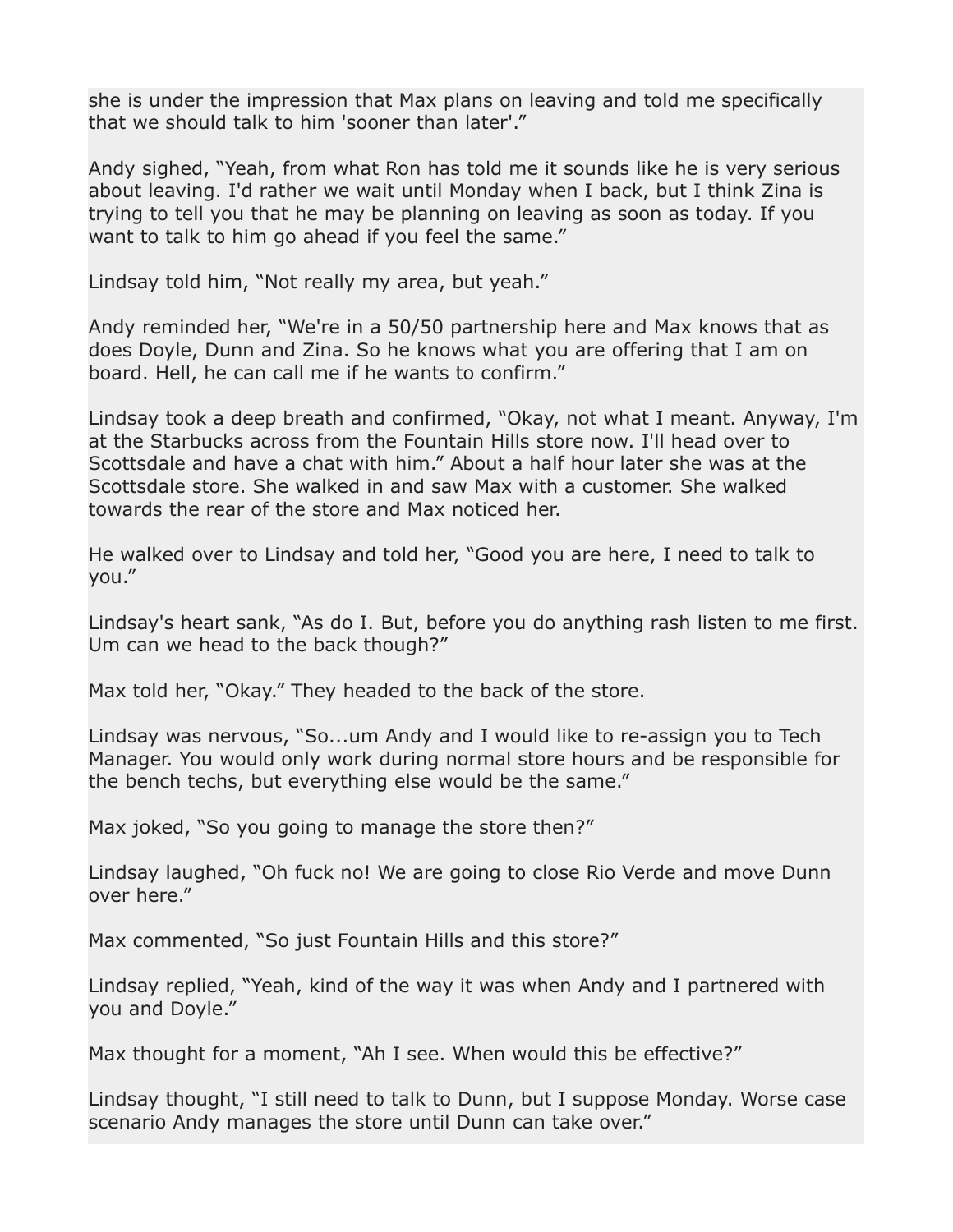she is under the impression that Max plans on leaving and told me specifically that we should talk to him 'sooner than later'."

Andy sighed, "Yeah, from what Ron has told me it sounds like he is very serious about leaving. I'd rather we wait until Monday when I back, but I think Zina is trying to tell you that he may be planning on leaving as soon as today. If you want to talk to him go ahead if you feel the same."

Lindsay told him, "Not really my area, but yeah."

Andy reminded her, "We're in a 50/50 partnership here and Max knows that as does Doyle, Dunn and Zina. So he knows what you are offering that I am on board. Hell, he can call me if he wants to confirm."

Lindsay took a deep breath and confirmed, "Okay, not what I meant. Anyway, I'm at the Starbucks across from the Fountain Hills store now. I'll head over to Scottsdale and have a chat with him." About a half hour later she was at the Scottsdale store. She walked in and saw Max with a customer. She walked towards the rear of the store and Max noticed her.

He walked over to Lindsay and told her, "Good you are here, I need to talk to you."

Lindsay's heart sank, "As do I. But, before you do anything rash listen to me first. Um can we head to the back though?"

Max told her, "Okay." They headed to the back of the store.

Lindsay was nervous, "So...um Andy and I would like to re-assign you to Tech Manager. You would only work during normal store hours and be responsible for the bench techs, but everything else would be the same."

Max joked, "So you going to manage the store then?"

Lindsay laughed, "Oh fuck no! We are going to close Rio Verde and move Dunn over here."

Max commented, "So just Fountain Hills and this store?"

Lindsay replied, "Yeah, kind of the way it was when Andy and I partnered with you and Doyle."

Max thought for a moment, "Ah I see. When would this be effective?"

Lindsay thought, "I still need to talk to Dunn, but I suppose Monday. Worse case scenario Andy manages the store until Dunn can take over."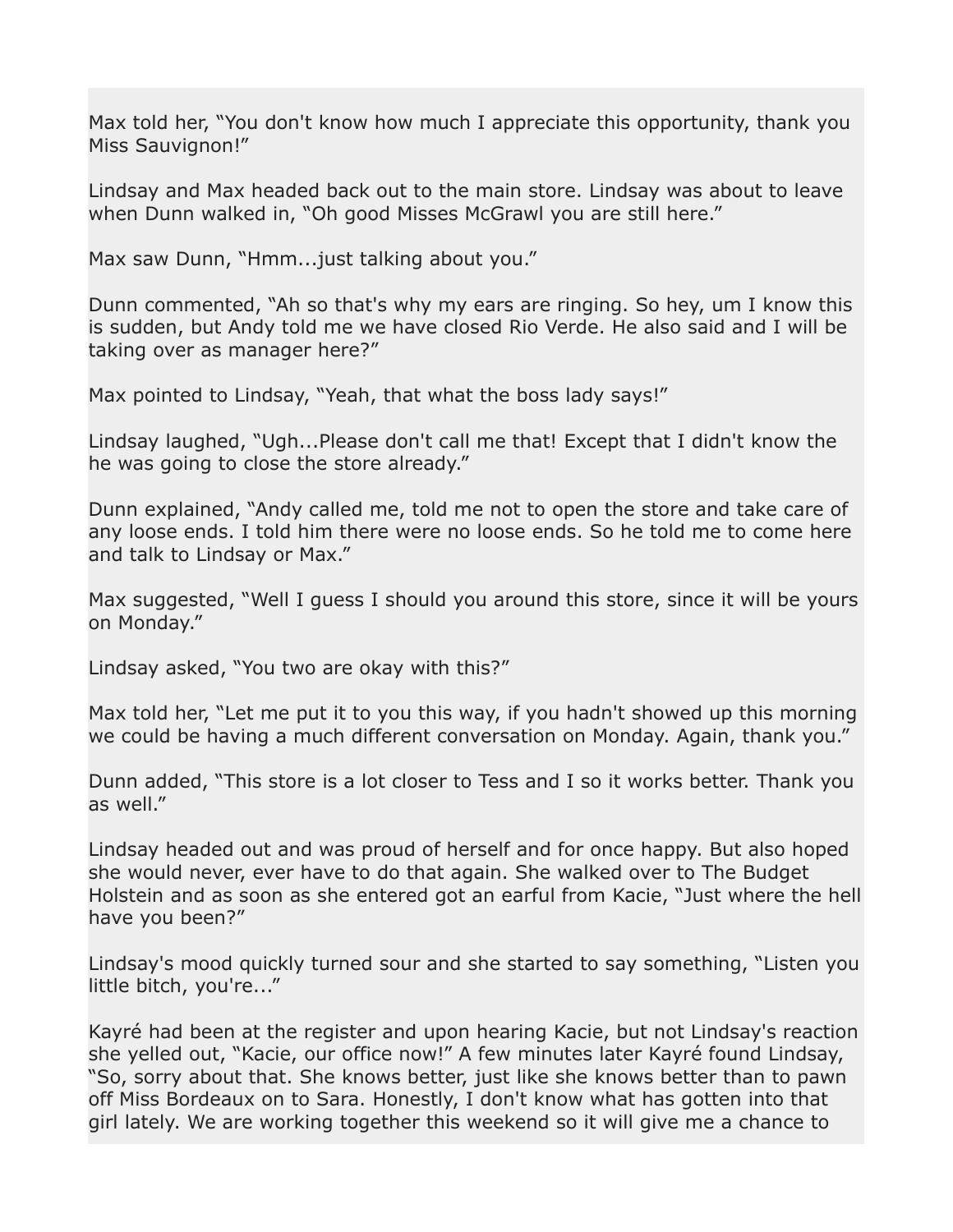Max told her, “You don't know how much I appreciate this opportunity, thank you Miss Sauvignon!”

Lindsay and Max headed back out to the main store. Lindsay was about to leave when Dunn walked in, “Oh good Misses McGrawl you are still here.”

Max saw Dunn, “Hmm...just talking about you.”

Dunn commented, “Ah so that's why my ears are ringing. So hey, um I know this is sudden, but Andy told me we have closed Rio Verde. He also said and I will be taking over as manager here?”

Max pointed to Lindsay, “Yeah, that what the boss lady says!”

Lindsay laughed, “Ugh...Please don't call me that! Except that I didn't know the he was going to close the store already.”

Dunn explained, “Andy called me, told me not to open the store and take care of any loose ends. I told him there were no loose ends. So he told me to come here and talk to Lindsay or Max.”

Max suggested, “Well I guess I should you around this store, since it will be yours on Monday.”

Lindsay asked, “You two are okay with this?”

Max told her, “Let me put it to you this way, if you hadn't showed up this morning we could be having a much different conversation on Monday. Again, thank you.”

Dunn added, “This store is a lot closer to Tess and I so it works better. Thank you as well.”

Lindsay headed out and was proud of herself and for once happy. But also hoped she would never, ever have to do that again. She walked over to The Budget Holstein and as soon as she entered got an earful from Kacie, “Just where the hell have you been?”

Lindsay's mood quickly turned sour and she started to say something, “Listen you little bitch, you're...”

Kayré had been at the register and upon hearing Kacie, but not Lindsay's reaction she yelled out, “Kacie, our office now!” A few minutes later Kayré found Lindsay, “So, sorry about that. She knows better, just like she knows better than to pawn off Miss Bordeaux on to Sara. Honestly, I don't know what has gotten into that girl lately. We are working together this weekend so it will give me a chance to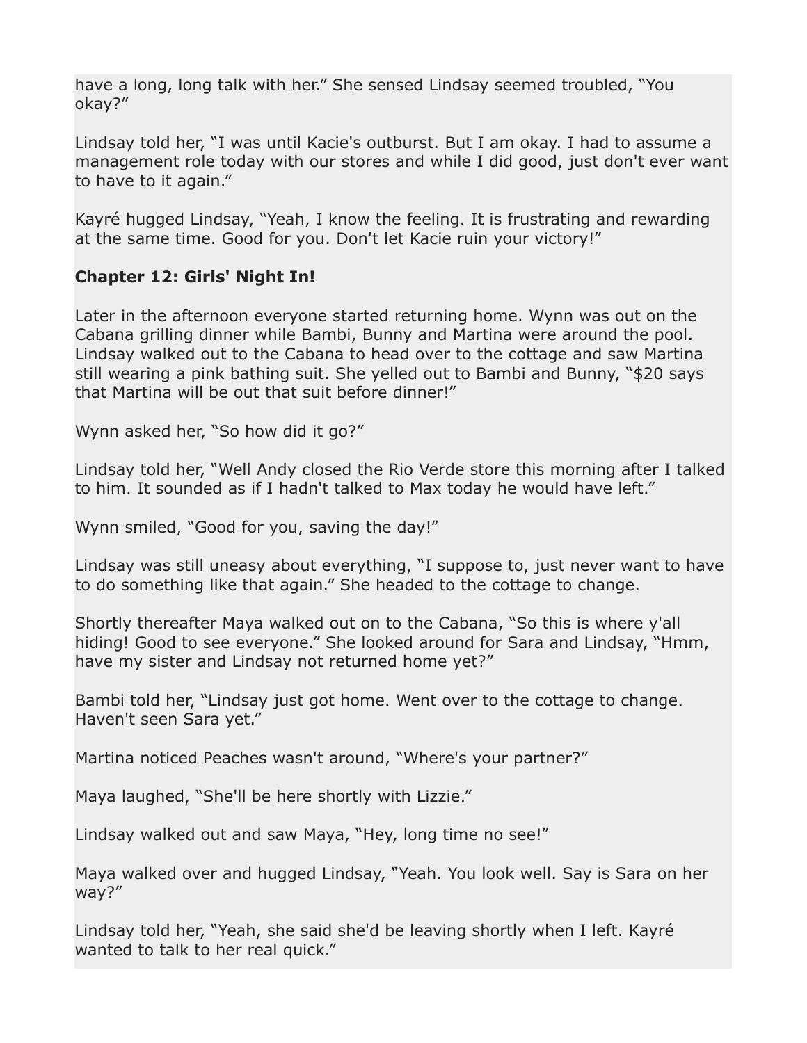have a long, long talk with her." She sensed Lindsay seemed troubled, "You okay?"

Lindsay told her, "I was until Kacie's outburst. But I am okay. I had to assume a management role today with our stores and while I did good, just don't ever want to have to it again."

Kayré hugged Lindsay, "Yeah, I know the feeling. It is frustrating and rewarding at the same time. Good for you. Don't let Kacie ruin your victory!"

**Chapter 12: Girls' Night In!**

Later in the afternoon everyone started returning home. Wynn was out on the Cabana grilling dinner while Bambi, Bunny and Martina were around the pool. Lindsay walked out to the Cabana to head over to the cottage and saw Martina still wearing a pink bathing suit. She yelled out to Bambi and Bunny, "$20 says that Martina will be out that suit before dinner!"

Wynn asked her, "So how did it go?"

Lindsay told her, "Well Andy closed the Rio Verde store this morning after I talked to him. It sounded as if I hadn't talked to Max today he would have left."

Wynn smiled, "Good for you, saving the day!"

Lindsay was still uneasy about everything, "I suppose to, just never want to have to do something like that again." She headed to the cottage to change.

Shortly thereafter Maya walked out on to the Cabana, "So this is where y'all hiding! Good to see everyone." She looked around for Sara and Lindsay, "Hmm, have my sister and Lindsay not returned home yet?"

Bambi told her, "Lindsay just got home. Went over to the cottage to change. Haven't seen Sara yet."

Martina noticed Peaches wasn't around, "Where's your partner?"

Maya laughed, "She'll be here shortly with Lizzie."

Lindsay walked out and saw Maya, "Hey, long time no see!"

Maya walked over and hugged Lindsay, "Yeah. You look well. Say is Sara on her way?"

Lindsay told her, "Yeah, she said she'd be leaving shortly when I left. Kayré wanted to talk to her real quick."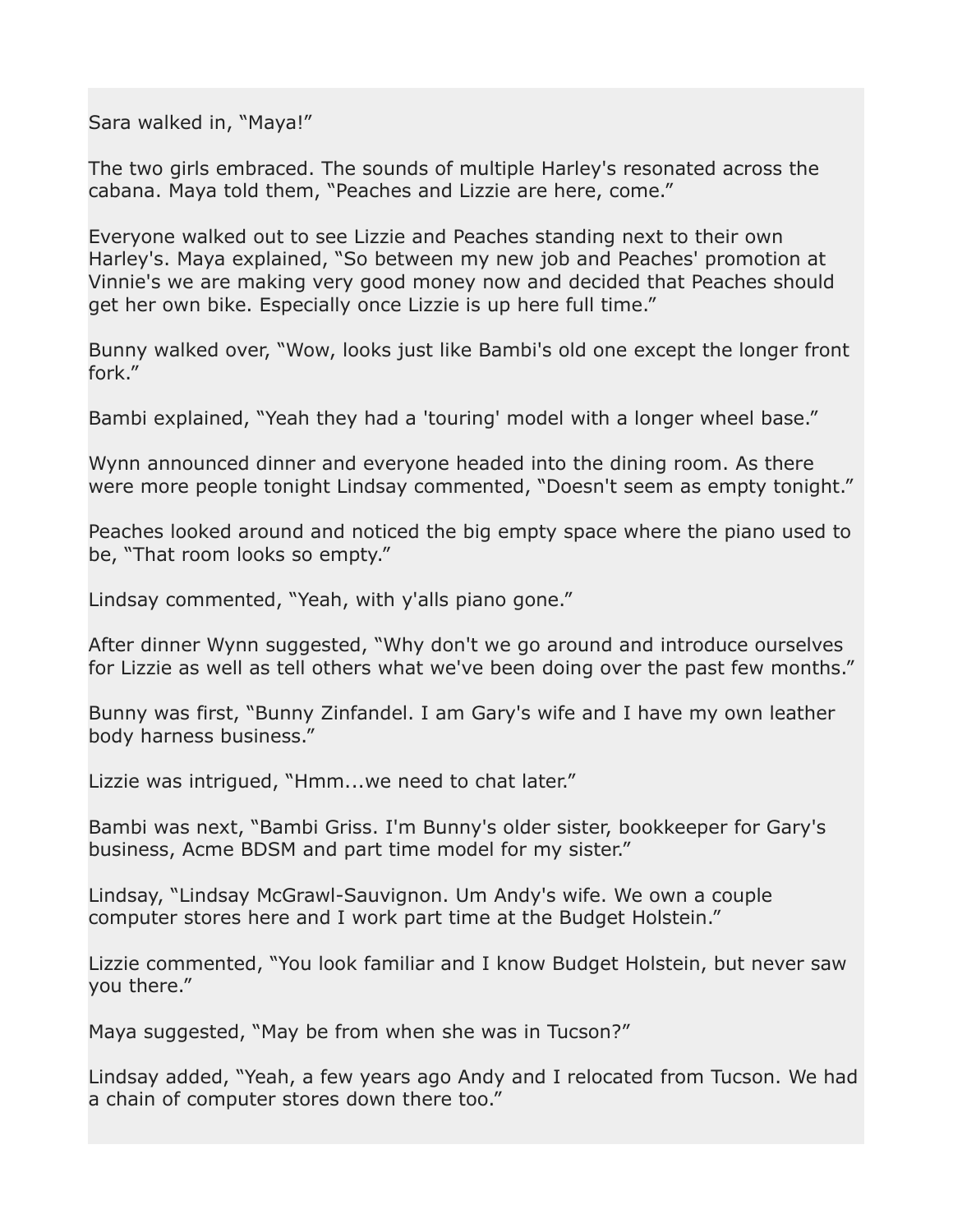Sara walked in, “Maya!”

The two girls embraced. The sounds of multiple Harley's resonated across the cabana. Maya told them, “Peaches and Lizzie are here, come.”

Everyone walked out to see Lizzie and Peaches standing next to their own Harley's. Maya explained, “So between my new job and Peaches' promotion at Vinnie's we are making very good money now and decided that Peaches should get her own bike. Especially once Lizzie is up here full time.”

Bunny walked over, “Wow, looks just like Bambi's old one except the longer front fork.”

Bambi explained, “Yeah they had a 'touring' model with a longer wheel base.”

Wynn announced dinner and everyone headed into the dining room. As there were more people tonight Lindsay commented, “Doesn't seem as empty tonight.”

Peaches looked around and noticed the big empty space where the piano used to be, “That room looks so empty.”

Lindsay commented, “Yeah, with y'alls piano gone.”

After dinner Wynn suggested, “Why don't we go around and introduce ourselves for Lizzie as well as tell others what we've been doing over the past few months.”

Bunny was first, “Bunny Zinfandel. I am Gary's wife and I have my own leather body harness business.”

Lizzie was intrigued, “Hmm...we need to chat later.”

Bambi was next, “Bambi Griss. I'm Bunny's older sister, bookkeeper for Gary's business, Acme BDSM and part time model for my sister.”

Lindsay, “Lindsay McGrawl-Sauvignon. Um Andy's wife. We own a couple computer stores here and I work part time at the Budget Holstein.”

Lizzie commented, “You look familiar and I know Budget Holstein, but never saw you there.”

Maya suggested, “May be from when she was in Tucson?”

Lindsay added, “Yeah, a few years ago Andy and I relocated from Tucson. We had a chain of computer stores down there too.”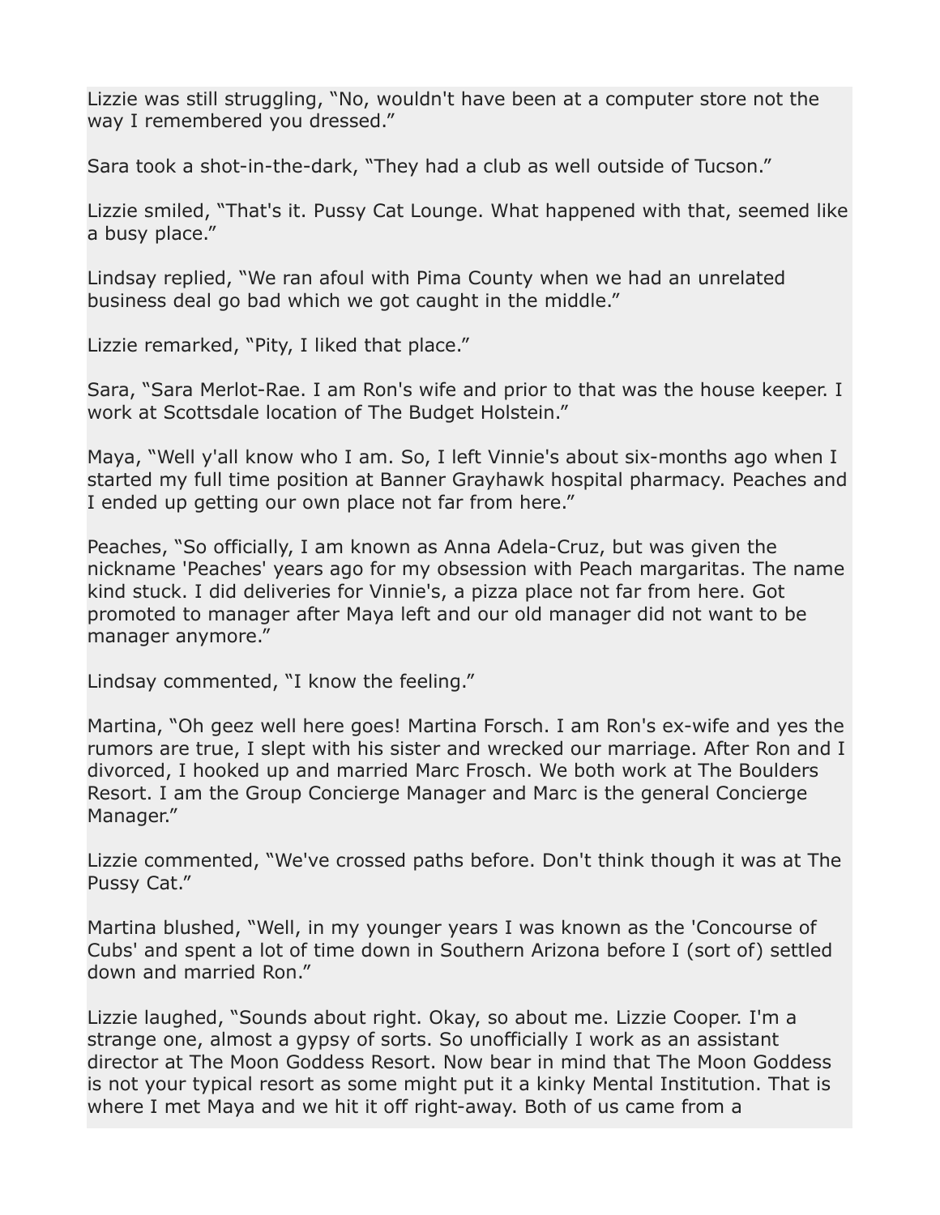Lizzie was still struggling, “No, wouldn't have been at a computer store not the way I remembered you dressed.”

Sara took a shot-in-the-dark, “They had a club as well outside of Tucson.”

Lizzie smiled, “That's it. Pussy Cat Lounge. What happened with that, seemed like a busy place.”

Lindsay replied, “We ran afoul with Pima County when we had an unrelated business deal go bad which we got caught in the middle.”

Lizzie remarked, “Pity, I liked that place.”

Sara, “Sara Merlot-Rae. I am Ron's wife and prior to that was the house keeper. I work at Scottsdale location of The Budget Holstein.”

Maya, “Well y'all know who I am. So, I left Vinnie's about six-months ago when I started my full time position at Banner Grayhawk hospital pharmacy. Peaches and I ended up getting our own place not far from here.”

Peaches, “So officially, I am known as Anna Adela-Cruz, but was given the nickname 'Peaches' years ago for my obsession with Peach margaritas. The name kind stuck. I did deliveries for Vinnie's, a pizza place not far from here. Got promoted to manager after Maya left and our old manager did not want to be manager anymore.”

Lindsay commented, “I know the feeling.”

Martina, “Oh geez well here goes! Martina Forsch. I am Ron's ex-wife and yes the rumors are true, I slept with his sister and wrecked our marriage. After Ron and I divorced, I hooked up and married Marc Frosch. We both work at The Boulders Resort. I am the Group Concierge Manager and Marc is the general Concierge Manager.”

Lizzie commented, “We've crossed paths before. Don't think though it was at The Pussy Cat.”

Martina blushed, “Well, in my younger years I was known as the 'Concourse of Cubs' and spent a lot of time down in Southern Arizona before I (sort of) settled down and married Ron.”

Lizzie laughed, “Sounds about right. Okay, so about me. Lizzie Cooper. I'm a strange one, almost a gypsy of sorts. So unofficially I work as an assistant director at The Moon Goddess Resort. Now bear in mind that The Moon Goddess is not your typical resort as some might put it a kinky Mental Institution. That is where I met Maya and we hit it off right-away. Both of us came from a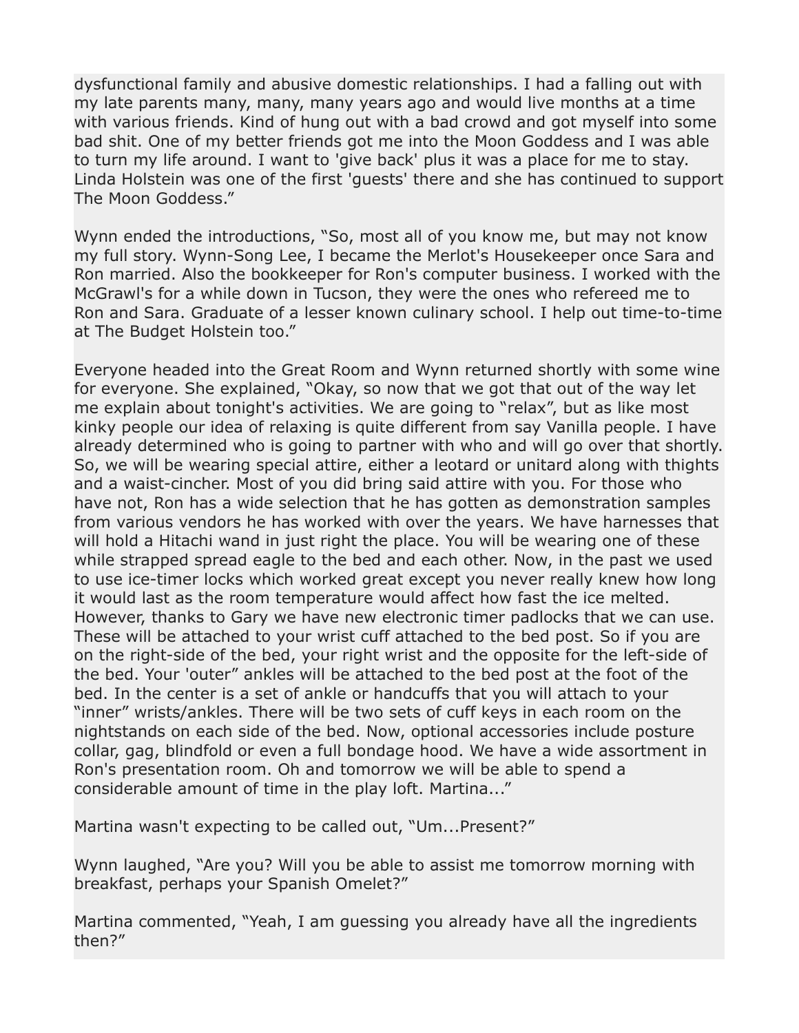dysfunctional family and abusive domestic relationships. I had a falling out with my late parents many, many, many years ago and would live months at a time with various friends. Kind of hung out with a bad crowd and got myself into some bad shit. One of my better friends got me into the Moon Goddess and I was able to turn my life around. I want to 'give back' plus it was a place for me to stay. Linda Holstein was one of the first 'guests' there and she has continued to support The Moon Goddess."

Wynn ended the introductions, "So, most all of you know me, but may not know my full story. Wynn-Song Lee, I became the Merlot's Housekeeper once Sara and Ron married. Also the bookkeeper for Ron's computer business. I worked with the McGrawl's for a while down in Tucson, they were the ones who refereed me to Ron and Sara. Graduate of a lesser known culinary school. I help out time-to-time at The Budget Holstein too."

Everyone headed into the Great Room and Wynn returned shortly with some wine for everyone. She explained, "Okay, so now that we got that out of the way let me explain about tonight's activities. We are going to "relax", but as like most kinky people our idea of relaxing is quite different from say Vanilla people. I have already determined who is going to partner with who and will go over that shortly. So, we will be wearing special attire, either a leotard or unitard along with thights and a waist-cincher. Most of you did bring said attire with you. For those who have not, Ron has a wide selection that he has gotten as demonstration samples from various vendors he has worked with over the years. We have harnesses that will hold a Hitachi wand in just right the place. You will be wearing one of these while strapped spread eagle to the bed and each other. Now, in the past we used to use ice-timer locks which worked great except you never really knew how long it would last as the room temperature would affect how fast the ice melted. However, thanks to Gary we have new electronic timer padlocks that we can use. These will be attached to your wrist cuff attached to the bed post. So if you are on the right-side of the bed, your right wrist and the opposite for the left-side of the bed. Your 'outer" ankles will be attached to the bed post at the foot of the bed. In the center is a set of ankle or handcuffs that you will attach to your "inner" wrists/ankles. There will be two sets of cuff keys in each room on the nightstands on each side of the bed. Now, optional accessories include posture collar, gag, blindfold or even a full bondage hood. We have a wide assortment in Ron's presentation room. Oh and tomorrow we will be able to spend a considerable amount of time in the play loft. Martina..."

Martina wasn't expecting to be called out, "Um...Present?"

Wynn laughed, "Are you? Will you be able to assist me tomorrow morning with breakfast, perhaps your Spanish Omelet?"

Martina commented, "Yeah, I am guessing you already have all the ingredients then?"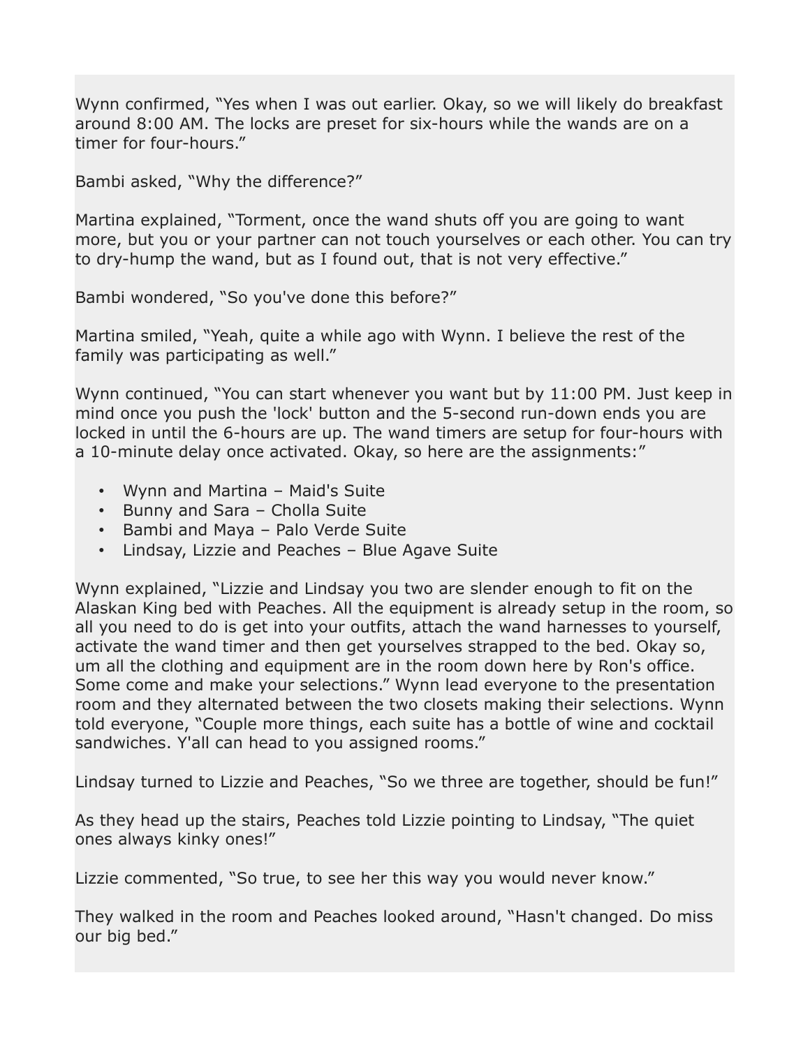Wynn confirmed, “Yes when I was out earlier. Okay, so we will likely do breakfast around 8:00 AM. The locks are preset for six-hours while the wands are on a timer for four-hours.”

Bambi asked, “Why the difference?”

Martina explained, “Torment, once the wand shuts off you are going to want more, but you or your partner can not touch yourselves or each other. You can try to dry-hump the wand, but as I found out, that is not very effective.”

Bambi wondered, “So you've done this before?”

Martina smiled, “Yeah, quite a while ago with Wynn. I believe the rest of the family was participating as well.”

Wynn continued, “You can start whenever you want but by 11:00 PM. Just keep in mind once you push the 'lock' button and the 5-second run-down ends you are locked in until the 6-hours are up. The wand timers are setup for four-hours with a 10-minute delay once activated. Okay, so here are the assignments:”

- Wynn and Martina – Maid's Suite
- Bunny and Sara – Cholla Suite
- Bambi and Maya – Palo Verde Suite
- Lindsay, Lizzie and Peaches – Blue Agave Suite

Wynn explained, “Lizzie and Lindsay you two are slender enough to fit on the Alaskan King bed with Peaches. All the equipment is already setup in the room, so all you need to do is get into your outfits, attach the wand harnesses to yourself, activate the wand timer and then get yourselves strapped to the bed. Okay so, um all the clothing and equipment are in the room down here by Ron's office. Some come and make your selections.” Wynn lead everyone to the presentation room and they alternated between the two closets making their selections. Wynn told everyone, “Couple more things, each suite has a bottle of wine and cocktail sandwiches. Y'all can head to you assigned rooms.”

Lindsay turned to Lizzie and Peaches, “So we three are together, should be fun!”

As they head up the stairs, Peaches told Lizzie pointing to Lindsay, “The quiet ones always kinky ones!”

Lizzie commented, “So true, to see her this way you would never know.”

They walked in the room and Peaches looked around, “Hasn't changed. Do miss our big bed.”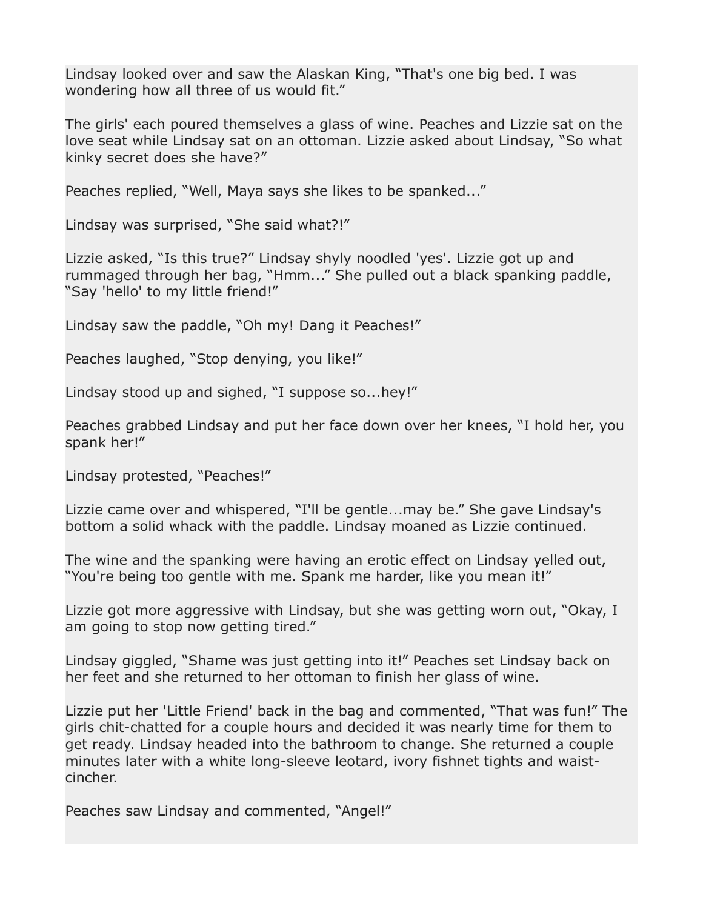Lindsay looked over and saw the Alaskan King, “That's one big bed. I was wondering how all three of us would fit.”

The girls' each poured themselves a glass of wine. Peaches and Lizzie sat on the love seat while Lindsay sat on an ottoman. Lizzie asked about Lindsay, “So what kinky secret does she have?”

Peaches replied, “Well, Maya says she likes to be spanked...”

Lindsay was surprised, “She said what?!”

Lizzie asked, “Is this true?” Lindsay shyly noodled 'yes'. Lizzie got up and rummaged through her bag, “Hmm...” She pulled out a black spanking paddle, “Say 'hello' to my little friend!”

Lindsay saw the paddle, “Oh my! Dang it Peaches!”

Peaches laughed, “Stop denying, you like!”

Lindsay stood up and sighed, “I suppose so...hey!”

Peaches grabbed Lindsay and put her face down over her knees, “I hold her, you spank her!”

Lindsay protested, “Peaches!”

Lizzie came over and whispered, “I'll be gentle...may be.” She gave Lindsay's bottom a solid whack with the paddle. Lindsay moaned as Lizzie continued.

The wine and the spanking were having an erotic effect on Lindsay yelled out, “You're being too gentle with me. Spank me harder, like you mean it!”

Lizzie got more aggressive with Lindsay, but she was getting worn out, “Okay, I am going to stop now getting tired.”

Lindsay giggled, “Shame was just getting into it!” Peaches set Lindsay back on her feet and she returned to her ottoman to finish her glass of wine.

Lizzie put her 'Little Friend' back in the bag and commented, “That was fun!” The girls chit-chatted for a couple hours and decided it was nearly time for them to get ready. Lindsay headed into the bathroom to change. She returned a couple minutes later with a white long-sleeve leotard, ivory fishnet tights and waist-cincher.

Peaches saw Lindsay and commented, “Angel!”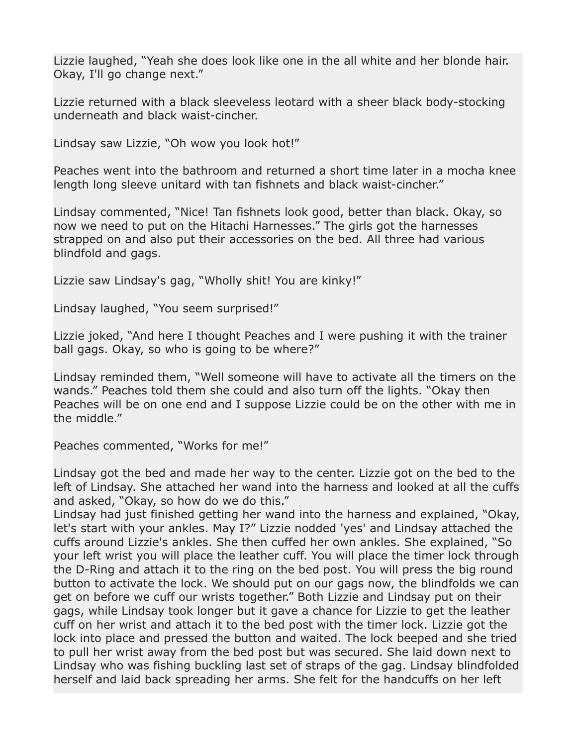Lizzie laughed, “Yeah she does look like one in the all white and her blonde hair. Okay, I'll go change next.”

Lizzie returned with a black sleeveless leotard with a sheer black body-stocking underneath and black waist-cincher.

Lindsay saw Lizzie, “Oh wow you look hot!”

Peaches went into the bathroom and returned a short time later in a mocha knee length long sleeve unitard with tan fishnets and black waist-cincher.”

Lindsay commented, “Nice! Tan fishnets look good, better than black. Okay, so now we need to put on the Hitachi Harnesses.” The girls got the harnesses strapped on and also put their accessories on the bed. All three had various blindfold and gags.

Lizzie saw Lindsay's gag, “Wholly shit! You are kinky!”

Lindsay laughed, “You seem surprised!”

Lizzie joked, “And here I thought Peaches and I were pushing it with the trainer ball gags. Okay, so who is going to be where?”

Lindsay reminded them, “Well someone will have to activate all the timers on the wands.” Peaches told them she could and also turn off the lights. “Okay then Peaches will be on one end and I suppose Lizzie could be on the other with me in the middle.”

Peaches commented, “Works for me!”

Lindsay got the bed and made her way to the center. Lizzie got on the bed to the left of Lindsay. She attached her wand into the harness and looked at all the cuffs and asked, “Okay, so how do we do this.”
Lindsay had just finished getting her wand into the harness and explained, “Okay, let's start with your ankles. May I?” Lizzie nodded 'yes' and Lindsay attached the cuffs around Lizzie's ankles. She then cuffed her own ankles. She explained, “So your left wrist you will place the leather cuff. You will place the timer lock through the D-Ring and attach it to the ring on the bed post. You will press the big round button to activate the lock. We should put on our gags now, the blindfolds we can get on before we cuff our wrists together.” Both Lizzie and Lindsay put on their gags, while Lindsay took longer but it gave a chance for Lizzie to get the leather cuff on her wrist and attach it to the bed post with the timer lock. Lizzie got the lock into place and pressed the button and waited. The lock beeped and she tried to pull her wrist away from the bed post but was secured. She laid down next to Lindsay who was fishing buckling last set of straps of the gag. Lindsay blindfolded herself and laid back spreading her arms. She felt for the handcuffs on her left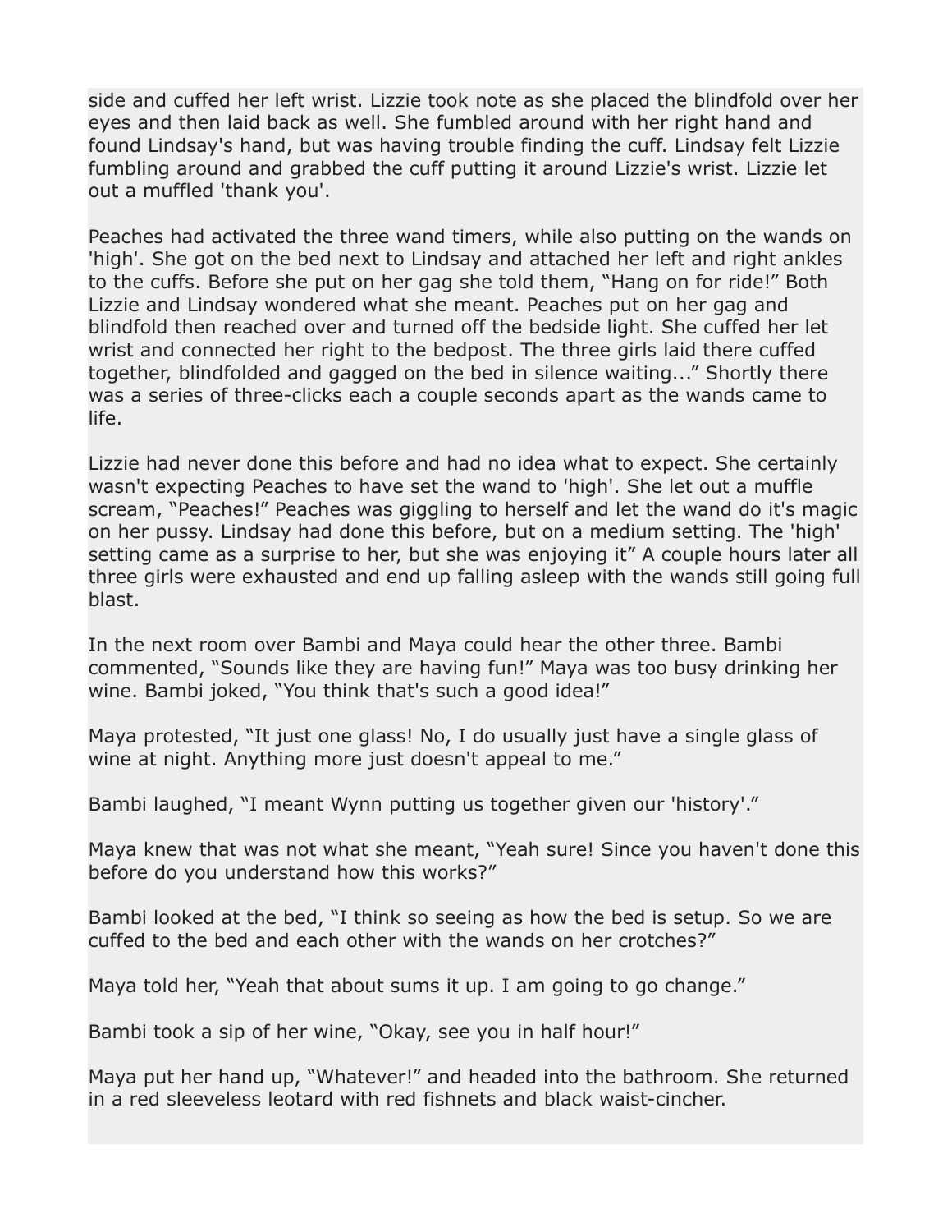side and cuffed her left wrist. Lizzie took note as she placed the blindfold over her eyes and then laid back as well. She fumbled around with her right hand and found Lindsay's hand, but was having trouble finding the cuff. Lindsay felt Lizzie fumbling around and grabbed the cuff putting it around Lizzie's wrist. Lizzie let out a muffled 'thank you'.

Peaches had activated the three wand timers, while also putting on the wands on 'high'. She got on the bed next to Lindsay and attached her left and right ankles to the cuffs. Before she put on her gag she told them, “Hang on for ride!” Both Lizzie and Lindsay wondered what she meant. Peaches put on her gag and blindfold then reached over and turned off the bedside light. She cuffed her let wrist and connected her right to the bedpost. The three girls laid there cuffed together, blindfolded and gagged on the bed in silence waiting...” Shortly there was a series of three-clicks each a couple seconds apart as the wands came to life.

Lizzie had never done this before and had no idea what to expect. She certainly wasn't expecting Peaches to have set the wand to 'high'. She let out a muffle scream, “Peaches!” Peaches was giggling to herself and let the wand do it's magic on her pussy. Lindsay had done this before, but on a medium setting. The 'high' setting came as a surprise to her, but she was enjoying it” A couple hours later all three girls were exhausted and end up falling asleep with the wands still going full blast.

In the next room over Bambi and Maya could hear the other three. Bambi commented, “Sounds like they are having fun!” Maya was too busy drinking her wine. Bambi joked, “You think that's such a good idea!”

Maya protested, “It just one glass! No, I do usually just have a single glass of wine at night. Anything more just doesn't appeal to me.”

Bambi laughed, “I meant Wynn putting us together given our 'history'.”

Maya knew that was not what she meant, “Yeah sure! Since you haven't done this before do you understand how this works?”

Bambi looked at the bed, “I think so seeing as how the bed is setup. So we are cuffed to the bed and each other with the wands on her crotches?”

Maya told her, “Yeah that about sums it up. I am going to go change.”

Bambi took a sip of her wine, “Okay, see you in half hour!”

Maya put her hand up, “Whatever!” and headed into the bathroom. She returned in a red sleeveless leotard with red fishnets and black waist-cincher.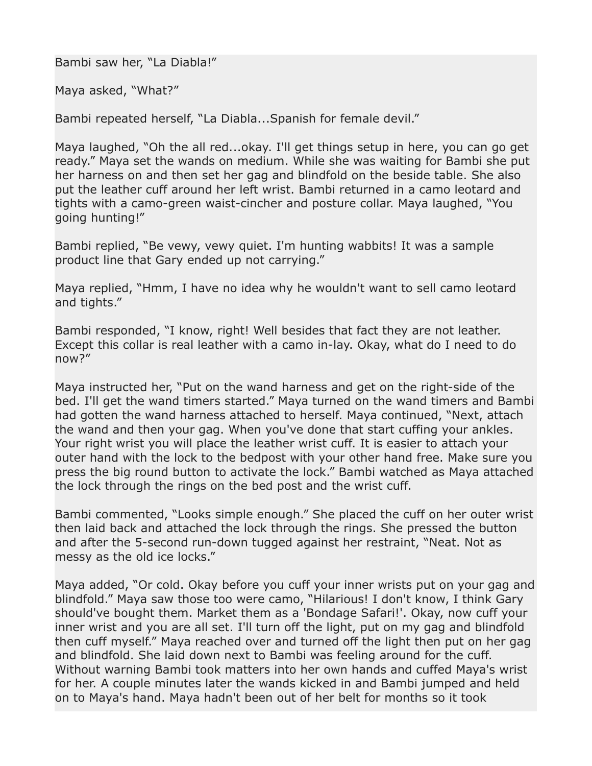Bambi saw her, “La Diabla!”

Maya asked, “What?”

Bambi repeated herself, “La Diabla...Spanish for female devil.”

Maya laughed, “Oh the all red...okay. I'll get things setup in here, you can go get ready.” Maya set the wands on medium. While she was waiting for Bambi she put her harness on and then set her gag and blindfold on the beside table. She also put the leather cuff around her left wrist. Bambi returned in a camo leotard and tights with a camo-green waist-cincher and posture collar. Maya laughed, “You going hunting!”

Bambi replied, “Be vewy, vewy quiet. I'm hunting wabbits! It was a sample product line that Gary ended up not carrying.”

Maya replied, “Hmm, I have no idea why he wouldn't want to sell camo leotard and tights.”

Bambi responded, “I know, right! Well besides that fact they are not leather. Except this collar is real leather with a camo in-lay. Okay, what do I need to do now?”

Maya instructed her, “Put on the wand harness and get on the right-side of the bed. I'll get the wand timers started.” Maya turned on the wand timers and Bambi had gotten the wand harness attached to herself. Maya continued, “Next, attach the wand and then your gag. When you've done that start cuffing your ankles. Your right wrist you will place the leather wrist cuff. It is easier to attach your outer hand with the lock to the bedpost with your other hand free. Make sure you press the big round button to activate the lock.” Bambi watched as Maya attached the lock through the rings on the bed post and the wrist cuff.

Bambi commented, “Looks simple enough.” She placed the cuff on her outer wrist then laid back and attached the lock through the rings. She pressed the button and after the 5-second run-down tugged against her restraint, “Neat. Not as messy as the old ice locks.”

Maya added, “Or cold. Okay before you cuff your inner wrists put on your gag and blindfold.” Maya saw those too were camo, “Hilarious! I don't know, I think Gary should've bought them. Market them as a 'Bondage Safari!'. Okay, now cuff your inner wrist and you are all set. I'll turn off the light, put on my gag and blindfold then cuff myself.” Maya reached over and turned off the light then put on her gag and blindfold. She laid down next to Bambi was feeling around for the cuff. Without warning Bambi took matters into her own hands and cuffed Maya's wrist for her. A couple minutes later the wands kicked in and Bambi jumped and held on to Maya's hand. Maya hadn't been out of her belt for months so it took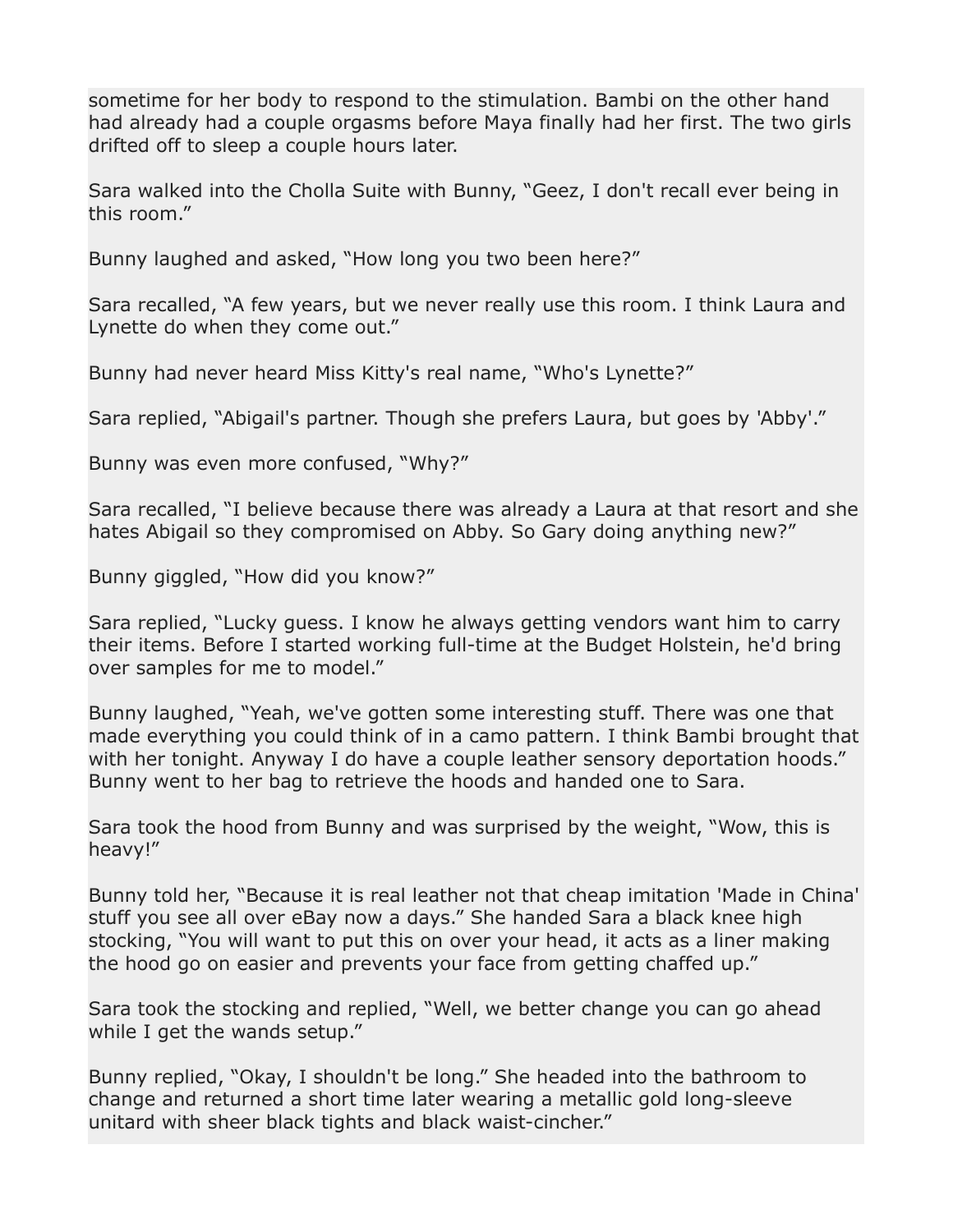sometime for her body to respond to the stimulation. Bambi on the other hand had already had a couple orgasms before Maya finally had her first. The two girls drifted off to sleep a couple hours later.

Sara walked into the Cholla Suite with Bunny, “Geez, I don't recall ever being in this room.”

Bunny laughed and asked, “How long you two been here?”

Sara recalled, “A few years, but we never really use this room. I think Laura and Lynette do when they come out.”

Bunny had never heard Miss Kitty's real name, “Who's Lynette?”

Sara replied, “Abigail's partner. Though she prefers Laura, but goes by 'Abby'.”

Bunny was even more confused, “Why?”

Sara recalled, “I believe because there was already a Laura at that resort and she hates Abigail so they compromised on Abby. So Gary doing anything new?”

Bunny giggled, “How did you know?”

Sara replied, “Lucky guess. I know he always getting vendors want him to carry their items. Before I started working full-time at the Budget Holstein, he'd bring over samples for me to model.”

Bunny laughed, “Yeah, we've gotten some interesting stuff. There was one that made everything you could think of in a camo pattern. I think Bambi brought that with her tonight. Anyway I do have a couple leather sensory deportation hoods.” Bunny went to her bag to retrieve the hoods and handed one to Sara.

Sara took the hood from Bunny and was surprised by the weight, “Wow, this is heavy!”

Bunny told her, “Because it is real leather not that cheap imitation 'Made in China' stuff you see all over eBay now a days.” She handed Sara a black knee high stocking, “You will want to put this on over your head, it acts as a liner making the hood go on easier and prevents your face from getting chaffed up.”

Sara took the stocking and replied, “Well, we better change you can go ahead while I get the wands setup.”

Bunny replied, “Okay, I shouldn't be long.” She headed into the bathroom to change and returned a short time later wearing a metallic gold long-sleeve unitard with sheer black tights and black waist-cincher.”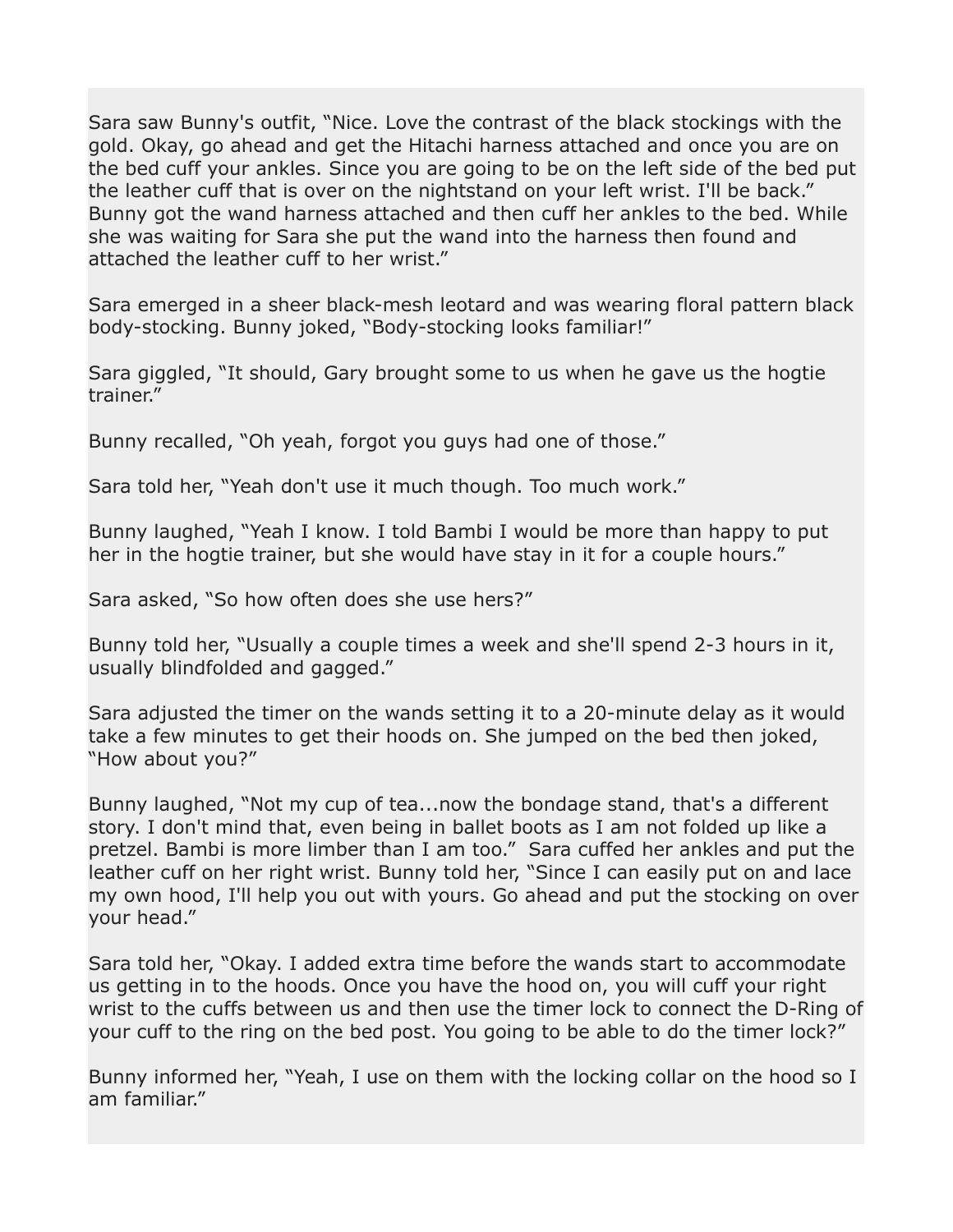Sara saw Bunny's outfit, "Nice. Love the contrast of the black stockings with the gold. Okay, go ahead and get the Hitachi harness attached and once you are on the bed cuff your ankles. Since you are going to be on the left side of the bed put the leather cuff that is over on the nightstand on your left wrist. I'll be back." Bunny got the wand harness attached and then cuff her ankles to the bed. While she was waiting for Sara she put the wand into the harness then found and attached the leather cuff to her wrist."

Sara emerged in a sheer black-mesh leotard and was wearing floral pattern black body-stocking. Bunny joked, "Body-stocking looks familiar!"

Sara giggled, "It should, Gary brought some to us when he gave us the hogtie trainer."

Bunny recalled, "Oh yeah, forgot you guys had one of those."

Sara told her, "Yeah don't use it much though. Too much work."

Bunny laughed, "Yeah I know. I told Bambi I would be more than happy to put her in the hogtie trainer, but she would have stay in it for a couple hours."

Sara asked, "So how often does she use hers?"

Bunny told her, "Usually a couple times a week and she'll spend 2-3 hours in it, usually blindfolded and gagged."

Sara adjusted the timer on the wands setting it to a 20-minute delay as it would take a few minutes to get their hoods on. She jumped on the bed then joked, "How about you?"

Bunny laughed, "Not my cup of tea...now the bondage stand, that's a different story. I don't mind that, even being in ballet boots as I am not folded up like a pretzel. Bambi is more limber than I am too." Sara cuffed her ankles and put the leather cuff on her right wrist. Bunny told her, "Since I can easily put on and lace my own hood, I'll help you out with yours. Go ahead and put the stocking on over your head."

Sara told her, "Okay. I added extra time before the wands start to accommodate us getting in to the hoods. Once you have the hood on, you will cuff your right wrist to the cuffs between us and then use the timer lock to connect the D-Ring of your cuff to the ring on the bed post. You going to be able to do the timer lock?"

Bunny informed her, "Yeah, I use on them with the locking collar on the hood so I am familiar."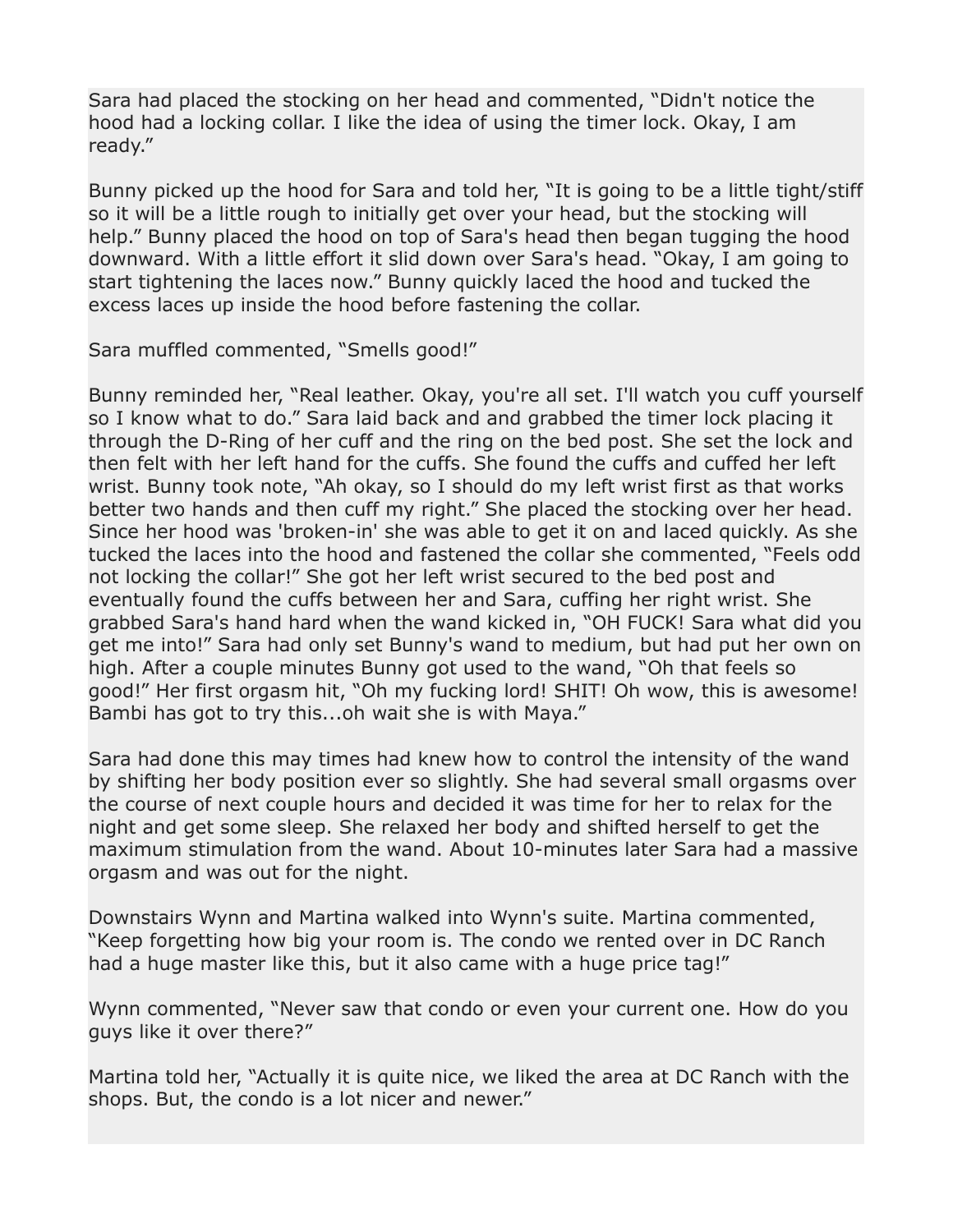Sara had placed the stocking on her head and commented, "Didn't notice the hood had a locking collar. I like the idea of using the timer lock. Okay, I am ready."

Bunny picked up the hood for Sara and told her, "It is going to be a little tight/stiff so it will be a little rough to initially get over your head, but the stocking will help." Bunny placed the hood on top of Sara's head then began tugging the hood downward. With a little effort it slid down over Sara's head. "Okay, I am going to start tightening the laces now." Bunny quickly laced the hood and tucked the excess laces up inside the hood before fastening the collar.

Sara muffled commented, "Smells good!"

Bunny reminded her, "Real leather. Okay, you're all set. I'll watch you cuff yourself so I know what to do." Sara laid back and and grabbed the timer lock placing it through the D-Ring of her cuff and the ring on the bed post. She set the lock and then felt with her left hand for the cuffs. She found the cuffs and cuffed her left wrist. Bunny took note, "Ah okay, so I should do my left wrist first as that works better two hands and then cuff my right." She placed the stocking over her head. Since her hood was 'broken-in' she was able to get it on and laced quickly. As she tucked the laces into the hood and fastened the collar she commented, "Feels odd not locking the collar!" She got her left wrist secured to the bed post and eventually found the cuffs between her and Sara, cuffing her right wrist. She grabbed Sara's hand hard when the wand kicked in, "OH FUCK! Sara what did you get me into!" Sara had only set Bunny's wand to medium, but had put her own on high. After a couple minutes Bunny got used to the wand, "Oh that feels so good!" Her first orgasm hit, "Oh my fucking lord! SHIT! Oh wow, this is awesome! Bambi has got to try this...oh wait she is with Maya."

Sara had done this may times had knew how to control the intensity of the wand by shifting her body position ever so slightly. She had several small orgasms over the course of next couple hours and decided it was time for her to relax for the night and get some sleep. She relaxed her body and shifted herself to get the maximum stimulation from the wand. About 10-minutes later Sara had a massive orgasm and was out for the night.

Downstairs Wynn and Martina walked into Wynn's suite. Martina commented, "Keep forgetting how big your room is. The condo we rented over in DC Ranch had a huge master like this, but it also came with a huge price tag!"

Wynn commented, "Never saw that condo or even your current one. How do you guys like it over there?"

Martina told her, "Actually it is quite nice, we liked the area at DC Ranch with the shops. But, the condo is a lot nicer and newer."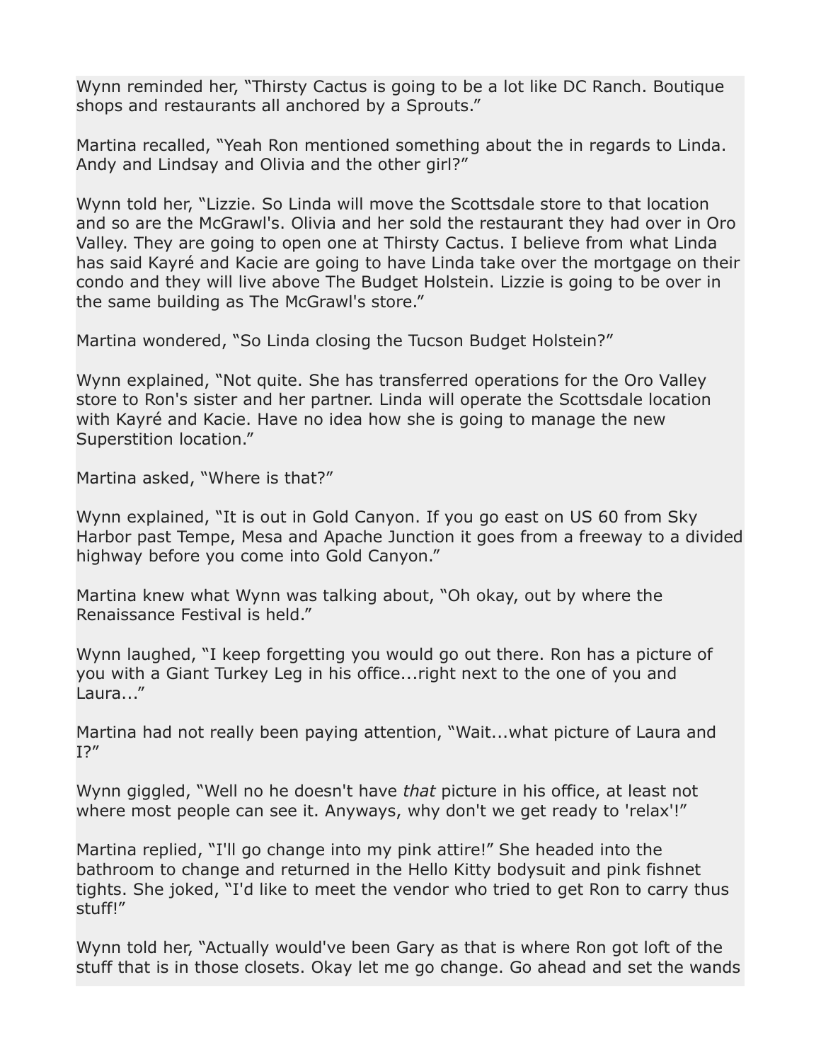Wynn reminded her, “Thirsty Cactus is going to be a lot like DC Ranch. Boutique shops and restaurants all anchored by a Sprouts.”

Martina recalled, “Yeah Ron mentioned something about the in regards to Linda. Andy and Lindsay and Olivia and the other girl?”

Wynn told her, “Lizzie. So Linda will move the Scottsdale store to that location and so are the McGrawl's. Olivia and her sold the restaurant they had over in Oro Valley. They are going to open one at Thirsty Cactus. I believe from what Linda has said Kayré and Kacie are going to have Linda take over the mortgage on their condo and they will live above The Budget Holstein. Lizzie is going to be over in the same building as The McGrawl's store.”

Martina wondered, “So Linda closing the Tucson Budget Holstein?”

Wynn explained, “Not quite. She has transferred operations for the Oro Valley store to Ron's sister and her partner. Linda will operate the Scottsdale location with Kayré and Kacie. Have no idea how she is going to manage the new Superstition location.”

Martina asked, “Where is that?”

Wynn explained, “It is out in Gold Canyon. If you go east on US 60 from Sky Harbor past Tempe, Mesa and Apache Junction it goes from a freeway to a divided highway before you come into Gold Canyon.”

Martina knew what Wynn was talking about, “Oh okay, out by where the Renaissance Festival is held.”

Wynn laughed, “I keep forgetting you would go out there. Ron has a picture of you with a Giant Turkey Leg in his office...right next to the one of you and Laura...”

Martina had not really been paying attention, “Wait...what picture of Laura and I?”

Wynn giggled, “Well no he doesn't have *that* picture in his office, at least not where most people can see it. Anyways, why don't we get ready to 'relax'!”

Martina replied, “I'll go change into my pink attire!” She headed into the bathroom to change and returned in the Hello Kitty bodysuit and pink fishnet tights. She joked, “I'd like to meet the vendor who tried to get Ron to carry thus stuff!”

Wynn told her, “Actually would've been Gary as that is where Ron got loft of the stuff that is in those closets. Okay let me go change. Go ahead and set the wands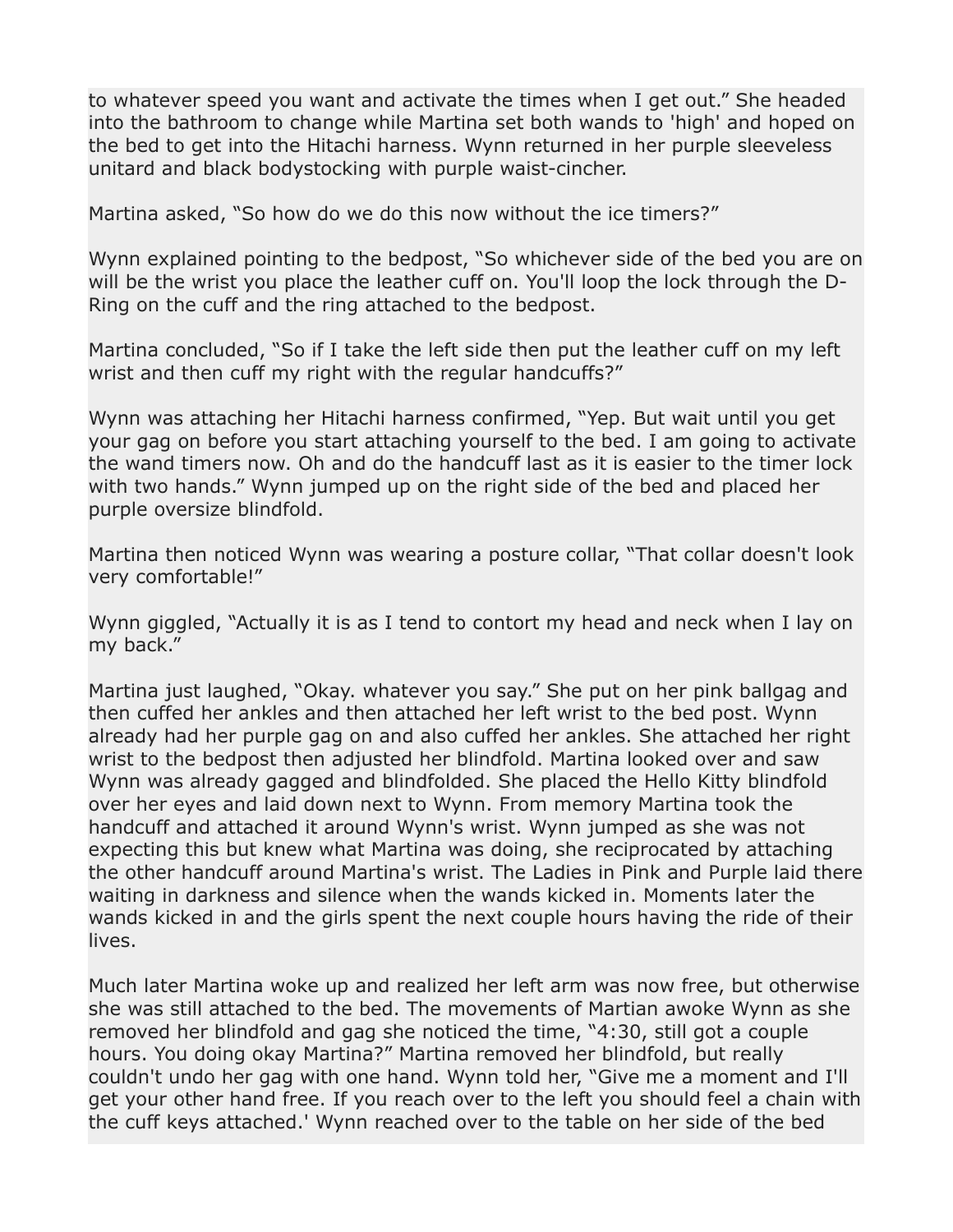to whatever speed you want and activate the times when I get out." She headed into the bathroom to change while Martina set both wands to 'high' and hoped on the bed to get into the Hitachi harness. Wynn returned in her purple sleeveless unitard and black bodystocking with purple waist-cincher.

Martina asked, "So how do we do this now without the ice timers?"

Wynn explained pointing to the bedpost, "So whichever side of the bed you are on will be the wrist you place the leather cuff on. You'll loop the lock through the D-Ring on the cuff and the ring attached to the bedpost.

Martina concluded, "So if I take the left side then put the leather cuff on my left wrist and then cuff my right with the regular handcuffs?"

Wynn was attaching her Hitachi harness confirmed, "Yep. But wait until you get your gag on before you start attaching yourself to the bed. I am going to activate the wand timers now. Oh and do the handcuff last as it is easier to the timer lock with two hands." Wynn jumped up on the right side of the bed and placed her purple oversize blindfold.

Martina then noticed Wynn was wearing a posture collar, "That collar doesn't look very comfortable!"

Wynn giggled, "Actually it is as I tend to contort my head and neck when I lay on my back."

Martina just laughed, "Okay. whatever you say." She put on her pink ballgag and then cuffed her ankles and then attached her left wrist to the bed post. Wynn already had her purple gag on and also cuffed her ankles. She attached her right wrist to the bedpost then adjusted her blindfold. Martina looked over and saw Wynn was already gagged and blindfolded. She placed the Hello Kitty blindfold over her eyes and laid down next to Wynn. From memory Martina took the handcuff and attached it around Wynn's wrist. Wynn jumped as she was not expecting this but knew what Martina was doing, she reciprocated by attaching the other handcuff around Martina's wrist. The Ladies in Pink and Purple laid there waiting in darkness and silence when the wands kicked in. Moments later the wands kicked in and the girls spent the next couple hours having the ride of their lives.

Much later Martina woke up and realized her left arm was now free, but otherwise she was still attached to the bed. The movements of Martian awoke Wynn as she removed her blindfold and gag she noticed the time, "4:30, still got a couple hours. You doing okay Martina?" Martina removed her blindfold, but really couldn't undo her gag with one hand. Wynn told her, "Give me a moment and I'll get your other hand free. If you reach over to the left you should feel a chain with the cuff keys attached.' Wynn reached over to the table on her side of the bed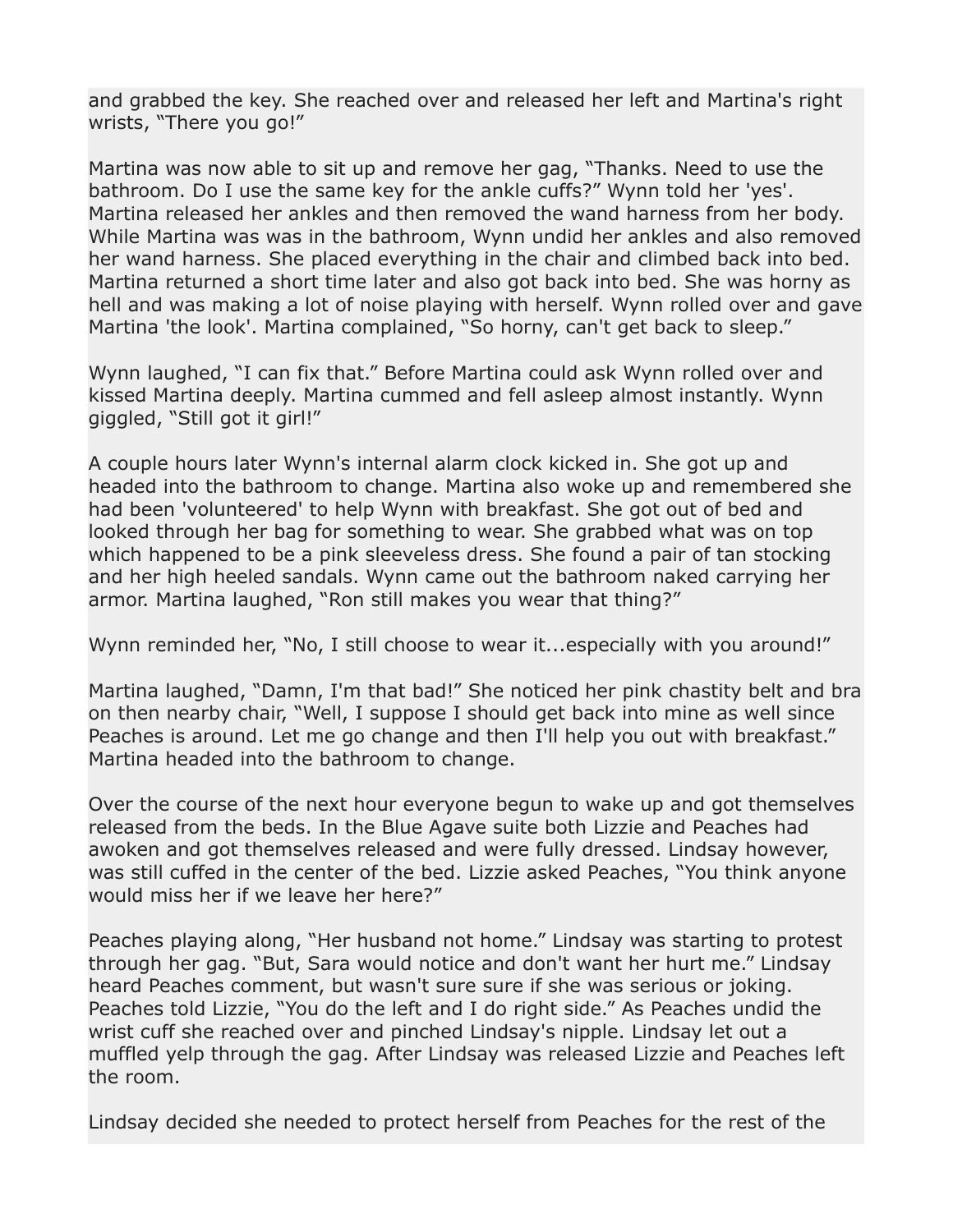and grabbed the key. She reached over and released her left and Martina's right wrists, "There you go!"

Martina was now able to sit up and remove her gag, "Thanks. Need to use the bathroom. Do I use the same key for the ankle cuffs?" Wynn told her 'yes'. Martina released her ankles and then removed the wand harness from her body. While Martina was was in the bathroom, Wynn undid her ankles and also removed her wand harness. She placed everything in the chair and climbed back into bed. Martina returned a short time later and also got back into bed. She was horny as hell and was making a lot of noise playing with herself. Wynn rolled over and gave Martina 'the look'. Martina complained, "So horny, can't get back to sleep."

Wynn laughed, "I can fix that." Before Martina could ask Wynn rolled over and kissed Martina deeply. Martina cummed and fell asleep almost instantly. Wynn giggled, "Still got it girl!"

A couple hours later Wynn's internal alarm clock kicked in. She got up and headed into the bathroom to change. Martina also woke up and remembered she had been 'volunteered' to help Wynn with breakfast. She got out of bed and looked through her bag for something to wear. She grabbed what was on top which happened to be a pink sleeveless dress. She found a pair of tan stocking and her high heeled sandals. Wynn came out the bathroom naked carrying her armor. Martina laughed, "Ron still makes you wear that thing?"

Wynn reminded her, "No, I still choose to wear it...especially with you around!"

Martina laughed, "Damn, I'm that bad!" She noticed her pink chastity belt and bra on then nearby chair, "Well, I suppose I should get back into mine as well since Peaches is around. Let me go change and then I'll help you out with breakfast." Martina headed into the bathroom to change.

Over the course of the next hour everyone begun to wake up and got themselves released from the beds. In the Blue Agave suite both Lizzie and Peaches had awoken and got themselves released and were fully dressed. Lindsay however, was still cuffed in the center of the bed. Lizzie asked Peaches, "You think anyone would miss her if we leave her here?"

Peaches playing along, "Her husband not home." Lindsay was starting to protest through her gag. "But, Sara would notice and don't want her hurt me." Lindsay heard Peaches comment, but wasn't sure sure if she was serious or joking. Peaches told Lizzie, "You do the left and I do right side." As Peaches undid the wrist cuff she reached over and pinched Lindsay's nipple. Lindsay let out a muffled yelp through the gag. After Lindsay was released Lizzie and Peaches left the room.

Lindsay decided she needed to protect herself from Peaches for the rest of the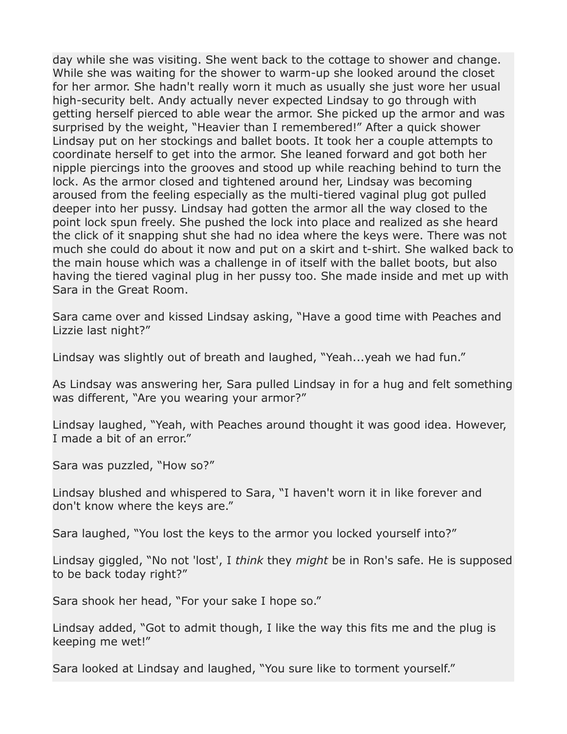day while she was visiting. She went back to the cottage to shower and change. While she was waiting for the shower to warm-up she looked around the closet for her armor. She hadn't really worn it much as usually she just wore her usual high-security belt. Andy actually never expected Lindsay to go through with getting herself pierced to able wear the armor. She picked up the armor and was surprised by the weight, “Heavier than I remembered!” After a quick shower Lindsay put on her stockings and ballet boots. It took her a couple attempts to coordinate herself to get into the armor. She leaned forward and got both her nipple piercings into the grooves and stood up while reaching behind to turn the lock. As the armor closed and tightened around her, Lindsay was becoming aroused from the feeling especially as the multi-tiered vaginal plug got pulled deeper into her pussy. Lindsay had gotten the armor all the way closed to the point lock spun freely. She pushed the lock into place and realized as she heard the click of it snapping shut she had no idea where the keys were. There was not much she could do about it now and put on a skirt and t-shirt. She walked back to the main house which was a challenge in of itself with the ballet boots, but also having the tiered vaginal plug in her pussy too. She made inside and met up with Sara in the Great Room.

Sara came over and kissed Lindsay asking, “Have a good time with Peaches and Lizzie last night?”

Lindsay was slightly out of breath and laughed, “Yeah...yeah we had fun.”

As Lindsay was answering her, Sara pulled Lindsay in for a hug and felt something was different, “Are you wearing your armor?”

Lindsay laughed, “Yeah, with Peaches around thought it was good idea. However, I made a bit of an error.”

Sara was puzzled, “How so?”

Lindsay blushed and whispered to Sara, “I haven't worn it in like forever and don't know where the keys are.”

Sara laughed, “You lost the keys to the armor you locked yourself into?”

Lindsay giggled, “No not 'lost', I *think* they *might* be in Ron's safe. He is supposed to be back today right?”

Sara shook her head, “For your sake I hope so.”

Lindsay added, “Got to admit though, I like the way this fits me and the plug is keeping me wet!”

Sara looked at Lindsay and laughed, “You sure like to torment yourself.”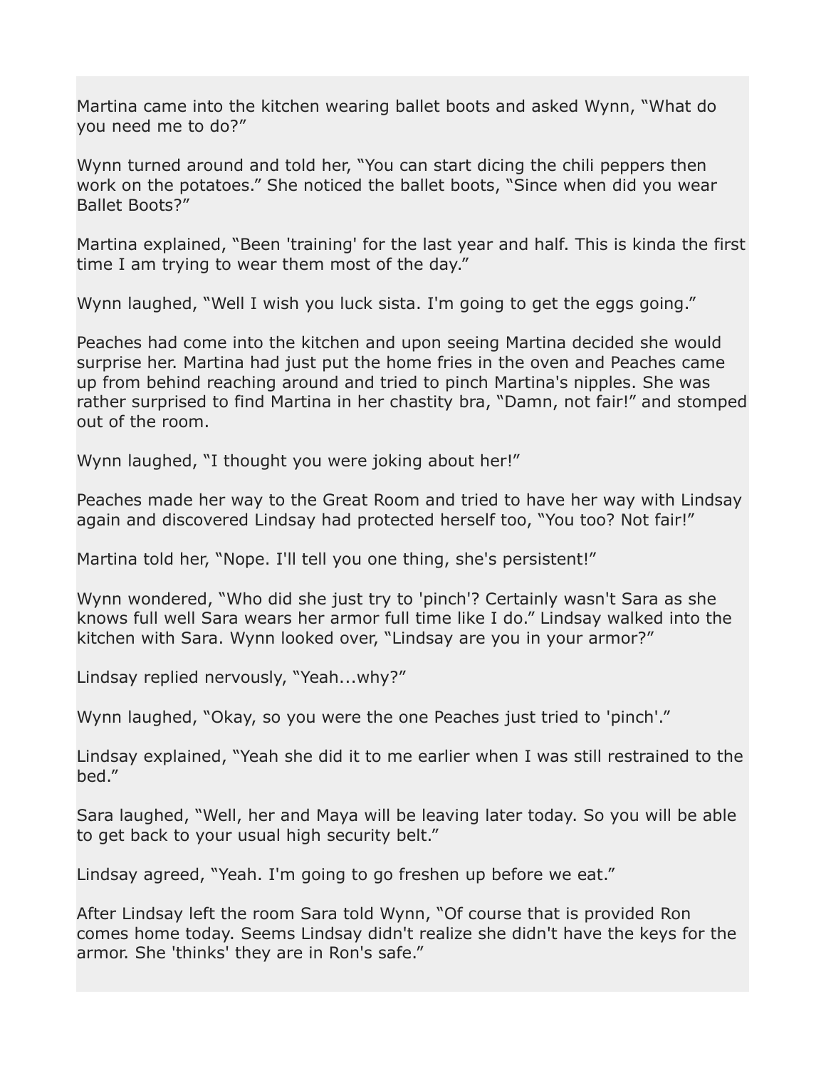Martina came into the kitchen wearing ballet boots and asked Wynn, “What do you need me to do?”

Wynn turned around and told her, “You can start dicing the chili peppers then work on the potatoes.” She noticed the ballet boots, “Since when did you wear Ballet Boots?”

Martina explained, “Been 'training' for the last year and half. This is kinda the first time I am trying to wear them most of the day.”

Wynn laughed, “Well I wish you luck sista. I'm going to get the eggs going.”

Peaches had come into the kitchen and upon seeing Martina decided she would surprise her. Martina had just put the home fries in the oven and Peaches came up from behind reaching around and tried to pinch Martina's nipples. She was rather surprised to find Martina in her chastity bra, “Damn, not fair!” and stomped out of the room.

Wynn laughed, “I thought you were joking about her!”

Peaches made her way to the Great Room and tried to have her way with Lindsay again and discovered Lindsay had protected herself too, “You too? Not fair!”

Martina told her, “Nope. I'll tell you one thing, she's persistent!”

Wynn wondered, “Who did she just try to 'pinch'? Certainly wasn't Sara as she knows full well Sara wears her armor full time like I do.” Lindsay walked into the kitchen with Sara. Wynn looked over, “Lindsay are you in your armor?”

Lindsay replied nervously, “Yeah...why?”

Wynn laughed, “Okay, so you were the one Peaches just tried to 'pinch'.”

Lindsay explained, “Yeah she did it to me earlier when I was still restrained to the bed.”

Sara laughed, “Well, her and Maya will be leaving later today. So you will be able to get back to your usual high security belt.”

Lindsay agreed, “Yeah. I'm going to go freshen up before we eat.”

After Lindsay left the room Sara told Wynn, “Of course that is provided Ron comes home today. Seems Lindsay didn't realize she didn't have the keys for the armor. She 'thinks' they are in Ron's safe.”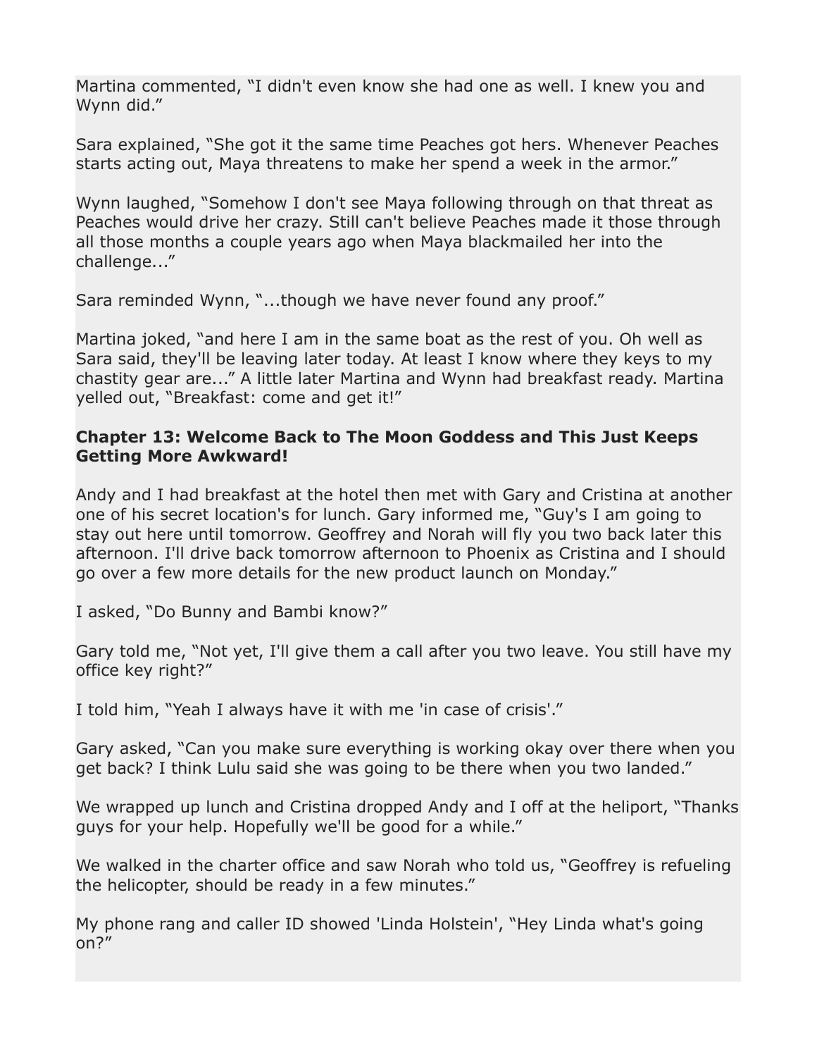Martina commented, “I didn't even know she had one as well. I knew you and Wynn did.”

Sara explained, “She got it the same time Peaches got hers. Whenever Peaches starts acting out, Maya threatens to make her spend a week in the armor.”

Wynn laughed, “Somehow I don't see Maya following through on that threat as Peaches would drive her crazy. Still can't believe Peaches made it those through all those months a couple years ago when Maya blackmailed her into the challenge...”

Sara reminded Wynn, “...though we have never found any proof.”

Martina joked, “and here I am in the same boat as the rest of you. Oh well as Sara said, they'll be leaving later today. At least I know where they keys to my chastity gear are...” A little later Martina and Wynn had breakfast ready. Martina yelled out, “Breakfast: come and get it!”

**Chapter 13: Welcome Back to The Moon Goddess and This Just Keeps Getting More Awkward!**

Andy and I had breakfast at the hotel then met with Gary and Cristina at another one of his secret location's for lunch. Gary informed me, “Guy's I am going to stay out here until tomorrow. Geoffrey and Norah will fly you two back later this afternoon. I'll drive back tomorrow afternoon to Phoenix as Cristina and I should go over a few more details for the new product launch on Monday.”

I asked, “Do Bunny and Bambi know?”

Gary told me, “Not yet, I'll give them a call after you two leave. You still have my office key right?”

I told him, “Yeah I always have it with me 'in case of crisis'.”

Gary asked, “Can you make sure everything is working okay over there when you get back? I think Lulu said she was going to be there when you two landed.”

We wrapped up lunch and Cristina dropped Andy and I off at the heliport, “Thanks guys for your help. Hopefully we'll be good for a while.”

We walked in the charter office and saw Norah who told us, “Geoffrey is refueling the helicopter, should be ready in a few minutes.”

My phone rang and caller ID showed 'Linda Holstein', “Hey Linda what's going on?”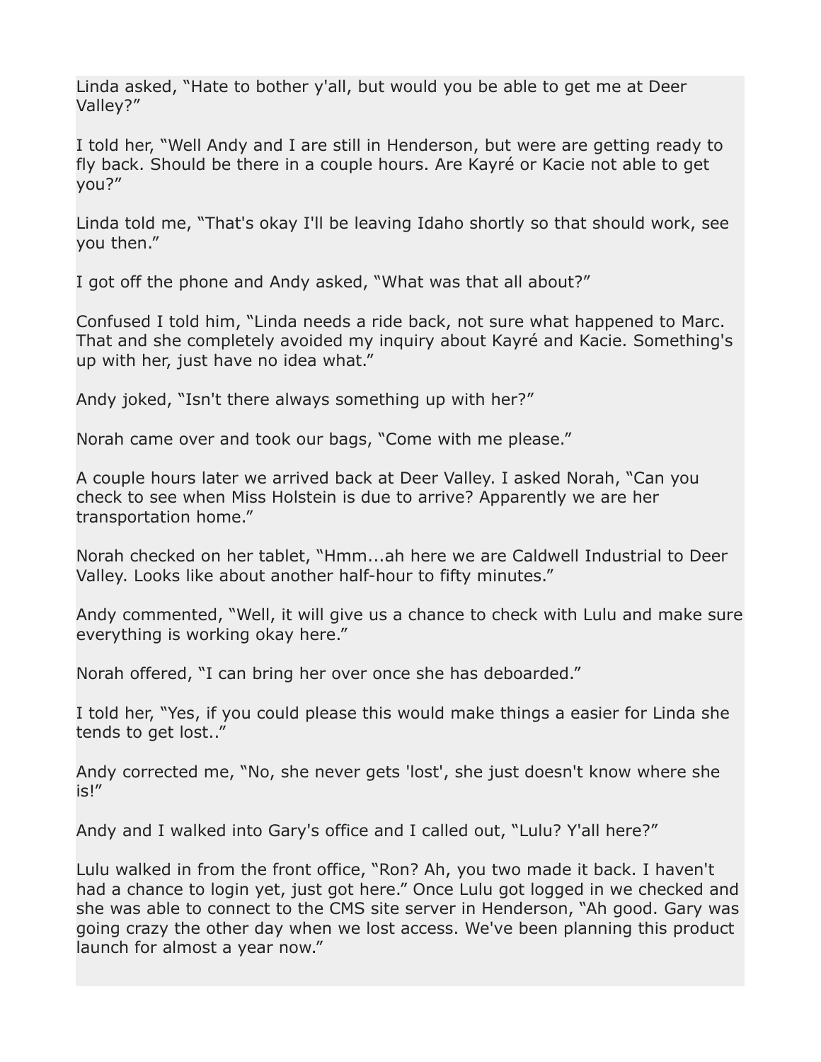Linda asked, “Hate to bother y'all, but would you be able to get me at Deer Valley?”

I told her, “Well Andy and I are still in Henderson, but were are getting ready to fly back. Should be there in a couple hours. Are Kayré or Kacie not able to get you?”

Linda told me, “That's okay I'll be leaving Idaho shortly so that should work, see you then.”

I got off the phone and Andy asked, “What was that all about?”

Confused I told him, “Linda needs a ride back, not sure what happened to Marc. That and she completely avoided my inquiry about Kayré and Kacie. Something's up with her, just have no idea what.”

Andy joked, “Isn't there always something up with her?”

Norah came over and took our bags, “Come with me please.”

A couple hours later we arrived back at Deer Valley. I asked Norah, “Can you check to see when Miss Holstein is due to arrive? Apparently we are her transportation home.”

Norah checked on her tablet, “Hmm...ah here we are Caldwell Industrial to Deer Valley. Looks like about another half-hour to fifty minutes.”

Andy commented, “Well, it will give us a chance to check with Lulu and make sure everything is working okay here.”

Norah offered, “I can bring her over once she has deboarded.”

I told her, “Yes, if you could please this would make things a easier for Linda she tends to get lost..”

Andy corrected me, “No, she never gets 'lost', she just doesn't know where she is!”

Andy and I walked into Gary's office and I called out, “Lulu? Y'all here?”

Lulu walked in from the front office, “Ron? Ah, you two made it back. I haven't had a chance to login yet, just got here.” Once Lulu got logged in we checked and she was able to connect to the CMS site server in Henderson, “Ah good. Gary was going crazy the other day when we lost access. We've been planning this product launch for almost a year now.”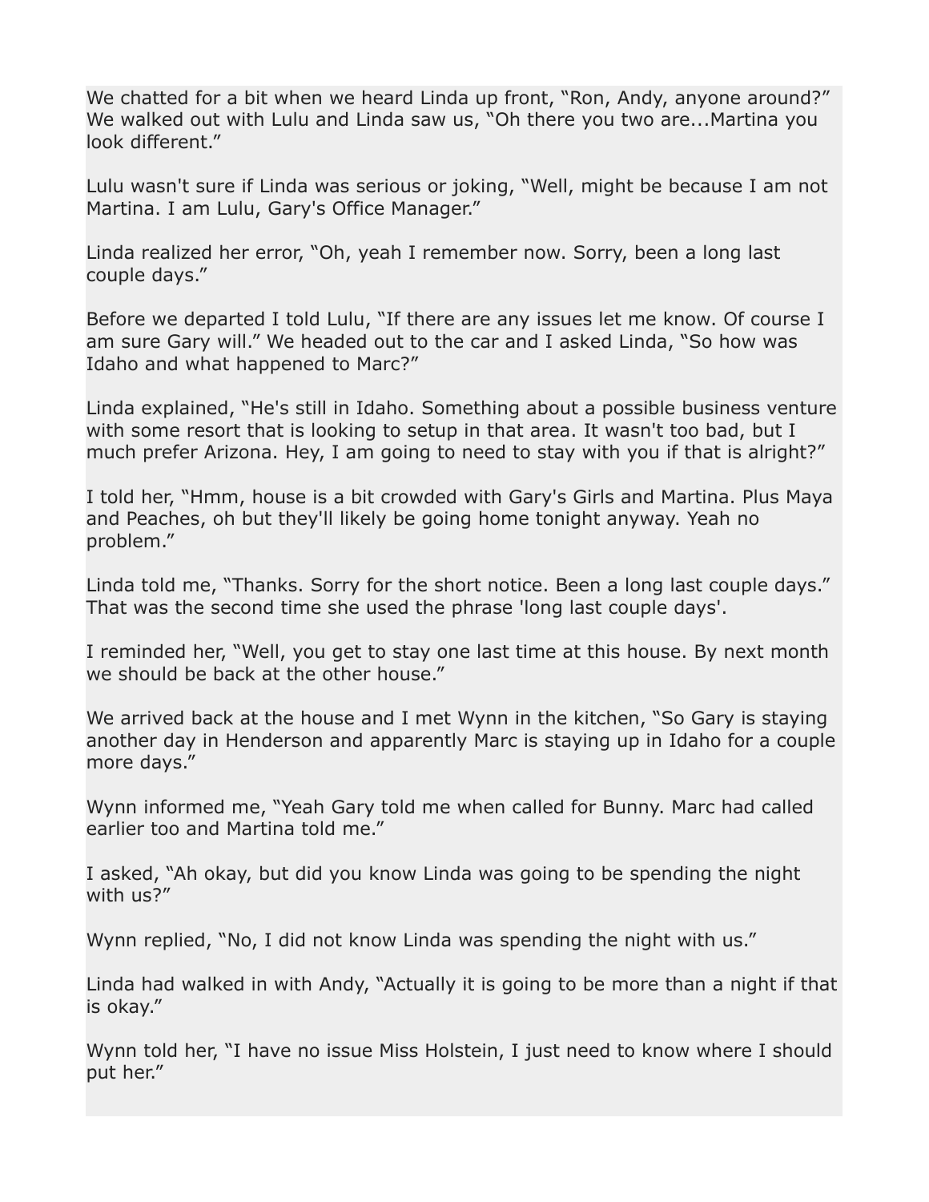We chatted for a bit when we heard Linda up front, “Ron, Andy, anyone around?” We walked out with Lulu and Linda saw us, “Oh there you two are...Martina you look different.”

Lulu wasn't sure if Linda was serious or joking, “Well, might be because I am not Martina. I am Lulu, Gary's Office Manager.”

Linda realized her error, “Oh, yeah I remember now. Sorry, been a long last couple days.”

Before we departed I told Lulu, “If there are any issues let me know. Of course I am sure Gary will.” We headed out to the car and I asked Linda, “So how was Idaho and what happened to Marc?”

Linda explained, “He's still in Idaho. Something about a possible business venture with some resort that is looking to setup in that area. It wasn't too bad, but I much prefer Arizona. Hey, I am going to need to stay with you if that is alright?”

I told her, “Hmm, house is a bit crowded with Gary's Girls and Martina. Plus Maya and Peaches, oh but they'll likely be going home tonight anyway. Yeah no problem.”

Linda told me, “Thanks. Sorry for the short notice. Been a long last couple days.” That was the second time she used the phrase 'long last couple days'.

I reminded her, “Well, you get to stay one last time at this house. By next month we should be back at the other house.”

We arrived back at the house and I met Wynn in the kitchen, “So Gary is staying another day in Henderson and apparently Marc is staying up in Idaho for a couple more days.”

Wynn informed me, “Yeah Gary told me when called for Bunny. Marc had called earlier too and Martina told me.”

I asked, “Ah okay, but did you know Linda was going to be spending the night with us?”

Wynn replied, “No, I did not know Linda was spending the night with us.”

Linda had walked in with Andy, “Actually it is going to be more than a night if that is okay.”

Wynn told her, “I have no issue Miss Holstein, I just need to know where I should put her.”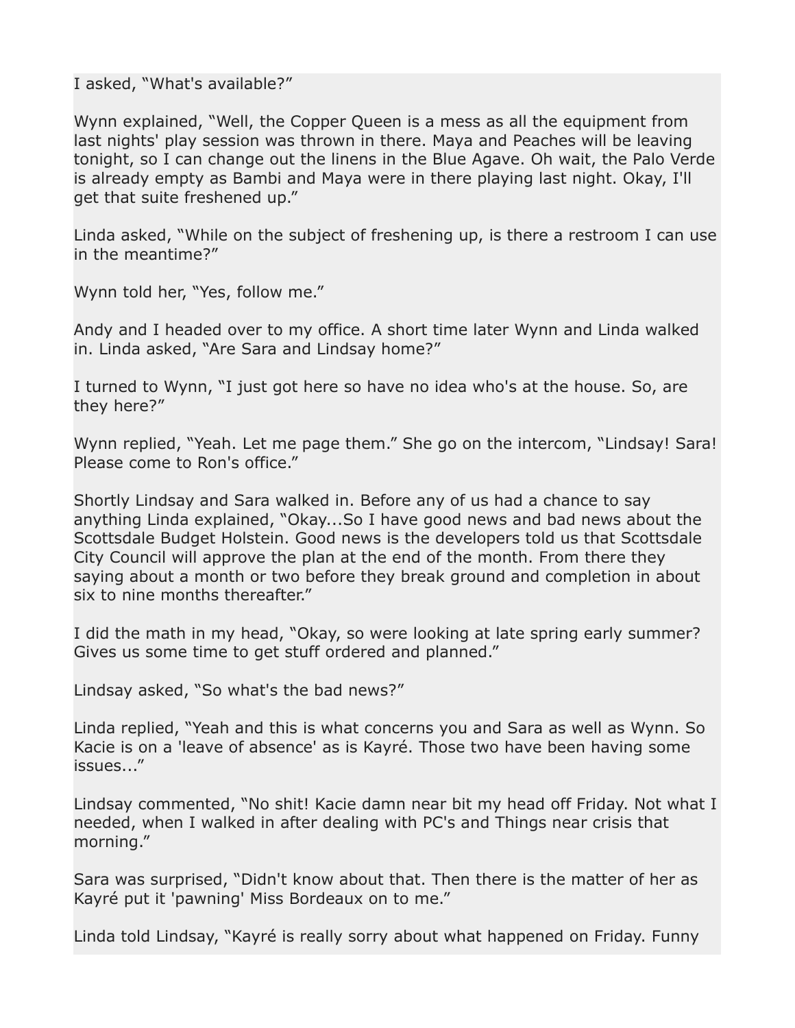I asked, “What's available?”

Wynn explained, “Well, the Copper Queen is a mess as all the equipment from last nights' play session was thrown in there. Maya and Peaches will be leaving tonight, so I can change out the linens in the Blue Agave. Oh wait, the Palo Verde is already empty as Bambi and Maya were in there playing last night. Okay, I'll get that suite freshened up.”

Linda asked, “While on the subject of freshening up, is there a restroom I can use in the meantime?”

Wynn told her, “Yes, follow me.”

Andy and I headed over to my office. A short time later Wynn and Linda walked in. Linda asked, “Are Sara and Lindsay home?”

I turned to Wynn, “I just got here so have no idea who's at the house. So, are they here?”

Wynn replied, “Yeah. Let me page them.” She go on the intercom, “Lindsay! Sara! Please come to Ron's office.”

Shortly Lindsay and Sara walked in. Before any of us had a chance to say anything Linda explained, “Okay...So I have good news and bad news about the Scottsdale Budget Holstein. Good news is the developers told us that Scottsdale City Council will approve the plan at the end of the month. From there they saying about a month or two before they break ground and completion in about six to nine months thereafter.”

I did the math in my head, “Okay, so were looking at late spring early summer? Gives us some time to get stuff ordered and planned.”

Lindsay asked, “So what's the bad news?”

Linda replied, “Yeah and this is what concerns you and Sara as well as Wynn. So Kacie is on a 'leave of absence' as is Kayré. Those two have been having some issues...”

Lindsay commented, “No shit! Kacie damn near bit my head off Friday. Not what I needed, when I walked in after dealing with PC's and Things near crisis that morning.”

Sara was surprised, “Didn't know about that. Then there is the matter of her as Kayré put it 'pawning' Miss Bordeaux on to me.”

Linda told Lindsay, “Kayré is really sorry about what happened on Friday. Funny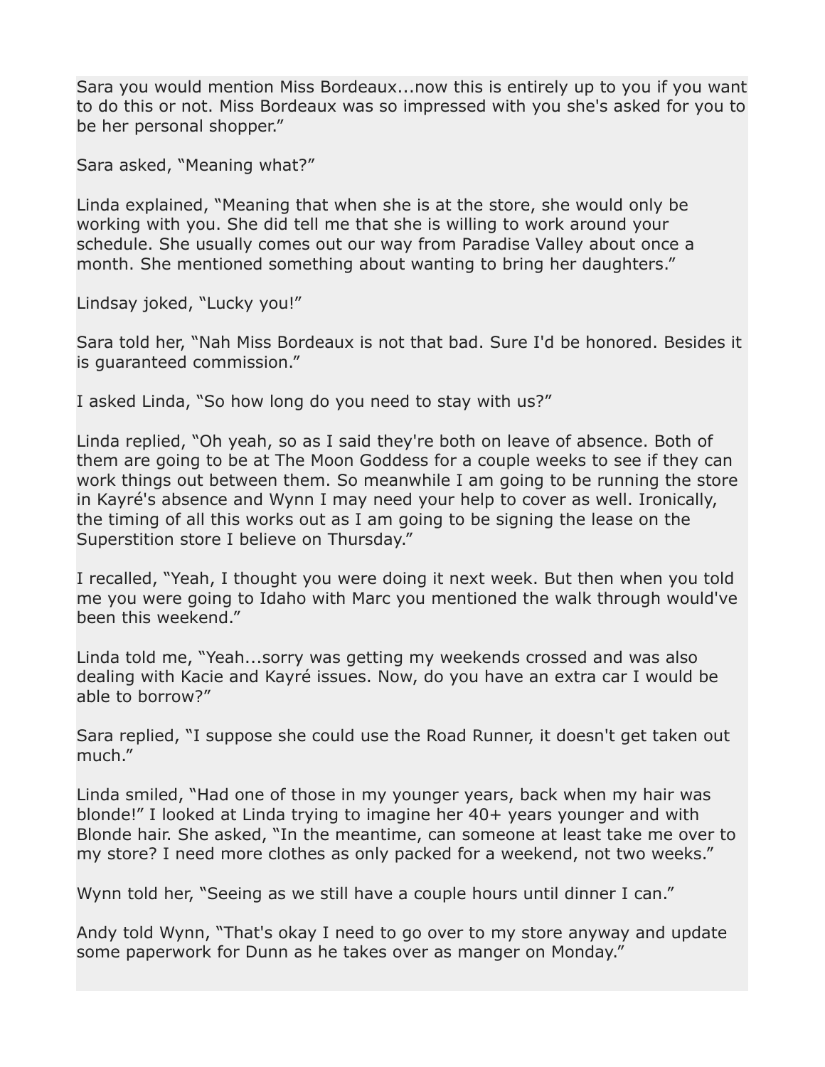Sara you would mention Miss Bordeaux...now this is entirely up to you if you want to do this or not. Miss Bordeaux was so impressed with you she's asked for you to be her personal shopper."

Sara asked, "Meaning what?"

Linda explained, "Meaning that when she is at the store, she would only be working with you. She did tell me that she is willing to work around your schedule. She usually comes out our way from Paradise Valley about once a month. She mentioned something about wanting to bring her daughters."

Lindsay joked, "Lucky you!"

Sara told her, "Nah Miss Bordeaux is not that bad. Sure I'd be honored. Besides it is guaranteed commission."

I asked Linda, "So how long do you need to stay with us?"

Linda replied, "Oh yeah, so as I said they're both on leave of absence. Both of them are going to be at The Moon Goddess for a couple weeks to see if they can work things out between them. So meanwhile I am going to be running the store in Kayré's absence and Wynn I may need your help to cover as well. Ironically, the timing of all this works out as I am going to be signing the lease on the Superstition store I believe on Thursday."

I recalled, "Yeah, I thought you were doing it next week. But then when you told me you were going to Idaho with Marc you mentioned the walk through would've been this weekend."

Linda told me, "Yeah...sorry was getting my weekends crossed and was also dealing with Kacie and Kayré issues. Now, do you have an extra car I would be able to borrow?"

Sara replied, "I suppose she could use the Road Runner, it doesn't get taken out much."

Linda smiled, "Had one of those in my younger years, back when my hair was blonde!" I looked at Linda trying to imagine her 40+ years younger and with Blonde hair. She asked, "In the meantime, can someone at least take me over to my store? I need more clothes as only packed for a weekend, not two weeks."

Wynn told her, "Seeing as we still have a couple hours until dinner I can."

Andy told Wynn, "That's okay I need to go over to my store anyway and update some paperwork for Dunn as he takes over as manger on Monday."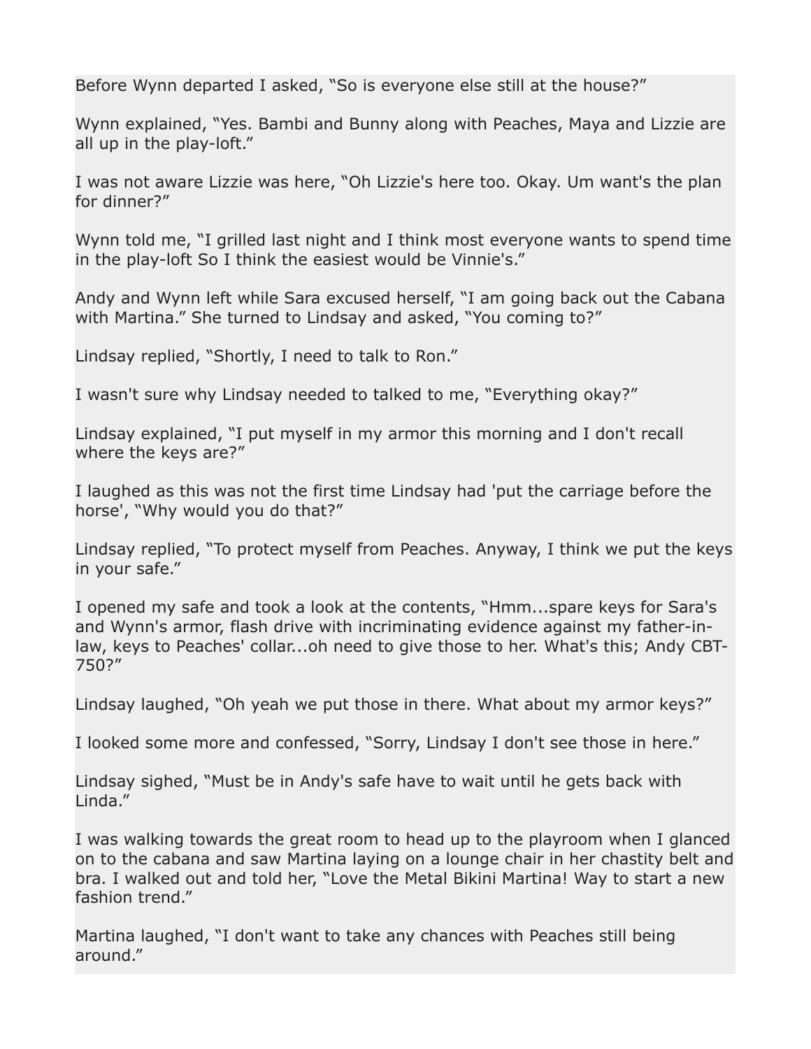Before Wynn departed I asked, “So is everyone else still at the house?”

Wynn explained, “Yes. Bambi and Bunny along with Peaches, Maya and Lizzie are all up in the play-loft.”

I was not aware Lizzie was here, “Oh Lizzie's here too. Okay. Um want's the plan for dinner?”

Wynn told me, “I grilled last night and I think most everyone wants to spend time in the play-loft So I think the easiest would be Vinnie's.”

Andy and Wynn left while Sara excused herself, “I am going back out the Cabana with Martina.” She turned to Lindsay and asked, “You coming to?”

Lindsay replied, “Shortly, I need to talk to Ron.”

I wasn't sure why Lindsay needed to talked to me, “Everything okay?”

Lindsay explained, “I put myself in my armor this morning and I don't recall where the keys are?”

I laughed as this was not the first time Lindsay had 'put the carriage before the horse', “Why would you do that?”

Lindsay replied, “To protect myself from Peaches. Anyway, I think we put the keys in your safe.”

I opened my safe and took a look at the contents, “Hmm...spare keys for Sara's and Wynn's armor, flash drive with incriminating evidence against my father-in-law, keys to Peaches' collar...oh need to give those to her. What's this; Andy CBT-750?”

Lindsay laughed, “Oh yeah we put those in there. What about my armor keys?”

I looked some more and confessed, “Sorry, Lindsay I don't see those in here.”

Lindsay sighed, “Must be in Andy's safe have to wait until he gets back with Linda.”

I was walking towards the great room to head up to the playroom when I glanced on to the cabana and saw Martina laying on a lounge chair in her chastity belt and bra. I walked out and told her, “Love the Metal Bikini Martina! Way to start a new fashion trend.”

Martina laughed, “I don't want to take any chances with Peaches still being around.”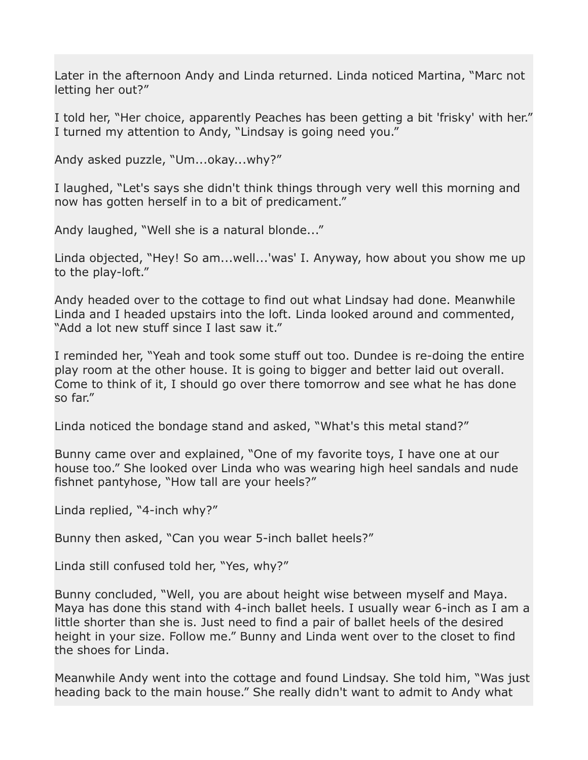Later in the afternoon Andy and Linda returned. Linda noticed Martina, “Marc not letting her out?”

I told her, “Her choice, apparently Peaches has been getting a bit 'frisky' with her.” I turned my attention to Andy, “Lindsay is going need you.”

Andy asked puzzle, “Um...okay...why?”

I laughed, “Let's says she didn't think things through very well this morning and now has gotten herself in to a bit of predicament.”

Andy laughed, “Well she is a natural blonde...”

Linda objected, “Hey! So am...well...'was' I. Anyway, how about you show me up to the play-loft.”

Andy headed over to the cottage to find out what Lindsay had done. Meanwhile Linda and I headed upstairs into the loft. Linda looked around and commented, “Add a lot new stuff since I last saw it.”

I reminded her, “Yeah and took some stuff out too. Dundee is re-doing the entire play room at the other house. It is going to bigger and better laid out overall. Come to think of it, I should go over there tomorrow and see what he has done so far.”

Linda noticed the bondage stand and asked, “What's this metal stand?”

Bunny came over and explained, “One of my favorite toys, I have one at our house too.” She looked over Linda who was wearing high heel sandals and nude fishnet pantyhose, “How tall are your heels?”

Linda replied, “4-inch why?”

Bunny then asked, “Can you wear 5-inch ballet heels?”

Linda still confused told her, “Yes, why?”

Bunny concluded, “Well, you are about height wise between myself and Maya. Maya has done this stand with 4-inch ballet heels. I usually wear 6-inch as I am a little shorter than she is. Just need to find a pair of ballet heels of the desired height in your size. Follow me.” Bunny and Linda went over to the closet to find the shoes for Linda.

Meanwhile Andy went into the cottage and found Lindsay. She told him, “Was just heading back to the main house.” She really didn't want to admit to Andy what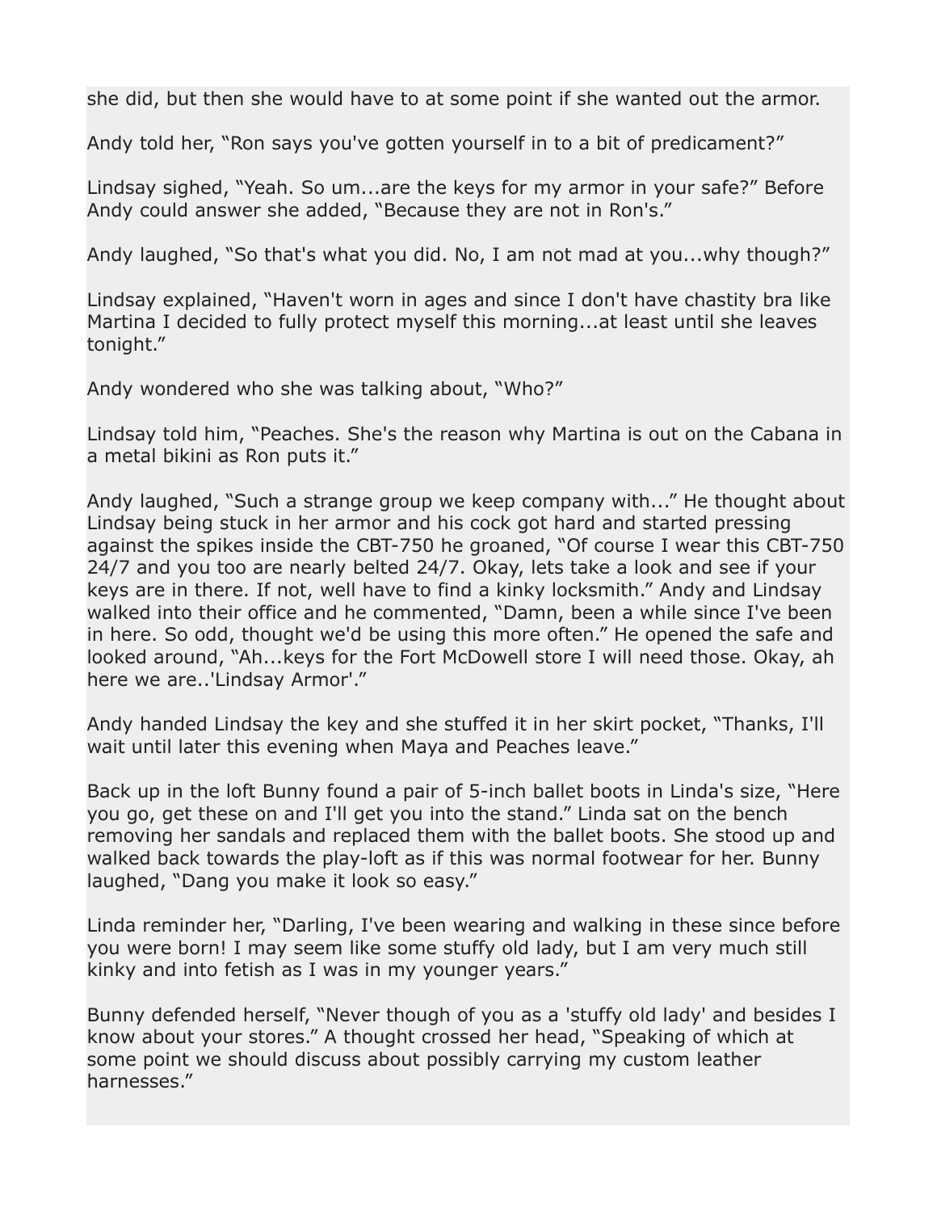she did, but then she would have to at some point if she wanted out the armor.

Andy told her, “Ron says you've gotten yourself in to a bit of predicament?”

Lindsay sighed, “Yeah. So um...are the keys for my armor in your safe?” Before Andy could answer she added, “Because they are not in Ron's.”

Andy laughed, “So that's what you did. No, I am not mad at you...why though?”

Lindsay explained, “Haven't worn in ages and since I don't have chastity bra like Martina I decided to fully protect myself this morning...at least until she leaves tonight.”

Andy wondered who she was talking about, “Who?”

Lindsay told him, “Peaches. She's the reason why Martina is out on the Cabana in a metal bikini as Ron puts it.”

Andy laughed, “Such a strange group we keep company with...” He thought about Lindsay being stuck in her armor and his cock got hard and started pressing against the spikes inside the CBT-750 he groaned, “Of course I wear this CBT-750 24/7 and you too are nearly belted 24/7. Okay, lets take a look and see if your keys are in there. If not, well have to find a kinky locksmith.” Andy and Lindsay walked into their office and he commented, “Damn, been a while since I've been in here. So odd, thought we'd be using this more often.” He opened the safe and looked around, “Ah...keys for the Fort McDowell store I will need those. Okay, ah here we are..'Lindsay Armor'.”

Andy handed Lindsay the key and she stuffed it in her skirt pocket, “Thanks, I'll wait until later this evening when Maya and Peaches leave.”

Back up in the loft Bunny found a pair of 5-inch ballet boots in Linda's size, “Here you go, get these on and I'll get you into the stand.” Linda sat on the bench removing her sandals and replaced them with the ballet boots. She stood up and walked back towards the play-loft as if this was normal footwear for her. Bunny laughed, “Dang you make it look so easy.”

Linda reminder her, “Darling, I've been wearing and walking in these since before you were born! I may seem like some stuffy old lady, but I am very much still kinky and into fetish as I was in my younger years.”

Bunny defended herself, “Never though of you as a 'stuffy old lady' and besides I know about your stores.” A thought crossed her head, “Speaking of which at some point we should discuss about possibly carrying my custom leather harnesses.”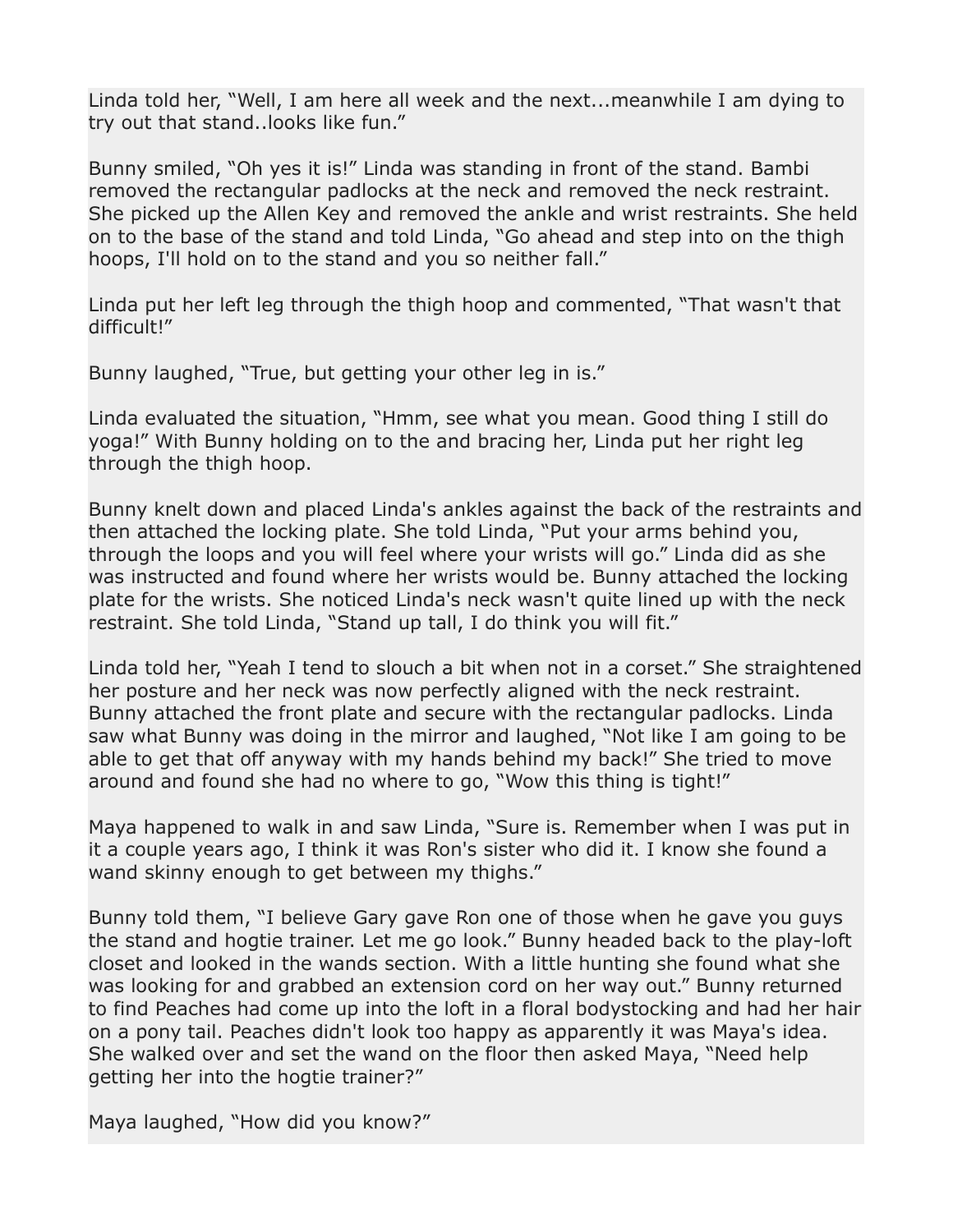Linda told her, “Well, I am here all week and the next...meanwhile I am dying to try out that stand..looks like fun.”

Bunny smiled, “Oh yes it is!” Linda was standing in front of the stand. Bambi removed the rectangular padlocks at the neck and removed the neck restraint. She picked up the Allen Key and removed the ankle and wrist restraints. She held on to the base of the stand and told Linda, “Go ahead and step into on the thigh hoops, I'll hold on to the stand and you so neither fall.”

Linda put her left leg through the thigh hoop and commented, “That wasn't that difficult!”

Bunny laughed, “True, but getting your other leg in is.”

Linda evaluated the situation, “Hmm, see what you mean. Good thing I still do yoga!” With Bunny holding on to the and bracing her, Linda put her right leg through the thigh hoop.

Bunny knelt down and placed Linda's ankles against the back of the restraints and then attached the locking plate. She told Linda, “Put your arms behind you, through the loops and you will feel where your wrists will go.” Linda did as she was instructed and found where her wrists would be. Bunny attached the locking plate for the wrists. She noticed Linda's neck wasn't quite lined up with the neck restraint. She told Linda, “Stand up tall, I do think you will fit.”

Linda told her, “Yeah I tend to slouch a bit when not in a corset.” She straightened her posture and her neck was now perfectly aligned with the neck restraint. Bunny attached the front plate and secure with the rectangular padlocks. Linda saw what Bunny was doing in the mirror and laughed, “Not like I am going to be able to get that off anyway with my hands behind my back!” She tried to move around and found she had no where to go, “Wow this thing is tight!”

Maya happened to walk in and saw Linda, “Sure is. Remember when I was put in it a couple years ago, I think it was Ron's sister who did it. I know she found a wand skinny enough to get between my thighs.”

Bunny told them, “I believe Gary gave Ron one of those when he gave you guys the stand and hogtie trainer. Let me go look.” Bunny headed back to the play-loft closet and looked in the wands section. With a little hunting she found what she was looking for and grabbed an extension cord on her way out.” Bunny returned to find Peaches had come up into the loft in a floral bodystocking and had her hair on a pony tail. Peaches didn't look too happy as apparently it was Maya's idea. She walked over and set the wand on the floor then asked Maya, “Need help getting her into the hogtie trainer?”

Maya laughed, “How did you know?”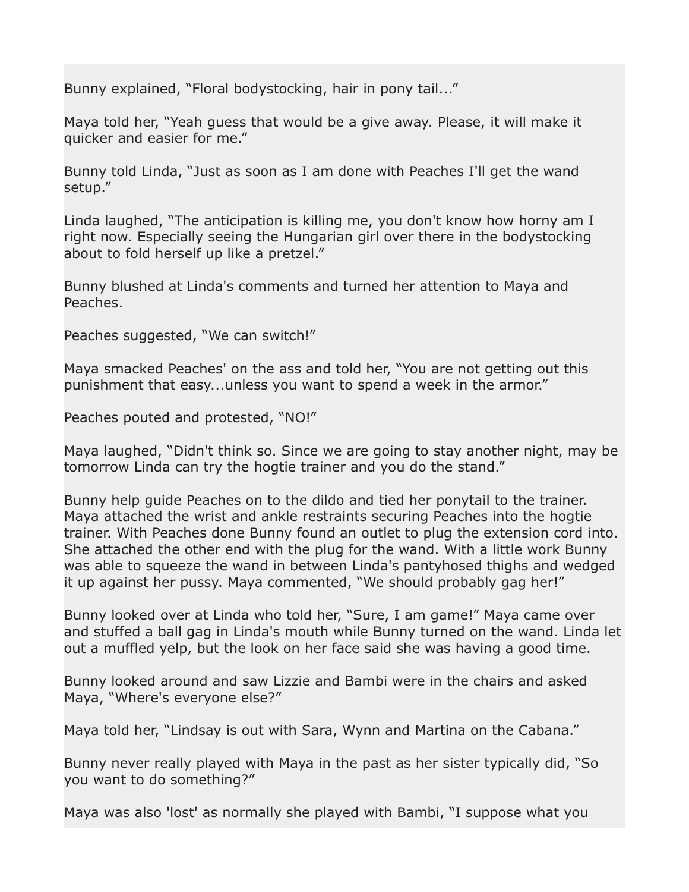Bunny explained, “Floral bodystocking, hair in pony tail...”

Maya told her, “Yeah guess that would be a give away. Please, it will make it quicker and easier for me.”

Bunny told Linda, “Just as soon as I am done with Peaches I'll get the wand setup.”

Linda laughed, “The anticipation is killing me, you don't know how horny am I right now. Especially seeing the Hungarian girl over there in the bodystocking about to fold herself up like a pretzel.”

Bunny blushed at Linda's comments and turned her attention to Maya and Peaches.

Peaches suggested, “We can switch!”

Maya smacked Peaches' on the ass and told her, “You are not getting out this punishment that easy...unless you want to spend a week in the armor.”

Peaches pouted and protested, “NO!”

Maya laughed, “Didn't think so. Since we are going to stay another night, may be tomorrow Linda can try the hogtie trainer and you do the stand.”

Bunny help guide Peaches on to the dildo and tied her ponytail to the trainer. Maya attached the wrist and ankle restraints securing Peaches into the hogtie trainer. With Peaches done Bunny found an outlet to plug the extension cord into. She attached the other end with the plug for the wand. With a little work Bunny was able to squeeze the wand in between Linda's pantyhosed thighs and wedged it up against her pussy. Maya commented, “We should probably gag her!”

Bunny looked over at Linda who told her, “Sure, I am game!” Maya came over and stuffed a ball gag in Linda's mouth while Bunny turned on the wand. Linda let out a muffled yelp, but the look on her face said she was having a good time.

Bunny looked around and saw Lizzie and Bambi were in the chairs and asked Maya, “Where's everyone else?”

Maya told her, “Lindsay is out with Sara, Wynn and Martina on the Cabana.”

Bunny never really played with Maya in the past as her sister typically did, “So you want to do something?”

Maya was also 'lost' as normally she played with Bambi, “I suppose what you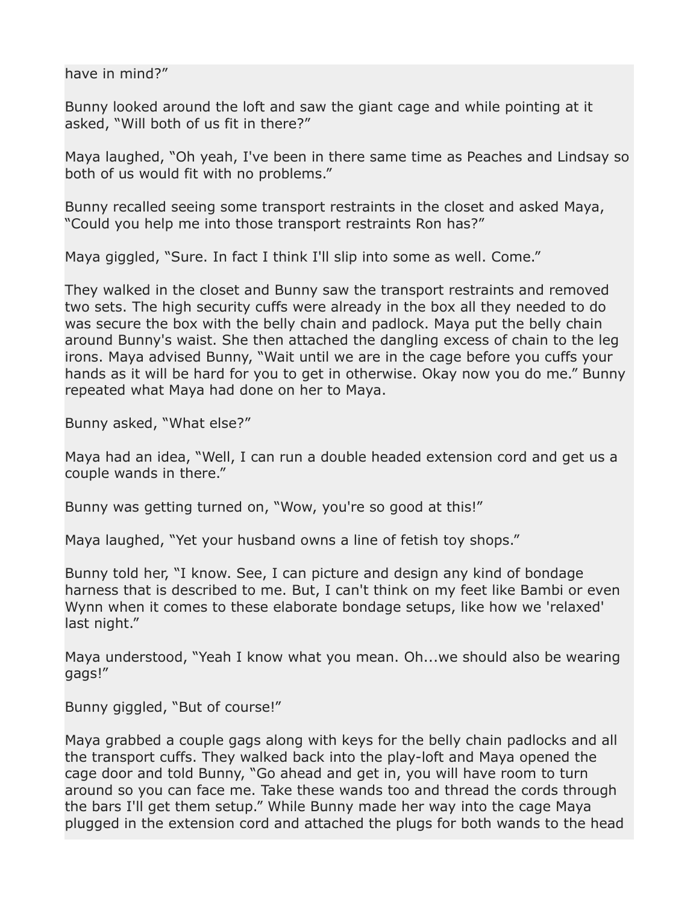have in mind?”

Bunny looked around the loft and saw the giant cage and while pointing at it asked, “Will both of us fit in there?”

Maya laughed, “Oh yeah, I've been in there same time as Peaches and Lindsay so both of us would fit with no problems.”

Bunny recalled seeing some transport restraints in the closet and asked Maya, “Could you help me into those transport restraints Ron has?”

Maya giggled, “Sure. In fact I think I'll slip into some as well. Come.”

They walked in the closet and Bunny saw the transport restraints and removed two sets. The high security cuffs were already in the box all they needed to do was secure the box with the belly chain and padlock. Maya put the belly chain around Bunny's waist. She then attached the dangling excess of chain to the leg irons. Maya advised Bunny, “Wait until we are in the cage before you cuffs your hands as it will be hard for you to get in otherwise. Okay now you do me.” Bunny repeated what Maya had done on her to Maya.

Bunny asked, “What else?”

Maya had an idea, “Well, I can run a double headed extension cord and get us a couple wands in there.”

Bunny was getting turned on, “Wow, you're so good at this!”

Maya laughed, “Yet your husband owns a line of fetish toy shops.”

Bunny told her, “I know. See, I can picture and design any kind of bondage harness that is described to me. But, I can't think on my feet like Bambi or even Wynn when it comes to these elaborate bondage setups, like how we 'relaxed' last night.”

Maya understood, “Yeah I know what you mean. Oh...we should also be wearing gags!”

Bunny giggled, “But of course!”

Maya grabbed a couple gags along with keys for the belly chain padlocks and all the transport cuffs. They walked back into the play-loft and Maya opened the cage door and told Bunny, “Go ahead and get in, you will have room to turn around so you can face me. Take these wands too and thread the cords through the bars I'll get them setup.” While Bunny made her way into the cage Maya plugged in the extension cord and attached the plugs for both wands to the head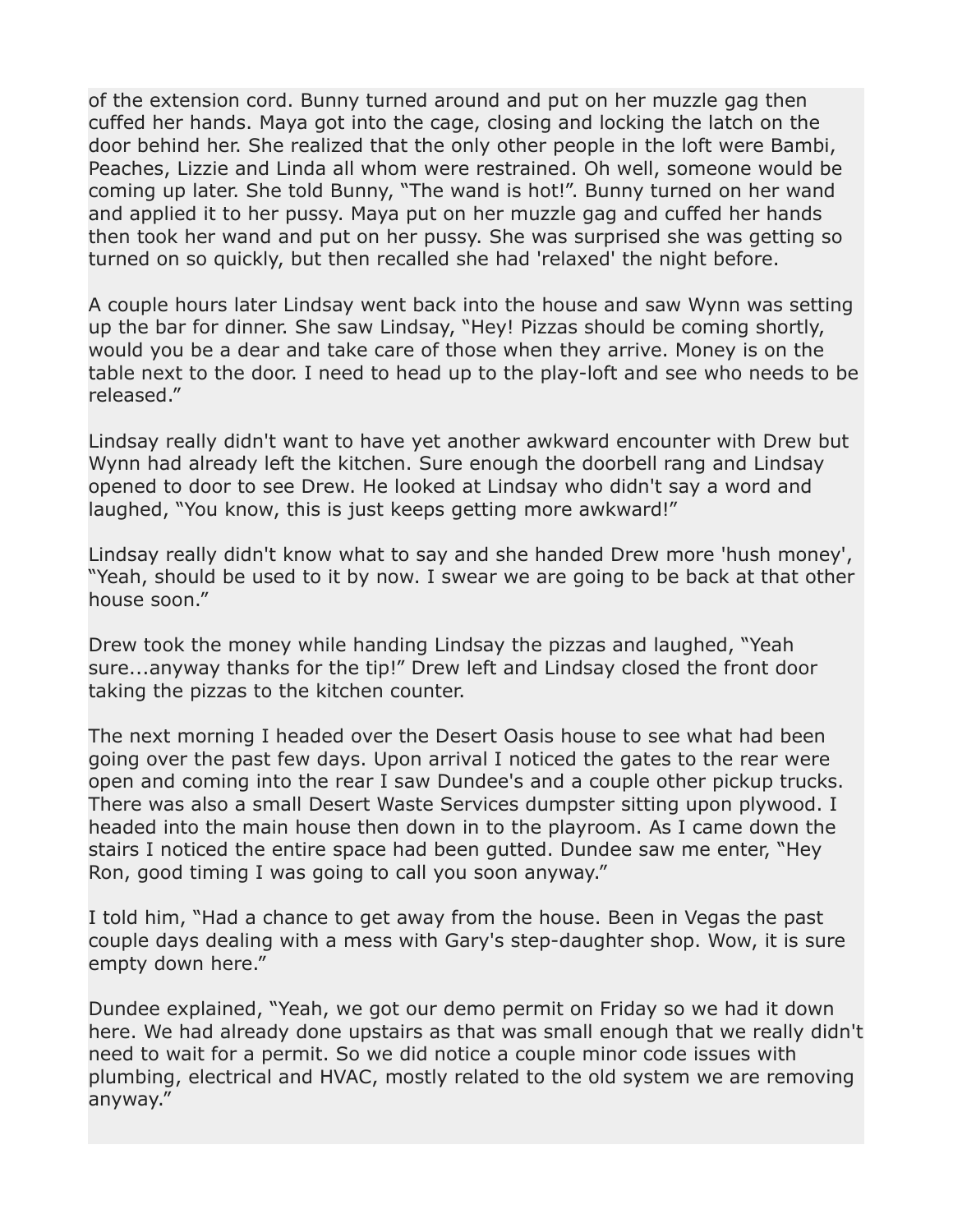of the extension cord. Bunny turned around and put on her muzzle gag then cuffed her hands. Maya got into the cage, closing and locking the latch on the door behind her. She realized that the only other people in the loft were Bambi, Peaches, Lizzie and Linda all whom were restrained. Oh well, someone would be coming up later. She told Bunny, "The wand is hot!". Bunny turned on her wand and applied it to her pussy. Maya put on her muzzle gag and cuffed her hands then took her wand and put on her pussy. She was surprised she was getting so turned on so quickly, but then recalled she had 'relaxed' the night before.

A couple hours later Lindsay went back into the house and saw Wynn was setting up the bar for dinner. She saw Lindsay, "Hey! Pizzas should be coming shortly, would you be a dear and take care of those when they arrive. Money is on the table next to the door. I need to head up to the play-loft and see who needs to be released."

Lindsay really didn't want to have yet another awkward encounter with Drew but Wynn had already left the kitchen. Sure enough the doorbell rang and Lindsay opened to door to see Drew. He looked at Lindsay who didn't say a word and laughed, "You know, this is just keeps getting more awkward!"

Lindsay really didn't know what to say and she handed Drew more 'hush money', "Yeah, should be used to it by now. I swear we are going to be back at that other house soon."

Drew took the money while handing Lindsay the pizzas and laughed, "Yeah sure...anyway thanks for the tip!" Drew left and Lindsay closed the front door taking the pizzas to the kitchen counter.

The next morning I headed over the Desert Oasis house to see what had been going over the past few days. Upon arrival I noticed the gates to the rear were open and coming into the rear I saw Dundee's and a couple other pickup trucks. There was also a small Desert Waste Services dumpster sitting upon plywood. I headed into the main house then down in to the playroom. As I came down the stairs I noticed the entire space had been gutted. Dundee saw me enter, "Hey Ron, good timing I was going to call you soon anyway."

I told him, "Had a chance to get away from the house. Been in Vegas the past couple days dealing with a mess with Gary's step-daughter shop. Wow, it is sure empty down here."

Dundee explained, "Yeah, we got our demo permit on Friday so we had it down here. We had already done upstairs as that was small enough that we really didn't need to wait for a permit. So we did notice a couple minor code issues with plumbing, electrical and HVAC, mostly related to the old system we are removing anyway."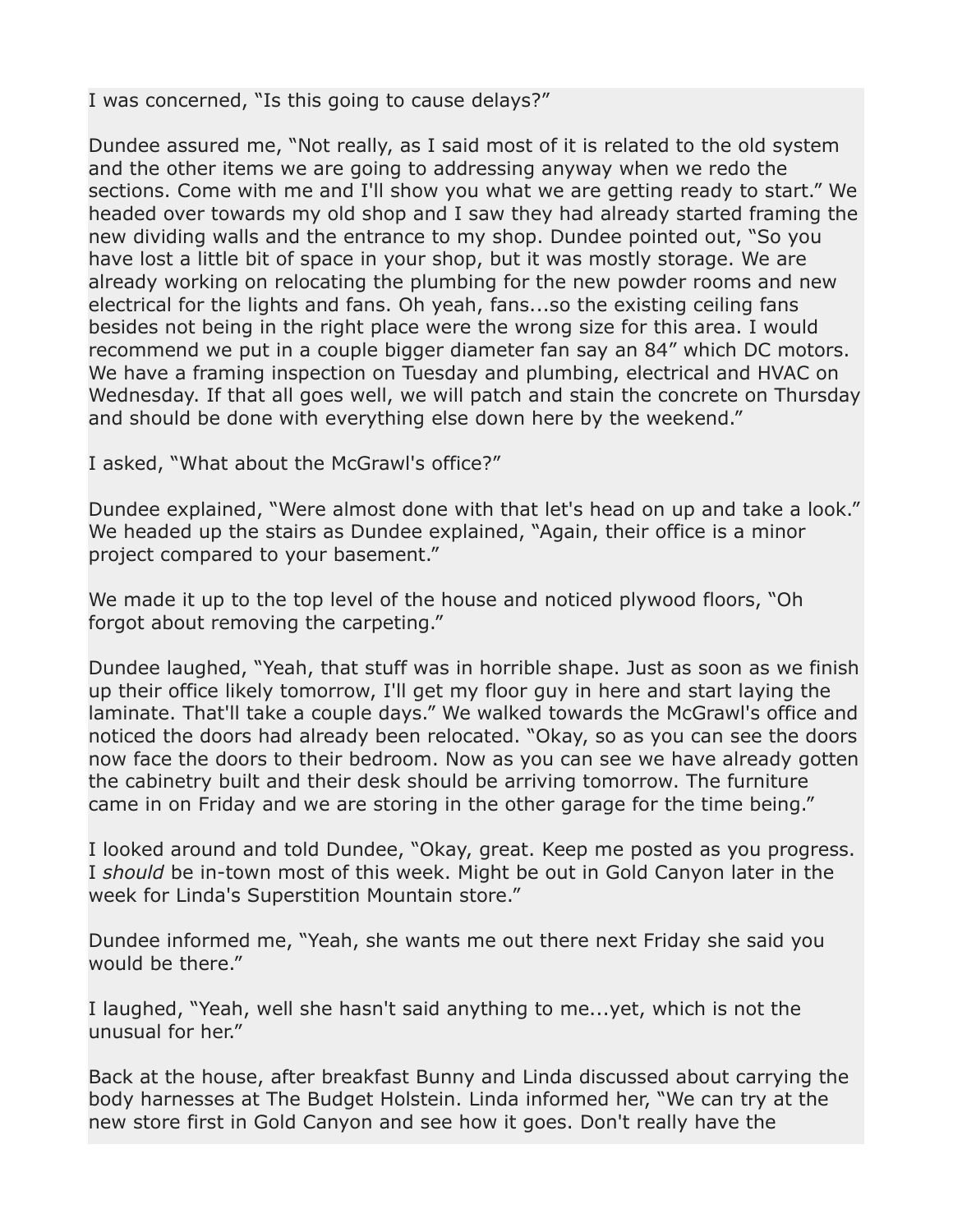I was concerned, “Is this going to cause delays?”

Dundee assured me, “Not really, as I said most of it is related to the old system and the other items we are going to addressing anyway when we redo the sections. Come with me and I'll show you what we are getting ready to start.” We headed over towards my old shop and I saw they had already started framing the new dividing walls and the entrance to my shop. Dundee pointed out, “So you have lost a little bit of space in your shop, but it was mostly storage. We are already working on relocating the plumbing for the new powder rooms and new electrical for the lights and fans. Oh yeah, fans...so the existing ceiling fans besides not being in the right place were the wrong size for this area. I would recommend we put in a couple bigger diameter fan say an 84” which DC motors. We have a framing inspection on Tuesday and plumbing, electrical and HVAC on Wednesday. If that all goes well, we will patch and stain the concrete on Thursday and should be done with everything else down here by the weekend.”

I asked, “What about the McGrawl's office?”

Dundee explained, “Were almost done with that let's head on up and take a look.” We headed up the stairs as Dundee explained, “Again, their office is a minor project compared to your basement.”

We made it up to the top level of the house and noticed plywood floors, “Oh forgot about removing the carpeting.”

Dundee laughed, “Yeah, that stuff was in horrible shape. Just as soon as we finish up their office likely tomorrow, I'll get my floor guy in here and start laying the laminate. That'll take a couple days.” We walked towards the McGrawl's office and noticed the doors had already been relocated. “Okay, so as you can see the doors now face the doors to their bedroom. Now as you can see we have already gotten the cabinetry built and their desk should be arriving tomorrow. The furniture came in on Friday and we are storing in the other garage for the time being.”

I looked around and told Dundee, “Okay, great. Keep me posted as you progress. I *should* be in-town most of this week. Might be out in Gold Canyon later in the week for Linda's Superstition Mountain store.”

Dundee informed me, “Yeah, she wants me out there next Friday she said you would be there.”

I laughed, “Yeah, well she hasn't said anything to me...yet, which is not the unusual for her.”

Back at the house, after breakfast Bunny and Linda discussed about carrying the body harnesses at The Budget Holstein. Linda informed her, “We can try at the new store first in Gold Canyon and see how it goes. Don't really have the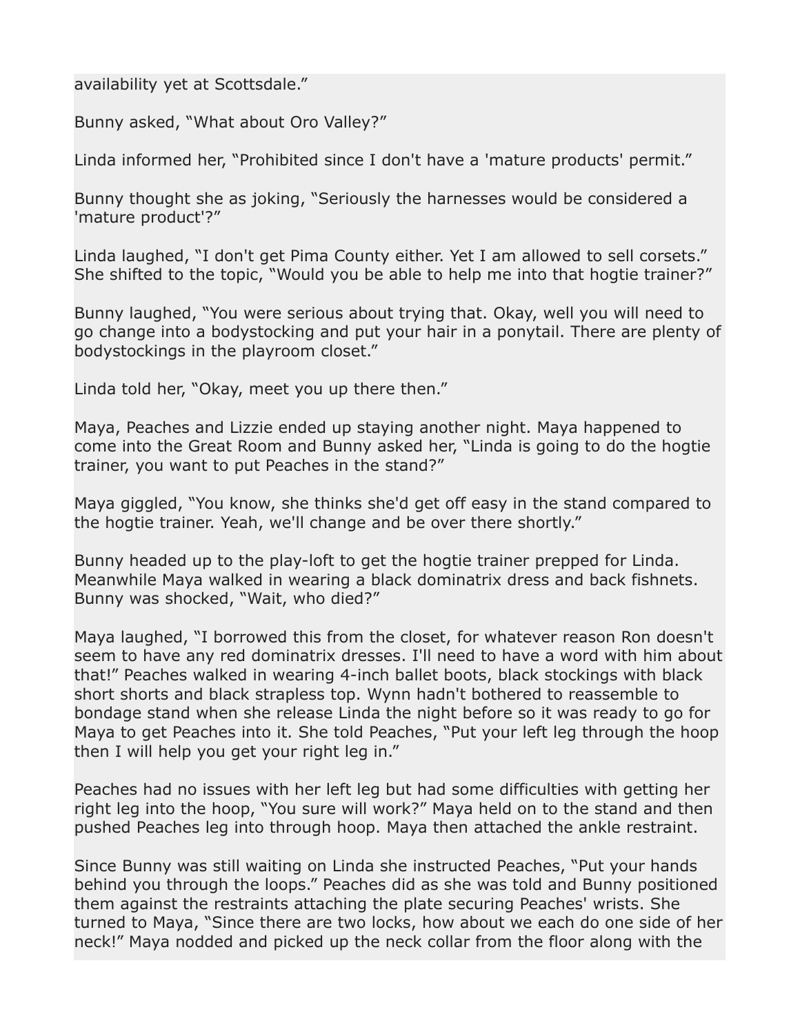availability yet at Scottsdale."

Bunny asked, "What about Oro Valley?"

Linda informed her, "Prohibited since I don't have a 'mature products' permit."

Bunny thought she as joking, "Seriously the harnesses would be considered a 'mature product'?"

Linda laughed, "I don't get Pima County either. Yet I am allowed to sell corsets." She shifted to the topic, "Would you be able to help me into that hogtie trainer?"

Bunny laughed, "You were serious about trying that. Okay, well you will need to go change into a bodystocking and put your hair in a ponytail. There are plenty of bodystockings in the playroom closet."

Linda told her, "Okay, meet you up there then."

Maya, Peaches and Lizzie ended up staying another night. Maya happened to come into the Great Room and Bunny asked her, "Linda is going to do the hogtie trainer, you want to put Peaches in the stand?"

Maya giggled, "You know, she thinks she'd get off easy in the stand compared to the hogtie trainer. Yeah, we'll change and be over there shortly."

Bunny headed up to the play-loft to get the hogtie trainer prepped for Linda. Meanwhile Maya walked in wearing a black dominatrix dress and back fishnets. Bunny was shocked, "Wait, who died?"

Maya laughed, "I borrowed this from the closet, for whatever reason Ron doesn't seem to have any red dominatrix dresses. I'll need to have a word with him about that!" Peaches walked in wearing 4-inch ballet boots, black stockings with black short shorts and black strapless top. Wynn hadn't bothered to reassemble to bondage stand when she release Linda the night before so it was ready to go for Maya to get Peaches into it. She told Peaches, "Put your left leg through the hoop then I will help you get your right leg in."

Peaches had no issues with her left leg but had some difficulties with getting her right leg into the hoop, "You sure will work?" Maya held on to the stand and then pushed Peaches leg into through hoop. Maya then attached the ankle restraint.

Since Bunny was still waiting on Linda she instructed Peaches, "Put your hands behind you through the loops." Peaches did as she was told and Bunny positioned them against the restraints attaching the plate securing Peaches' wrists. She turned to Maya, "Since there are two locks, how about we each do one side of her neck!" Maya nodded and picked up the neck collar from the floor along with the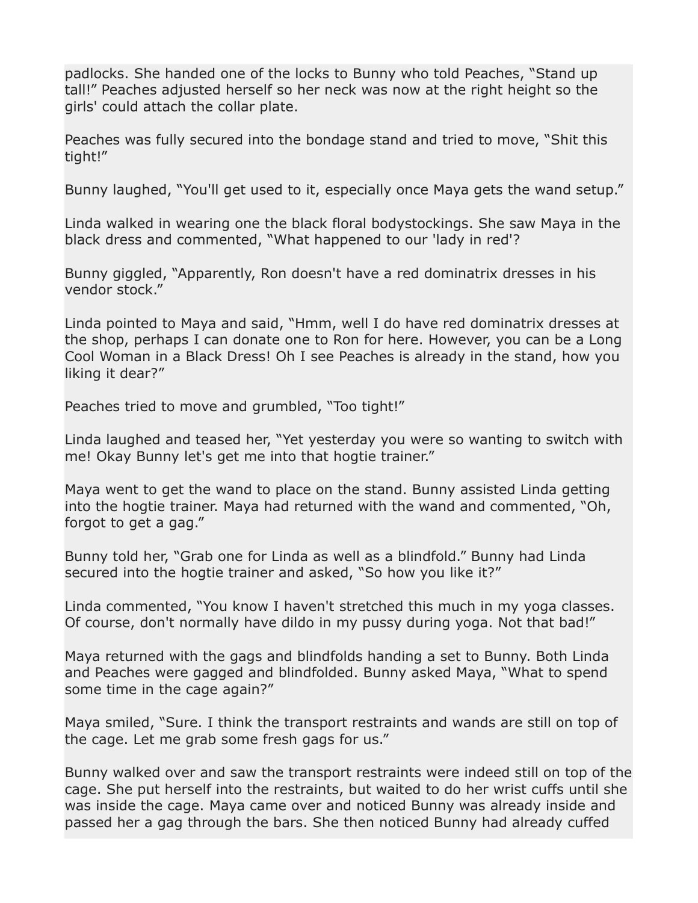padlocks. She handed one of the locks to Bunny who told Peaches, “Stand up tall!” Peaches adjusted herself so her neck was now at the right height so the girls' could attach the collar plate.

Peaches was fully secured into the bondage stand and tried to move, “Shit this tight!”

Bunny laughed, “You'll get used to it, especially once Maya gets the wand setup.”

Linda walked in wearing one the black floral bodystockings. She saw Maya in the black dress and commented, “What happened to our 'lady in red'?

Bunny giggled, “Apparently, Ron doesn't have a red dominatrix dresses in his vendor stock.”

Linda pointed to Maya and said, “Hmm, well I do have red dominatrix dresses at the shop, perhaps I can donate one to Ron for here. However, you can be a Long Cool Woman in a Black Dress! Oh I see Peaches is already in the stand, how you liking it dear?”

Peaches tried to move and grumbled, “Too tight!”

Linda laughed and teased her, “Yet yesterday you were so wanting to switch with me! Okay Bunny let's get me into that hogtie trainer.”

Maya went to get the wand to place on the stand. Bunny assisted Linda getting into the hogtie trainer. Maya had returned with the wand and commented, “Oh, forgot to get a gag.”

Bunny told her, “Grab one for Linda as well as a blindfold.” Bunny had Linda secured into the hogtie trainer and asked, “So how you like it?”

Linda commented, “You know I haven't stretched this much in my yoga classes. Of course, don't normally have dildo in my pussy during yoga. Not that bad!”

Maya returned with the gags and blindfolds handing a set to Bunny. Both Linda and Peaches were gagged and blindfolded. Bunny asked Maya, “What to spend some time in the cage again?”

Maya smiled, “Sure. I think the transport restraints and wands are still on top of the cage. Let me grab some fresh gags for us.”

Bunny walked over and saw the transport restraints were indeed still on top of the cage. She put herself into the restraints, but waited to do her wrist cuffs until she was inside the cage. Maya came over and noticed Bunny was already inside and passed her a gag through the bars. She then noticed Bunny had already cuffed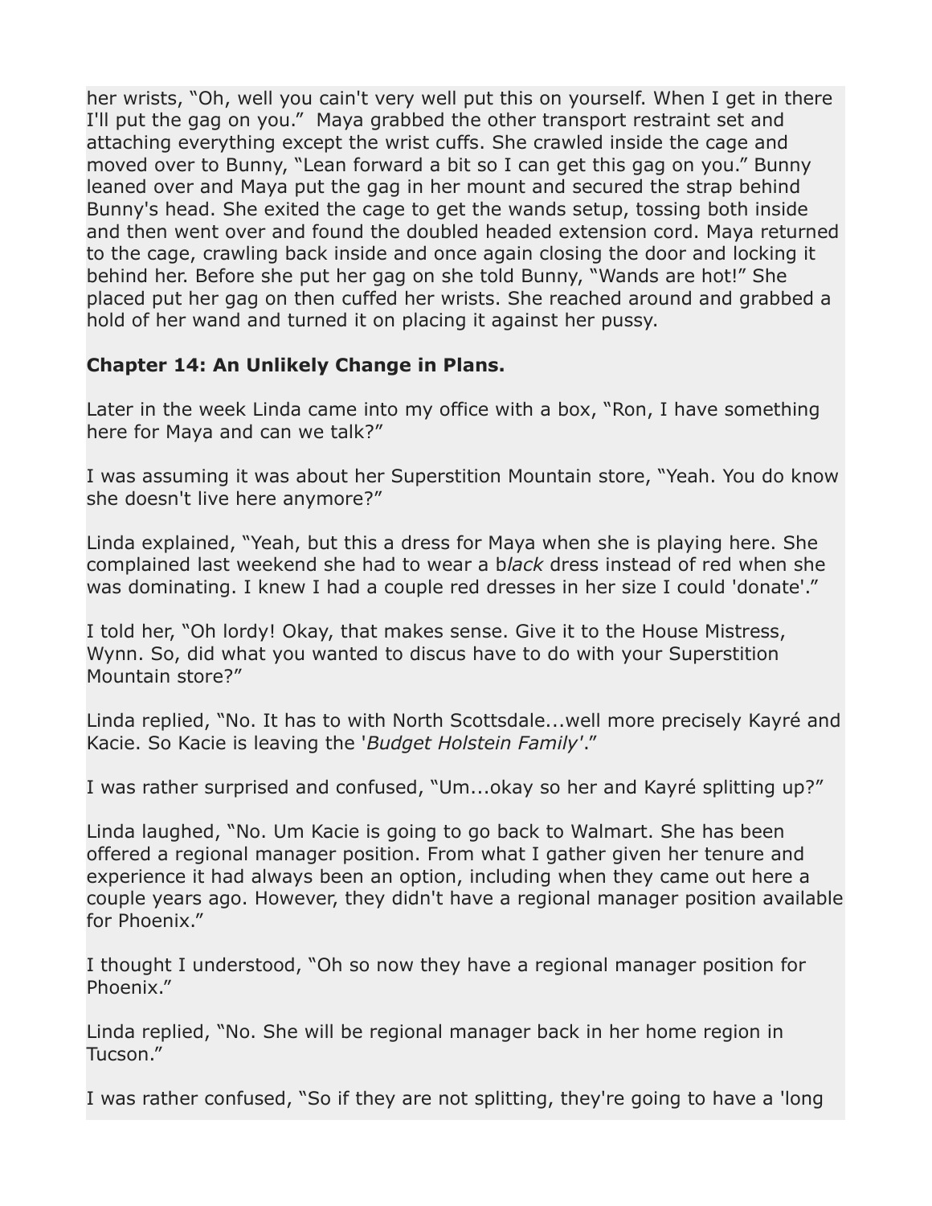her wrists, “Oh, well you cain't very well put this on yourself. When I get in there I'll put the gag on you.” Maya grabbed the other transport restraint set and attaching everything except the wrist cuffs. She crawled inside the cage and moved over to Bunny, “Lean forward a bit so I can get this gag on you.” Bunny leaned over and Maya put the gag in her mount and secured the strap behind Bunny's head. She exited the cage to get the wands setup, tossing both inside and then went over and found the doubled headed extension cord. Maya returned to the cage, crawling back inside and once again closing the door and locking it behind her. Before she put her gag on she told Bunny, “Wands are hot!” She placed put her gag on then cuffed her wrists. She reached around and grabbed a hold of her wand and turned it on placing it against her pussy.

**Chapter 14: An Unlikely Change in Plans.**

Later in the week Linda came into my office with a box, “Ron, I have something here for Maya and can we talk?”

I was assuming it was about her Superstition Mountain store, “Yeah. You do know she doesn't live here anymore?”

Linda explained, “Yeah, but this a dress for Maya when she is playing here. She complained last weekend she had to wear a b*lack* dress instead of red when she was dominating. I knew I had a couple red dresses in her size I could 'donate'.”

I told her, “Oh lordy! Okay, that makes sense. Give it to the House Mistress, Wynn. So, did what you wanted to discus have to do with your Superstition Mountain store?”

Linda replied, “No. It has to with North Scottsdale...well more precisely Kayré and Kacie. So Kacie is leaving the '*Budget Holstein Family*'.”

I was rather surprised and confused, “Um...okay so her and Kayré splitting up?”

Linda laughed, “No. Um Kacie is going to go back to Walmart. She has been offered a regional manager position. From what I gather given her tenure and experience it had always been an option, including when they came out here a couple years ago. However, they didn't have a regional manager position available for Phoenix.”

I thought I understood, “Oh so now they have a regional manager position for Phoenix.”

Linda replied, “No. She will be regional manager back in her home region in Tucson.”

I was rather confused, “So if they are not splitting, they're going to have a 'long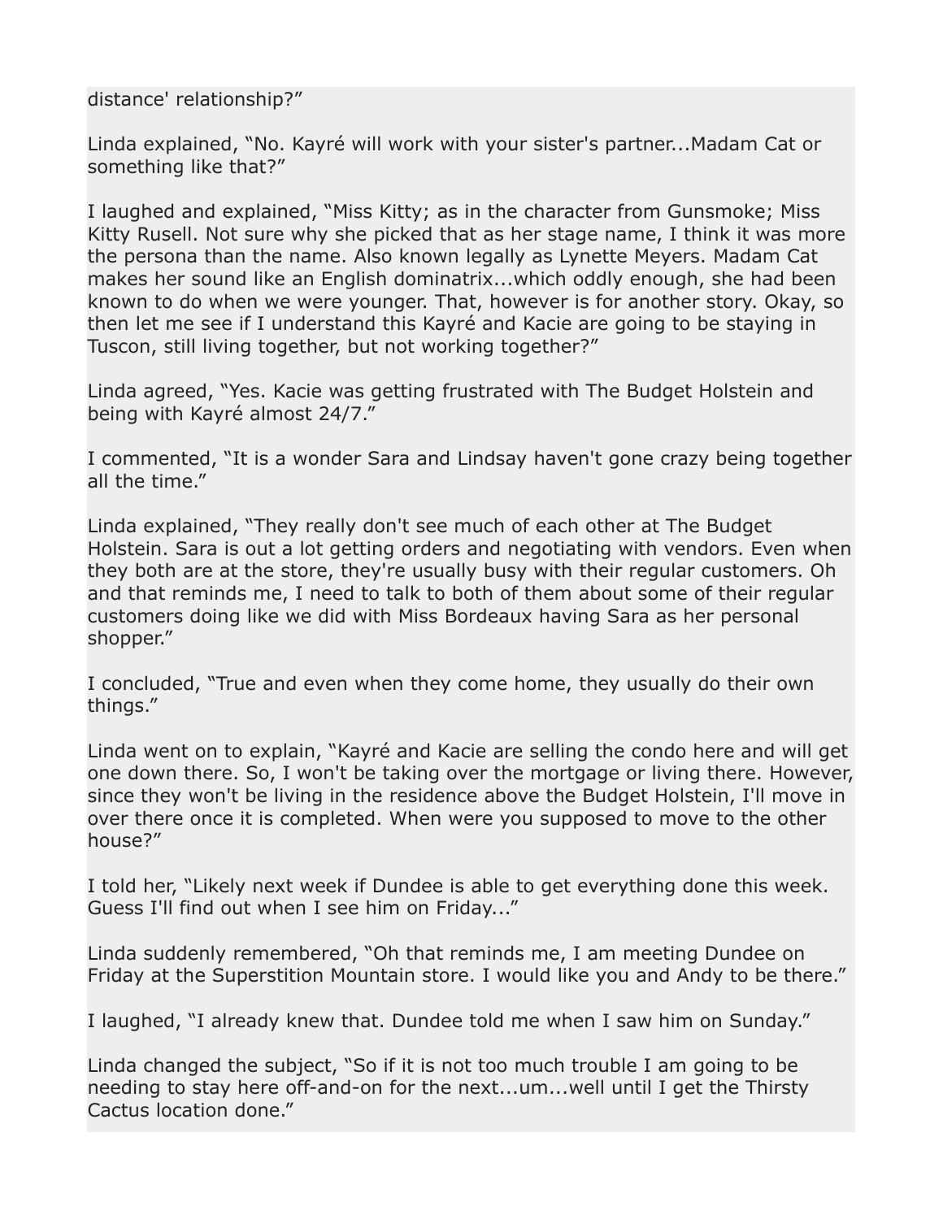distance' relationship?”

Linda explained, “No. Kayré will work with your sister's partner...Madam Cat or something like that?”

I laughed and explained, “Miss Kitty; as in the character from Gunsmoke; Miss Kitty Rusell. Not sure why she picked that as her stage name, I think it was more the persona than the name. Also known legally as Lynette Meyers. Madam Cat makes her sound like an English dominatrix...which oddly enough, she had been known to do when we were younger. That, however is for another story. Okay, so then let me see if I understand this Kayré and Kacie are going to be staying in Tuscon, still living together, but not working together?”

Linda agreed, “Yes. Kacie was getting frustrated with The Budget Holstein and being with Kayré almost 24/7.”

I commented, “It is a wonder Sara and Lindsay haven't gone crazy being together all the time.”

Linda explained, “They really don't see much of each other at The Budget Holstein. Sara is out a lot getting orders and negotiating with vendors. Even when they both are at the store, they're usually busy with their regular customers. Oh and that reminds me, I need to talk to both of them about some of their regular customers doing like we did with Miss Bordeaux having Sara as her personal shopper.”

I concluded, “True and even when they come home, they usually do their own things.”

Linda went on to explain, “Kayré and Kacie are selling the condo here and will get one down there. So, I won't be taking over the mortgage or living there. However, since they won't be living in the residence above the Budget Holstein, I'll move in over there once it is completed. When were you supposed to move to the other house?”

I told her, “Likely next week if Dundee is able to get everything done this week. Guess I'll find out when I see him on Friday...”

Linda suddenly remembered, “Oh that reminds me, I am meeting Dundee on Friday at the Superstition Mountain store. I would like you and Andy to be there.”

I laughed, “I already knew that. Dundee told me when I saw him on Sunday.”

Linda changed the subject, “So if it is not too much trouble I am going to be needing to stay here off-and-on for the next...um...well until I get the Thirsty Cactus location done.”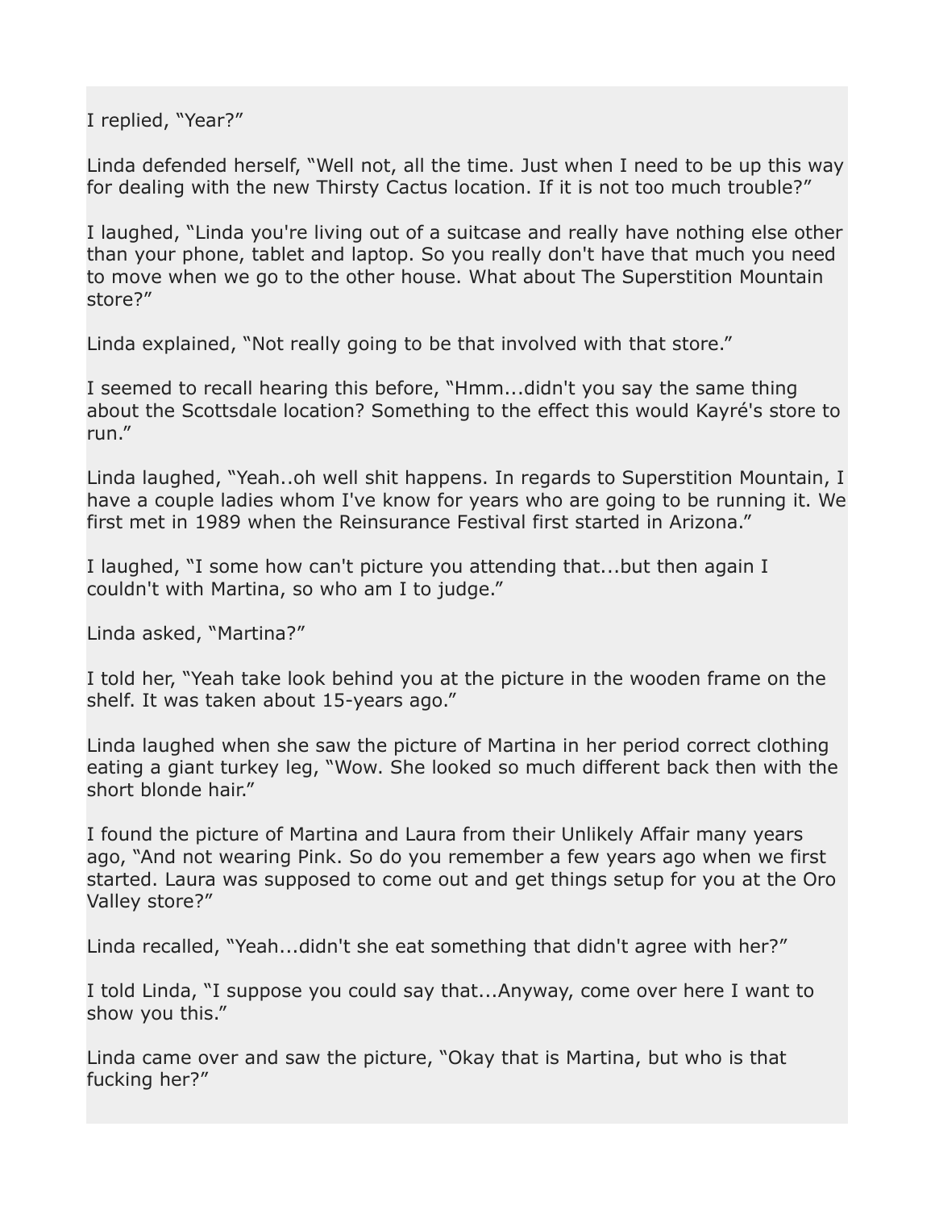I replied, “Year?”

Linda defended herself, “Well not, all the time. Just when I need to be up this way for dealing with the new Thirsty Cactus location. If it is not too much trouble?”

I laughed, “Linda you're living out of a suitcase and really have nothing else other than your phone, tablet and laptop. So you really don't have that much you need to move when we go to the other house. What about The Superstition Mountain store?”

Linda explained, “Not really going to be that involved with that store.”

I seemed to recall hearing this before, “Hmm...didn't you say the same thing about the Scottsdale location? Something to the effect this would Kayré's store to run.”

Linda laughed, “Yeah..oh well shit happens. In regards to Superstition Mountain, I have a couple ladies whom I've know for years who are going to be running it. We first met in 1989 when the Reinsurance Festival first started in Arizona.”

I laughed, “I some how can't picture you attending that...but then again I couldn't with Martina, so who am I to judge.”

Linda asked, “Martina?”

I told her, “Yeah take look behind you at the picture in the wooden frame on the shelf. It was taken about 15-years ago.”

Linda laughed when she saw the picture of Martina in her period correct clothing eating a giant turkey leg, “Wow. She looked so much different back then with the short blonde hair.”

I found the picture of Martina and Laura from their Unlikely Affair many years ago, “And not wearing Pink. So do you remember a few years ago when we first started. Laura was supposed to come out and get things setup for you at the Oro Valley store?”

Linda recalled, “Yeah...didn't she eat something that didn't agree with her?”

I told Linda, “I suppose you could say that...Anyway, come over here I want to show you this.”

Linda came over and saw the picture, “Okay that is Martina, but who is that fucking her?”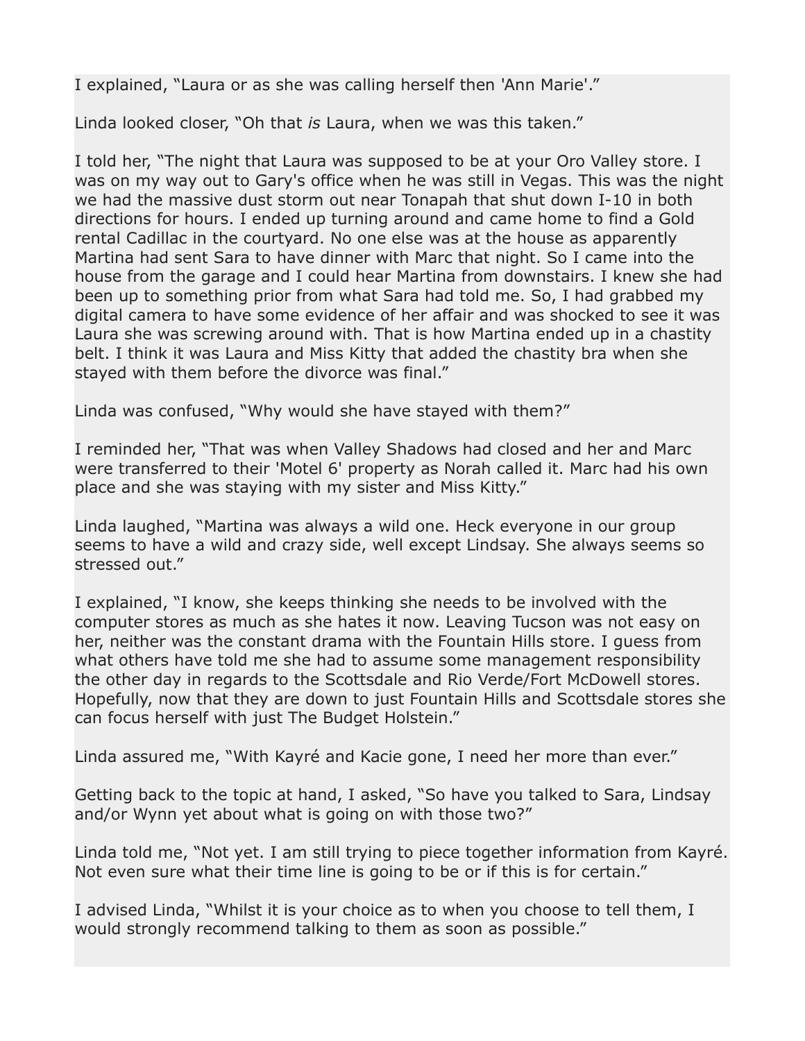I explained, “Laura or as she was calling herself then 'Ann Marie'.”

Linda looked closer, “Oh that *is* Laura, when we was this taken.”

I told her, “The night that Laura was supposed to be at your Oro Valley store. I was on my way out to Gary's office when he was still in Vegas. This was the night we had the massive dust storm out near Tonapah that shut down I-10 in both directions for hours. I ended up turning around and came home to find a Gold rental Cadillac in the courtyard. No one else was at the house as apparently Martina had sent Sara to have dinner with Marc that night. So I came into the house from the garage and I could hear Martina from downstairs. I knew she had been up to something prior from what Sara had told me. So, I had grabbed my digital camera to have some evidence of her affair and was shocked to see it was Laura she was screwing around with. That is how Martina ended up in a chastity belt. I think it was Laura and Miss Kitty that added the chastity bra when she stayed with them before the divorce was final.”

Linda was confused, “Why would she have stayed with them?”

I reminded her, “That was when Valley Shadows had closed and her and Marc were transferred to their 'Motel 6' property as Norah called it. Marc had his own place and she was staying with my sister and Miss Kitty.”

Linda laughed, “Martina was always a wild one. Heck everyone in our group seems to have a wild and crazy side, well except Lindsay. She always seems so stressed out.”

I explained, “I know, she keeps thinking she needs to be involved with the computer stores as much as she hates it now. Leaving Tucson was not easy on her, neither was the constant drama with the Fountain Hills store. I guess from what others have told me she had to assume some management responsibility the other day in regards to the Scottsdale and Rio Verde/Fort McDowell stores. Hopefully, now that they are down to just Fountain Hills and Scottsdale stores she can focus herself with just The Budget Holstein.”

Linda assured me, “With Kayré and Kacie gone, I need her more than ever.”

Getting back to the topic at hand, I asked, “So have you talked to Sara, Lindsay and/or Wynn yet about what is going on with those two?”

Linda told me, “Not yet. I am still trying to piece together information from Kayré. Not even sure what their time line is going to be or if this is for certain.”

I advised Linda, “Whilst it is your choice as to when you choose to tell them, I would strongly recommend talking to them as soon as possible.”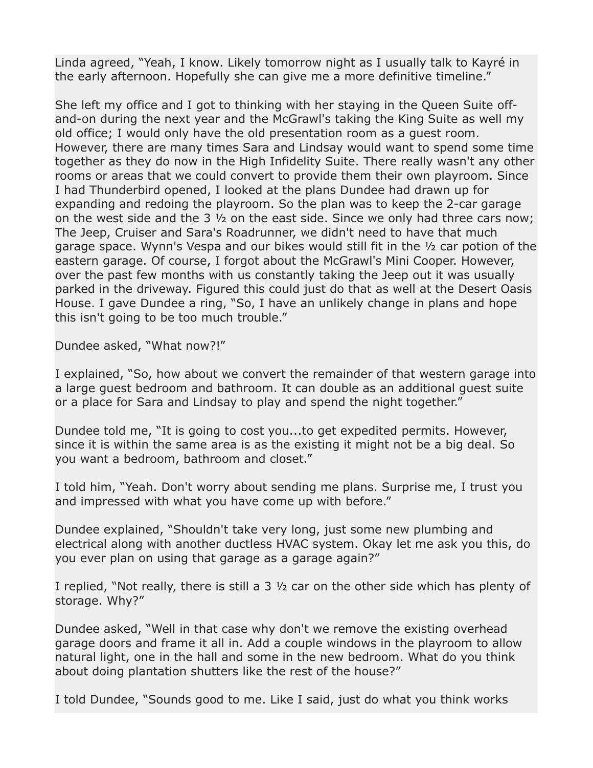Linda agreed, “Yeah, I know. Likely tomorrow night as I usually talk to Kayré in the early afternoon. Hopefully she can give me a more definitive timeline.”

She left my office and I got to thinking with her staying in the Queen Suite off-and-on during the next year and the McGrawl's taking the King Suite as well my old office; I would only have the old presentation room as a guest room. However, there are many times Sara and Lindsay would want to spend some time together as they do now in the High Infidelity Suite. There really wasn't any other rooms or areas that we could convert to provide them their own playroom. Since I had Thunderbird opened, I looked at the plans Dundee had drawn up for expanding and redoing the playroom. So the plan was to keep the 2-car garage on the west side and the 3 ½ on the east side. Since we only had three cars now; The Jeep, Cruiser and Sara's Roadrunner, we didn't need to have that much garage space. Wynn's Vespa and our bikes would still fit in the ½ car potion of the eastern garage. Of course, I forgot about the McGrawl's Mini Cooper. However, over the past few months with us constantly taking the Jeep out it was usually parked in the driveway. Figured this could just do that as well at the Desert Oasis House. I gave Dundee a ring, “So, I have an unlikely change in plans and hope this isn't going to be too much trouble.”

Dundee asked, “What now?!”

I explained, “So, how about we convert the remainder of that western garage into a large guest bedroom and bathroom. It can double as an additional guest suite or a place for Sara and Lindsay to play and spend the night together.”

Dundee told me, “It is going to cost you...to get expedited permits. However, since it is within the same area is as the existing it might not be a big deal. So you want a bedroom, bathroom and closet.”

I told him, “Yeah. Don't worry about sending me plans. Surprise me, I trust you and impressed with what you have come up with before.”

Dundee explained, “Shouldn't take very long, just some new plumbing and electrical along with another ductless HVAC system. Okay let me ask you this, do you ever plan on using that garage as a garage again?”

I replied, “Not really, there is still a 3 ½ car on the other side which has plenty of storage. Why?”

Dundee asked, “Well in that case why don't we remove the existing overhead garage doors and frame it all in. Add a couple windows in the playroom to allow natural light, one in the hall and some in the new bedroom. What do you think about doing plantation shutters like the rest of the house?”

I told Dundee, “Sounds good to me. Like I said, just do what you think works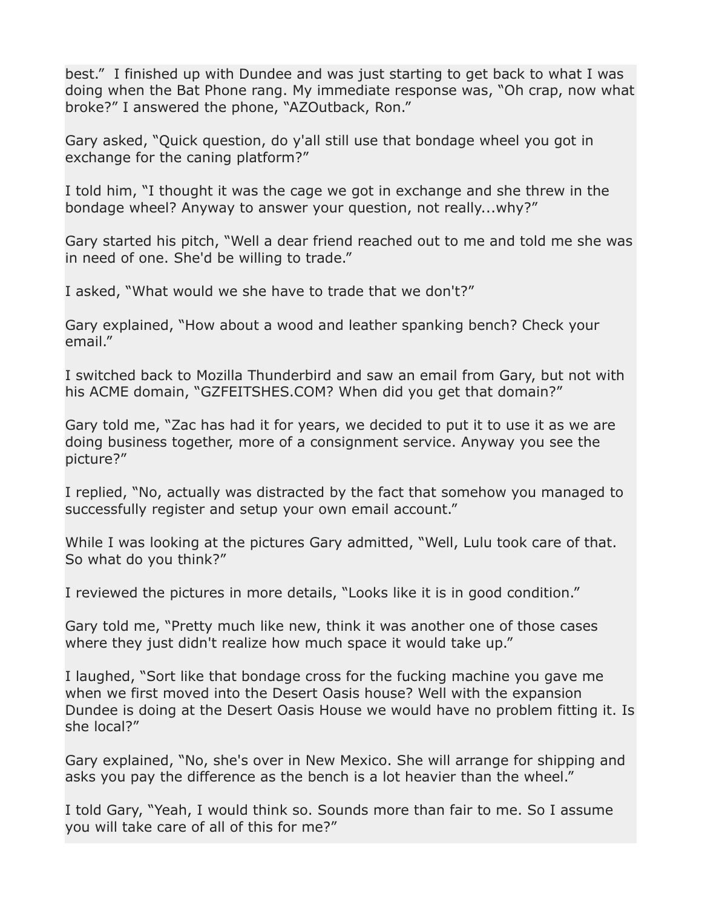best." I finished up with Dundee and was just starting to get back to what I was doing when the Bat Phone rang. My immediate response was, "Oh crap, now what broke?" I answered the phone, "AZOutback, Ron."

Gary asked, "Quick question, do y'all still use that bondage wheel you got in exchange for the caning platform?"

I told him, "I thought it was the cage we got in exchange and she threw in the bondage wheel? Anyway to answer your question, not really...why?"

Gary started his pitch, "Well a dear friend reached out to me and told me she was in need of one. She'd be willing to trade."

I asked, "What would we she have to trade that we don't?"

Gary explained, "How about a wood and leather spanking bench? Check your email."

I switched back to Mozilla Thunderbird and saw an email from Gary, but not with his ACME domain, "GZFEITSHES.COM? When did you get that domain?"

Gary told me, "Zac has had it for years, we decided to put it to use it as we are doing business together, more of a consignment service. Anyway you see the picture?"

I replied, "No, actually was distracted by the fact that somehow you managed to successfully register and setup your own email account."

While I was looking at the pictures Gary admitted, "Well, Lulu took care of that. So what do you think?"

I reviewed the pictures in more details, "Looks like it is in good condition."

Gary told me, "Pretty much like new, think it was another one of those cases where they just didn't realize how much space it would take up."

I laughed, "Sort like that bondage cross for the fucking machine you gave me when we first moved into the Desert Oasis house? Well with the expansion Dundee is doing at the Desert Oasis House we would have no problem fitting it. Is she local?"

Gary explained, "No, she's over in New Mexico. She will arrange for shipping and asks you pay the difference as the bench is a lot heavier than the wheel."

I told Gary, "Yeah, I would think so. Sounds more than fair to me. So I assume you will take care of all of this for me?"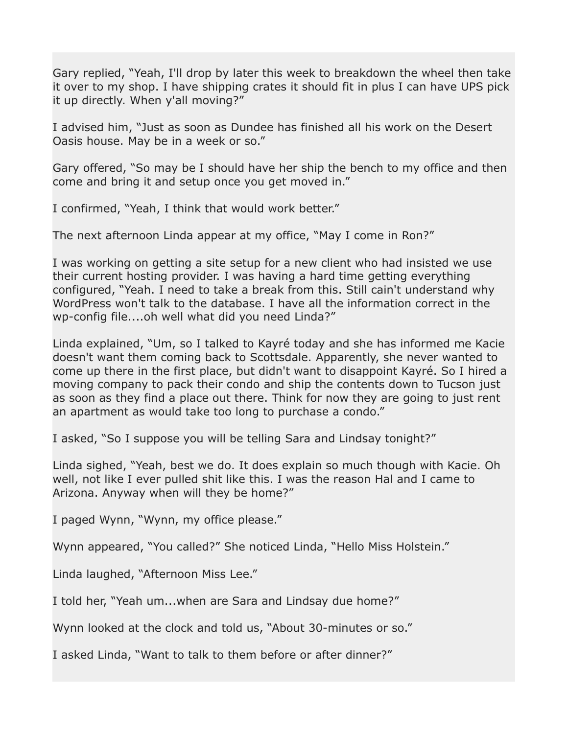Gary replied, “Yeah, I'll drop by later this week to breakdown the wheel then take it over to my shop. I have shipping crates it should fit in plus I can have UPS pick it up directly. When y'all moving?”

I advised him, “Just as soon as Dundee has finished all his work on the Desert Oasis house. May be in a week or so.”

Gary offered, “So may be I should have her ship the bench to my office and then come and bring it and setup once you get moved in.”

I confirmed, “Yeah, I think that would work better.”

The next afternoon Linda appear at my office, “May I come in Ron?”

I was working on getting a site setup for a new client who had insisted we use their current hosting provider. I was having a hard time getting everything configured, “Yeah. I need to take a break from this. Still cain't understand why WordPress won't talk to the database. I have all the information correct in the wp-config file....oh well what did you need Linda?”

Linda explained, “Um, so I talked to Kayré today and she has informed me Kacie doesn't want them coming back to Scottsdale. Apparently, she never wanted to come up there in the first place, but didn't want to disappoint Kayré. So I hired a moving company to pack their condo and ship the contents down to Tucson just as soon as they find a place out there. Think for now they are going to just rent an apartment as would take too long to purchase a condo.”

I asked, “So I suppose you will be telling Sara and Lindsay tonight?”

Linda sighed, “Yeah, best we do. It does explain so much though with Kacie. Oh well, not like I ever pulled shit like this. I was the reason Hal and I came to Arizona. Anyway when will they be home?”

I paged Wynn, “Wynn, my office please.”

Wynn appeared, “You called?” She noticed Linda, “Hello Miss Holstein.”

Linda laughed, “Afternoon Miss Lee.”

I told her, “Yeah um...when are Sara and Lindsay due home?”

Wynn looked at the clock and told us, “About 30-minutes or so.”

I asked Linda, “Want to talk to them before or after dinner?”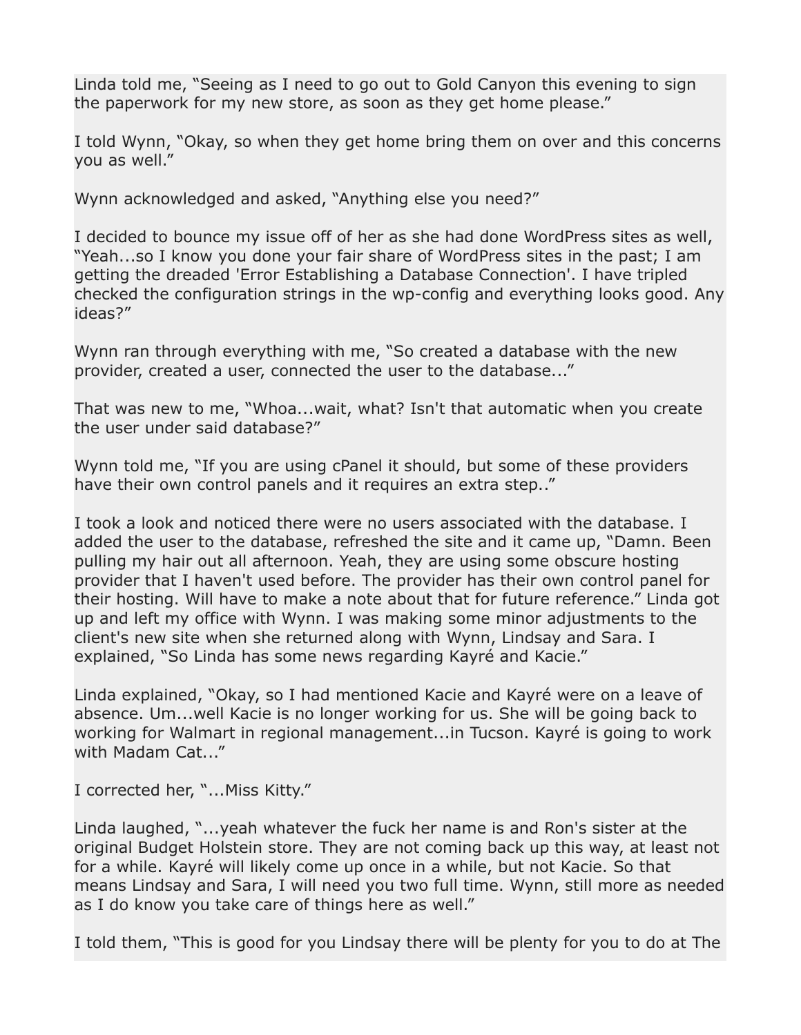Linda told me, “Seeing as I need to go out to Gold Canyon this evening to sign the paperwork for my new store, as soon as they get home please.”

I told Wynn, “Okay, so when they get home bring them on over and this concerns you as well.”

Wynn acknowledged and asked, “Anything else you need?”

I decided to bounce my issue off of her as she had done WordPress sites as well, “Yeah...so I know you done your fair share of WordPress sites in the past; I am getting the dreaded 'Error Establishing a Database Connection'. I have tripled checked the configuration strings in the wp-config and everything looks good. Any ideas?”

Wynn ran through everything with me, “So created a database with the new provider, created a user, connected the user to the database...”

That was new to me, “Whoa...wait, what? Isn't that automatic when you create the user under said database?”

Wynn told me, “If you are using cPanel it should, but some of these providers have their own control panels and it requires an extra step..”

I took a look and noticed there were no users associated with the database. I added the user to the database, refreshed the site and it came up, “Damn. Been pulling my hair out all afternoon. Yeah, they are using some obscure hosting provider that I haven't used before. The provider has their own control panel for their hosting. Will have to make a note about that for future reference.” Linda got up and left my office with Wynn. I was making some minor adjustments to the client's new site when she returned along with Wynn, Lindsay and Sara. I explained, “So Linda has some news regarding Kayré and Kacie.”

Linda explained, “Okay, so I had mentioned Kacie and Kayré were on a leave of absence. Um...well Kacie is no longer working for us. She will be going back to working for Walmart in regional management...in Tucson. Kayré is going to work with Madam Cat...”

I corrected her, “...Miss Kitty.”

Linda laughed, “...yeah whatever the fuck her name is and Ron's sister at the original Budget Holstein store. They are not coming back up this way, at least not for a while. Kayré will likely come up once in a while, but not Kacie. So that means Lindsay and Sara, I will need you two full time. Wynn, still more as needed as I do know you take care of things here as well.”

I told them, “This is good for you Lindsay there will be plenty for you to do at The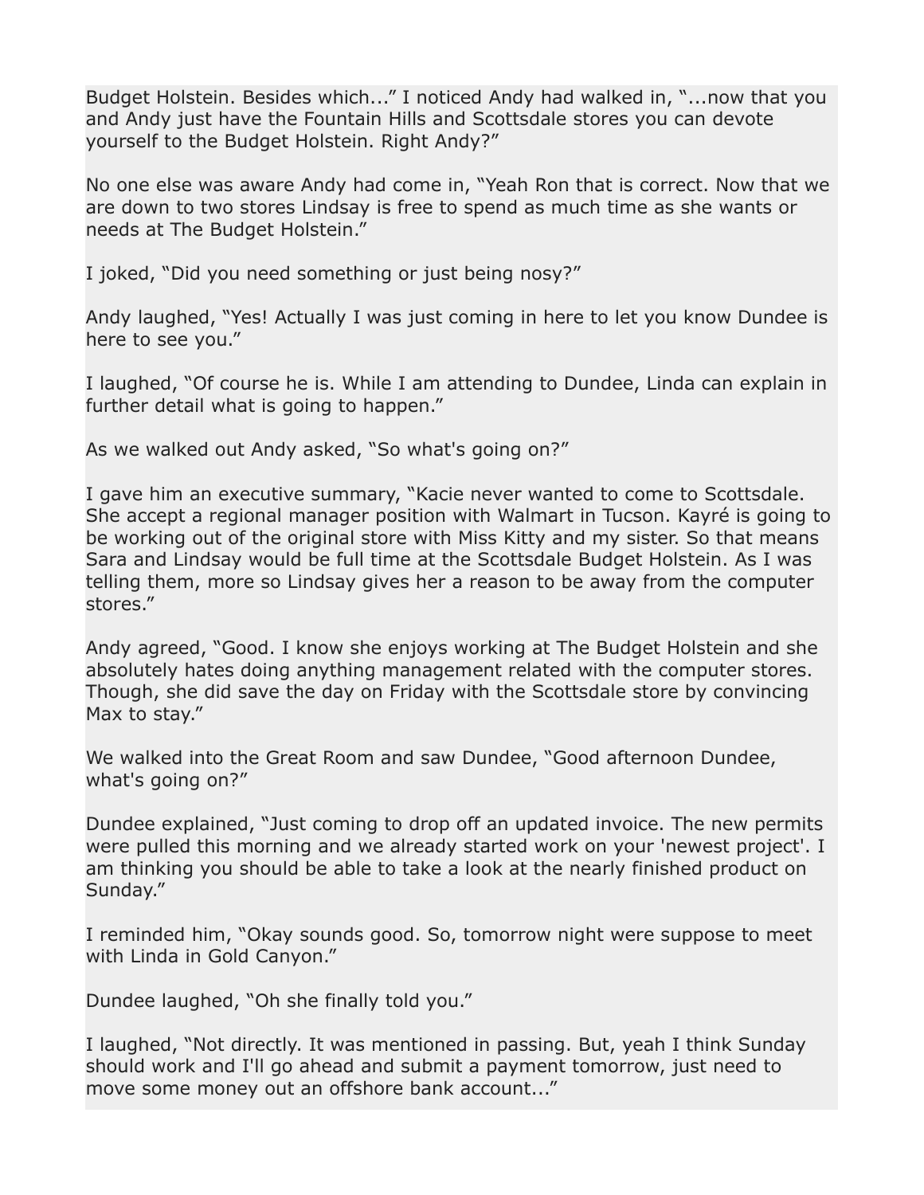Budget Holstein. Besides which...” I noticed Andy had walked in, “...now that you and Andy just have the Fountain Hills and Scottsdale stores you can devote yourself to the Budget Holstein. Right Andy?”

No one else was aware Andy had come in, “Yeah Ron that is correct. Now that we are down to two stores Lindsay is free to spend as much time as she wants or needs at The Budget Holstein.”

I joked, “Did you need something or just being nosy?”

Andy laughed, “Yes! Actually I was just coming in here to let you know Dundee is here to see you.”

I laughed, “Of course he is. While I am attending to Dundee, Linda can explain in further detail what is going to happen.”

As we walked out Andy asked, “So what's going on?”

I gave him an executive summary, “Kacie never wanted to come to Scottsdale. She accept a regional manager position with Walmart in Tucson. Kayré is going to be working out of the original store with Miss Kitty and my sister. So that means Sara and Lindsay would be full time at the Scottsdale Budget Holstein. As I was telling them, more so Lindsay gives her a reason to be away from the computer stores.”

Andy agreed, “Good. I know she enjoys working at The Budget Holstein and she absolutely hates doing anything management related with the computer stores. Though, she did save the day on Friday with the Scottsdale store by convincing Max to stay.”

We walked into the Great Room and saw Dundee, “Good afternoon Dundee, what's going on?”

Dundee explained, “Just coming to drop off an updated invoice. The new permits were pulled this morning and we already started work on your 'newest project'. I am thinking you should be able to take a look at the nearly finished product on Sunday.”

I reminded him, “Okay sounds good. So, tomorrow night were suppose to meet with Linda in Gold Canyon.”

Dundee laughed, “Oh she finally told you.”

I laughed, “Not directly. It was mentioned in passing. But, yeah I think Sunday should work and I'll go ahead and submit a payment tomorrow, just need to move some money out an offshore bank account...”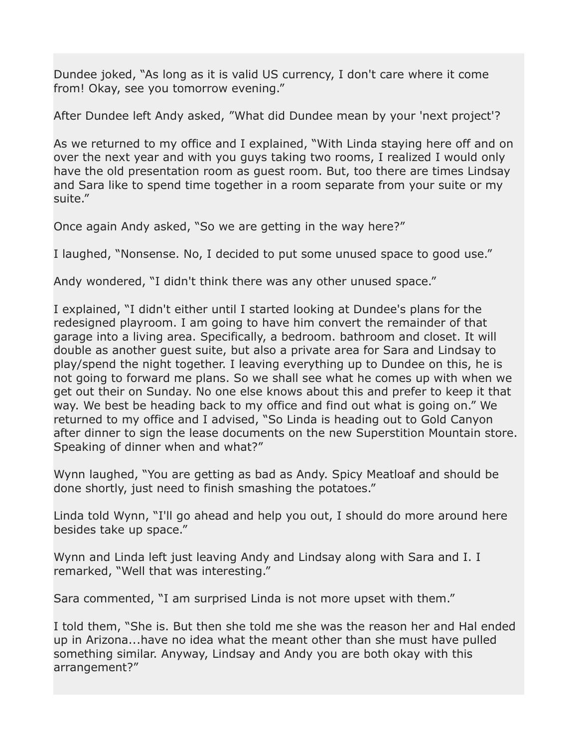Dundee joked, “As long as it is valid US currency, I don't care where it come from! Okay, see you tomorrow evening.”

After Dundee left Andy asked, ”What did Dundee mean by your 'next project'?

As we returned to my office and I explained, “With Linda staying here off and on over the next year and with you guys taking two rooms, I realized I would only have the old presentation room as guest room. But, too there are times Lindsay and Sara like to spend time together in a room separate from your suite or my suite.”

Once again Andy asked, “So we are getting in the way here?”

I laughed, “Nonsense. No, I decided to put some unused space to good use.”

Andy wondered, “I didn't think there was any other unused space.”

I explained, “I didn't either until I started looking at Dundee's plans for the redesigned playroom. I am going to have him convert the remainder of that garage into a living area. Specifically, a bedroom. bathroom and closet. It will double as another guest suite, but also a private area for Sara and Lindsay to play/spend the night together. I leaving everything up to Dundee on this, he is not going to forward me plans. So we shall see what he comes up with when we get out their on Sunday. No one else knows about this and prefer to keep it that way. We best be heading back to my office and find out what is going on.” We returned to my office and I advised, “So Linda is heading out to Gold Canyon after dinner to sign the lease documents on the new Superstition Mountain store. Speaking of dinner when and what?”

Wynn laughed, “You are getting as bad as Andy. Spicy Meatloaf and should be done shortly, just need to finish smashing the potatoes.”

Linda told Wynn, “I'll go ahead and help you out, I should do more around here besides take up space.”

Wynn and Linda left just leaving Andy and Lindsay along with Sara and I. I remarked, “Well that was interesting.”

Sara commented, “I am surprised Linda is not more upset with them.”

I told them, “She is. But then she told me she was the reason her and Hal ended up in Arizona...have no idea what the meant other than she must have pulled something similar. Anyway, Lindsay and Andy you are both okay with this arrangement?”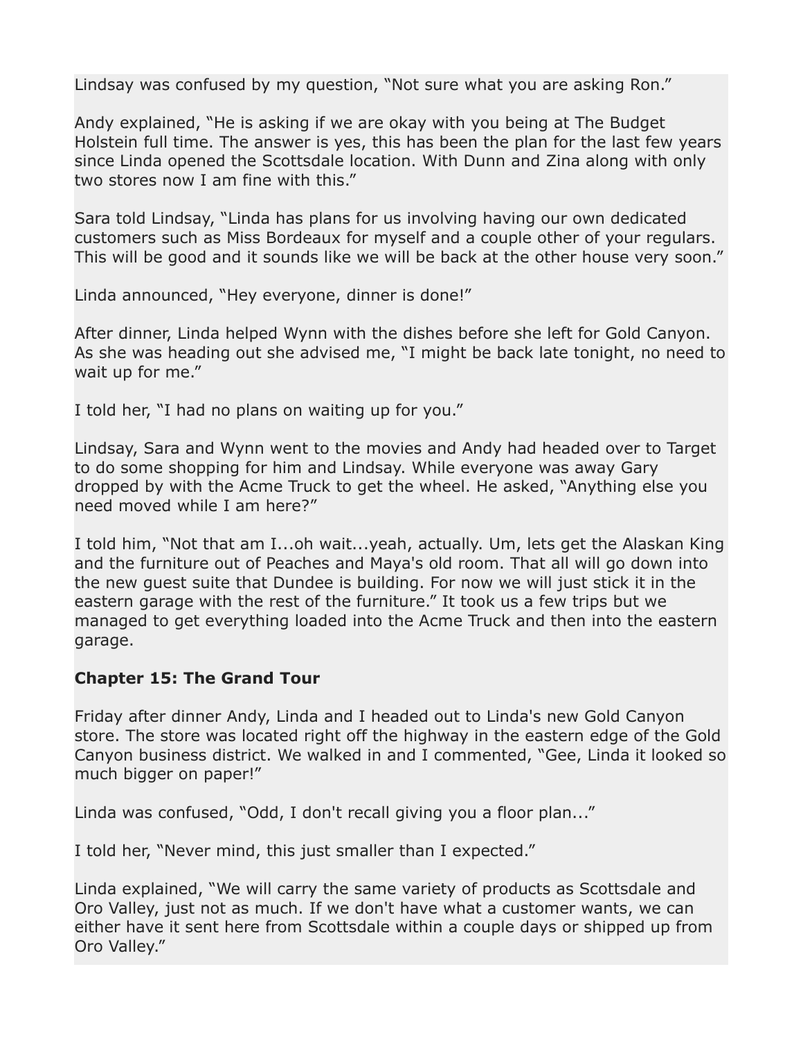Lindsay was confused by my question, “Not sure what you are asking Ron.”

Andy explained, “He is asking if we are okay with you being at The Budget Holstein full time. The answer is yes, this has been the plan for the last few years since Linda opened the Scottsdale location. With Dunn and Zina along with only two stores now I am fine with this.”

Sara told Lindsay, “Linda has plans for us involving having our own dedicated customers such as Miss Bordeaux for myself and a couple other of your regulars. This will be good and it sounds like we will be back at the other house very soon.”

Linda announced, “Hey everyone, dinner is done!”

After dinner, Linda helped Wynn with the dishes before she left for Gold Canyon. As she was heading out she advised me, “I might be back late tonight, no need to wait up for me.”

I told her, “I had no plans on waiting up for you.”

Lindsay, Sara and Wynn went to the movies and Andy had headed over to Target to do some shopping for him and Lindsay. While everyone was away Gary dropped by with the Acme Truck to get the wheel. He asked, “Anything else you need moved while I am here?”

I told him, “Not that am I...oh wait...yeah, actually. Um, lets get the Alaskan King and the furniture out of Peaches and Maya's old room. That all will go down into the new guest suite that Dundee is building. For now we will just stick it in the eastern garage with the rest of the furniture.” It took us a few trips but we managed to get everything loaded into the Acme Truck and then into the eastern garage.

## Chapter 15: The Grand Tour

Friday after dinner Andy, Linda and I headed out to Linda's new Gold Canyon store. The store was located right off the highway in the eastern edge of the Gold Canyon business district. We walked in and I commented, “Gee, Linda it looked so much bigger on paper!”

Linda was confused, “Odd, I don't recall giving you a floor plan...”

I told her, “Never mind, this just smaller than I expected.”

Linda explained, “We will carry the same variety of products as Scottsdale and Oro Valley, just not as much. If we don't have what a customer wants, we can either have it sent here from Scottsdale within a couple days or shipped up from Oro Valley.”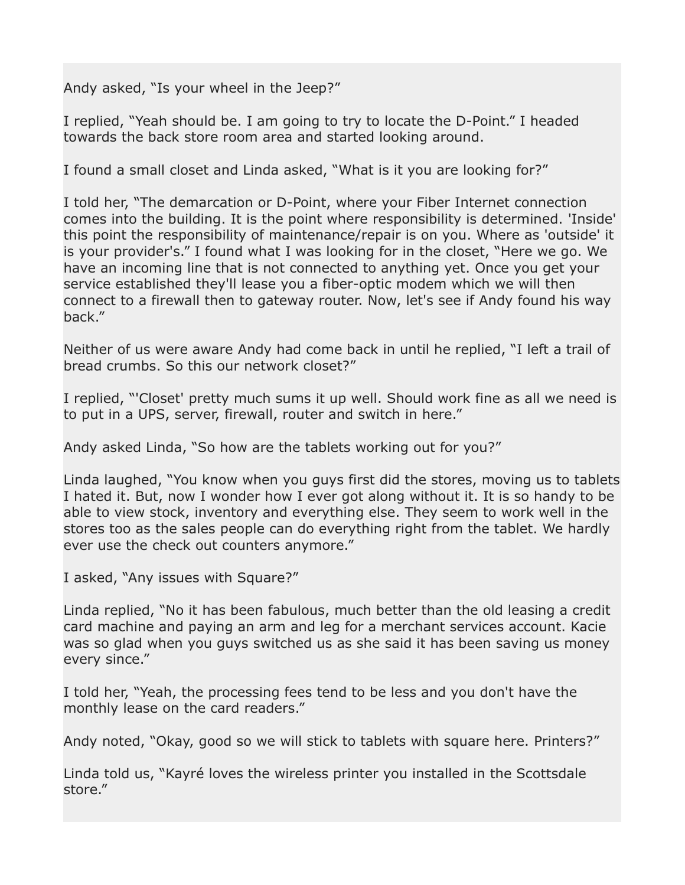Andy asked, “Is your wheel in the Jeep?”

I replied, “Yeah should be. I am going to try to locate the D-Point.” I headed towards the back store room area and started looking around.

I found a small closet and Linda asked, “What is it you are looking for?”

I told her, “The demarcation or D-Point, where your Fiber Internet connection comes into the building. It is the point where responsibility is determined. 'Inside' this point the responsibility of maintenance/repair is on you. Where as 'outside' it is your provider's.” I found what I was looking for in the closet, “Here we go. We have an incoming line that is not connected to anything yet. Once you get your service established they'll lease you a fiber-optic modem which we will then connect to a firewall then to gateway router. Now, let's see if Andy found his way back.”

Neither of us were aware Andy had come back in until he replied, “I left a trail of bread crumbs. So this our network closet?”

I replied, “'Closet' pretty much sums it up well. Should work fine as all we need is to put in a UPS, server, firewall, router and switch in here.”

Andy asked Linda, “So how are the tablets working out for you?”

Linda laughed, “You know when you guys first did the stores, moving us to tablets I hated it. But, now I wonder how I ever got along without it. It is so handy to be able to view stock, inventory and everything else. They seem to work well in the stores too as the sales people can do everything right from the tablet. We hardly ever use the check out counters anymore.”

I asked, “Any issues with Square?”

Linda replied, “No it has been fabulous, much better than the old leasing a credit card machine and paying an arm and leg for a merchant services account. Kacie was so glad when you guys switched us as she said it has been saving us money every since.”

I told her, “Yeah, the processing fees tend to be less and you don't have the monthly lease on the card readers.”

Andy noted, “Okay, good so we will stick to tablets with square here. Printers?”

Linda told us, “Kayré loves the wireless printer you installed in the Scottsdale store.”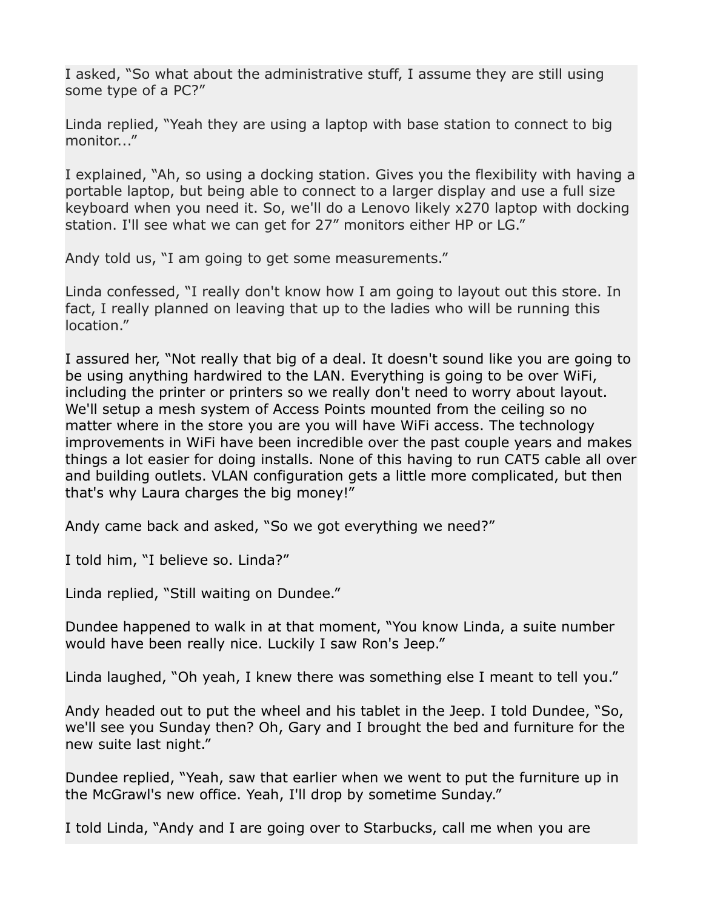I asked, “So what about the administrative stuff, I assume they are still using some type of a PC?”

Linda replied, “Yeah they are using a laptop with base station to connect to big monitor...”

I explained, “Ah, so using a docking station. Gives you the flexibility with having a portable laptop, but being able to connect to a larger display and use a full size keyboard when you need it. So, we'll do a Lenovo likely x270 laptop with docking station. I'll see what we can get for 27” monitors either HP or LG.”

Andy told us, “I am going to get some measurements.”

Linda confessed, “I really don't know how I am going to layout out this store. In fact, I really planned on leaving that up to the ladies who will be running this location.”

I assured her, “Not really that big of a deal. It doesn't sound like you are going to be using anything hardwired to the LAN. Everything is going to be over WiFi, including the printer or printers so we really don't need to worry about layout. We'll setup a mesh system of Access Points mounted from the ceiling so no matter where in the store you are you will have WiFi access. The technology improvements in WiFi have been incredible over the past couple years and makes things a lot easier for doing installs. None of this having to run CAT5 cable all over and building outlets. VLAN configuration gets a little more complicated, but then that's why Laura charges the big money!”

Andy came back and asked, “So we got everything we need?”

I told him, “I believe so. Linda?”

Linda replied, “Still waiting on Dundee.”

Dundee happened to walk in at that moment, “You know Linda, a suite number would have been really nice. Luckily I saw Ron's Jeep.”

Linda laughed, “Oh yeah, I knew there was something else I meant to tell you.”

Andy headed out to put the wheel and his tablet in the Jeep. I told Dundee, “So, we'll see you Sunday then? Oh, Gary and I brought the bed and furniture for the new suite last night.”

Dundee replied, “Yeah, saw that earlier when we went to put the furniture up in the McGrawl's new office. Yeah, I'll drop by sometime Sunday.”

I told Linda, “Andy and I are going over to Starbucks, call me when you are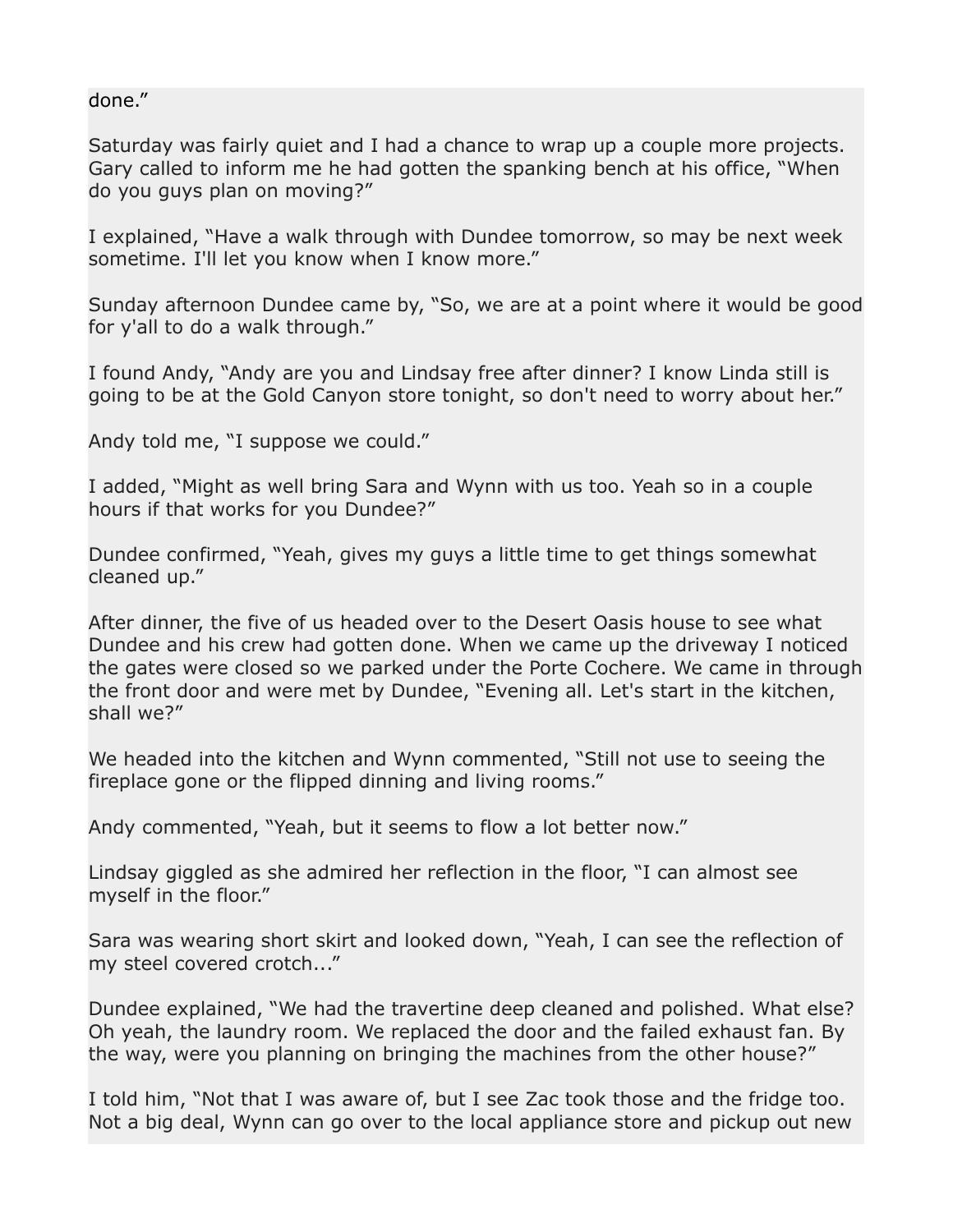done.”

Saturday was fairly quiet and I had a chance to wrap up a couple more projects. Gary called to inform me he had gotten the spanking bench at his office, “When do you guys plan on moving?”

I explained, “Have a walk through with Dundee tomorrow, so may be next week sometime. I'll let you know when I know more.”

Sunday afternoon Dundee came by, “So, we are at a point where it would be good for y'all to do a walk through.”

I found Andy, “Andy are you and Lindsay free after dinner? I know Linda still is going to be at the Gold Canyon store tonight, so don't need to worry about her.”

Andy told me, “I suppose we could.”

I added, “Might as well bring Sara and Wynn with us too. Yeah so in a couple hours if that works for you Dundee?”

Dundee confirmed, “Yeah, gives my guys a little time to get things somewhat cleaned up.”

After dinner, the five of us headed over to the Desert Oasis house to see what Dundee and his crew had gotten done. When we came up the driveway I noticed the gates were closed so we parked under the Porte Cochere. We came in through the front door and were met by Dundee, “Evening all. Let's start in the kitchen, shall we?”

We headed into the kitchen and Wynn commented, “Still not use to seeing the fireplace gone or the flipped dinning and living rooms.”

Andy commented, “Yeah, but it seems to flow a lot better now.”

Lindsay giggled as she admired her reflection in the floor, “I can almost see myself in the floor.”

Sara was wearing short skirt and looked down, “Yeah, I can see the reflection of my steel covered crotch...”

Dundee explained, “We had the travertine deep cleaned and polished. What else? Oh yeah, the laundry room. We replaced the door and the failed exhaust fan. By the way, were you planning on bringing the machines from the other house?”

I told him, “Not that I was aware of, but I see Zac took those and the fridge too. Not a big deal, Wynn can go over to the local appliance store and pickup out new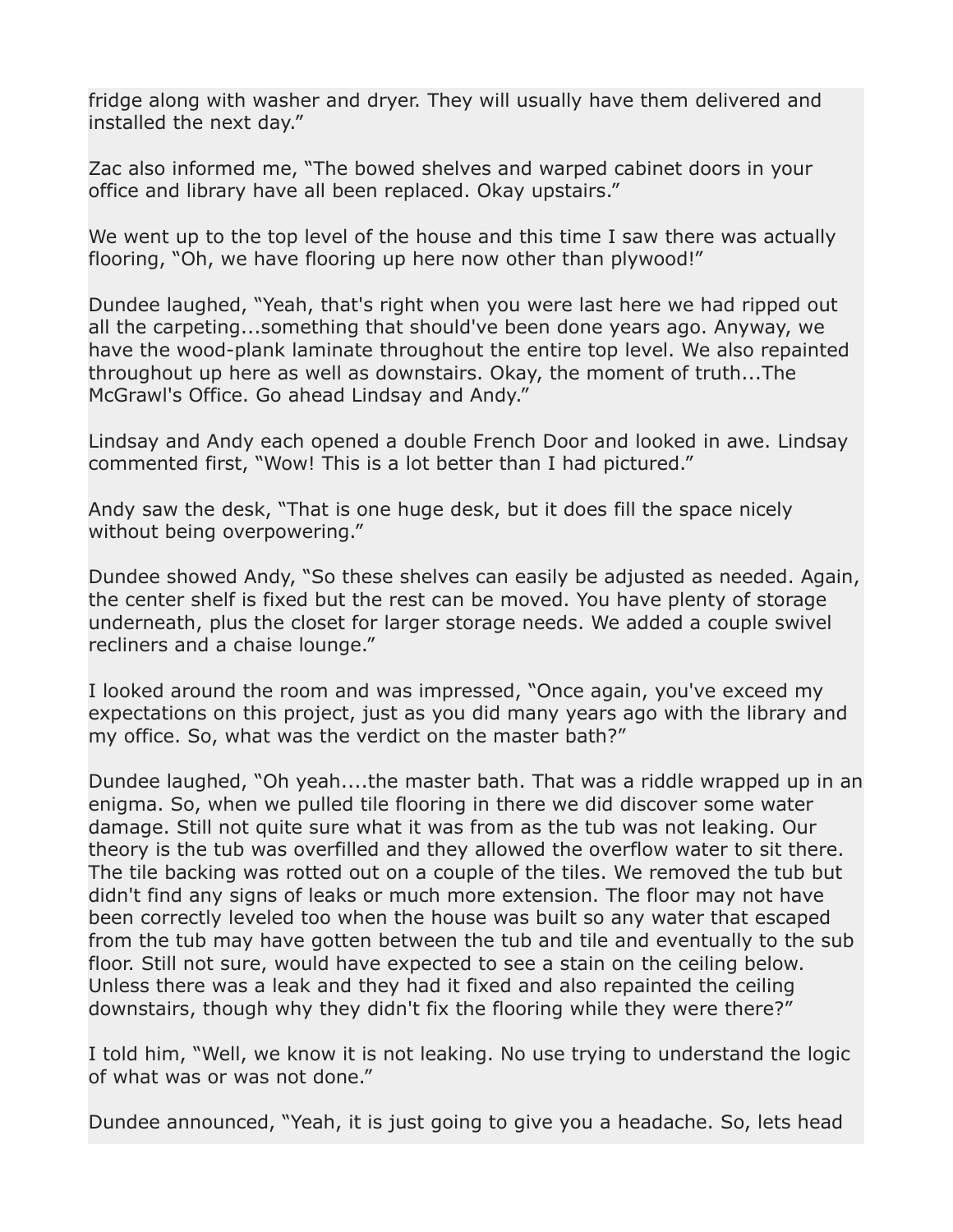fridge along with washer and dryer. They will usually have them delivered and installed the next day."

Zac also informed me, "The bowed shelves and warped cabinet doors in your office and library have all been replaced. Okay upstairs."

We went up to the top level of the house and this time I saw there was actually flooring, "Oh, we have flooring up here now other than plywood!"

Dundee laughed, "Yeah, that's right when you were last here we had ripped out all the carpeting...something that should've been done years ago. Anyway, we have the wood-plank laminate throughout the entire top level. We also repainted throughout up here as well as downstairs. Okay, the moment of truth...The McGrawl's Office. Go ahead Lindsay and Andy."

Lindsay and Andy each opened a double French Door and looked in awe. Lindsay commented first, "Wow! This is a lot better than I had pictured."

Andy saw the desk, "That is one huge desk, but it does fill the space nicely without being overpowering."

Dundee showed Andy, "So these shelves can easily be adjusted as needed. Again, the center shelf is fixed but the rest can be moved. You have plenty of storage underneath, plus the closet for larger storage needs. We added a couple swivel recliners and a chaise lounge."

I looked around the room and was impressed, "Once again, you've exceed my expectations on this project, just as you did many years ago with the library and my office. So, what was the verdict on the master bath?"

Dundee laughed, "Oh yeah....the master bath. That was a riddle wrapped up in an enigma. So, when we pulled tile flooring in there we did discover some water damage. Still not quite sure what it was from as the tub was not leaking. Our theory is the tub was overfilled and they allowed the overflow water to sit there. The tile backing was rotted out on a couple of the tiles. We removed the tub but didn't find any signs of leaks or much more extension. The floor may not have been correctly leveled too when the house was built so any water that escaped from the tub may have gotten between the tub and tile and eventually to the sub floor. Still not sure, would have expected to see a stain on the ceiling below. Unless there was a leak and they had it fixed and also repainted the ceiling downstairs, though why they didn't fix the flooring while they were there?"

I told him, "Well, we know it is not leaking. No use trying to understand the logic of what was or was not done."

Dundee announced, "Yeah, it is just going to give you a headache. So, lets head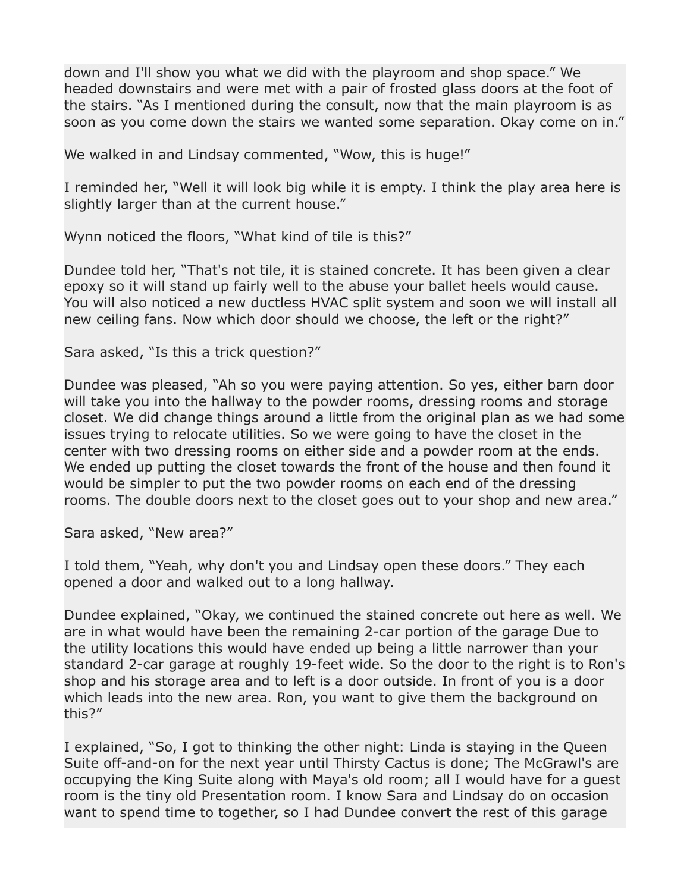down and I'll show you what we did with the playroom and shop space." We headed downstairs and were met with a pair of frosted glass doors at the foot of the stairs. "As I mentioned during the consult, now that the main playroom is as soon as you come down the stairs we wanted some separation. Okay come on in."

We walked in and Lindsay commented, "Wow, this is huge!"

I reminded her, "Well it will look big while it is empty. I think the play area here is slightly larger than at the current house."

Wynn noticed the floors, "What kind of tile is this?"

Dundee told her, "That's not tile, it is stained concrete. It has been given a clear epoxy so it will stand up fairly well to the abuse your ballet heels would cause. You will also noticed a new ductless HVAC split system and soon we will install all new ceiling fans. Now which door should we choose, the left or the right?"

Sara asked, "Is this a trick question?"

Dundee was pleased, "Ah so you were paying attention. So yes, either barn door will take you into the hallway to the powder rooms, dressing rooms and storage closet. We did change things around a little from the original plan as we had some issues trying to relocate utilities. So we were going to have the closet in the center with two dressing rooms on either side and a powder room at the ends. We ended up putting the closet towards the front of the house and then found it would be simpler to put the two powder rooms on each end of the dressing rooms. The double doors next to the closet goes out to your shop and new area."

Sara asked, "New area?"

I told them, "Yeah, why don't you and Lindsay open these doors." They each opened a door and walked out to a long hallway.

Dundee explained, "Okay, we continued the stained concrete out here as well. We are in what would have been the remaining 2-car portion of the garage Due to the utility locations this would have ended up being a little narrower than your standard 2-car garage at roughly 19-feet wide. So the door to the right is to Ron's shop and his storage area and to left is a door outside. In front of you is a door which leads into the new area. Ron, you want to give them the background on this?"

I explained, "So, I got to thinking the other night: Linda is staying in the Queen Suite off-and-on for the next year until Thirsty Cactus is done; The McGrawl's are occupying the King Suite along with Maya's old room; all I would have for a guest room is the tiny old Presentation room. I know Sara and Lindsay do on occasion want to spend time to together, so I had Dundee convert the rest of this garage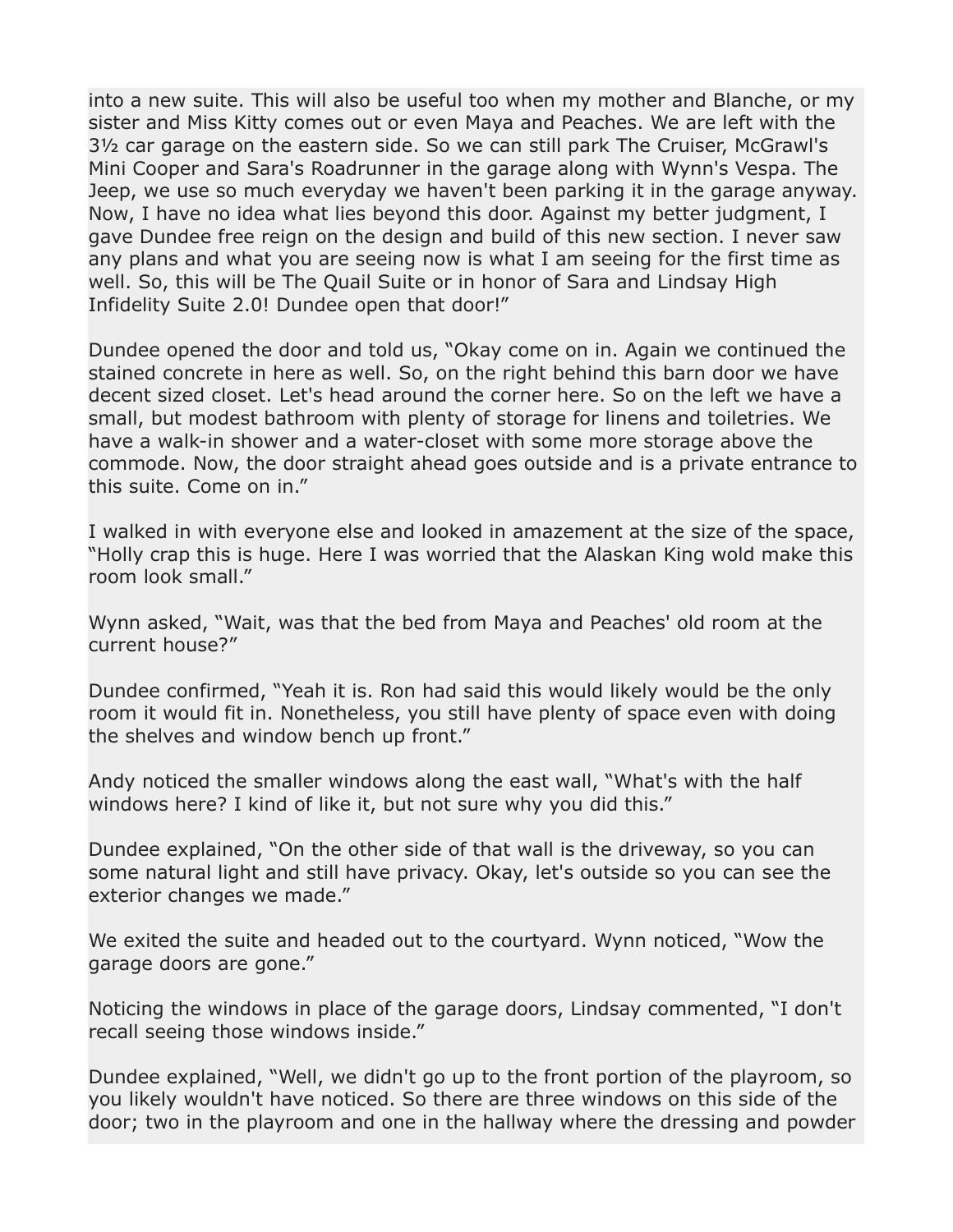into a new suite. This will also be useful too when my mother and Blanche, or my sister and Miss Kitty comes out or even Maya and Peaches. We are left with the 3½ car garage on the eastern side. So we can still park The Cruiser, McGrawl's Mini Cooper and Sara's Roadrunner in the garage along with Wynn's Vespa. The Jeep, we use so much everyday we haven't been parking it in the garage anyway. Now, I have no idea what lies beyond this door. Against my better judgment, I gave Dundee free reign on the design and build of this new section. I never saw any plans and what you are seeing now is what I am seeing for the first time as well. So, this will be The Quail Suite or in honor of Sara and Lindsay High Infidelity Suite 2.0! Dundee open that door!"

Dundee opened the door and told us, "Okay come on in. Again we continued the stained concrete in here as well. So, on the right behind this barn door we have decent sized closet. Let's head around the corner here. So on the left we have a small, but modest bathroom with plenty of storage for linens and toiletries. We have a walk-in shower and a water-closet with some more storage above the commode. Now, the door straight ahead goes outside and is a private entrance to this suite. Come on in."

I walked in with everyone else and looked in amazement at the size of the space, "Holly crap this is huge. Here I was worried that the Alaskan King wold make this room look small."

Wynn asked, "Wait, was that the bed from Maya and Peaches' old room at the current house?"

Dundee confirmed, "Yeah it is. Ron had said this would likely would be the only room it would fit in. Nonetheless, you still have plenty of space even with doing the shelves and window bench up front."

Andy noticed the smaller windows along the east wall, "What's with the half windows here? I kind of like it, but not sure why you did this."

Dundee explained, "On the other side of that wall is the driveway, so you can some natural light and still have privacy. Okay, let's outside so you can see the exterior changes we made."

We exited the suite and headed out to the courtyard. Wynn noticed, "Wow the garage doors are gone."

Noticing the windows in place of the garage doors, Lindsay commented, "I don't recall seeing those windows inside."

Dundee explained, "Well, we didn't go up to the front portion of the playroom, so you likely wouldn't have noticed. So there are three windows on this side of the door; two in the playroom and one in the hallway where the dressing and powder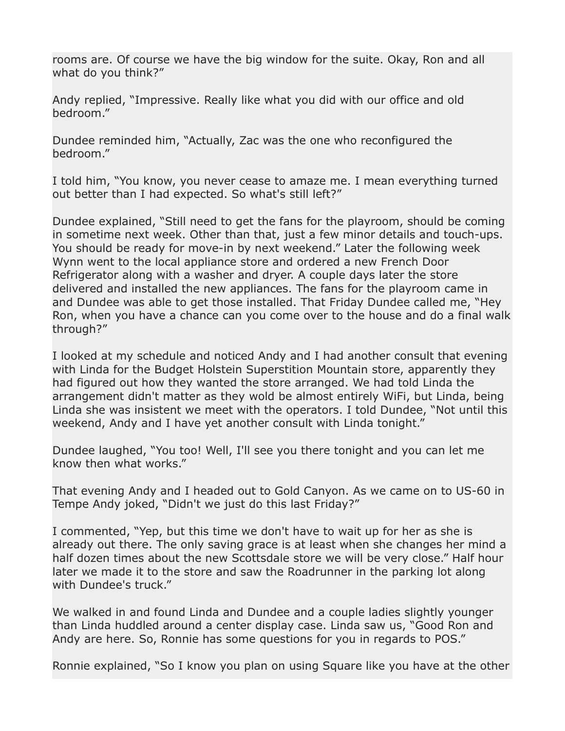rooms are. Of course we have the big window for the suite. Okay, Ron and all what do you think?"

Andy replied, "Impressive. Really like what you did with our office and old bedroom."

Dundee reminded him, "Actually, Zac was the one who reconfigured the bedroom."

I told him, "You know, you never cease to amaze me. I mean everything turned out better than I had expected. So what's still left?"

Dundee explained, "Still need to get the fans for the playroom, should be coming in sometime next week. Other than that, just a few minor details and touch-ups. You should be ready for move-in by next weekend." Later the following week Wynn went to the local appliance store and ordered a new French Door Refrigerator along with a washer and dryer. A couple days later the store delivered and installed the new appliances. The fans for the playroom came in and Dundee was able to get those installed. That Friday Dundee called me, "Hey Ron, when you have a chance can you come over to the house and do a final walk through?"

I looked at my schedule and noticed Andy and I had another consult that evening with Linda for the Budget Holstein Superstition Mountain store, apparently they had figured out how they wanted the store arranged. We had told Linda the arrangement didn't matter as they wold be almost entirely WiFi, but Linda, being Linda she was insistent we meet with the operators. I told Dundee, "Not until this weekend, Andy and I have yet another consult with Linda tonight."

Dundee laughed, "You too! Well, I'll see you there tonight and you can let me know then what works."

That evening Andy and I headed out to Gold Canyon. As we came on to US-60 in Tempe Andy joked, "Didn't we just do this last Friday?"

I commented, "Yep, but this time we don't have to wait up for her as she is already out there. The only saving grace is at least when she changes her mind a half dozen times about the new Scottsdale store we will be very close." Half hour later we made it to the store and saw the Roadrunner in the parking lot along with Dundee's truck."

We walked in and found Linda and Dundee and a couple ladies slightly younger than Linda huddled around a center display case. Linda saw us, "Good Ron and Andy are here. So, Ronnie has some questions for you in regards to POS."

Ronnie explained, "So I know you plan on using Square like you have at the other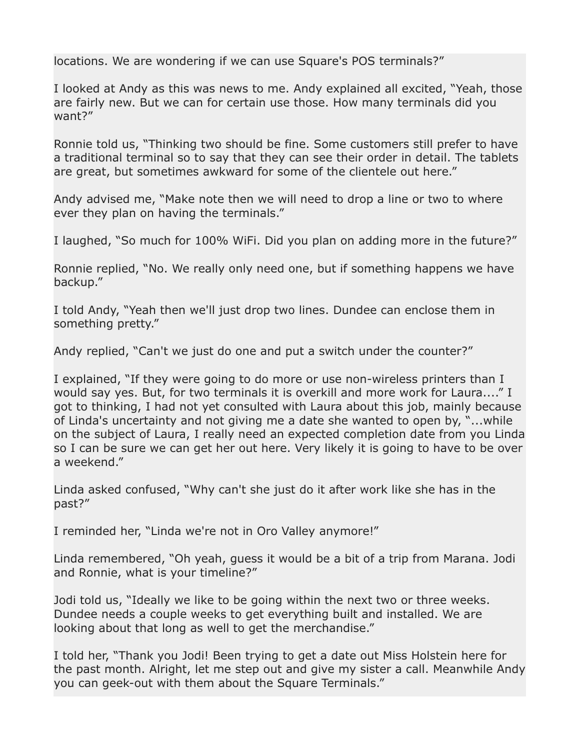locations. We are wondering if we can use Square's POS terminals?”

I looked at Andy as this was news to me. Andy explained all excited, “Yeah, those are fairly new. But we can for certain use those. How many terminals did you want?”

Ronnie told us, “Thinking two should be fine. Some customers still prefer to have a traditional terminal so to say that they can see their order in detail. The tablets are great, but sometimes awkward for some of the clientele out here.”

Andy advised me, “Make note then we will need to drop a line or two to where ever they plan on having the terminals.”

I laughed, “So much for 100% WiFi. Did you plan on adding more in the future?”

Ronnie replied, “No. We really only need one, but if something happens we have backup.”

I told Andy, “Yeah then we'll just drop two lines. Dundee can enclose them in something pretty.”

Andy replied, “Can't we just do one and put a switch under the counter?”

I explained, “If they were going to do more or use non-wireless printers than I would say yes. But, for two terminals it is overkill and more work for Laura....” I got to thinking, I had not yet consulted with Laura about this job, mainly because of Linda's uncertainty and not giving me a date she wanted to open by, “...while on the subject of Laura, I really need an expected completion date from you Linda so I can be sure we can get her out here. Very likely it is going to have to be over a weekend.”

Linda asked confused, “Why can't she just do it after work like she has in the past?”

I reminded her, “Linda we're not in Oro Valley anymore!”

Linda remembered, “Oh yeah, guess it would be a bit of a trip from Marana. Jodi and Ronnie, what is your timeline?”

Jodi told us, “Ideally we like to be going within the next two or three weeks. Dundee needs a couple weeks to get everything built and installed. We are looking about that long as well to get the merchandise.”

I told her, “Thank you Jodi! Been trying to get a date out Miss Holstein here for the past month. Alright, let me step out and give my sister a call. Meanwhile Andy you can geek-out with them about the Square Terminals.”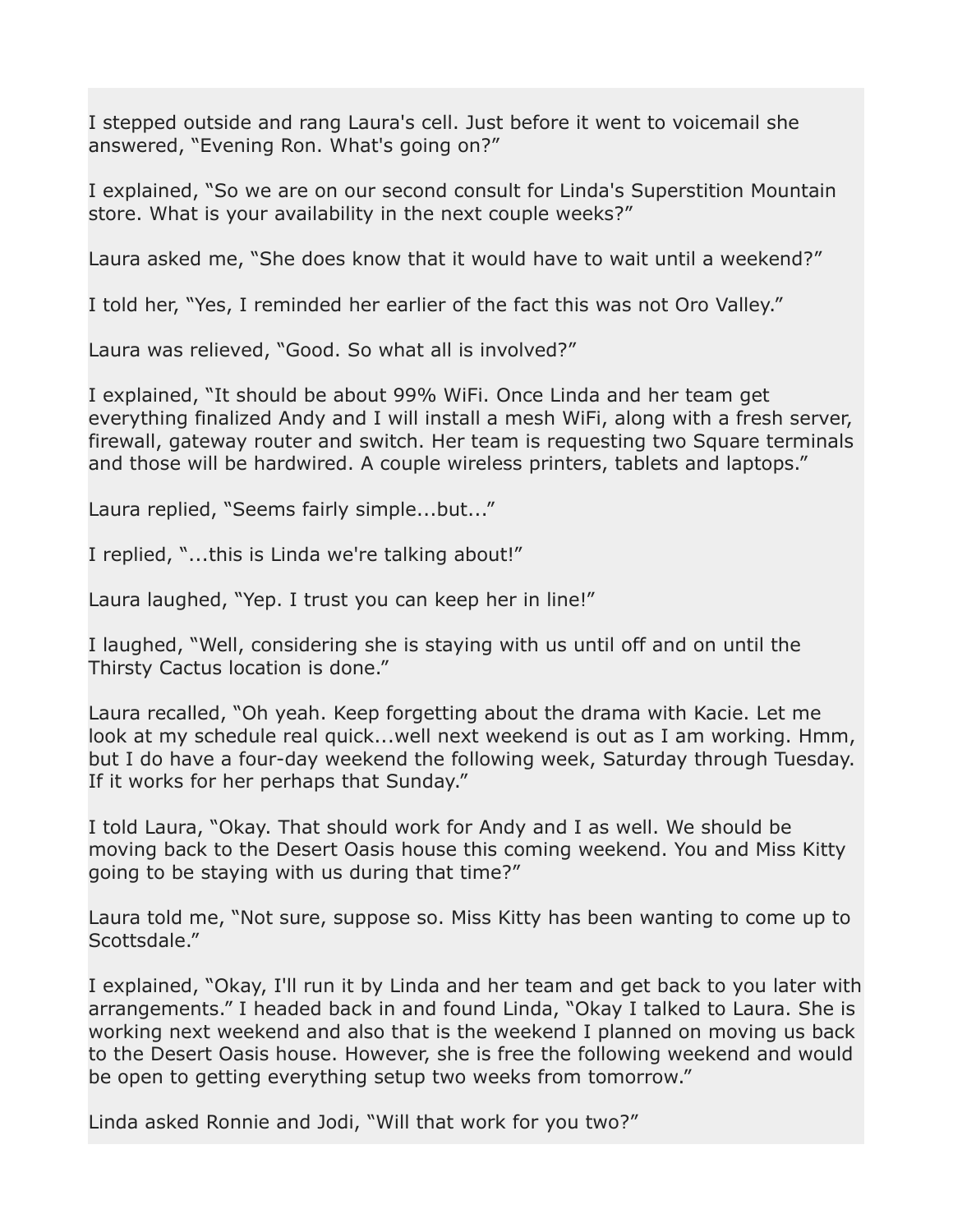I stepped outside and rang Laura's cell. Just before it went to voicemail she answered, “Evening Ron. What's going on?”

I explained, “So we are on our second consult for Linda's Superstition Mountain store. What is your availability in the next couple weeks?”

Laura asked me, “She does know that it would have to wait until a weekend?”

I told her, “Yes, I reminded her earlier of the fact this was not Oro Valley.”

Laura was relieved, “Good. So what all is involved?”

I explained, “It should be about 99% WiFi. Once Linda and her team get everything finalized Andy and I will install a mesh WiFi, along with a fresh server, firewall, gateway router and switch. Her team is requesting two Square terminals and those will be hardwired. A couple wireless printers, tablets and laptops.”

Laura replied, “Seems fairly simple...but...”

I replied, “...this is Linda we're talking about!”

Laura laughed, “Yep. I trust you can keep her in line!”

I laughed, “Well, considering she is staying with us until off and on until the Thirsty Cactus location is done.”

Laura recalled, “Oh yeah. Keep forgetting about the drama with Kacie. Let me look at my schedule real quick...well next weekend is out as I am working. Hmm, but I do have a four-day weekend the following week, Saturday through Tuesday. If it works for her perhaps that Sunday.”

I told Laura, “Okay. That should work for Andy and I as well. We should be moving back to the Desert Oasis house this coming weekend. You and Miss Kitty going to be staying with us during that time?”

Laura told me, “Not sure, suppose so. Miss Kitty has been wanting to come up to Scottsdale.”

I explained, “Okay, I'll run it by Linda and her team and get back to you later with arrangements.” I headed back in and found Linda, “Okay I talked to Laura. She is working next weekend and also that is the weekend I planned on moving us back to the Desert Oasis house. However, she is free the following weekend and would be open to getting everything setup two weeks from tomorrow.”

Linda asked Ronnie and Jodi, “Will that work for you two?”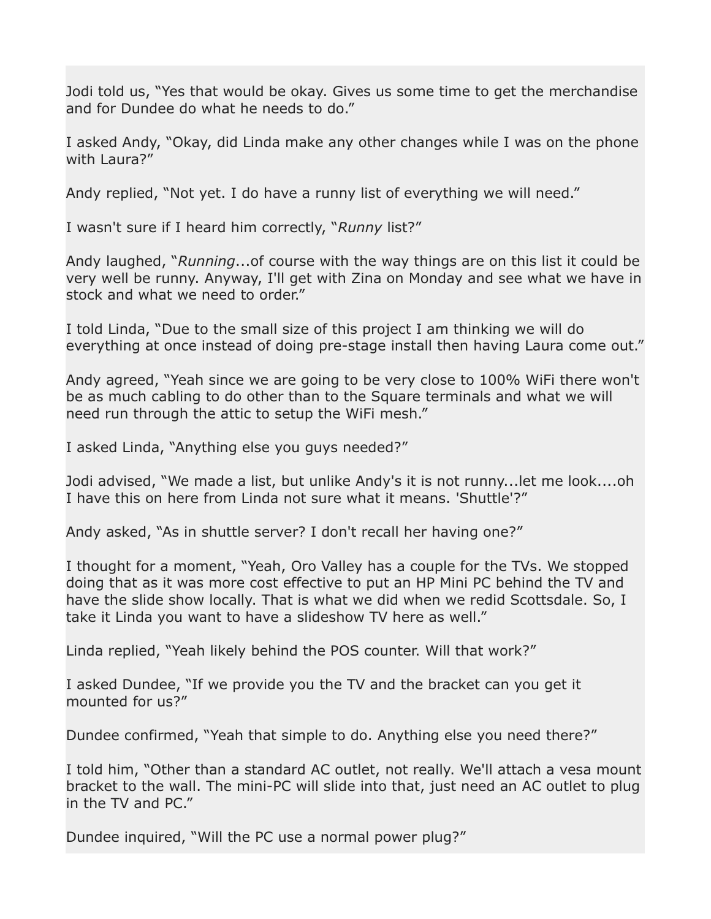Jodi told us, “Yes that would be okay. Gives us some time to get the merchandise and for Dundee do what he needs to do.”

I asked Andy, “Okay, did Linda make any other changes while I was on the phone with Laura?”

Andy replied, “Not yet. I do have a runny list of everything we will need.”

I wasn't sure if I heard him correctly, “*Runny* list?”

Andy laughed, “*Running*...of course with the way things are on this list it could be very well be runny. Anyway, I'll get with Zina on Monday and see what we have in stock and what we need to order.”

I told Linda, “Due to the small size of this project I am thinking we will do everything at once instead of doing pre-stage install then having Laura come out.”

Andy agreed, “Yeah since we are going to be very close to 100% WiFi there won't be as much cabling to do other than to the Square terminals and what we will need run through the attic to setup the WiFi mesh.”

I asked Linda, “Anything else you guys needed?”

Jodi advised, “We made a list, but unlike Andy's it is not runny...let me look....oh I have this on here from Linda not sure what it means. 'Shuttle'?”

Andy asked, “As in shuttle server? I don't recall her having one?”

I thought for a moment, “Yeah, Oro Valley has a couple for the TVs. We stopped doing that as it was more cost effective to put an HP Mini PC behind the TV and have the slide show locally. That is what we did when we redid Scottsdale. So, I take it Linda you want to have a slideshow TV here as well.”

Linda replied, “Yeah likely behind the POS counter. Will that work?”

I asked Dundee, “If we provide you the TV and the bracket can you get it mounted for us?”

Dundee confirmed, “Yeah that simple to do. Anything else you need there?”

I told him, “Other than a standard AC outlet, not really. We'll attach a vesa mount bracket to the wall. The mini-PC will slide into that, just need an AC outlet to plug in the TV and PC.”

Dundee inquired, “Will the PC use a normal power plug?”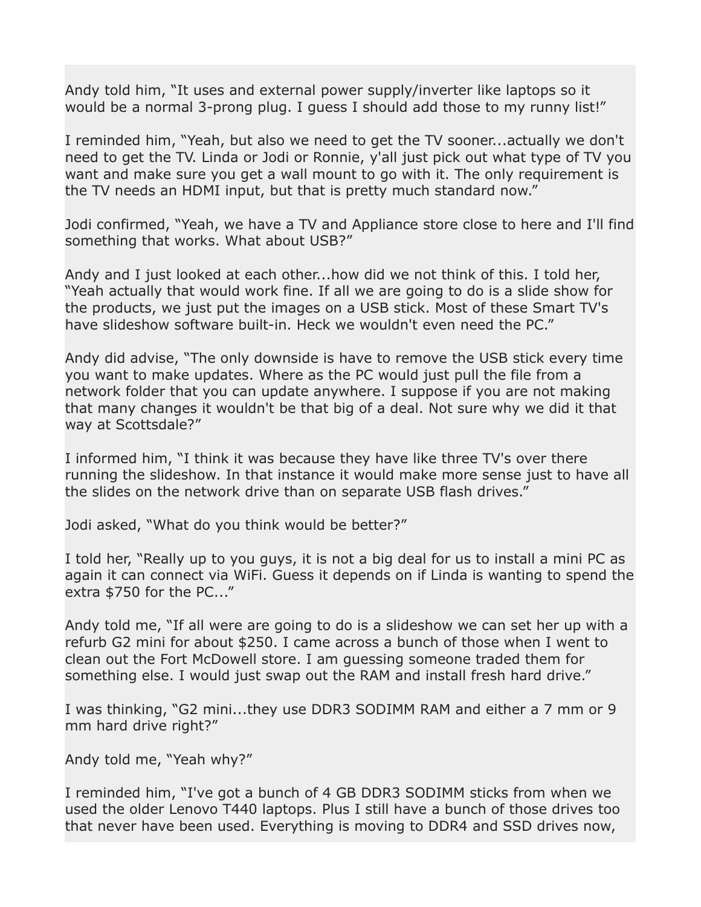Andy told him, “It uses and external power supply/inverter like laptops so it would be a normal 3-prong plug. I guess I should add those to my runny list!”

I reminded him, “Yeah, but also we need to get the TV sooner...actually we don't need to get the TV. Linda or Jodi or Ronnie, y'all just pick out what type of TV you want and make sure you get a wall mount to go with it. The only requirement is the TV needs an HDMI input, but that is pretty much standard now.”

Jodi confirmed, “Yeah, we have a TV and Appliance store close to here and I'll find something that works. What about USB?”

Andy and I just looked at each other...how did we not think of this. I told her, “Yeah actually that would work fine. If all we are going to do is a slide show for the products, we just put the images on a USB stick. Most of these Smart TV's have slideshow software built-in. Heck we wouldn't even need the PC.”

Andy did advise, “The only downside is have to remove the USB stick every time you want to make updates. Where as the PC would just pull the file from a network folder that you can update anywhere. I suppose if you are not making that many changes it wouldn't be that big of a deal. Not sure why we did it that way at Scottsdale?”

I informed him, “I think it was because they have like three TV's over there running the slideshow. In that instance it would make more sense just to have all the slides on the network drive than on separate USB flash drives.”

Jodi asked, “What do you think would be better?”

I told her, “Really up to you guys, it is not a big deal for us to install a mini PC as again it can connect via WiFi. Guess it depends on if Linda is wanting to spend the extra $750 for the PC...”

Andy told me, “If all were are going to do is a slideshow we can set her up with a refurb G2 mini for about $250. I came across a bunch of those when I went to clean out the Fort McDowell store. I am guessing someone traded them for something else. I would just swap out the RAM and install fresh hard drive.”

I was thinking, “G2 mini...they use DDR3 SODIMM RAM and either a 7 mm or 9 mm hard drive right?”

Andy told me, “Yeah why?”

I reminded him, “I've got a bunch of 4 GB DDR3 SODIMM sticks from when we used the older Lenovo T440 laptops. Plus I still have a bunch of those drives too that never have been used. Everything is moving to DDR4 and SSD drives now,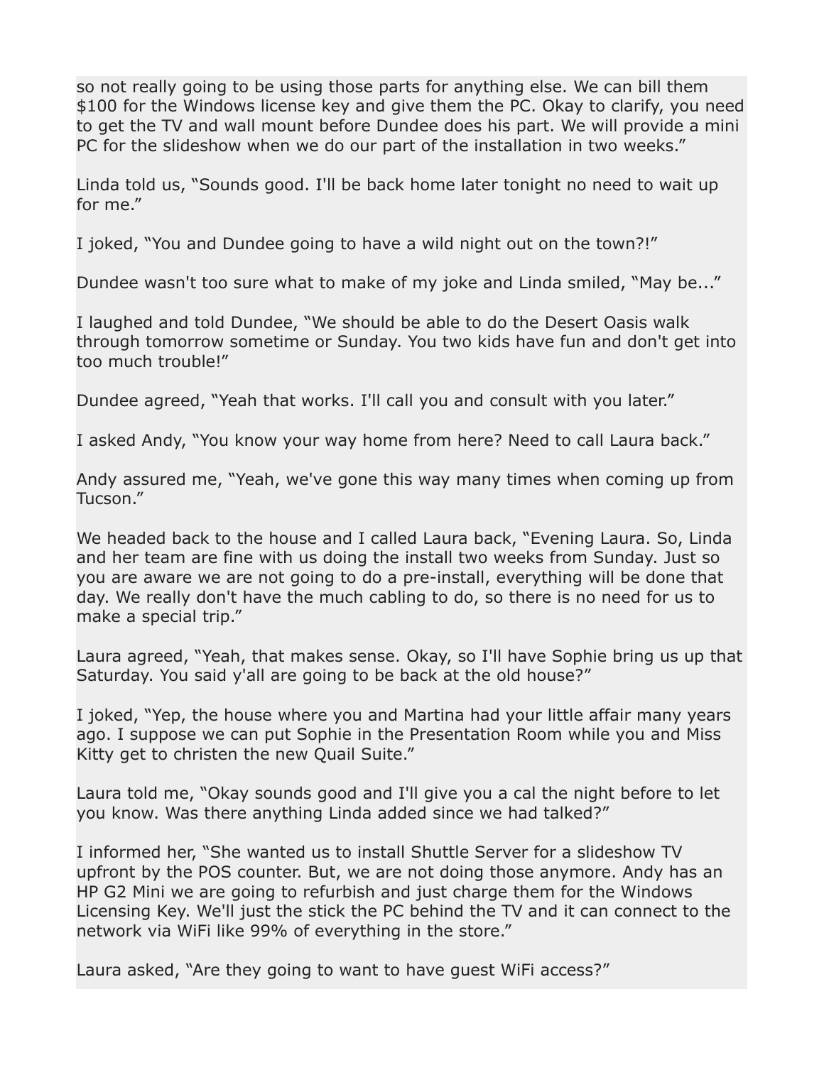so not really going to be using those parts for anything else. We can bill them $100 for the Windows license key and give them the PC. Okay to clarify, you need to get the TV and wall mount before Dundee does his part. We will provide a mini PC for the slideshow when we do our part of the installation in two weeks."

Linda told us, "Sounds good. I'll be back home later tonight no need to wait up for me."

I joked, "You and Dundee going to have a wild night out on the town?!"

Dundee wasn't too sure what to make of my joke and Linda smiled, "May be..."

I laughed and told Dundee, "We should be able to do the Desert Oasis walk through tomorrow sometime or Sunday. You two kids have fun and don't get into too much trouble!"

Dundee agreed, "Yeah that works. I'll call you and consult with you later."

I asked Andy, "You know your way home from here? Need to call Laura back."

Andy assured me, "Yeah, we've gone this way many times when coming up from Tucson."

We headed back to the house and I called Laura back, "Evening Laura. So, Linda and her team are fine with us doing the install two weeks from Sunday. Just so you are aware we are not going to do a pre-install, everything will be done that day. We really don't have the much cabling to do, so there is no need for us to make a special trip."

Laura agreed, "Yeah, that makes sense. Okay, so I'll have Sophie bring us up that Saturday. You said y'all are going to be back at the old house?"

I joked, "Yep, the house where you and Martina had your little affair many years ago. I suppose we can put Sophie in the Presentation Room while you and Miss Kitty get to christen the new Quail Suite."

Laura told me, "Okay sounds good and I'll give you a cal the night before to let you know. Was there anything Linda added since we had talked?"

I informed her, "She wanted us to install Shuttle Server for a slideshow TV upfront by the POS counter. But, we are not doing those anymore. Andy has an HP G2 Mini we are going to refurbish and just charge them for the Windows Licensing Key. We'll just the stick the PC behind the TV and it can connect to the network via WiFi like 99% of everything in the store."

Laura asked, "Are they going to want to have guest WiFi access?"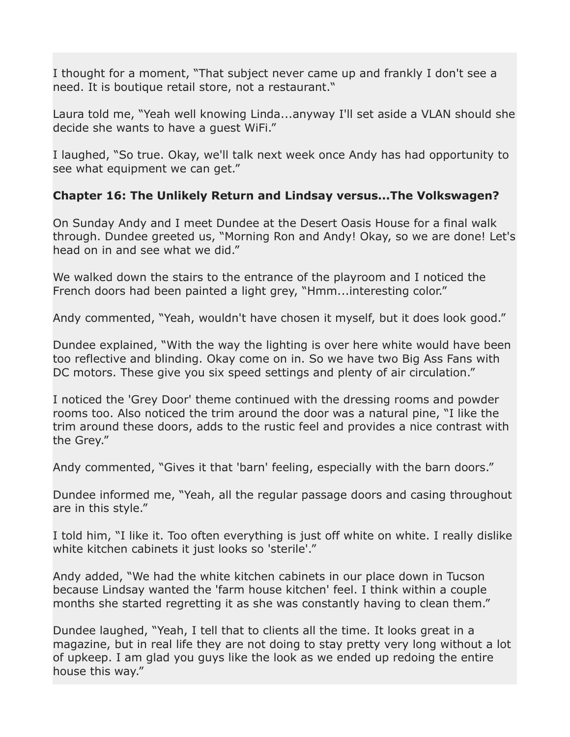I thought for a moment, “That subject never came up and frankly I don't see a need. It is boutique retail store, not a restaurant.“

Laura told me, “Yeah well knowing Linda...anyway I'll set aside a VLAN should she decide she wants to have a guest WiFi.”

I laughed, “So true. Okay, we'll talk next week once Andy has had opportunity to see what equipment we can get.”

**Chapter 16: The Unlikely Return and Lindsay versus...The Volkswagen?**

On Sunday Andy and I meet Dundee at the Desert Oasis House for a final walk through. Dundee greeted us, “Morning Ron and Andy! Okay, so we are done! Let's head on in and see what we did.”

We walked down the stairs to the entrance of the playroom and I noticed the French doors had been painted a light grey, “Hmm...interesting color.”

Andy commented, “Yeah, wouldn't have chosen it myself, but it does look good.”

Dundee explained, “With the way the lighting is over here white would have been too reflective and blinding. Okay come on in. So we have two Big Ass Fans with DC motors. These give you six speed settings and plenty of air circulation.”

I noticed the 'Grey Door' theme continued with the dressing rooms and powder rooms too. Also noticed the trim around the door was a natural pine, “I like the trim around these doors, adds to the rustic feel and provides a nice contrast with the Grey.”

Andy commented, “Gives it that 'barn' feeling, especially with the barn doors.”

Dundee informed me, “Yeah, all the regular passage doors and casing throughout are in this style.”

I told him, “I like it. Too often everything is just off white on white. I really dislike white kitchen cabinets it just looks so 'sterile'.”

Andy added, “We had the white kitchen cabinets in our place down in Tucson because Lindsay wanted the 'farm house kitchen' feel. I think within a couple months she started regretting it as she was constantly having to clean them.”

Dundee laughed, “Yeah, I tell that to clients all the time. It looks great in a magazine, but in real life they are not doing to stay pretty very long without a lot of upkeep. I am glad you guys like the look as we ended up redoing the entire house this way.”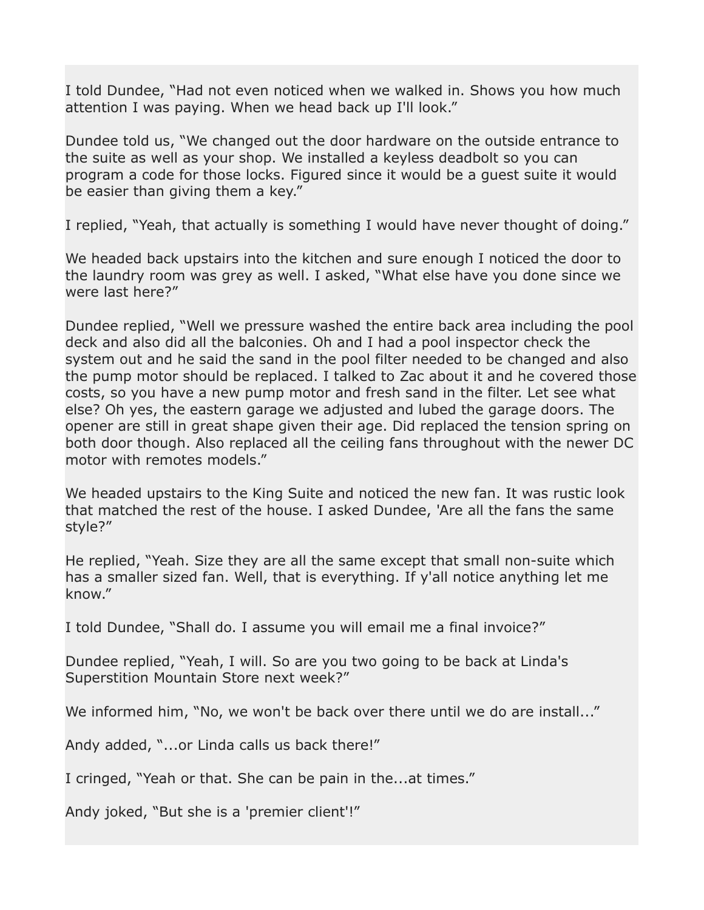I told Dundee, “Had not even noticed when we walked in. Shows you how much attention I was paying. When we head back up I'll look.”

Dundee told us, “We changed out the door hardware on the outside entrance to the suite as well as your shop. We installed a keyless deadbolt so you can program a code for those locks. Figured since it would be a guest suite it would be easier than giving them a key.”

I replied, “Yeah, that actually is something I would have never thought of doing.”

We headed back upstairs into the kitchen and sure enough I noticed the door to the laundry room was grey as well. I asked, “What else have you done since we were last here?”

Dundee replied, “Well we pressure washed the entire back area including the pool deck and also did all the balconies. Oh and I had a pool inspector check the system out and he said the sand in the pool filter needed to be changed and also the pump motor should be replaced. I talked to Zac about it and he covered those costs, so you have a new pump motor and fresh sand in the filter. Let see what else? Oh yes, the eastern garage we adjusted and lubed the garage doors. The opener are still in great shape given their age. Did replaced the tension spring on both door though. Also replaced all the ceiling fans throughout with the newer DC motor with remotes models.”

We headed upstairs to the King Suite and noticed the new fan. It was rustic look that matched the rest of the house. I asked Dundee, 'Are all the fans the same style?”

He replied, “Yeah. Size they are all the same except that small non-suite which has a smaller sized fan. Well, that is everything. If y'all notice anything let me know.”

I told Dundee, “Shall do. I assume you will email me a final invoice?”

Dundee replied, “Yeah, I will. So are you two going to be back at Linda's Superstition Mountain Store next week?”

We informed him, “No, we won't be back over there until we do are install...”

Andy added, “...or Linda calls us back there!”

I cringed, “Yeah or that. She can be pain in the...at times.”

Andy joked, “But she is a 'premier client'!”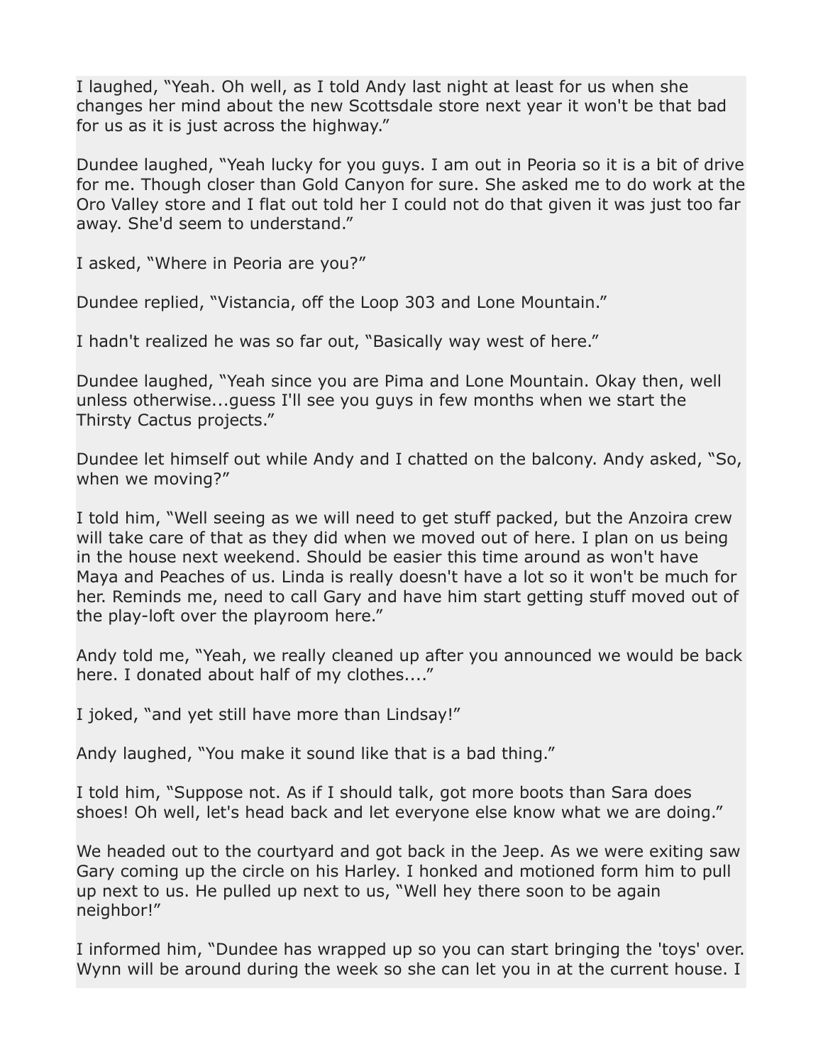I laughed, "Yeah. Oh well, as I told Andy last night at least for us when she changes her mind about the new Scottsdale store next year it won't be that bad for us as it is just across the highway."

Dundee laughed, "Yeah lucky for you guys. I am out in Peoria so it is a bit of drive for me. Though closer than Gold Canyon for sure. She asked me to do work at the Oro Valley store and I flat out told her I could not do that given it was just too far away. She'd seem to understand."

I asked, "Where in Peoria are you?"

Dundee replied, "Vistancia, off the Loop 303 and Lone Mountain."

I hadn't realized he was so far out, "Basically way west of here."

Dundee laughed, "Yeah since you are Pima and Lone Mountain. Okay then, well unless otherwise...guess I'll see you guys in few months when we start the Thirsty Cactus projects."

Dundee let himself out while Andy and I chatted on the balcony. Andy asked, "So, when we moving?"

I told him, "Well seeing as we will need to get stuff packed, but the Anzoira crew will take care of that as they did when we moved out of here. I plan on us being in the house next weekend. Should be easier this time around as won't have Maya and Peaches of us. Linda is really doesn't have a lot so it won't be much for her. Reminds me, need to call Gary and have him start getting stuff moved out of the play-loft over the playroom here."

Andy told me, "Yeah, we really cleaned up after you announced we would be back here. I donated about half of my clothes...."

I joked, "and yet still have more than Lindsay!"

Andy laughed, "You make it sound like that is a bad thing."

I told him, "Suppose not. As if I should talk, got more boots than Sara does shoes! Oh well, let's head back and let everyone else know what we are doing."

We headed out to the courtyard and got back in the Jeep. As we were exiting saw Gary coming up the circle on his Harley. I honked and motioned form him to pull up next to us. He pulled up next to us, "Well hey there soon to be again neighbor!"

I informed him, "Dundee has wrapped up so you can start bringing the 'toys' over. Wynn will be around during the week so she can let you in at the current house. I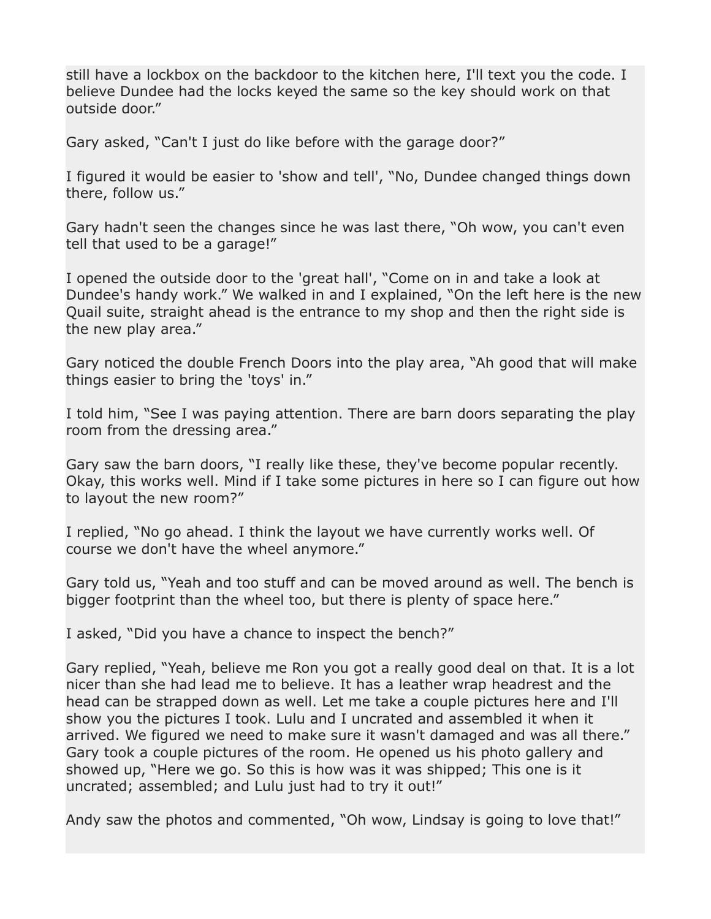still have a lockbox on the backdoor to the kitchen here, I'll text you the code. I believe Dundee had the locks keyed the same so the key should work on that outside door."

Gary asked, "Can't I just do like before with the garage door?"

I figured it would be easier to 'show and tell', "No, Dundee changed things down there, follow us."

Gary hadn't seen the changes since he was last there, "Oh wow, you can't even tell that used to be a garage!"

I opened the outside door to the 'great hall', "Come on in and take a look at Dundee's handy work." We walked in and I explained, "On the left here is the new Quail suite, straight ahead is the entrance to my shop and then the right side is the new play area."

Gary noticed the double French Doors into the play area, "Ah good that will make things easier to bring the 'toys' in."

I told him, "See I was paying attention. There are barn doors separating the play room from the dressing area."

Gary saw the barn doors, "I really like these, they've become popular recently. Okay, this works well. Mind if I take some pictures in here so I can figure out how to layout the new room?"

I replied, "No go ahead. I think the layout we have currently works well. Of course we don't have the wheel anymore."

Gary told us, "Yeah and too stuff and can be moved around as well. The bench is bigger footprint than the wheel too, but there is plenty of space here."

I asked, "Did you have a chance to inspect the bench?"

Gary replied, "Yeah, believe me Ron you got a really good deal on that. It is a lot nicer than she had lead me to believe. It has a leather wrap headrest and the head can be strapped down as well. Let me take a couple pictures here and I'll show you the pictures I took. Lulu and I uncrated and assembled it when it arrived. We figured we need to make sure it wasn't damaged and was all there." Gary took a couple pictures of the room. He opened us his photo gallery and showed up, "Here we go. So this is how was it was shipped; This one is it uncrated; assembled; and Lulu just had to try it out!"

Andy saw the photos and commented, "Oh wow, Lindsay is going to love that!"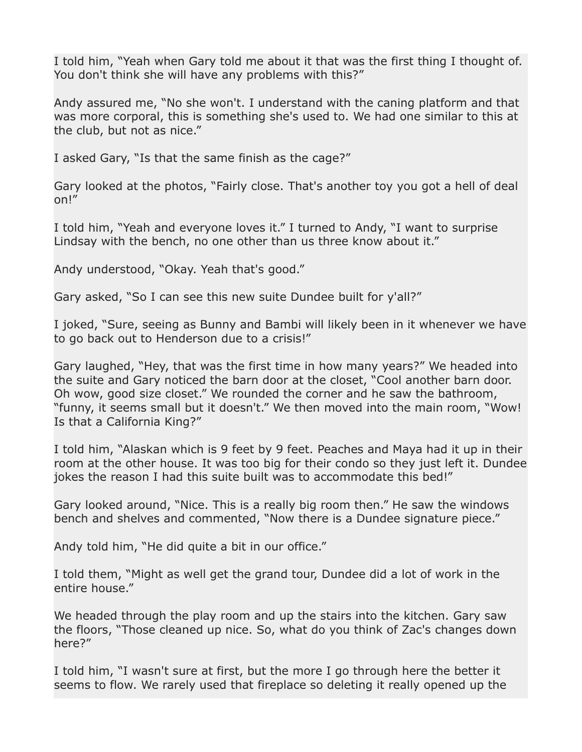I told him, “Yeah when Gary told me about it that was the first thing I thought of. You don't think she will have any problems with this?”

Andy assured me, “No she won't. I understand with the caning platform and that was more corporal, this is something she's used to. We had one similar to this at the club, but not as nice.”

I asked Gary, “Is that the same finish as the cage?”

Gary looked at the photos, “Fairly close. That's another toy you got a hell of deal on!”

I told him, “Yeah and everyone loves it.” I turned to Andy, “I want to surprise Lindsay with the bench, no one other than us three know about it.”

Andy understood, “Okay. Yeah that's good.”

Gary asked, “So I can see this new suite Dundee built for y'all?”

I joked, “Sure, seeing as Bunny and Bambi will likely been in it whenever we have to go back out to Henderson due to a crisis!”

Gary laughed, “Hey, that was the first time in how many years?” We headed into the suite and Gary noticed the barn door at the closet, “Cool another barn door. Oh wow, good size closet.” We rounded the corner and he saw the bathroom, “funny, it seems small but it doesn't.” We then moved into the main room, “Wow! Is that a California King?”

I told him, “Alaskan which is 9 feet by 9 feet. Peaches and Maya had it up in their room at the other house. It was too big for their condo so they just left it. Dundee jokes the reason I had this suite built was to accommodate this bed!”

Gary looked around, “Nice. This is a really big room then.” He saw the windows bench and shelves and commented, “Now there is a Dundee signature piece.”

Andy told him, “He did quite a bit in our office.”

I told them, “Might as well get the grand tour, Dundee did a lot of work in the entire house.”

We headed through the play room and up the stairs into the kitchen. Gary saw the floors, “Those cleaned up nice. So, what do you think of Zac's changes down here?”

I told him, “I wasn't sure at first, but the more I go through here the better it seems to flow. We rarely used that fireplace so deleting it really opened up the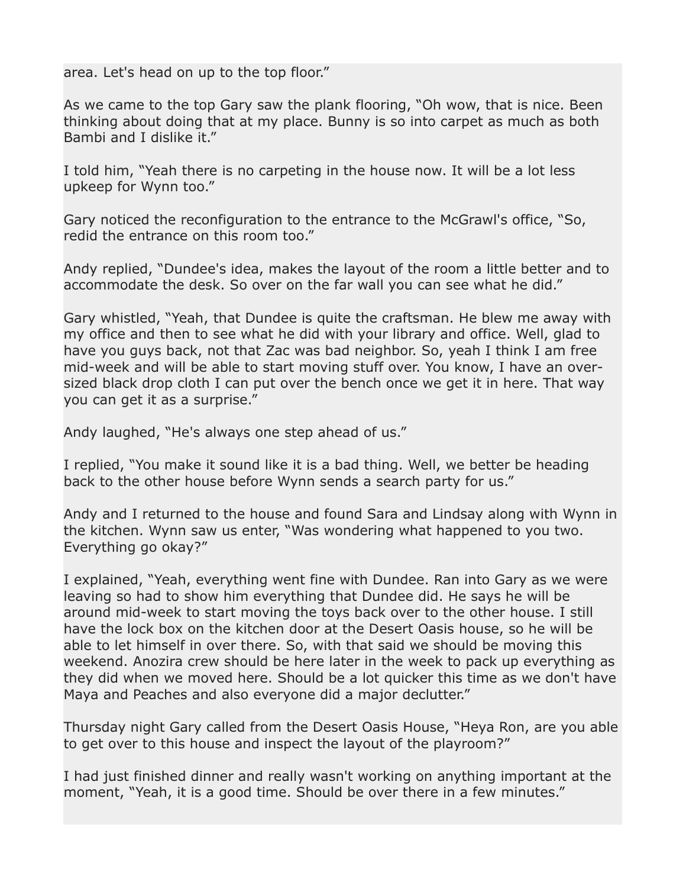area. Let's head on up to the top floor."

As we came to the top Gary saw the plank flooring, "Oh wow, that is nice. Been thinking about doing that at my place. Bunny is so into carpet as much as both Bambi and I dislike it."

I told him, "Yeah there is no carpeting in the house now. It will be a lot less upkeep for Wynn too."

Gary noticed the reconfiguration to the entrance to the McGrawl's office, "So, redid the entrance on this room too."

Andy replied, "Dundee's idea, makes the layout of the room a little better and to accommodate the desk. So over on the far wall you can see what he did."

Gary whistled, "Yeah, that Dundee is quite the craftsman. He blew me away with my office and then to see what he did with your library and office. Well, glad to have you guys back, not that Zac was bad neighbor. So, yeah I think I am free mid-week and will be able to start moving stuff over. You know, I have an over-sized black drop cloth I can put over the bench once we get it in here. That way you can get it as a surprise."

Andy laughed, "He's always one step ahead of us."

I replied, "You make it sound like it is a bad thing. Well, we better be heading back to the other house before Wynn sends a search party for us."

Andy and I returned to the house and found Sara and Lindsay along with Wynn in the kitchen. Wynn saw us enter, "Was wondering what happened to you two. Everything go okay?"

I explained, "Yeah, everything went fine with Dundee. Ran into Gary as we were leaving so had to show him everything that Dundee did. He says he will be around mid-week to start moving the toys back over to the other house. I still have the lock box on the kitchen door at the Desert Oasis house, so he will be able to let himself in over there. So, with that said we should be moving this weekend. Anozira crew should be here later in the week to pack up everything as they did when we moved here. Should be a lot quicker this time as we don't have Maya and Peaches and also everyone did a major declutter."

Thursday night Gary called from the Desert Oasis House, "Heya Ron, are you able to get over to this house and inspect the layout of the playroom?"

I had just finished dinner and really wasn't working on anything important at the moment, "Yeah, it is a good time. Should be over there in a few minutes."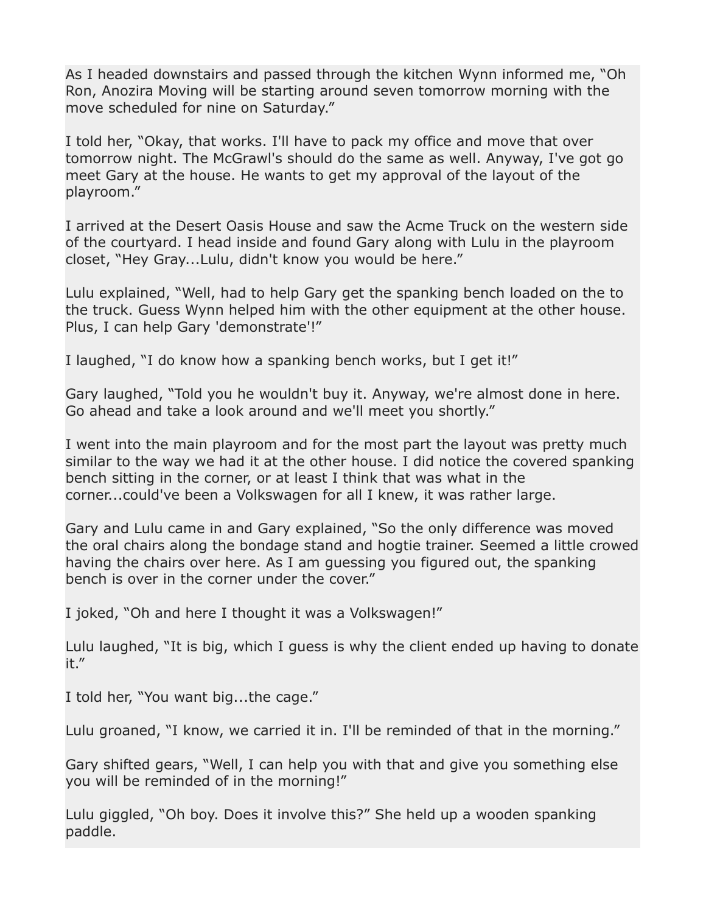As I headed downstairs and passed through the kitchen Wynn informed me, “Oh Ron, Anozira Moving will be starting around seven tomorrow morning with the move scheduled for nine on Saturday.”

I told her, “Okay, that works. I'll have to pack my office and move that over tomorrow night. The McGrawl's should do the same as well. Anyway, I've got go meet Gary at the house. He wants to get my approval of the layout of the playroom.”

I arrived at the Desert Oasis House and saw the Acme Truck on the western side of the courtyard. I head inside and found Gary along with Lulu in the playroom closet, “Hey Gray...Lulu, didn't know you would be here.”

Lulu explained, “Well, had to help Gary get the spanking bench loaded on the to the truck. Guess Wynn helped him with the other equipment at the other house. Plus, I can help Gary 'demonstrate'!”

I laughed, “I do know how a spanking bench works, but I get it!”

Gary laughed, “Told you he wouldn't buy it. Anyway, we're almost done in here. Go ahead and take a look around and we'll meet you shortly.”

I went into the main playroom and for the most part the layout was pretty much similar to the way we had it at the other house. I did notice the covered spanking bench sitting in the corner, or at least I think that was what in the corner...could've been a Volkswagen for all I knew, it was rather large.

Gary and Lulu came in and Gary explained, “So the only difference was moved the oral chairs along the bondage stand and hogtie trainer. Seemed a little crowed having the chairs over here. As I am guessing you figured out, the spanking bench is over in the corner under the cover.”

I joked, “Oh and here I thought it was a Volkswagen!”

Lulu laughed, “It is big, which I guess is why the client ended up having to donate it.”

I told her, “You want big...the cage.”

Lulu groaned, “I know, we carried it in. I'll be reminded of that in the morning.”

Gary shifted gears, “Well, I can help you with that and give you something else you will be reminded of in the morning!”

Lulu giggled, “Oh boy. Does it involve this?” She held up a wooden spanking paddle.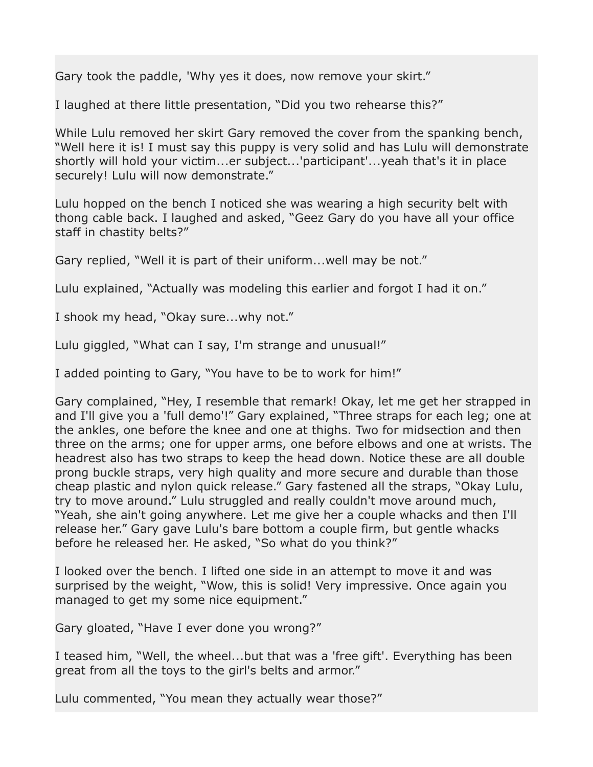Gary took the paddle, 'Why yes it does, now remove your skirt.”

I laughed at there little presentation, “Did you two rehearse this?”

While Lulu removed her skirt Gary removed the cover from the spanking bench, “Well here it is! I must say this puppy is very solid and has Lulu will demonstrate shortly will hold your victim...er subject...'participant'...yeah that's it in place securely! Lulu will now demonstrate.”

Lulu hopped on the bench I noticed she was wearing a high security belt with thong cable back. I laughed and asked, “Geez Gary do you have all your office staff in chastity belts?”

Gary replied, “Well it is part of their uniform...well may be not.”

Lulu explained, “Actually was modeling this earlier and forgot I had it on.”

I shook my head, “Okay sure...why not.”

Lulu giggled, “What can I say, I'm strange and unusual!”

I added pointing to Gary, “You have to be to work for him!”

Gary complained, “Hey, I resemble that remark! Okay, let me get her strapped in and I'll give you a 'full demo'!” Gary explained, “Three straps for each leg; one at the ankles, one before the knee and one at thighs. Two for midsection and then three on the arms; one for upper arms, one before elbows and one at wrists. The headrest also has two straps to keep the head down. Notice these are all double prong buckle straps, very high quality and more secure and durable than those cheap plastic and nylon quick release.” Gary fastened all the straps, “Okay Lulu, try to move around.” Lulu struggled and really couldn't move around much, “Yeah, she ain't going anywhere. Let me give her a couple whacks and then I'll release her.” Gary gave Lulu's bare bottom a couple firm, but gentle whacks before he released her. He asked, “So what do you think?”

I looked over the bench. I lifted one side in an attempt to move it and was surprised by the weight, “Wow, this is solid! Very impressive. Once again you managed to get my some nice equipment.”

Gary gloated, “Have I ever done you wrong?”

I teased him, “Well, the wheel...but that was a 'free gift'. Everything has been great from all the toys to the girl's belts and armor.”

Lulu commented, “You mean they actually wear those?”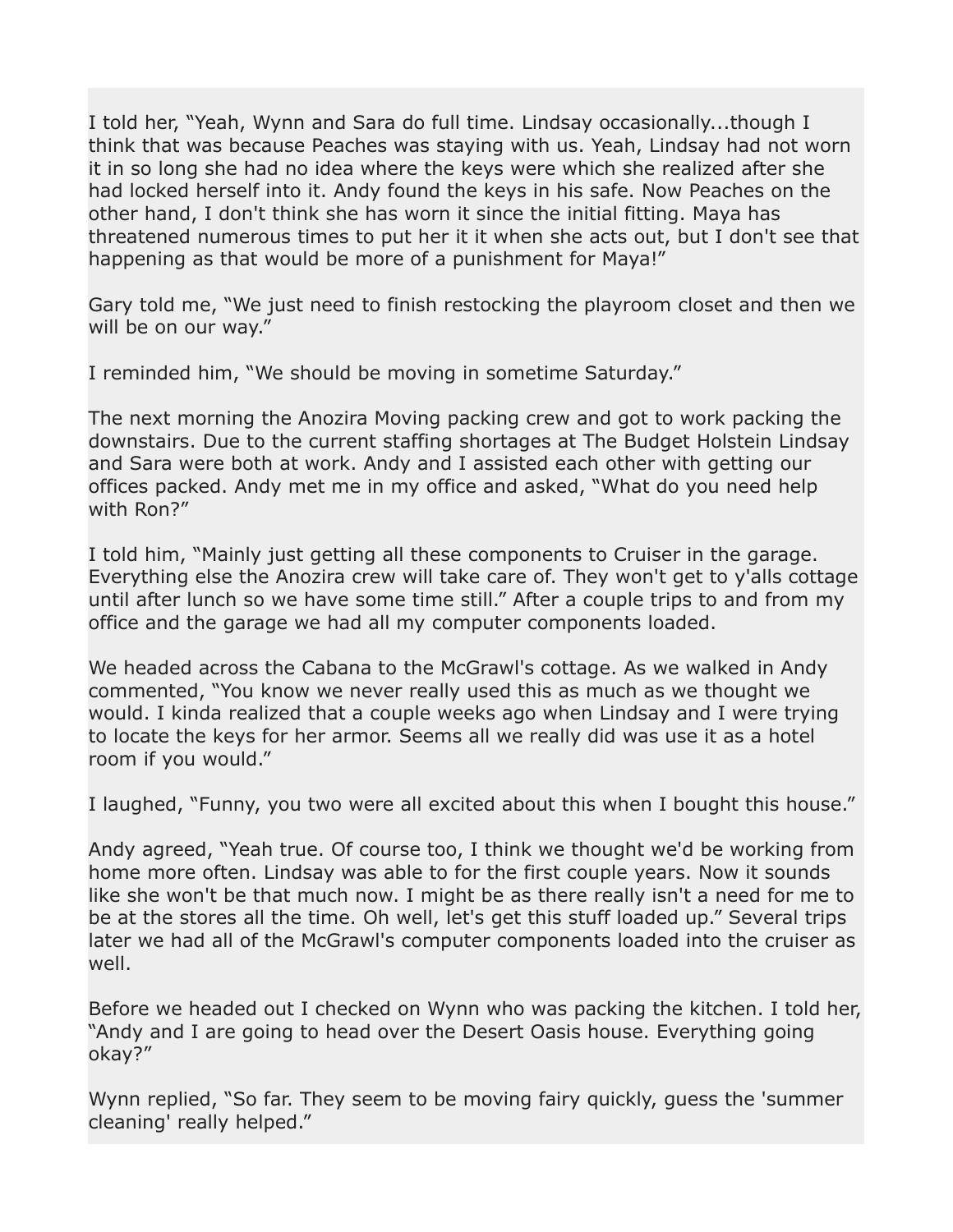I told her, “Yeah, Wynn and Sara do full time. Lindsay occasionally...though I think that was because Peaches was staying with us. Yeah, Lindsay had not worn it in so long she had no idea where the keys were which she realized after she had locked herself into it. Andy found the keys in his safe. Now Peaches on the other hand, I don't think she has worn it since the initial fitting. Maya has threatened numerous times to put her it it when she acts out, but I don't see that happening as that would be more of a punishment for Maya!”

Gary told me, “We just need to finish restocking the playroom closet and then we will be on our way.”

I reminded him, “We should be moving in sometime Saturday.”

The next morning the Anozira Moving packing crew and got to work packing the downstairs. Due to the current staffing shortages at The Budget Holstein Lindsay and Sara were both at work. Andy and I assisted each other with getting our offices packed. Andy met me in my office and asked, “What do you need help with Ron?”

I told him, “Mainly just getting all these components to Cruiser in the garage. Everything else the Anozira crew will take care of. They won't get to y'alls cottage until after lunch so we have some time still.” After a couple trips to and from my office and the garage we had all my computer components loaded.

We headed across the Cabana to the McGrawl's cottage. As we walked in Andy commented, “You know we never really used this as much as we thought we would. I kinda realized that a couple weeks ago when Lindsay and I were trying to locate the keys for her armor. Seems all we really did was use it as a hotel room if you would.”

I laughed, “Funny, you two were all excited about this when I bought this house.”

Andy agreed, “Yeah true. Of course too, I think we thought we'd be working from home more often. Lindsay was able to for the first couple years. Now it sounds like she won't be that much now. I might be as there really isn't a need for me to be at the stores all the time. Oh well, let's get this stuff loaded up.” Several trips later we had all of the McGrawl's computer components loaded into the cruiser as well.

Before we headed out I checked on Wynn who was packing the kitchen. I told her, “Andy and I are going to head over the Desert Oasis house. Everything going okay?”

Wynn replied, “So far. They seem to be moving fairy quickly, guess the 'summer cleaning' really helped.”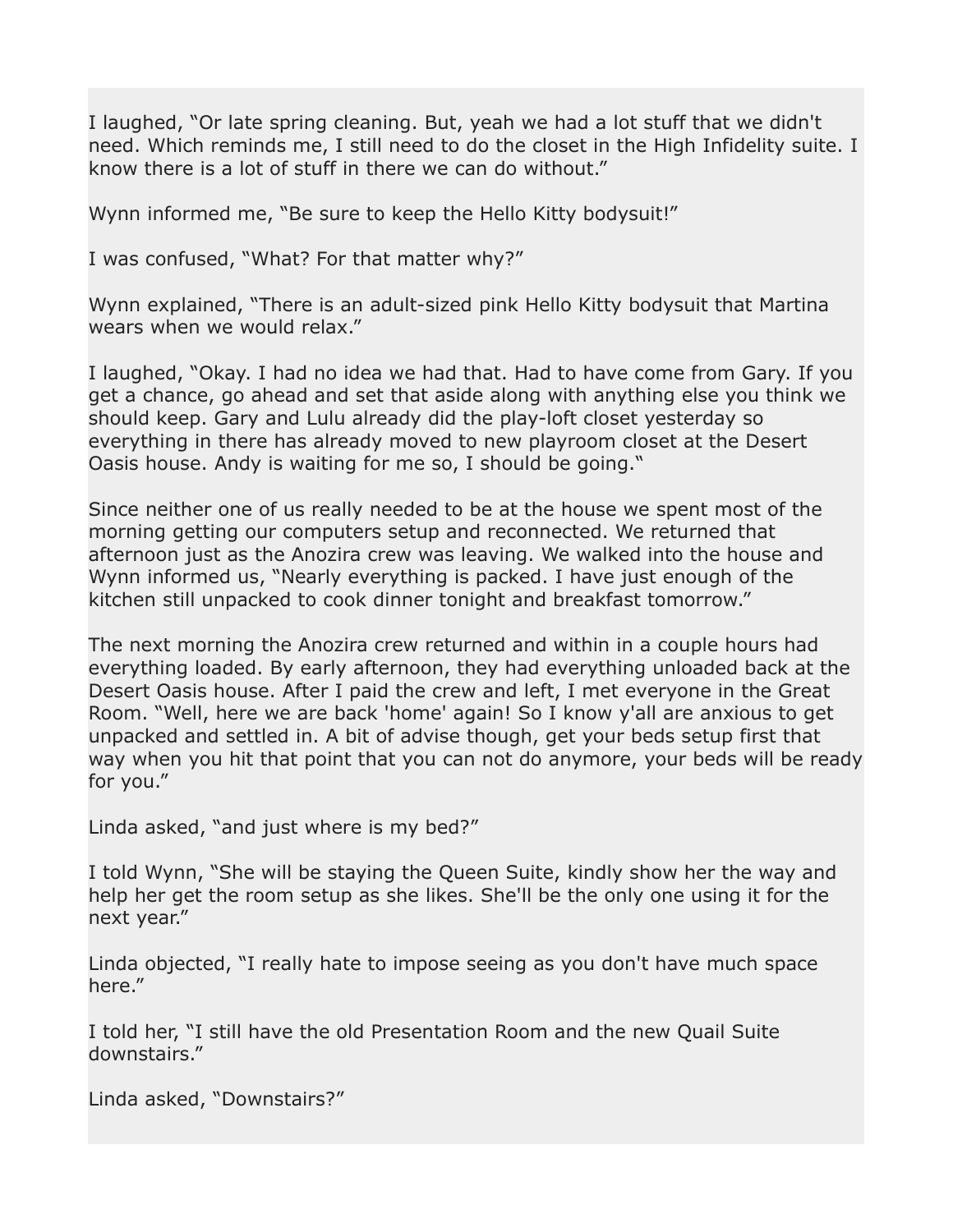I laughed, “Or late spring cleaning. But, yeah we had a lot stuff that we didn't need. Which reminds me, I still need to do the closet in the High Infidelity suite. I know there is a lot of stuff in there we can do without.”

Wynn informed me, “Be sure to keep the Hello Kitty bodysuit!”

I was confused, “What? For that matter why?”

Wynn explained, “There is an adult-sized pink Hello Kitty bodysuit that Martina wears when we would relax.”

I laughed, “Okay. I had no idea we had that. Had to have come from Gary. If you get a chance, go ahead and set that aside along with anything else you think we should keep. Gary and Lulu already did the play-loft closet yesterday so everything in there has already moved to new playroom closet at the Desert Oasis house. Andy is waiting for me so, I should be going.“

Since neither one of us really needed to be at the house we spent most of the morning getting our computers setup and reconnected. We returned that afternoon just as the Anozira crew was leaving. We walked into the house and Wynn informed us, “Nearly everything is packed. I have just enough of the kitchen still unpacked to cook dinner tonight and breakfast tomorrow.”

The next morning the Anozira crew returned and within in a couple hours had everything loaded. By early afternoon, they had everything unloaded back at the Desert Oasis house. After I paid the crew and left, I met everyone in the Great Room. “Well, here we are back 'home' again! So I know y'all are anxious to get unpacked and settled in. A bit of advise though, get your beds setup first that way when you hit that point that you can not do anymore, your beds will be ready for you.”

Linda asked, “and just where is my bed?”

I told Wynn, “She will be staying the Queen Suite, kindly show her the way and help her get the room setup as she likes. She'll be the only one using it for the next year.”

Linda objected, “I really hate to impose seeing as you don't have much space here.”

I told her, “I still have the old Presentation Room and the new Quail Suite downstairs.”

Linda asked, “Downstairs?”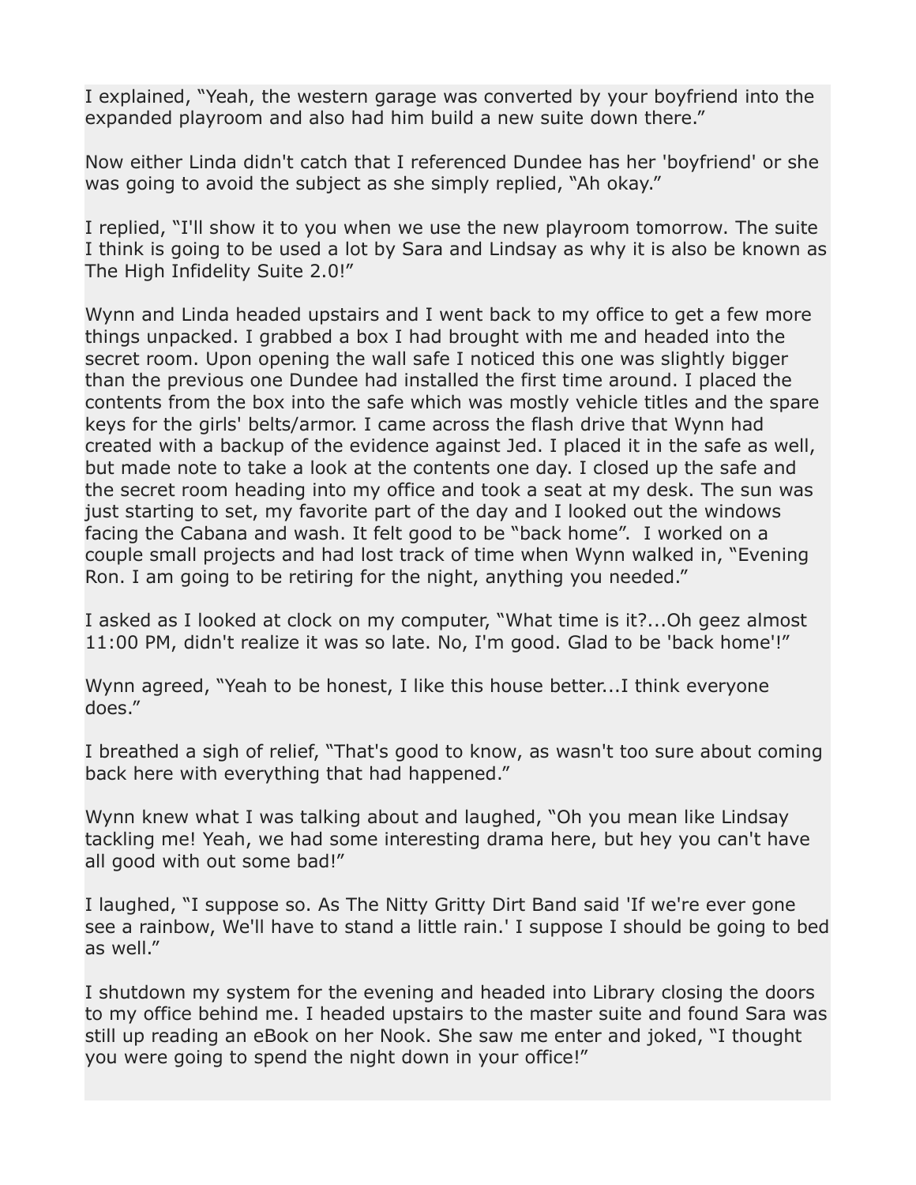I explained, “Yeah, the western garage was converted by your boyfriend into the expanded playroom and also had him build a new suite down there.”

Now either Linda didn't catch that I referenced Dundee has her 'boyfriend' or she was going to avoid the subject as she simply replied, “Ah okay.”

I replied, “I'll show it to you when we use the new playroom tomorrow. The suite I think is going to be used a lot by Sara and Lindsay as why it is also be known as The High Infidelity Suite 2.0!”

Wynn and Linda headed upstairs and I went back to my office to get a few more things unpacked. I grabbed a box I had brought with me and headed into the secret room. Upon opening the wall safe I noticed this one was slightly bigger than the previous one Dundee had installed the first time around. I placed the contents from the box into the safe which was mostly vehicle titles and the spare keys for the girls' belts/armor. I came across the flash drive that Wynn had created with a backup of the evidence against Jed. I placed it in the safe as well, but made note to take a look at the contents one day. I closed up the safe and the secret room heading into my office and took a seat at my desk. The sun was just starting to set, my favorite part of the day and I looked out the windows facing the Cabana and wash. It felt good to be “back home”.  I worked on a couple small projects and had lost track of time when Wynn walked in, “Evening Ron. I am going to be retiring for the night, anything you needed.”

I asked as I looked at clock on my computer, “What time is it?...Oh geez almost 11:00 PM, didn't realize it was so late. No, I'm good. Glad to be 'back home'!”

Wynn agreed, “Yeah to be honest, I like this house better...I think everyone does.”

I breathed a sigh of relief, “That's good to know, as wasn't too sure about coming back here with everything that had happened.”

Wynn knew what I was talking about and laughed, “Oh you mean like Lindsay tackling me! Yeah, we had some interesting drama here, but hey you can't have all good with out some bad!”

I laughed, “I suppose so. As The Nitty Gritty Dirt Band said 'If we're ever gone see a rainbow, We'll have to stand a little rain.' I suppose I should be going to bed as well.”

I shutdown my system for the evening and headed into Library closing the doors to my office behind me. I headed upstairs to the master suite and found Sara was still up reading an eBook on her Nook. She saw me enter and joked, “I thought you were going to spend the night down in your office!”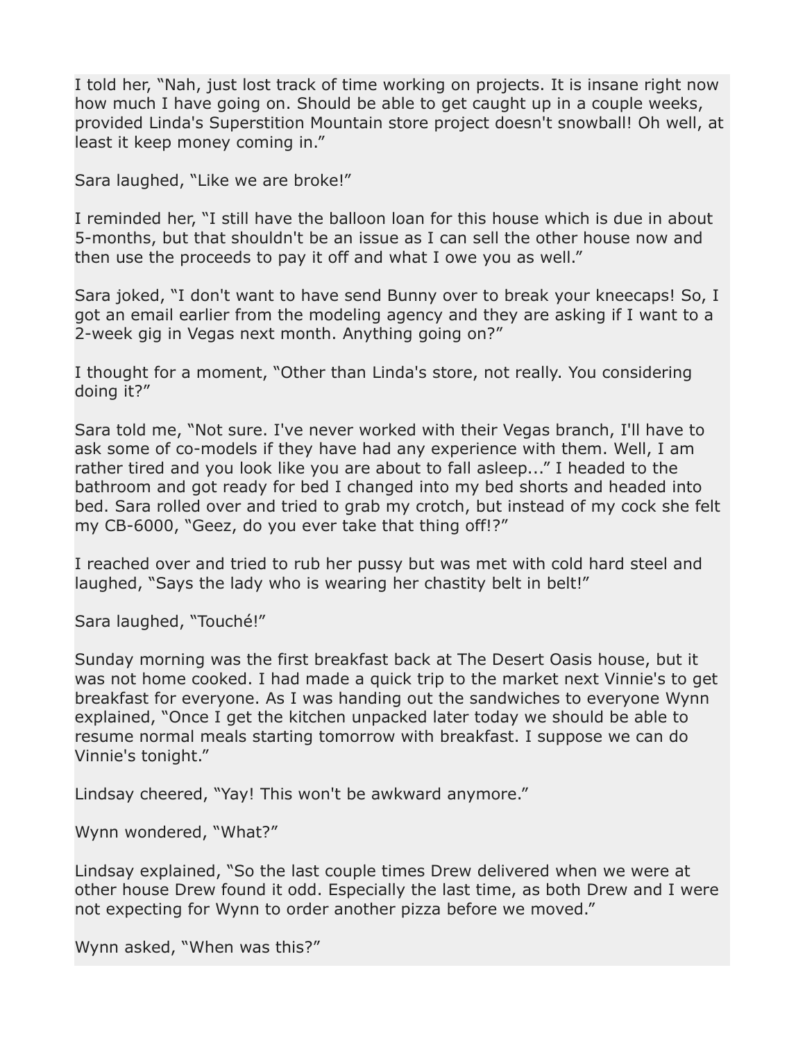I told her, “Nah, just lost track of time working on projects. It is insane right now how much I have going on. Should be able to get caught up in a couple weeks, provided Linda's Superstition Mountain store project doesn't snowball! Oh well, at least it keep money coming in.”

Sara laughed, “Like we are broke!”

I reminded her, “I still have the balloon loan for this house which is due in about 5-months, but that shouldn't be an issue as I can sell the other house now and then use the proceeds to pay it off and what I owe you as well.”

Sara joked, “I don't want to have send Bunny over to break your kneecaps! So, I got an email earlier from the modeling agency and they are asking if I want to a 2-week gig in Vegas next month. Anything going on?”

I thought for a moment, “Other than Linda's store, not really. You considering doing it?”

Sara told me, “Not sure. I've never worked with their Vegas branch, I'll have to ask some of co-models if they have had any experience with them. Well, I am rather tired and you look like you are about to fall asleep...” I headed to the bathroom and got ready for bed I changed into my bed shorts and headed into bed. Sara rolled over and tried to grab my crotch, but instead of my cock she felt my CB-6000, “Geez, do you ever take that thing off!?”

I reached over and tried to rub her pussy but was met with cold hard steel and laughed, “Says the lady who is wearing her chastity belt in belt!”

Sara laughed, “Touché!”

Sunday morning was the first breakfast back at The Desert Oasis house, but it was not home cooked. I had made a quick trip to the market next Vinnie's to get breakfast for everyone. As I was handing out the sandwiches to everyone Wynn explained, “Once I get the kitchen unpacked later today we should be able to resume normal meals starting tomorrow with breakfast. I suppose we can do Vinnie's tonight.”

Lindsay cheered, “Yay! This won't be awkward anymore.”

Wynn wondered, “What?”

Lindsay explained, “So the last couple times Drew delivered when we were at other house Drew found it odd. Especially the last time, as both Drew and I were not expecting for Wynn to order another pizza before we moved.”

Wynn asked, “When was this?”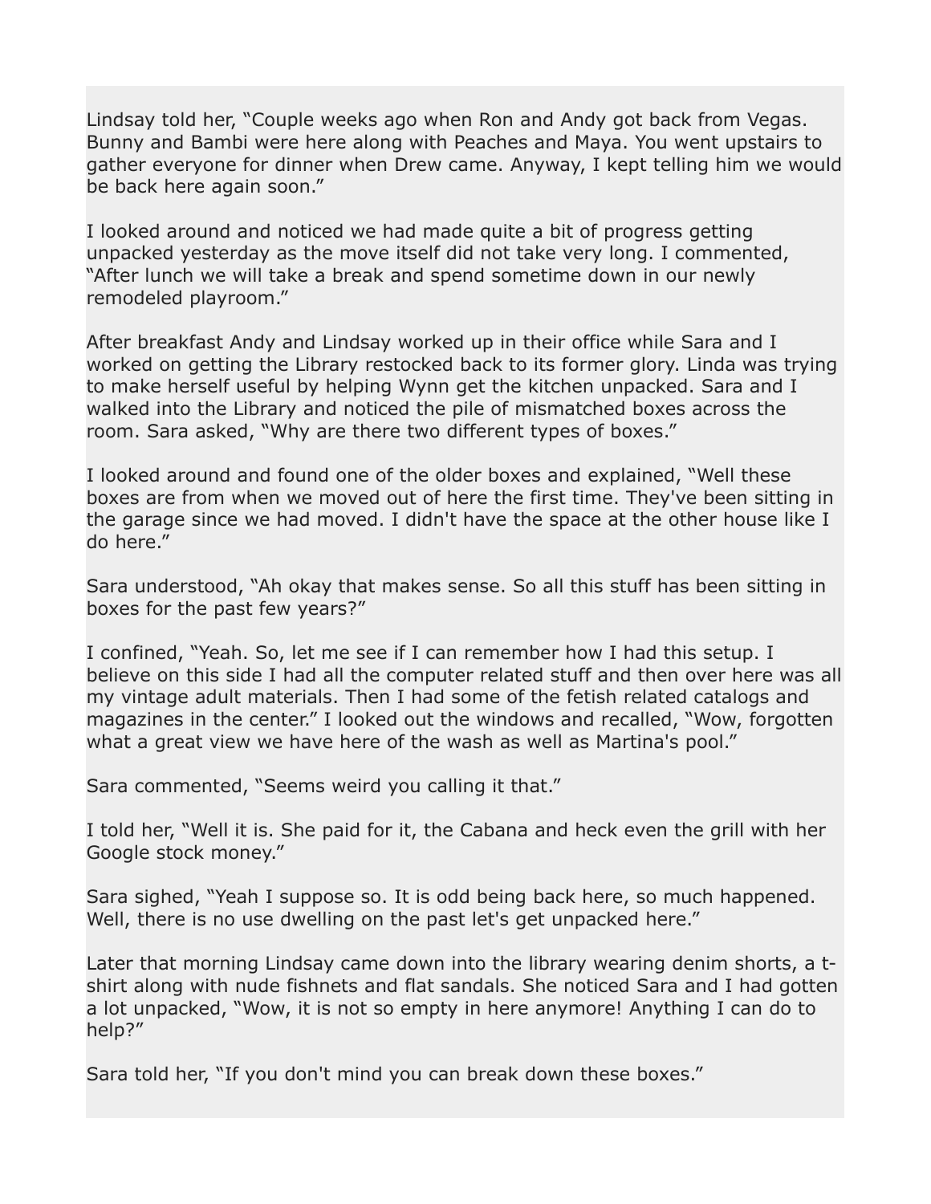Lindsay told her, "Couple weeks ago when Ron and Andy got back from Vegas. Bunny and Bambi were here along with Peaches and Maya. You went upstairs to gather everyone for dinner when Drew came. Anyway, I kept telling him we would be back here again soon."

I looked around and noticed we had made quite a bit of progress getting unpacked yesterday as the move itself did not take very long. I commented, "After lunch we will take a break and spend sometime down in our newly remodeled playroom."

After breakfast Andy and Lindsay worked up in their office while Sara and I worked on getting the Library restocked back to its former glory. Linda was trying to make herself useful by helping Wynn get the kitchen unpacked. Sara and I walked into the Library and noticed the pile of mismatched boxes across the room. Sara asked, "Why are there two different types of boxes."

I looked around and found one of the older boxes and explained, "Well these boxes are from when we moved out of here the first time. They've been sitting in the garage since we had moved. I didn't have the space at the other house like I do here."

Sara understood, "Ah okay that makes sense. So all this stuff has been sitting in boxes for the past few years?"

I confined, "Yeah. So, let me see if I can remember how I had this setup. I believe on this side I had all the computer related stuff and then over here was all my vintage adult materials. Then I had some of the fetish related catalogs and magazines in the center." I looked out the windows and recalled, "Wow, forgotten what a great view we have here of the wash as well as Martina's pool."

Sara commented, "Seems weird you calling it that."

I told her, "Well it is. She paid for it, the Cabana and heck even the grill with her Google stock money."

Sara sighed, "Yeah I suppose so. It is odd being back here, so much happened. Well, there is no use dwelling on the past let's get unpacked here."

Later that morning Lindsay came down into the library wearing denim shorts, a t-shirt along with nude fishnets and flat sandals. She noticed Sara and I had gotten a lot unpacked, "Wow, it is not so empty in here anymore! Anything I can do to help?"

Sara told her, "If you don't mind you can break down these boxes."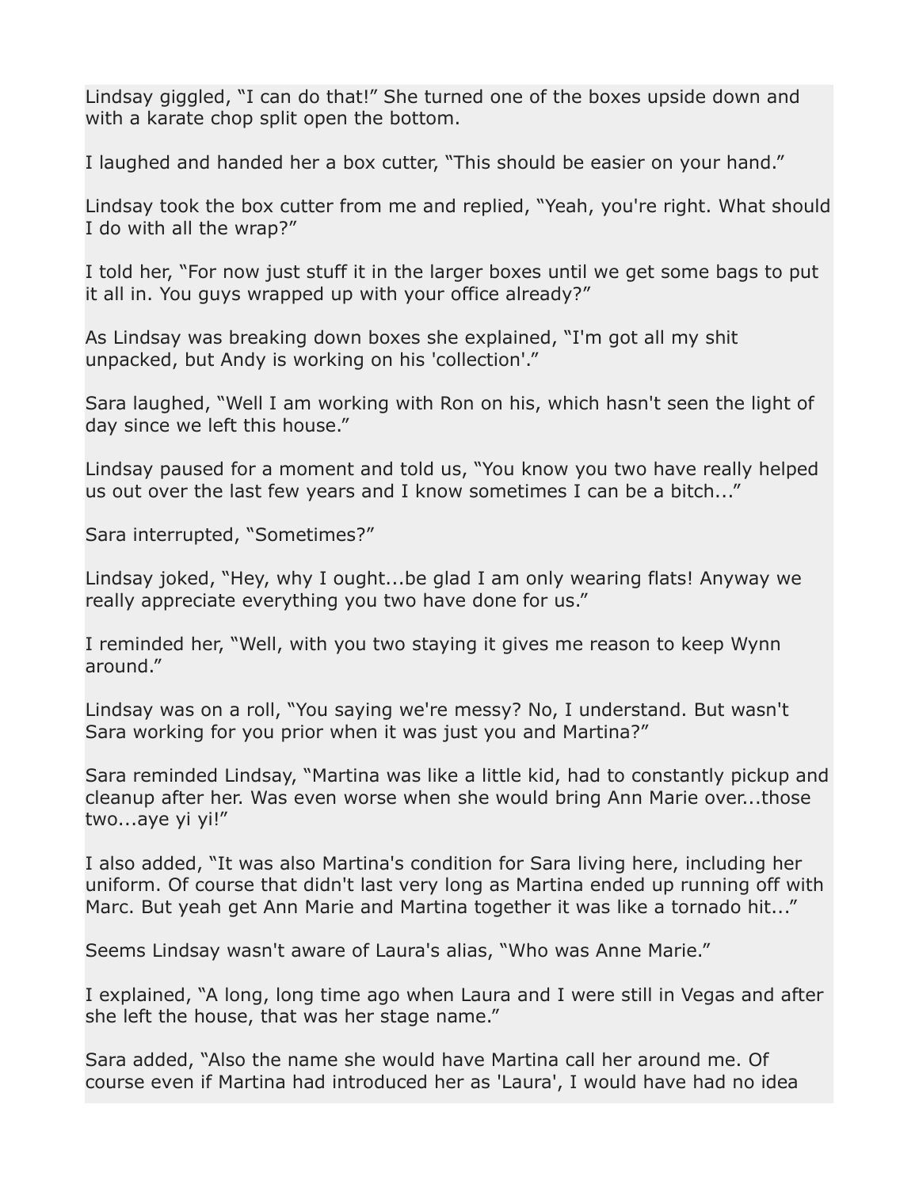Lindsay giggled, “I can do that!” She turned one of the boxes upside down and with a karate chop split open the bottom.

I laughed and handed her a box cutter, “This should be easier on your hand.”

Lindsay took the box cutter from me and replied, “Yeah, you're right. What should I do with all the wrap?”

I told her, “For now just stuff it in the larger boxes until we get some bags to put it all in. You guys wrapped up with your office already?”

As Lindsay was breaking down boxes she explained, “I'm got all my shit unpacked, but Andy is working on his 'collection'.”

Sara laughed, “Well I am working with Ron on his, which hasn't seen the light of day since we left this house.”

Lindsay paused for a moment and told us, “You know you two have really helped us out over the last few years and I know sometimes I can be a bitch...”

Sara interrupted, “Sometimes?”

Lindsay joked, “Hey, why I ought...be glad I am only wearing flats! Anyway we really appreciate everything you two have done for us.”

I reminded her, “Well, with you two staying it gives me reason to keep Wynn around.”

Lindsay was on a roll, “You saying we're messy? No, I understand. But wasn't Sara working for you prior when it was just you and Martina?”

Sara reminded Lindsay, “Martina was like a little kid, had to constantly pickup and cleanup after her. Was even worse when she would bring Ann Marie over...those two...aye yi yi!”

I also added, “It was also Martina's condition for Sara living here, including her uniform. Of course that didn't last very long as Martina ended up running off with Marc. But yeah get Ann Marie and Martina together it was like a tornado hit...”

Seems Lindsay wasn't aware of Laura's alias, “Who was Anne Marie.”

I explained, “A long, long time ago when Laura and I were still in Vegas and after she left the house, that was her stage name.”

Sara added, “Also the name she would have Martina call her around me. Of course even if Martina had introduced her as 'Laura', I would have had no idea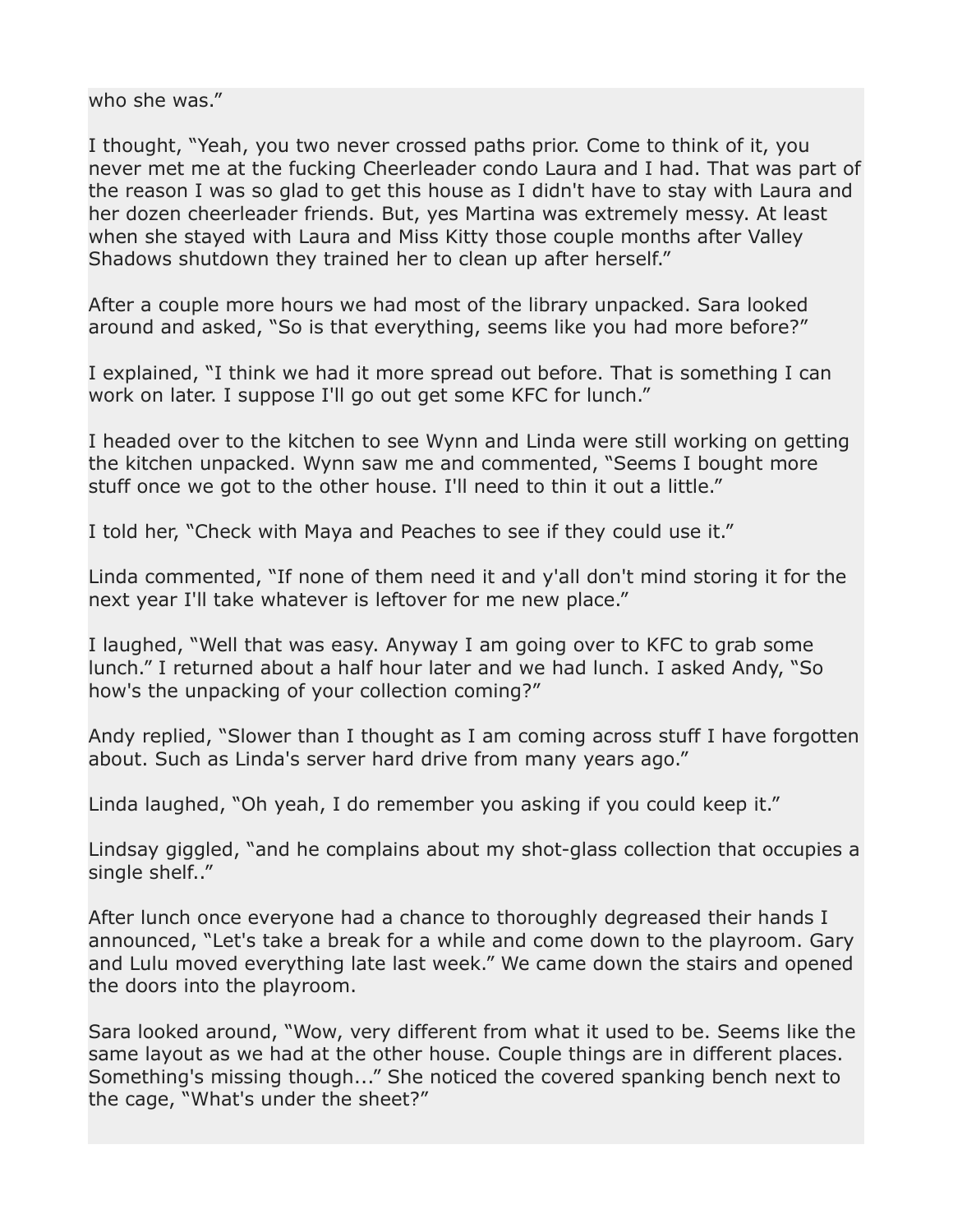who she was."

I thought, "Yeah, you two never crossed paths prior. Come to think of it, you never met me at the fucking Cheerleader condo Laura and I had. That was part of the reason I was so glad to get this house as I didn't have to stay with Laura and her dozen cheerleader friends. But, yes Martina was extremely messy. At least when she stayed with Laura and Miss Kitty those couple months after Valley Shadows shutdown they trained her to clean up after herself."

After a couple more hours we had most of the library unpacked. Sara looked around and asked, "So is that everything, seems like you had more before?"

I explained, "I think we had it more spread out before. That is something I can work on later. I suppose I'll go out get some KFC for lunch."

I headed over to the kitchen to see Wynn and Linda were still working on getting the kitchen unpacked. Wynn saw me and commented, "Seems I bought more stuff once we got to the other house. I'll need to thin it out a little."

I told her, "Check with Maya and Peaches to see if they could use it."

Linda commented, "If none of them need it and y'all don't mind storing it for the next year I'll take whatever is leftover for me new place."

I laughed, "Well that was easy. Anyway I am going over to KFC to grab some lunch." I returned about a half hour later and we had lunch. I asked Andy, "So how's the unpacking of your collection coming?"

Andy replied, "Slower than I thought as I am coming across stuff I have forgotten about. Such as Linda's server hard drive from many years ago."

Linda laughed, "Oh yeah, I do remember you asking if you could keep it."

Lindsay giggled, "and he complains about my shot-glass collection that occupies a single shelf.."

After lunch once everyone had a chance to thoroughly degreased their hands I announced, "Let's take a break for a while and come down to the playroom. Gary and Lulu moved everything late last week." We came down the stairs and opened the doors into the playroom.

Sara looked around, "Wow, very different from what it used to be. Seems like the same layout as we had at the other house. Couple things are in different places. Something's missing though..." She noticed the covered spanking bench next to the cage, "What's under the sheet?"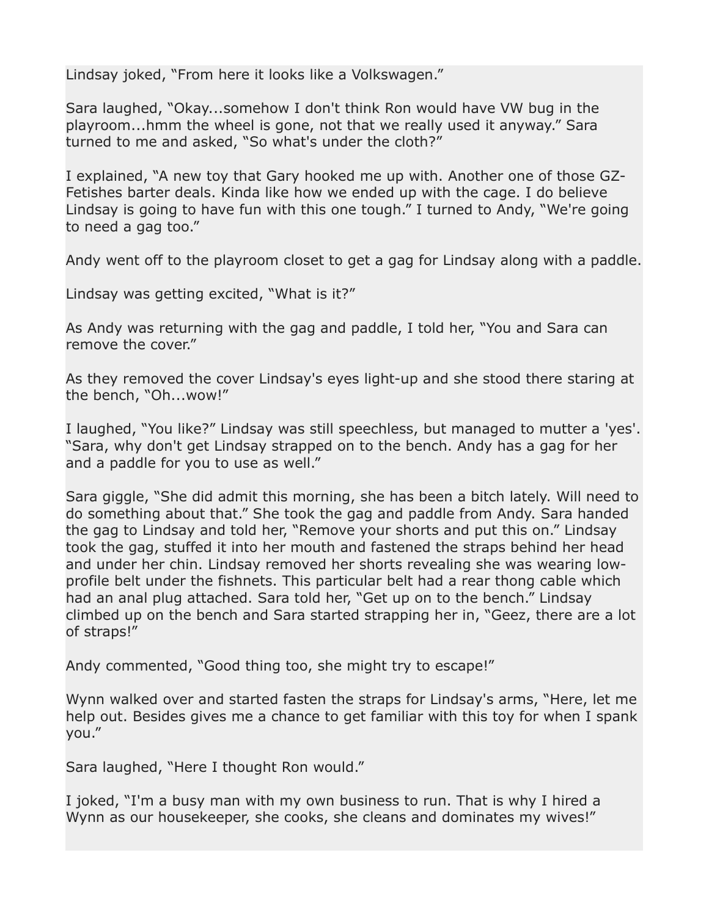Lindsay joked, “From here it looks like a Volkswagen.”

Sara laughed, “Okay...somehow I don't think Ron would have VW bug in the playroom...hmm the wheel is gone, not that we really used it anyway.” Sara turned to me and asked, “So what's under the cloth?”

I explained, “A new toy that Gary hooked me up with. Another one of those GZ-Fetishes barter deals. Kinda like how we ended up with the cage. I do believe Lindsay is going to have fun with this one tough.” I turned to Andy, “We're going to need a gag too.”

Andy went off to the playroom closet to get a gag for Lindsay along with a paddle.

Lindsay was getting excited, “What is it?”

As Andy was returning with the gag and paddle, I told her, “You and Sara can remove the cover.”

As they removed the cover Lindsay's eyes light-up and she stood there staring at the bench, “Oh...wow!”

I laughed, “You like?” Lindsay was still speechless, but managed to mutter a 'yes'. “Sara, why don't get Lindsay strapped on to the bench. Andy has a gag for her and a paddle for you to use as well.”

Sara giggle, “She did admit this morning, she has been a bitch lately. Will need to do something about that.” She took the gag and paddle from Andy. Sara handed the gag to Lindsay and told her, “Remove your shorts and put this on.” Lindsay took the gag, stuffed it into her mouth and fastened the straps behind her head and under her chin. Lindsay removed her shorts revealing she was wearing low-profile belt under the fishnets. This particular belt had a rear thong cable which had an anal plug attached. Sara told her, “Get up on to the bench.” Lindsay climbed up on the bench and Sara started strapping her in, “Geez, there are a lot of straps!”

Andy commented, “Good thing too, she might try to escape!”

Wynn walked over and started fasten the straps for Lindsay's arms, “Here, let me help out. Besides gives me a chance to get familiar with this toy for when I spank you.”

Sara laughed, “Here I thought Ron would.”

I joked, “I'm a busy man with my own business to run. That is why I hired a Wynn as our housekeeper, she cooks, she cleans and dominates my wives!”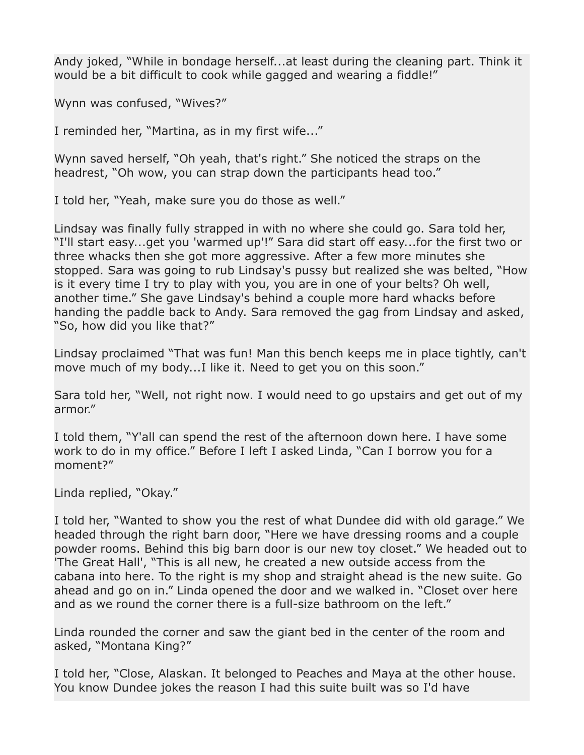Andy joked, “While in bondage herself...at least during the cleaning part. Think it would be a bit difficult to cook while gagged and wearing a fiddle!”

Wynn was confused, “Wives?”

I reminded her, “Martina, as in my first wife...”

Wynn saved herself, “Oh yeah, that's right.” She noticed the straps on the headrest, “Oh wow, you can strap down the participants head too.”

I told her, “Yeah, make sure you do those as well.”

Lindsay was finally fully strapped in with no where she could go. Sara told her, “I'll start easy...get you 'warmed up'!” Sara did start off easy...for the first two or three whacks then she got more aggressive. After a few more minutes she stopped. Sara was going to rub Lindsay's pussy but realized she was belted, “How is it every time I try to play with you, you are in one of your belts? Oh well, another time.” She gave Lindsay's behind a couple more hard whacks before handing the paddle back to Andy. Sara removed the gag from Lindsay and asked, “So, how did you like that?”

Lindsay proclaimed “That was fun! Man this bench keeps me in place tightly, can't move much of my body...I like it. Need to get you on this soon.”

Sara told her, “Well, not right now. I would need to go upstairs and get out of my armor.”

I told them, “Y'all can spend the rest of the afternoon down here. I have some work to do in my office.” Before I left I asked Linda, “Can I borrow you for a moment?”

Linda replied, “Okay.”

I told her, “Wanted to show you the rest of what Dundee did with old garage.” We headed through the right barn door, “Here we have dressing rooms and a couple powder rooms. Behind this big barn door is our new toy closet.” We headed out to 'The Great Hall', “This is all new, he created a new outside access from the cabana into here. To the right is my shop and straight ahead is the new suite. Go ahead and go on in.” Linda opened the door and we walked in. “Closet over here and as we round the corner there is a full-size bathroom on the left.”

Linda rounded the corner and saw the giant bed in the center of the room and asked, “Montana King?”

I told her, “Close, Alaskan. It belonged to Peaches and Maya at the other house. You know Dundee jokes the reason I had this suite built was so I'd have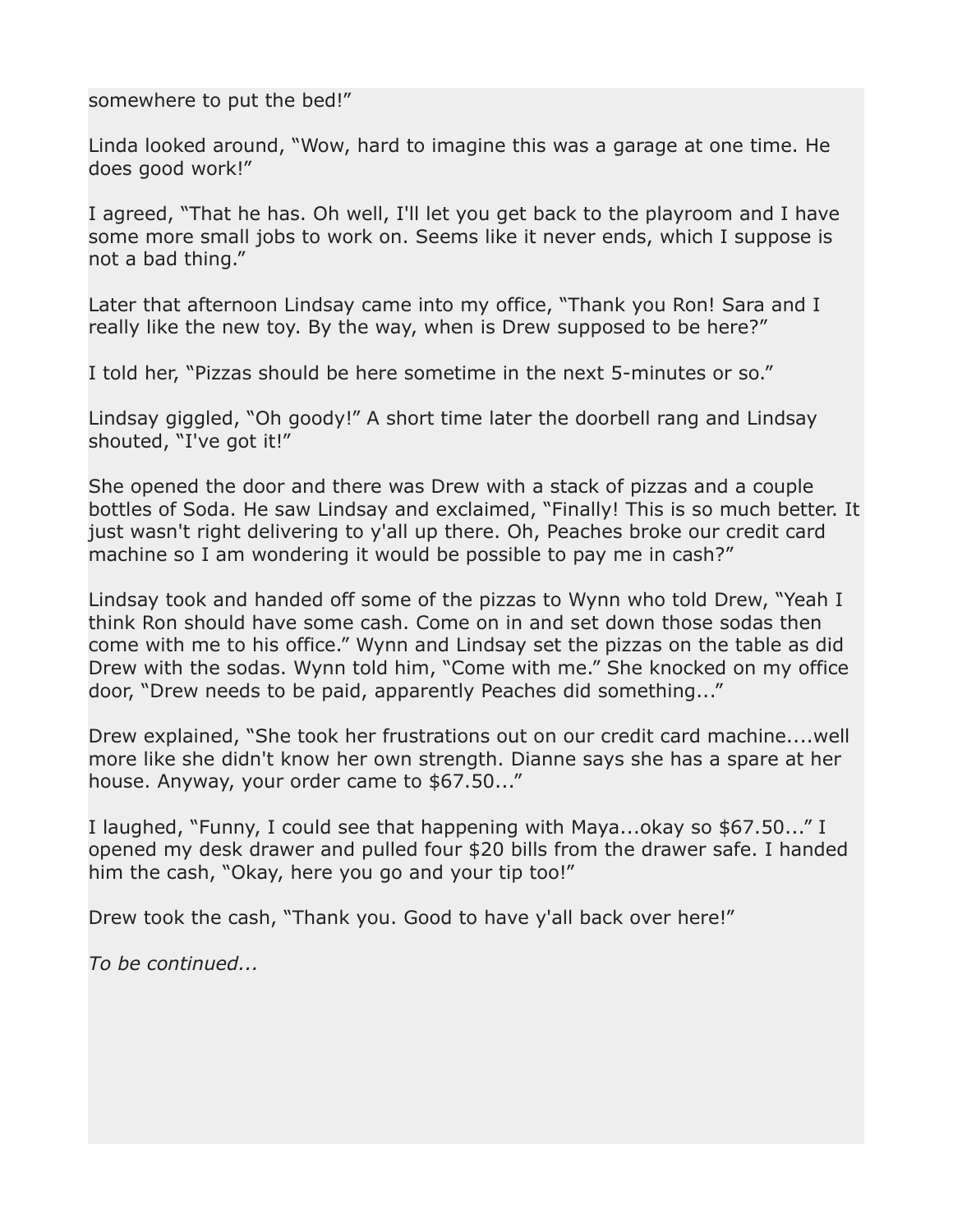somewhere to put the bed!"

Linda looked around, "Wow, hard to imagine this was a garage at one time. He does good work!"

I agreed, "That he has. Oh well, I'll let you get back to the playroom and I have some more small jobs to work on. Seems like it never ends, which I suppose is not a bad thing."

Later that afternoon Lindsay came into my office, "Thank you Ron! Sara and I really like the new toy. By the way, when is Drew supposed to be here?"

I told her, "Pizzas should be here sometime in the next 5-minutes or so."

Lindsay giggled, "Oh goody!" A short time later the doorbell rang and Lindsay shouted, "I've got it!"

She opened the door and there was Drew with a stack of pizzas and a couple bottles of Soda. He saw Lindsay and exclaimed, "Finally! This is so much better. It just wasn't right delivering to y'all up there. Oh, Peaches broke our credit card machine so I am wondering it would be possible to pay me in cash?"

Lindsay took and handed off some of the pizzas to Wynn who told Drew, "Yeah I think Ron should have some cash. Come on in and set down those sodas then come with me to his office." Wynn and Lindsay set the pizzas on the table as did Drew with the sodas. Wynn told him, "Come with me." She knocked on my office door, "Drew needs to be paid, apparently Peaches did something..."

Drew explained, "She took her frustrations out on our credit card machine....well more like she didn't know her own strength. Dianne says she has a spare at her house. Anyway, your order came to $67.50..."

I laughed, "Funny, I could see that happening with Maya...okay so $67.50..." I opened my desk drawer and pulled four $20 bills from the drawer safe. I handed him the cash, "Okay, here you go and your tip too!"

Drew took the cash, "Thank you. Good to have y'all back over here!"

*To be continued...*